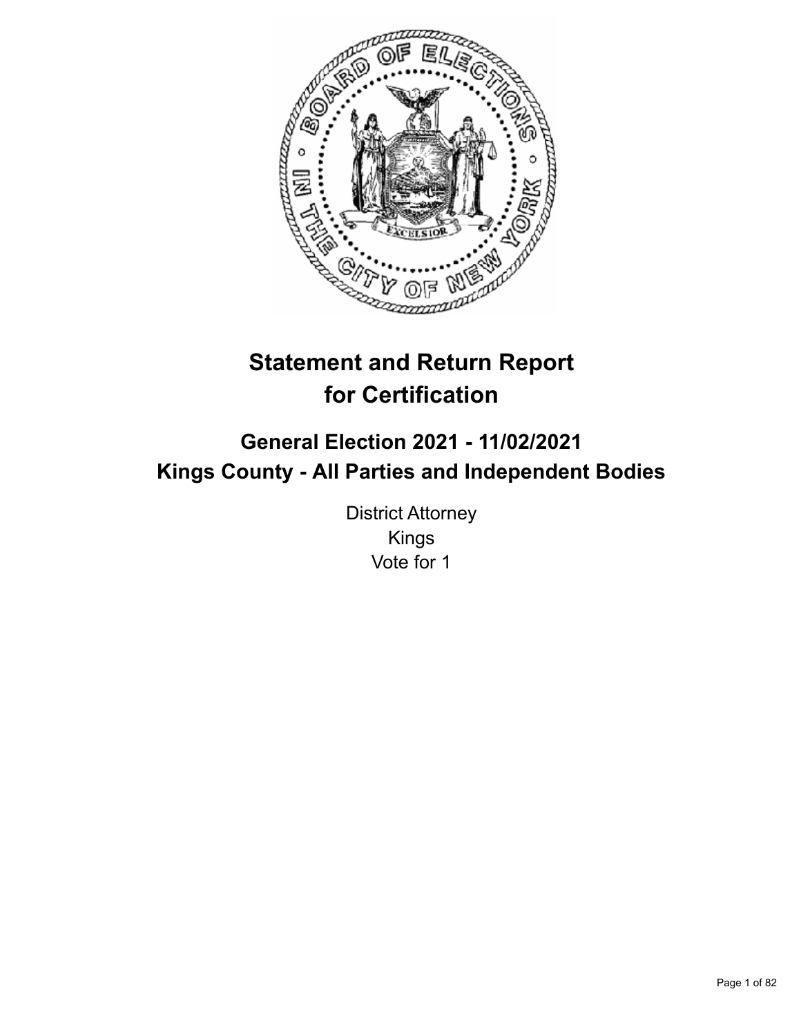# Statement and Return Report for Certification

## General Election 2021 - 11/02/2021
## Kings County - All Parties and Independent Bodies

District Attorney
Kings
Vote for 1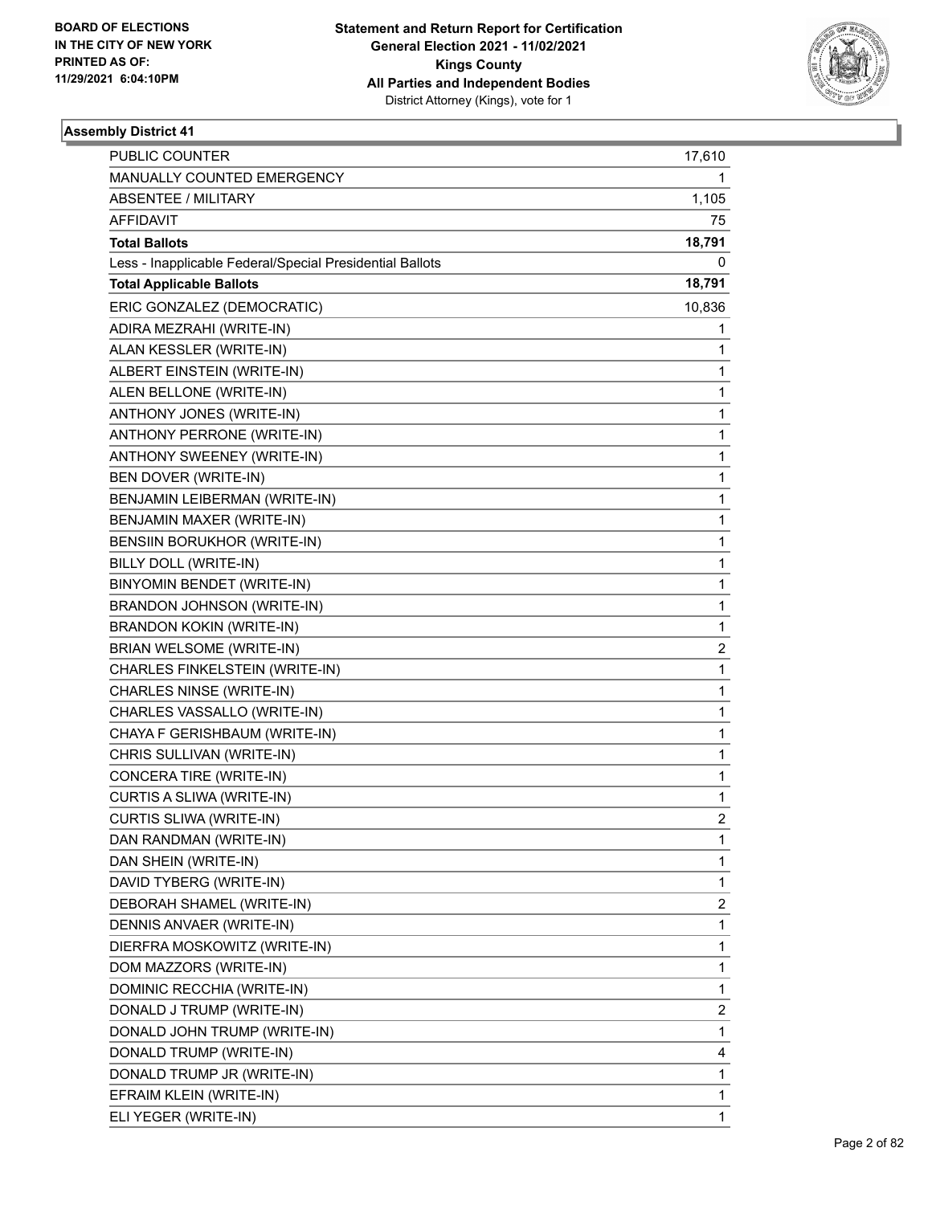**BOARD OF ELECTIONS IN THE CITY OF NEW YORK PRINTED AS OF: 11/29/2021 6:04:10PM**

**Statement and Return Report for Certification**
**General Election 2021 - 11/02/2021**
**Kings County**
**All Parties and Independent Bodies**
District Attorney (Kings), vote for 1

### Assembly District 41

| | |
|---|---|
| PUBLIC COUNTER | 17,610 |
| MANUALLY COUNTED EMERGENCY | 1 |
| ABSENTEE / MILITARY | 1,105 |
| AFFIDAVIT | 75 |
| **Total Ballots** | **18,791** |
| Less - Inapplicable Federal/Special Presidential Ballots | 0 |
| **Total Applicable Ballots** | **18,791** |
| ERIC GONZALEZ (DEMOCRATIC) | 10,836 |
| ADIRA MEZRAHI (WRITE-IN) | 1 |
| ALAN KESSLER (WRITE-IN) | 1 |
| ALBERT EINSTEIN (WRITE-IN) | 1 |
| ALEN BELLONE (WRITE-IN) | 1 |
| ANTHONY JONES (WRITE-IN) | 1 |
| ANTHONY PERRONE (WRITE-IN) | 1 |
| ANTHONY SWEENEY (WRITE-IN) | 1 |
| BEN DOVER (WRITE-IN) | 1 |
| BENJAMIN LEIBERMAN (WRITE-IN) | 1 |
| BENJAMIN MAXER (WRITE-IN) | 1 |
| BENSIIN BORUKHOR (WRITE-IN) | 1 |
| BILLY DOLL (WRITE-IN) | 1 |
| BINYOMIN BENDET (WRITE-IN) | 1 |
| BRANDON JOHNSON (WRITE-IN) | 1 |
| BRANDON KOKIN (WRITE-IN) | 1 |
| BRIAN WELSOME (WRITE-IN) | 2 |
| CHARLES FINKELSTEIN (WRITE-IN) | 1 |
| CHARLES NINSE (WRITE-IN) | 1 |
| CHARLES VASSALLO (WRITE-IN) | 1 |
| CHAYA F GERISHBAUM (WRITE-IN) | 1 |
| CHRIS SULLIVAN (WRITE-IN) | 1 |
| CONCERA TIRE (WRITE-IN) | 1 |
| CURTIS A SLIWA (WRITE-IN) | 1 |
| CURTIS SLIWA (WRITE-IN) | 2 |
| DAN RANDMAN (WRITE-IN) | 1 |
| DAN SHEIN (WRITE-IN) | 1 |
| DAVID TYBERG (WRITE-IN) | 1 |
| DEBORAH SHAMEL (WRITE-IN) | 2 |
| DENNIS ANVAER (WRITE-IN) | 1 |
| DIERFRA MOSKOWITZ (WRITE-IN) | 1 |
| DOM MAZZORS (WRITE-IN) | 1 |
| DOMINIC RECCHIA (WRITE-IN) | 1 |
| DONALD J TRUMP (WRITE-IN) | 2 |
| DONALD JOHN TRUMP (WRITE-IN) | 1 |
| DONALD TRUMP (WRITE-IN) | 4 |
| DONALD TRUMP JR (WRITE-IN) | 1 |
| EFRAIM KLEIN (WRITE-IN) | 1 |
| ELI YEGER (WRITE-IN) | 1 |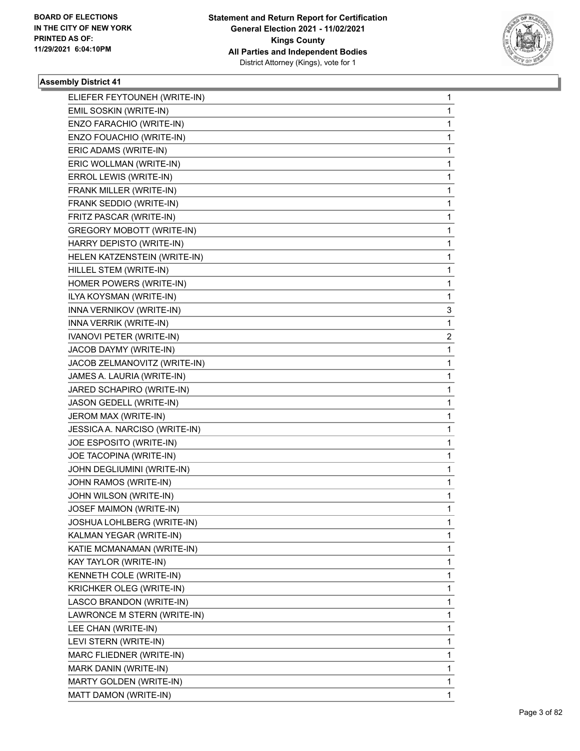BOARD OF ELECTIONS
IN THE CITY OF NEW YORK
PRINTED AS OF:
11/29/2021 6:04:10PM

**Statement and Return Report for Certification**
**General Election 2021 - 11/02/2021**
**Kings County**
**All Parties and Independent Bodies**
District Attorney (Kings), vote for 1

### Assembly District 41

| | |
|---|---|
| ELIEFER FEYTOUNEH (WRITE-IN) | 1 |
| EMIL SOSKIN (WRITE-IN) | 1 |
| ENZO FARACHIO (WRITE-IN) | 1 |
| ENZO FOUACHIO (WRITE-IN) | 1 |
| ERIC ADAMS (WRITE-IN) | 1 |
| ERIC WOLLMAN (WRITE-IN) | 1 |
| ERROL LEWIS (WRITE-IN) | 1 |
| FRANK MILLER (WRITE-IN) | 1 |
| FRANK SEDDIO (WRITE-IN) | 1 |
| FRITZ PASCAR (WRITE-IN) | 1 |
| GREGORY MOBOTT (WRITE-IN) | 1 |
| HARRY DEPISTO (WRITE-IN) | 1 |
| HELEN KATZENSTEIN (WRITE-IN) | 1 |
| HILLEL STEM (WRITE-IN) | 1 |
| HOMER POWERS (WRITE-IN) | 1 |
| ILYA KOYSMAN (WRITE-IN) | 1 |
| INNA VERNIKOV (WRITE-IN) | 3 |
| INNA VERRIK (WRITE-IN) | 1 |
| IVANOVI PETER (WRITE-IN) | 2 |
| JACOB DAYMY (WRITE-IN) | 1 |
| JACOB ZELMANOVITZ (WRITE-IN) | 1 |
| JAMES A. LAURIA (WRITE-IN) | 1 |
| JARED SCHAPIRO (WRITE-IN) | 1 |
| JASON GEDELL (WRITE-IN) | 1 |
| JEROM MAX (WRITE-IN) | 1 |
| JESSICA A. NARCISO (WRITE-IN) | 1 |
| JOE ESPOSITO (WRITE-IN) | 1 |
| JOE TACOPINA (WRITE-IN) | 1 |
| JOHN DEGLIUMINI (WRITE-IN) | 1 |
| JOHN RAMOS (WRITE-IN) | 1 |
| JOHN WILSON (WRITE-IN) | 1 |
| JOSEF MAIMON (WRITE-IN) | 1 |
| JOSHUA LOHLBERG (WRITE-IN) | 1 |
| KALMAN YEGAR (WRITE-IN) | 1 |
| KATIE MCMANAMAN (WRITE-IN) | 1 |
| KAY TAYLOR (WRITE-IN) | 1 |
| KENNETH COLE (WRITE-IN) | 1 |
| KRICHKER OLEG (WRITE-IN) | 1 |
| LASCO BRANDON (WRITE-IN) | 1 |
| LAWRONCE M STERN (WRITE-IN) | 1 |
| LEE CHAN (WRITE-IN) | 1 |
| LEVI STERN (WRITE-IN) | 1 |
| MARC FLIEDNER (WRITE-IN) | 1 |
| MARK DANIN (WRITE-IN) | 1 |
| MARTY GOLDEN (WRITE-IN) | 1 |
| MATT DAMON (WRITE-IN) | 1 |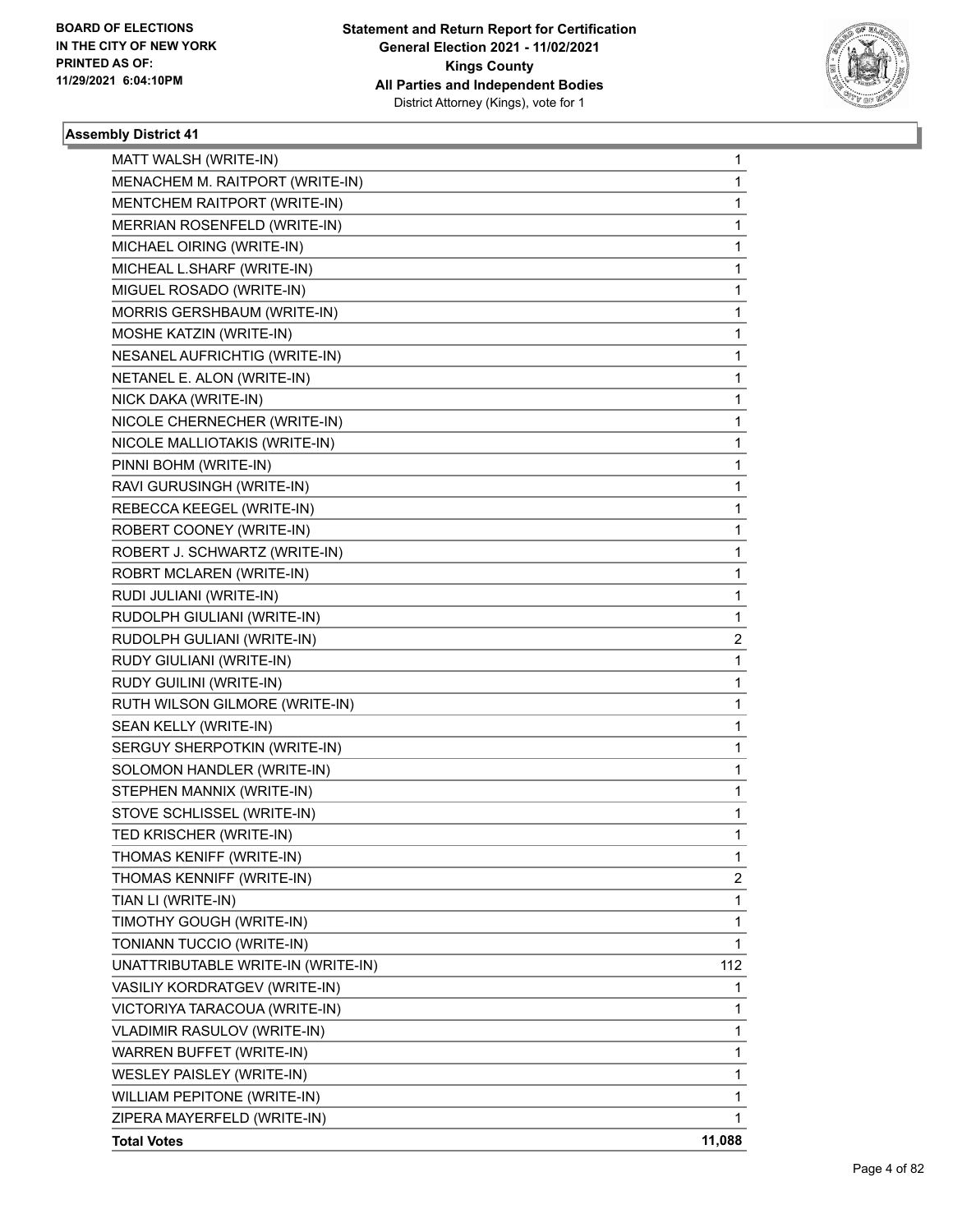**Statement and Return Report for Certification**
**General Election 2021 - 11/02/2021**
**Kings County**
**All Parties and Independent Bodies**
District Attorney (Kings), vote for 1

BOARD OF ELECTIONS
IN THE CITY OF NEW YORK
PRINTED AS OF:
11/29/2021 6:04:10PM

### Assembly District 41

| | |
|---|---|
| MATT WALSH (WRITE-IN) | 1 |
| MENACHEM M. RAITPORT (WRITE-IN) | 1 |
| MENTCHEM RAITPORT (WRITE-IN) | 1 |
| MERRIAN ROSENFELD (WRITE-IN) | 1 |
| MICHAEL OIRING (WRITE-IN) | 1 |
| MICHEAL L.SHARF (WRITE-IN) | 1 |
| MIGUEL ROSADO (WRITE-IN) | 1 |
| MORRIS GERSHBAUM (WRITE-IN) | 1 |
| MOSHE KATZIN (WRITE-IN) | 1 |
| NESANEL AUFRICHTIG (WRITE-IN) | 1 |
| NETANEL E. ALON (WRITE-IN) | 1 |
| NICK DAKA (WRITE-IN) | 1 |
| NICOLE CHERNECHER (WRITE-IN) | 1 |
| NICOLE MALLIOTAKIS (WRITE-IN) | 1 |
| PINNI BOHM (WRITE-IN) | 1 |
| RAVI GURUSINGH (WRITE-IN) | 1 |
| REBECCA KEEGEL (WRITE-IN) | 1 |
| ROBERT COONEY (WRITE-IN) | 1 |
| ROBERT J. SCHWARTZ (WRITE-IN) | 1 |
| ROBRT MCLAREN (WRITE-IN) | 1 |
| RUDI JULIANI (WRITE-IN) | 1 |
| RUDOLPH GIULIANI (WRITE-IN) | 1 |
| RUDOLPH GULIANI (WRITE-IN) | 2 |
| RUDY GIULIANI (WRITE-IN) | 1 |
| RUDY GUILINI (WRITE-IN) | 1 |
| RUTH WILSON GILMORE (WRITE-IN) | 1 |
| SEAN KELLY (WRITE-IN) | 1 |
| SERGUY SHERPOTKIN (WRITE-IN) | 1 |
| SOLOMON HANDLER (WRITE-IN) | 1 |
| STEPHEN MANNIX (WRITE-IN) | 1 |
| STOVE SCHLISSEL (WRITE-IN) | 1 |
| TED KRISCHER (WRITE-IN) | 1 |
| THOMAS KENIFF (WRITE-IN) | 1 |
| THOMAS KENNIFF (WRITE-IN) | 2 |
| TIAN LI (WRITE-IN) | 1 |
| TIMOTHY GOUGH (WRITE-IN) | 1 |
| TONIANN TUCCIO (WRITE-IN) | 1 |
| UNATTRIBUTABLE WRITE-IN (WRITE-IN) | 112 |
| VASILIY KORDRATGEV (WRITE-IN) | 1 |
| VICTORIYA TARACOUA (WRITE-IN) | 1 |
| VLADIMIR RASULOV (WRITE-IN) | 1 |
| WARREN BUFFET (WRITE-IN) | 1 |
| WESLEY PAISLEY (WRITE-IN) | 1 |
| WILLIAM PEPITONE (WRITE-IN) | 1 |
| ZIPERA MAYERFELD (WRITE-IN) | 1 |
| **Total Votes** | **11,088** |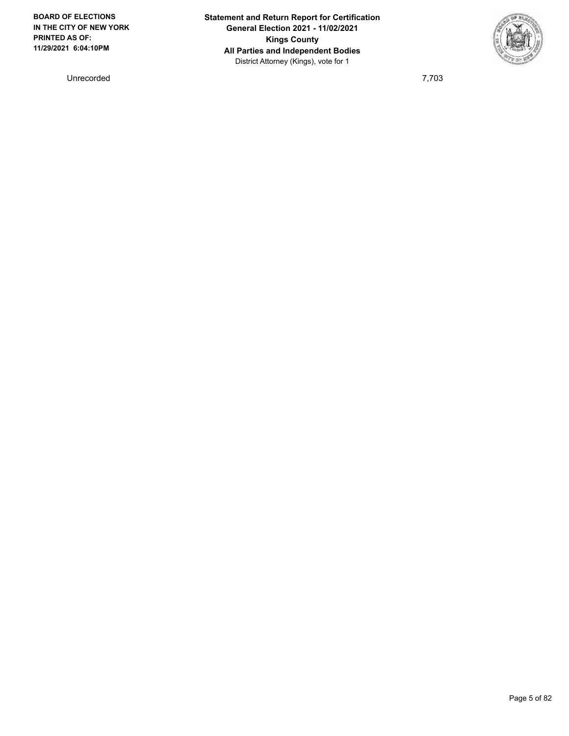| | |
|---|---|
| Unrecorded | 7,703 |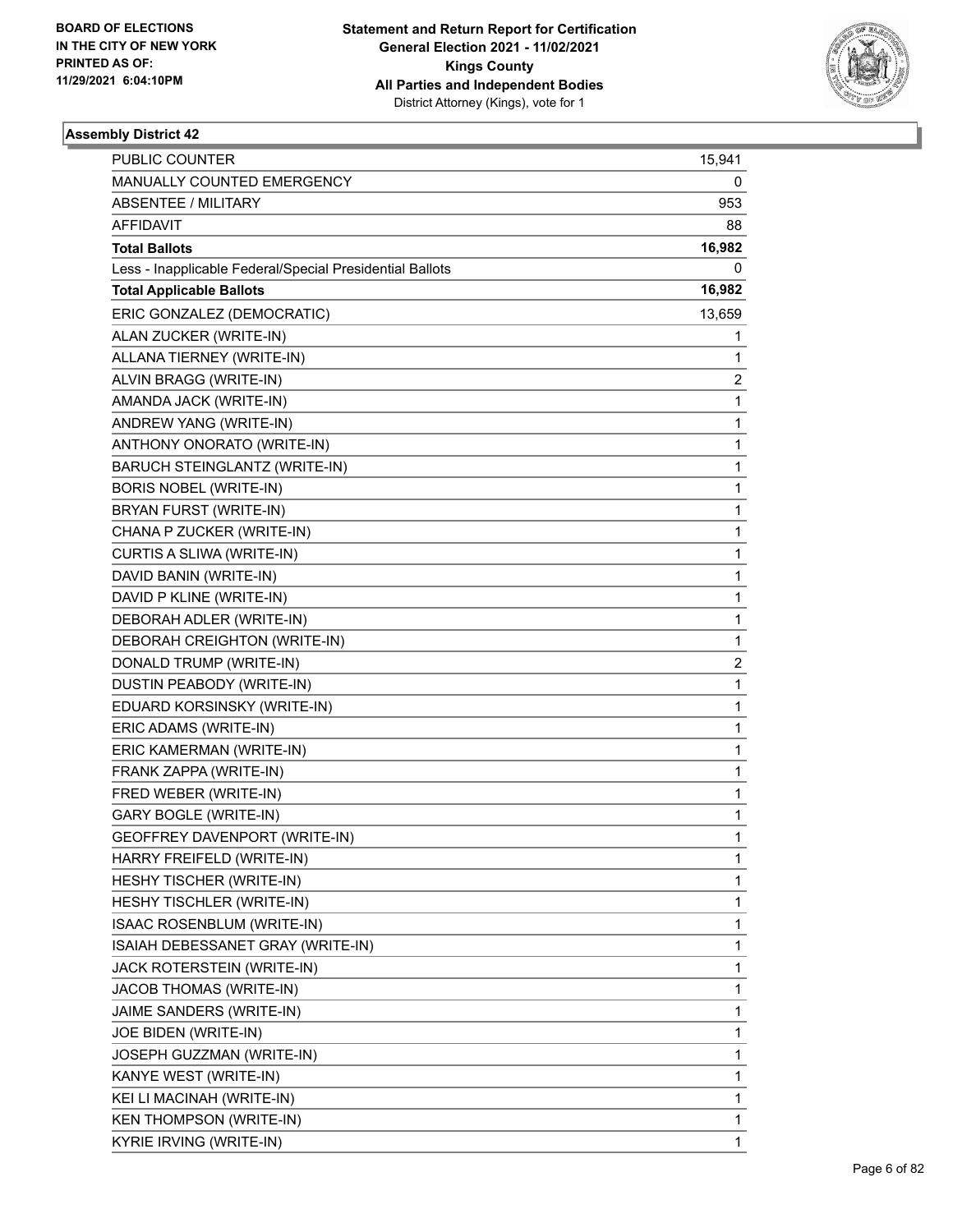**BOARD OF ELECTIONS IN THE CITY OF NEW YORK PRINTED AS OF: 11/29/2021 6:04:10PM**

**Statement and Return Report for Certification General Election 2021 - 11/02/2021 Kings County All Parties and Independent Bodies**
District Attorney (Kings), vote for 1

### Assembly District 42

| | |
|---|---|
| PUBLIC COUNTER | 15,941 |
| MANUALLY COUNTED EMERGENCY | 0 |
| ABSENTEE / MILITARY | 953 |
| AFFIDAVIT | 88 |
| **Total Ballots** | **16,982** |
| Less - Inapplicable Federal/Special Presidential Ballots | 0 |
| **Total Applicable Ballots** | **16,982** |
| ERIC GONZALEZ (DEMOCRATIC) | 13,659 |
| ALAN ZUCKER (WRITE-IN) | 1 |
| ALLANA TIERNEY (WRITE-IN) | 1 |
| ALVIN BRAGG (WRITE-IN) | 2 |
| AMANDA JACK (WRITE-IN) | 1 |
| ANDREW YANG (WRITE-IN) | 1 |
| ANTHONY ONORATO (WRITE-IN) | 1 |
| BARUCH STEINGLANTZ (WRITE-IN) | 1 |
| BORIS NOBEL (WRITE-IN) | 1 |
| BRYAN FURST (WRITE-IN) | 1 |
| CHANA P ZUCKER (WRITE-IN) | 1 |
| CURTIS A SLIWA (WRITE-IN) | 1 |
| DAVID BANIN (WRITE-IN) | 1 |
| DAVID P KLINE (WRITE-IN) | 1 |
| DEBORAH ADLER (WRITE-IN) | 1 |
| DEBORAH CREIGHTON (WRITE-IN) | 1 |
| DONALD TRUMP (WRITE-IN) | 2 |
| DUSTIN PEABODY (WRITE-IN) | 1 |
| EDUARD KORSINSKY (WRITE-IN) | 1 |
| ERIC ADAMS (WRITE-IN) | 1 |
| ERIC KAMERMAN (WRITE-IN) | 1 |
| FRANK ZAPPA (WRITE-IN) | 1 |
| FRED WEBER (WRITE-IN) | 1 |
| GARY BOGLE (WRITE-IN) | 1 |
| GEOFFREY DAVENPORT (WRITE-IN) | 1 |
| HARRY FREIFELD (WRITE-IN) | 1 |
| HESHY TISCHER (WRITE-IN) | 1 |
| HESHY TISCHLER (WRITE-IN) | 1 |
| ISAAC ROSENBLUM (WRITE-IN) | 1 |
| ISAIAH DEBESSANET GRAY (WRITE-IN) | 1 |
| JACK ROTERSTEIN (WRITE-IN) | 1 |
| JACOB THOMAS (WRITE-IN) | 1 |
| JAIME SANDERS (WRITE-IN) | 1 |
| JOE BIDEN (WRITE-IN) | 1 |
| JOSEPH GUZZMAN (WRITE-IN) | 1 |
| KANYE WEST (WRITE-IN) | 1 |
| KEI LI MACINAH (WRITE-IN) | 1 |
| KEN THOMPSON (WRITE-IN) | 1 |
| KYRIE IRVING (WRITE-IN) | 1 |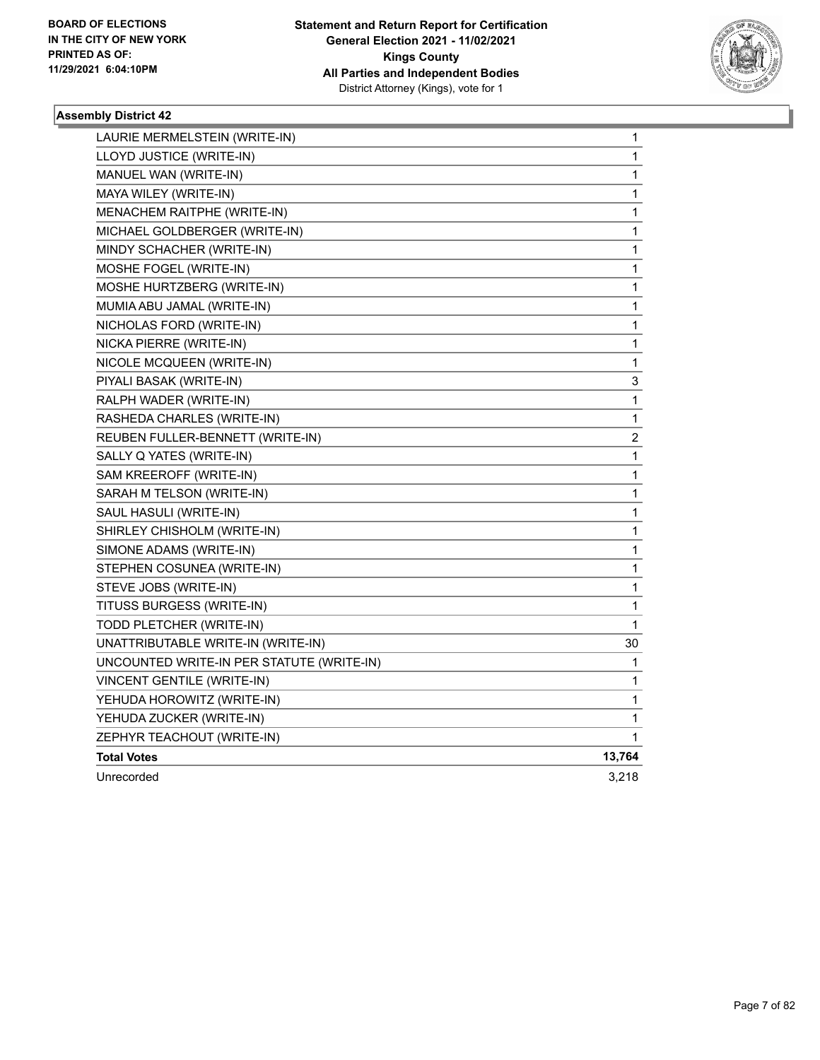**BOARD OF ELECTIONS IN THE CITY OF NEW YORK PRINTED AS OF: 11/29/2021 6:04:10PM**

**Statement and Return Report for Certification**
**General Election 2021 - 11/02/2021**
**Kings County**
**All Parties and Independent Bodies**
District Attorney (Kings), vote for 1

### Assembly District 42

| | |
|---|---|
| LAURIE MERMELSTEIN (WRITE-IN) | 1 |
| LLOYD JUSTICE (WRITE-IN) | 1 |
| MANUEL WAN (WRITE-IN) | 1 |
| MAYA WILEY (WRITE-IN) | 1 |
| MENACHEM RAITPHE (WRITE-IN) | 1 |
| MICHAEL GOLDBERGER (WRITE-IN) | 1 |
| MINDY SCHACHER (WRITE-IN) | 1 |
| MOSHE FOGEL (WRITE-IN) | 1 |
| MOSHE HURTZBERG (WRITE-IN) | 1 |
| MUMIA ABU JAMAL (WRITE-IN) | 1 |
| NICHOLAS FORD (WRITE-IN) | 1 |
| NICKA PIERRE (WRITE-IN) | 1 |
| NICOLE MCQUEEN (WRITE-IN) | 1 |
| PIYALI BASAK (WRITE-IN) | 3 |
| RALPH WADER (WRITE-IN) | 1 |
| RASHEDA CHARLES (WRITE-IN) | 1 |
| REUBEN FULLER-BENNETT (WRITE-IN) | 2 |
| SALLY Q YATES (WRITE-IN) | 1 |
| SAM KREEROFF (WRITE-IN) | 1 |
| SARAH M TELSON (WRITE-IN) | 1 |
| SAUL HASULI (WRITE-IN) | 1 |
| SHIRLEY CHISHOLM (WRITE-IN) | 1 |
| SIMONE ADAMS (WRITE-IN) | 1 |
| STEPHEN COSUNEA (WRITE-IN) | 1 |
| STEVE JOBS (WRITE-IN) | 1 |
| TITUSS BURGESS (WRITE-IN) | 1 |
| TODD PLETCHER (WRITE-IN) | 1 |
| UNATTRIBUTABLE WRITE-IN (WRITE-IN) | 30 |
| UNCOUNTED WRITE-IN PER STATUTE (WRITE-IN) | 1 |
| VINCENT GENTILE (WRITE-IN) | 1 |
| YEHUDA HOROWITZ (WRITE-IN) | 1 |
| YEHUDA ZUCKER (WRITE-IN) | 1 |
| ZEPHYR TEACHOUT (WRITE-IN) | 1 |
| **Total Votes** | **13,764** |
| Unrecorded | 3,218 |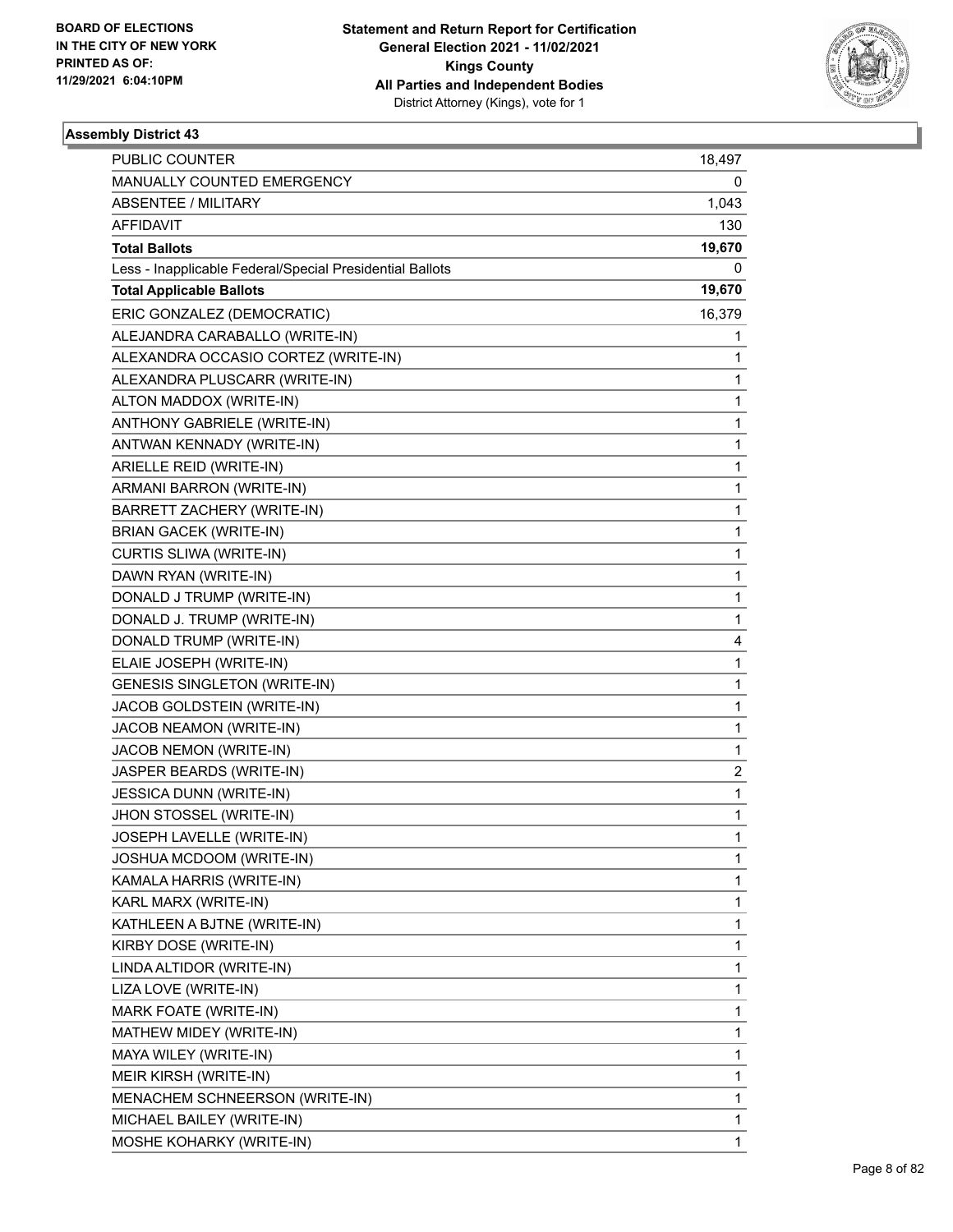BOARD OF ELECTIONS
IN THE CITY OF NEW YORK
PRINTED AS OF:
11/29/2021 6:04:10PM

**Statement and Return Report for Certification**
**General Election 2021 - 11/02/2021**
**Kings County**
**All Parties and Independent Bodies**
District Attorney (Kings), vote for 1

### Assembly District 43

| | |
|---|---|
| PUBLIC COUNTER | 18,497 |
| MANUALLY COUNTED EMERGENCY | 0 |
| ABSENTEE / MILITARY | 1,043 |
| AFFIDAVIT | 130 |
| **Total Ballots** | **19,670** |
| Less - Inapplicable Federal/Special Presidential Ballots | 0 |
| **Total Applicable Ballots** | **19,670** |
| ERIC GONZALEZ (DEMOCRATIC) | 16,379 |
| ALEJANDRA CARABALLO (WRITE-IN) | 1 |
| ALEXANDRA OCCASIO CORTEZ (WRITE-IN) | 1 |
| ALEXANDRA PLUSCARR (WRITE-IN) | 1 |
| ALTON MADDOX (WRITE-IN) | 1 |
| ANTHONY GABRIELE (WRITE-IN) | 1 |
| ANTWAN KENNADY (WRITE-IN) | 1 |
| ARIELLE REID (WRITE-IN) | 1 |
| ARMANI BARRON (WRITE-IN) | 1 |
| BARRETT ZACHERY (WRITE-IN) | 1 |
| BRIAN GACEK (WRITE-IN) | 1 |
| CURTIS SLIWA (WRITE-IN) | 1 |
| DAWN RYAN (WRITE-IN) | 1 |
| DONALD J TRUMP (WRITE-IN) | 1 |
| DONALD J. TRUMP (WRITE-IN) | 1 |
| DONALD TRUMP (WRITE-IN) | 4 |
| ELAIE JOSEPH (WRITE-IN) | 1 |
| GENESIS SINGLETON (WRITE-IN) | 1 |
| JACOB GOLDSTEIN (WRITE-IN) | 1 |
| JACOB NEAMON (WRITE-IN) | 1 |
| JACOB NEMON (WRITE-IN) | 1 |
| JASPER BEARDS (WRITE-IN) | 2 |
| JESSICA DUNN (WRITE-IN) | 1 |
| JHON STOSSEL (WRITE-IN) | 1 |
| JOSEPH LAVELLE (WRITE-IN) | 1 |
| JOSHUA MCDOOM (WRITE-IN) | 1 |
| KAMALA HARRIS (WRITE-IN) | 1 |
| KARL MARX (WRITE-IN) | 1 |
| KATHLEEN A BJTNE (WRITE-IN) | 1 |
| KIRBY DOSE (WRITE-IN) | 1 |
| LINDA ALTIDOR (WRITE-IN) | 1 |
| LIZA LOVE (WRITE-IN) | 1 |
| MARK FOATE (WRITE-IN) | 1 |
| MATHEW MIDEY (WRITE-IN) | 1 |
| MAYA WILEY (WRITE-IN) | 1 |
| MEIR KIRSH (WRITE-IN) | 1 |
| MENACHEM SCHNEERSON (WRITE-IN) | 1 |
| MICHAEL BAILEY (WRITE-IN) | 1 |
| MOSHE KOHARKY (WRITE-IN) | 1 |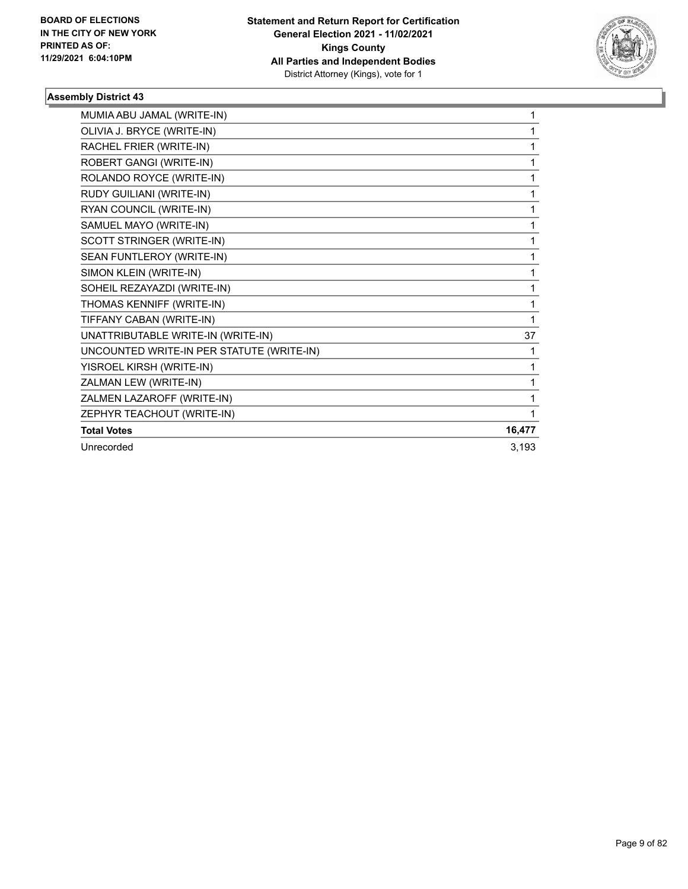### Assembly District 43

| | |
|---|---|
| MUMIA ABU JAMAL (WRITE-IN) | 1 |
| OLIVIA J. BRYCE (WRITE-IN) | 1 |
| RACHEL FRIER (WRITE-IN) | 1 |
| ROBERT GANGI (WRITE-IN) | 1 |
| ROLANDO ROYCE (WRITE-IN) | 1 |
| RUDY GUILIANI (WRITE-IN) | 1 |
| RYAN COUNCIL (WRITE-IN) | 1 |
| SAMUEL MAYO (WRITE-IN) | 1 |
| SCOTT STRINGER (WRITE-IN) | 1 |
| SEAN FUNTLEROY (WRITE-IN) | 1 |
| SIMON KLEIN (WRITE-IN) | 1 |
| SOHEIL REZAYAZDI (WRITE-IN) | 1 |
| THOMAS KENNIFF (WRITE-IN) | 1 |
| TIFFANY CABAN (WRITE-IN) | 1 |
| UNATTRIBUTABLE WRITE-IN (WRITE-IN) | 37 |
| UNCOUNTED WRITE-IN PER STATUTE (WRITE-IN) | 1 |
| YISROEL KIRSH (WRITE-IN) | 1 |
| ZALMAN LEW (WRITE-IN) | 1 |
| ZALMEN LAZAROFF (WRITE-IN) | 1 |
| ZEPHYR TEACHOUT (WRITE-IN) | 1 |
| **Total Votes** | **16,477** |
| Unrecorded | 3,193 |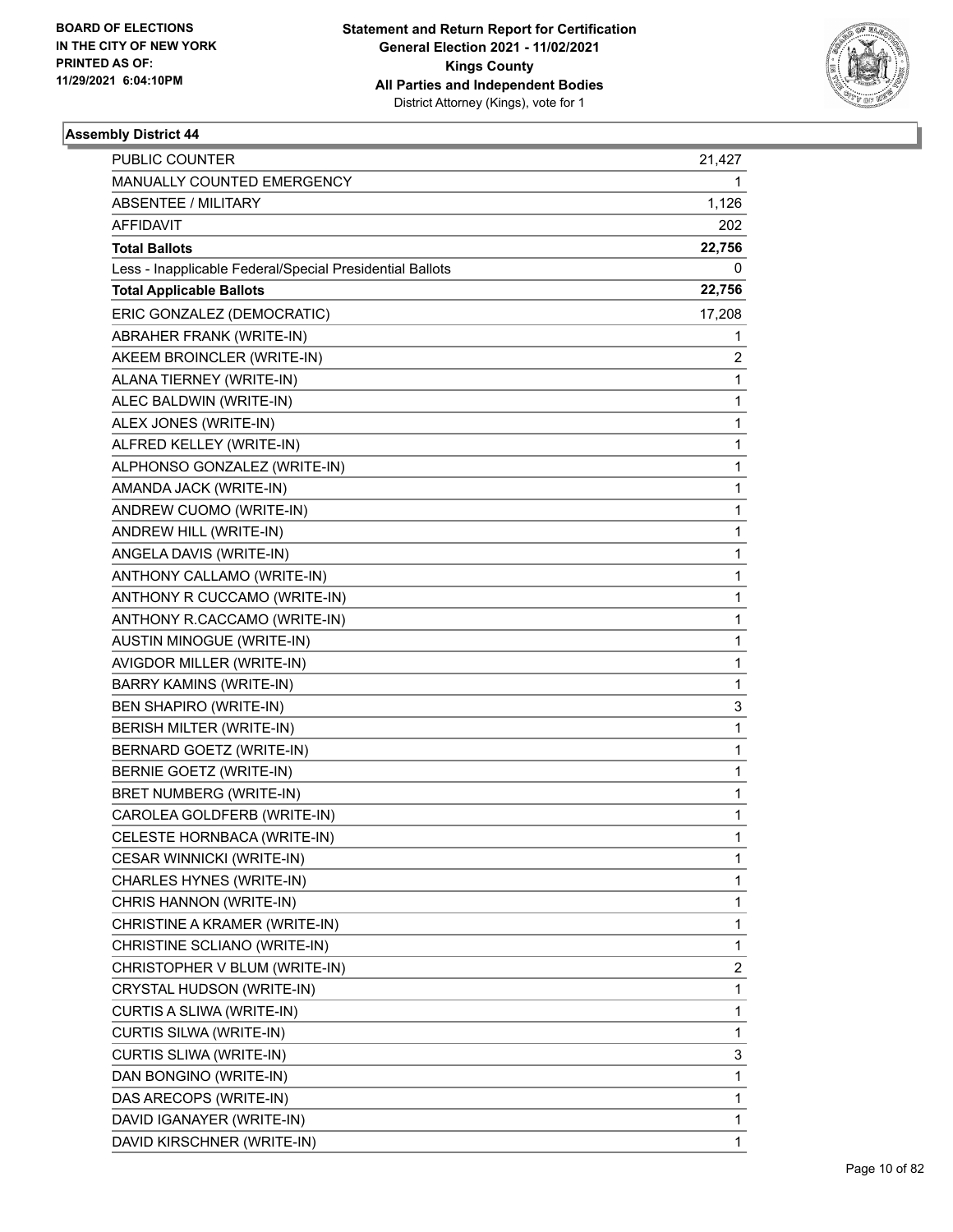**BOARD OF ELECTIONS IN THE CITY OF NEW YORK PRINTED AS OF: 11/29/2021 6:04:10PM**

**Statement and Return Report for Certification General Election 2021 - 11/02/2021 Kings County All Parties and Independent Bodies**
District Attorney (Kings), vote for 1

### Assembly District 44

| | |
|---|---|
| PUBLIC COUNTER | 21,427 |
| MANUALLY COUNTED EMERGENCY | 1 |
| ABSENTEE / MILITARY | 1,126 |
| AFFIDAVIT | 202 |
| **Total Ballots** | **22,756** |
| Less - Inapplicable Federal/Special Presidential Ballots | 0 |
| **Total Applicable Ballots** | **22,756** |
| ERIC GONZALEZ (DEMOCRATIC) | 17,208 |
| ABRAHER FRANK (WRITE-IN) | 1 |
| AKEEM BROINCLER (WRITE-IN) | 2 |
| ALANA TIERNEY (WRITE-IN) | 1 |
| ALEC BALDWIN (WRITE-IN) | 1 |
| ALEX JONES (WRITE-IN) | 1 |
| ALFRED KELLEY (WRITE-IN) | 1 |
| ALPHONSO GONZALEZ (WRITE-IN) | 1 |
| AMANDA JACK (WRITE-IN) | 1 |
| ANDREW CUOMO (WRITE-IN) | 1 |
| ANDREW HILL (WRITE-IN) | 1 |
| ANGELA DAVIS (WRITE-IN) | 1 |
| ANTHONY CALLAMO (WRITE-IN) | 1 |
| ANTHONY R CUCCAMO (WRITE-IN) | 1 |
| ANTHONY R.CACCAMO (WRITE-IN) | 1 |
| AUSTIN MINOGUE (WRITE-IN) | 1 |
| AVIGDOR MILLER (WRITE-IN) | 1 |
| BARRY KAMINS (WRITE-IN) | 1 |
| BEN SHAPIRO (WRITE-IN) | 3 |
| BERISH MILTER (WRITE-IN) | 1 |
| BERNARD GOETZ (WRITE-IN) | 1 |
| BERNIE GOETZ (WRITE-IN) | 1 |
| BRET NUMBERG (WRITE-IN) | 1 |
| CAROLEA GOLDFERB (WRITE-IN) | 1 |
| CELESTE HORNBACA (WRITE-IN) | 1 |
| CESAR WINNICKI (WRITE-IN) | 1 |
| CHARLES HYNES (WRITE-IN) | 1 |
| CHRIS HANNON (WRITE-IN) | 1 |
| CHRISTINE A KRAMER (WRITE-IN) | 1 |
| CHRISTINE SCLIANO (WRITE-IN) | 1 |
| CHRISTOPHER V BLUM (WRITE-IN) | 2 |
| CRYSTAL HUDSON (WRITE-IN) | 1 |
| CURTIS A SLIWA (WRITE-IN) | 1 |
| CURTIS SILWA (WRITE-IN) | 1 |
| CURTIS SLIWA (WRITE-IN) | 3 |
| DAN BONGINO (WRITE-IN) | 1 |
| DAS ARECOPS (WRITE-IN) | 1 |
| DAVID IGANAYER (WRITE-IN) | 1 |
| DAVID KIRSCHNER (WRITE-IN) | 1 |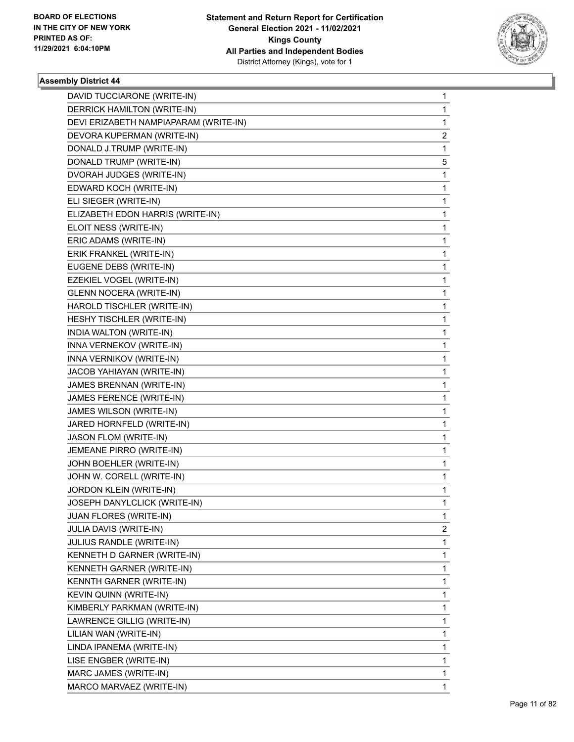BOARD OF ELECTIONS
IN THE CITY OF NEW YORK
PRINTED AS OF:
11/29/2021 6:04:10PM

**Statement and Return Report for Certification**
**General Election 2021 - 11/02/2021**
**Kings County**
**All Parties and Independent Bodies**
District Attorney (Kings), vote for 1

### Assembly District 44

| | |
|---|---|
| DAVID TUCCIARONE (WRITE-IN) | 1 |
| DERRICK HAMILTON (WRITE-IN) | 1 |
| DEVI ERIZABETH NAMPIAPARAM (WRITE-IN) | 1 |
| DEVORA KUPERMAN (WRITE-IN) | 2 |
| DONALD J.TRUMP (WRITE-IN) | 1 |
| DONALD TRUMP (WRITE-IN) | 5 |
| DVORAH JUDGES (WRITE-IN) | 1 |
| EDWARD KOCH (WRITE-IN) | 1 |
| ELI SIEGER (WRITE-IN) | 1 |
| ELIZABETH EDON HARRIS (WRITE-IN) | 1 |
| ELOIT NESS (WRITE-IN) | 1 |
| ERIC ADAMS (WRITE-IN) | 1 |
| ERIK FRANKEL (WRITE-IN) | 1 |
| EUGENE DEBS (WRITE-IN) | 1 |
| EZEKIEL VOGEL (WRITE-IN) | 1 |
| GLENN NOCERA (WRITE-IN) | 1 |
| HAROLD TISCHLER (WRITE-IN) | 1 |
| HESHY TISCHLER (WRITE-IN) | 1 |
| INDIA WALTON (WRITE-IN) | 1 |
| INNA VERNEKOV (WRITE-IN) | 1 |
| INNA VERNIKOV (WRITE-IN) | 1 |
| JACOB YAHIAYAN (WRITE-IN) | 1 |
| JAMES BRENNAN (WRITE-IN) | 1 |
| JAMES FERENCE (WRITE-IN) | 1 |
| JAMES WILSON (WRITE-IN) | 1 |
| JARED HORNFELD (WRITE-IN) | 1 |
| JASON FLOM (WRITE-IN) | 1 |
| JEMEANE PIRRO (WRITE-IN) | 1 |
| JOHN BOEHLER (WRITE-IN) | 1 |
| JOHN W. CORELL (WRITE-IN) | 1 |
| JORDON KLEIN (WRITE-IN) | 1 |
| JOSEPH DANYLCLICK (WRITE-IN) | 1 |
| JUAN FLORES (WRITE-IN) | 1 |
| JULIA DAVIS (WRITE-IN) | 2 |
| JULIUS RANDLE (WRITE-IN) | 1 |
| KENNETH D GARNER (WRITE-IN) | 1 |
| KENNETH GARNER (WRITE-IN) | 1 |
| KENNTH GARNER (WRITE-IN) | 1 |
| KEVIN QUINN (WRITE-IN) | 1 |
| KIMBERLY PARKMAN (WRITE-IN) | 1 |
| LAWRENCE GILLIG (WRITE-IN) | 1 |
| LILIAN WAN (WRITE-IN) | 1 |
| LINDA IPANEMA (WRITE-IN) | 1 |
| LISE ENGBER (WRITE-IN) | 1 |
| MARC JAMES (WRITE-IN) | 1 |
| MARCO MARVAEZ (WRITE-IN) | 1 |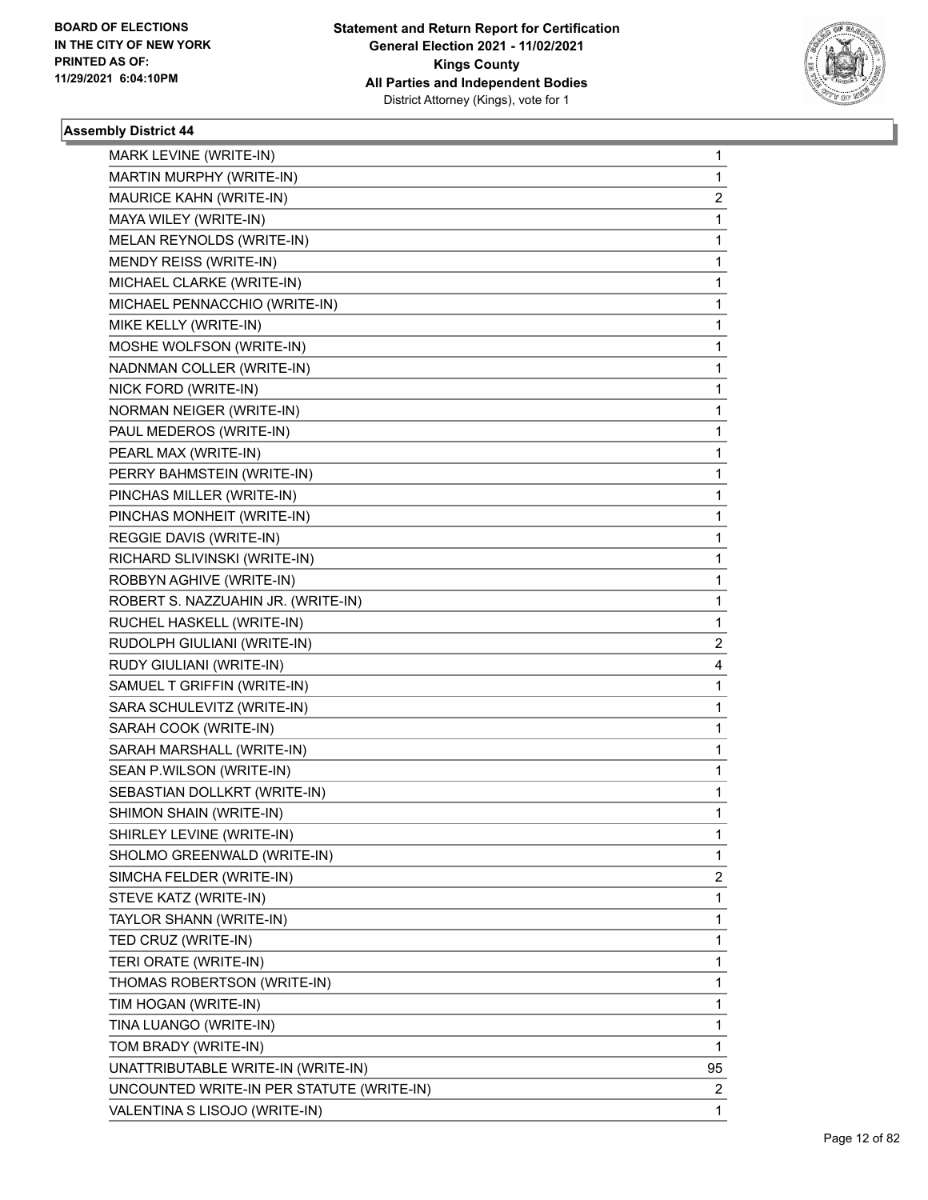**BOARD OF ELECTIONS IN THE CITY OF NEW YORK PRINTED AS OF: 11/29/2021 6:04:10PM**

**Statement and Return Report for Certification General Election 2021 - 11/02/2021 Kings County All Parties and Independent Bodies**
District Attorney (Kings), vote for 1

### Assembly District 44

| | |
|---|---|
| MARK LEVINE (WRITE-IN) | 1 |
| MARTIN MURPHY (WRITE-IN) | 1 |
| MAURICE KAHN (WRITE-IN) | 2 |
| MAYA WILEY (WRITE-IN) | 1 |
| MELAN REYNOLDS (WRITE-IN) | 1 |
| MENDY REISS (WRITE-IN) | 1 |
| MICHAEL CLARKE (WRITE-IN) | 1 |
| MICHAEL PENNACCHIO (WRITE-IN) | 1 |
| MIKE KELLY (WRITE-IN) | 1 |
| MOSHE WOLFSON (WRITE-IN) | 1 |
| NADNMAN COLLER (WRITE-IN) | 1 |
| NICK FORD (WRITE-IN) | 1 |
| NORMAN NEIGER (WRITE-IN) | 1 |
| PAUL MEDEROS (WRITE-IN) | 1 |
| PEARL MAX (WRITE-IN) | 1 |
| PERRY BAHMSTEIN (WRITE-IN) | 1 |
| PINCHAS MILLER (WRITE-IN) | 1 |
| PINCHAS MONHEIT (WRITE-IN) | 1 |
| REGGIE DAVIS (WRITE-IN) | 1 |
| RICHARD SLIVINSKI (WRITE-IN) | 1 |
| ROBBYN AGHIVE (WRITE-IN) | 1 |
| ROBERT S. NAZZUAHIN JR. (WRITE-IN) | 1 |
| RUCHEL HASKELL (WRITE-IN) | 1 |
| RUDOLPH GIULIANI (WRITE-IN) | 2 |
| RUDY GIULIANI (WRITE-IN) | 4 |
| SAMUEL T GRIFFIN (WRITE-IN) | 1 |
| SARA SCHULEVITZ (WRITE-IN) | 1 |
| SARAH COOK (WRITE-IN) | 1 |
| SARAH MARSHALL (WRITE-IN) | 1 |
| SEAN P.WILSON (WRITE-IN) | 1 |
| SEBASTIAN DOLLKRT (WRITE-IN) | 1 |
| SHIMON SHAIN (WRITE-IN) | 1 |
| SHIRLEY LEVINE (WRITE-IN) | 1 |
| SHOLMO GREENWALD (WRITE-IN) | 1 |
| SIMCHA FELDER (WRITE-IN) | 2 |
| STEVE KATZ (WRITE-IN) | 1 |
| TAYLOR SHANN (WRITE-IN) | 1 |
| TED CRUZ (WRITE-IN) | 1 |
| TERI ORATE (WRITE-IN) | 1 |
| THOMAS ROBERTSON (WRITE-IN) | 1 |
| TIM HOGAN (WRITE-IN) | 1 |
| TINA LUANGO (WRITE-IN) | 1 |
| TOM BRADY (WRITE-IN) | 1 |
| UNATTRIBUTABLE WRITE-IN (WRITE-IN) | 95 |
| UNCOUNTED WRITE-IN PER STATUTE (WRITE-IN) | 2 |
| VALENTINA S LISOJO (WRITE-IN) | 1 |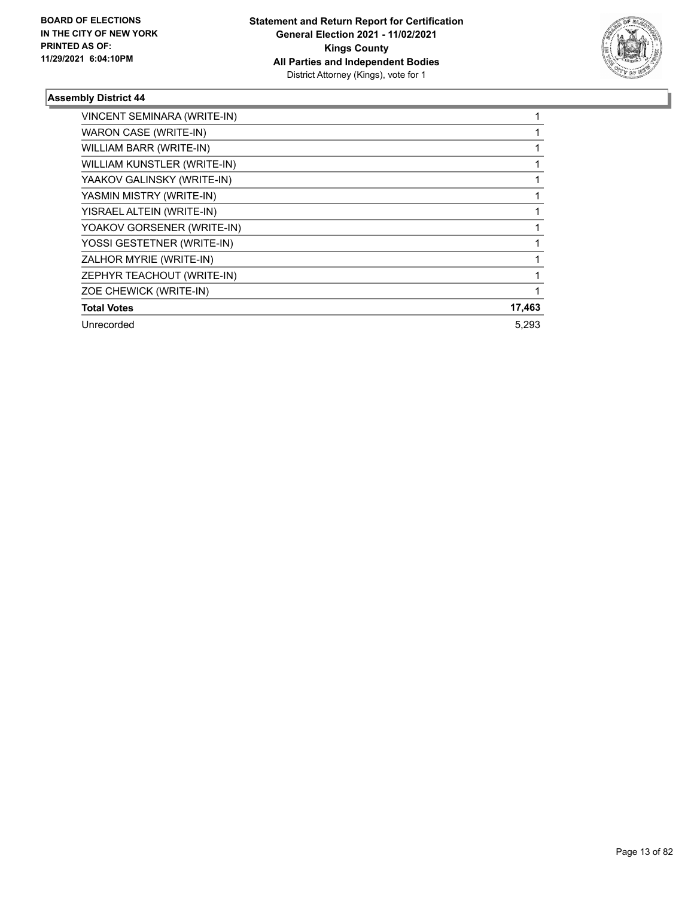## Assembly District 44

| Candidate | Votes |
|---|---|
| VINCENT SEMINARA (WRITE-IN) | 1 |
| WARON CASE (WRITE-IN) | 1 |
| WILLIAM BARR (WRITE-IN) | 1 |
| WILLIAM KUNSTLER (WRITE-IN) | 1 |
| YAAKOV GALINSKY (WRITE-IN) | 1 |
| YASMIN MISTRY (WRITE-IN) | 1 |
| YISRAEL ALTEIN (WRITE-IN) | 1 |
| YOAKOV GORSENER (WRITE-IN) | 1 |
| YOSSI GESTETNER (WRITE-IN) | 1 |
| ZALHOR MYRIE (WRITE-IN) | 1 |
| ZEPHYR TEACHOUT (WRITE-IN) | 1 |
| ZOE CHEWICK (WRITE-IN) | 1 |
| **Total Votes** | **17,463** |
| Unrecorded | 5,293 |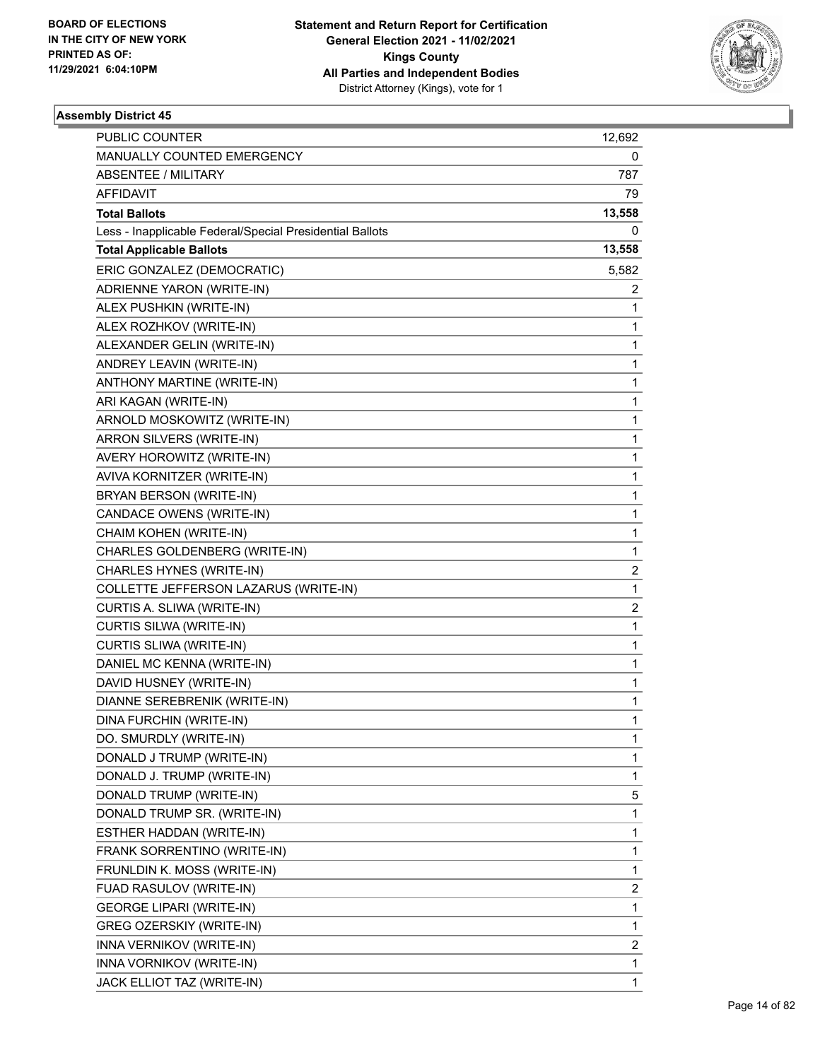**BOARD OF ELECTIONS IN THE CITY OF NEW YORK PRINTED AS OF: 11/29/2021 6:04:10PM**

**Statement and Return Report for Certification General Election 2021 - 11/02/2021 Kings County All Parties and Independent Bodies**
District Attorney (Kings), vote for 1

### Assembly District 45

| | |
|---|---|
| PUBLIC COUNTER | 12,692 |
| MANUALLY COUNTED EMERGENCY | 0 |
| ABSENTEE / MILITARY | 787 |
| AFFIDAVIT | 79 |
| **Total Ballots** | **13,558** |
| Less - Inapplicable Federal/Special Presidential Ballots | 0 |
| **Total Applicable Ballots** | **13,558** |
| ERIC GONZALEZ (DEMOCRATIC) | 5,582 |
| ADRIENNE YARON (WRITE-IN) | 2 |
| ALEX PUSHKIN (WRITE-IN) | 1 |
| ALEX ROZHKOV (WRITE-IN) | 1 |
| ALEXANDER GELIN (WRITE-IN) | 1 |
| ANDREY LEAVIN (WRITE-IN) | 1 |
| ANTHONY MARTINE (WRITE-IN) | 1 |
| ARI KAGAN (WRITE-IN) | 1 |
| ARNOLD MOSKOWITZ (WRITE-IN) | 1 |
| ARRON SILVERS (WRITE-IN) | 1 |
| AVERY HOROWITZ (WRITE-IN) | 1 |
| AVIVA KORNITZER (WRITE-IN) | 1 |
| BRYAN BERSON (WRITE-IN) | 1 |
| CANDACE OWENS (WRITE-IN) | 1 |
| CHAIM KOHEN (WRITE-IN) | 1 |
| CHARLES GOLDENBERG (WRITE-IN) | 1 |
| CHARLES HYNES (WRITE-IN) | 2 |
| COLLETTE JEFFERSON LAZARUS (WRITE-IN) | 1 |
| CURTIS A. SLIWA (WRITE-IN) | 2 |
| CURTIS SILWA (WRITE-IN) | 1 |
| CURTIS SLIWA (WRITE-IN) | 1 |
| DANIEL MC KENNA (WRITE-IN) | 1 |
| DAVID HUSNEY (WRITE-IN) | 1 |
| DIANNE SEREBRENIK (WRITE-IN) | 1 |
| DINA FURCHIN (WRITE-IN) | 1 |
| DO. SMURDLY (WRITE-IN) | 1 |
| DONALD J TRUMP (WRITE-IN) | 1 |
| DONALD J. TRUMP (WRITE-IN) | 1 |
| DONALD TRUMP (WRITE-IN) | 5 |
| DONALD TRUMP SR. (WRITE-IN) | 1 |
| ESTHER HADDAN (WRITE-IN) | 1 |
| FRANK SORRENTINO (WRITE-IN) | 1 |
| FRUNLDIN K. MOSS (WRITE-IN) | 1 |
| FUAD RASULOV (WRITE-IN) | 2 |
| GEORGE LIPARI (WRITE-IN) | 1 |
| GREG OZERSKIY (WRITE-IN) | 1 |
| INNA VERNIKOV (WRITE-IN) | 2 |
| INNA VORNIKOV (WRITE-IN) | 1 |
| JACK ELLIOT TAZ (WRITE-IN) | 1 |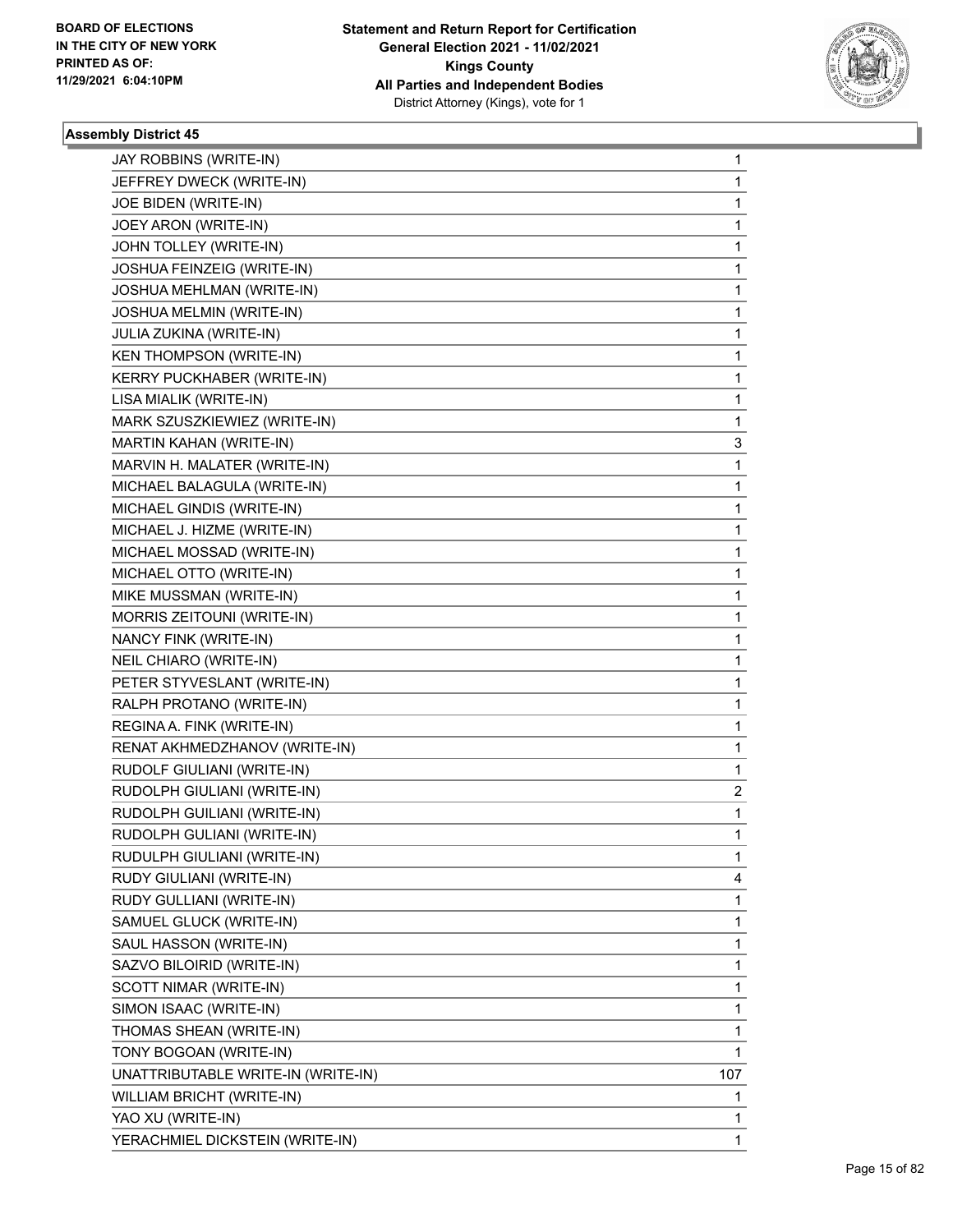BOARD OF ELECTIONS
IN THE CITY OF NEW YORK
PRINTED AS OF:
11/29/2021 6:04:10PM

**Statement and Return Report for Certification**
**General Election 2021 - 11/02/2021**
**Kings County**
**All Parties and Independent Bodies**
District Attorney (Kings), vote for 1

### Assembly District 45

| | |
|---|---|
| JAY ROBBINS (WRITE-IN) | 1 |
| JEFFREY DWECK (WRITE-IN) | 1 |
| JOE BIDEN (WRITE-IN) | 1 |
| JOEY ARON (WRITE-IN) | 1 |
| JOHN TOLLEY (WRITE-IN) | 1 |
| JOSHUA FEINZEIG (WRITE-IN) | 1 |
| JOSHUA MEHLMAN (WRITE-IN) | 1 |
| JOSHUA MELMIN (WRITE-IN) | 1 |
| JULIA ZUKINA (WRITE-IN) | 1 |
| KEN THOMPSON (WRITE-IN) | 1 |
| KERRY PUCKHABER (WRITE-IN) | 1 |
| LISA MIALIK (WRITE-IN) | 1 |
| MARK SZUSZKIEWIEZ (WRITE-IN) | 1 |
| MARTIN KAHAN (WRITE-IN) | 3 |
| MARVIN H. MALATER (WRITE-IN) | 1 |
| MICHAEL BALAGULA (WRITE-IN) | 1 |
| MICHAEL GINDIS (WRITE-IN) | 1 |
| MICHAEL J. HIZME (WRITE-IN) | 1 |
| MICHAEL MOSSAD (WRITE-IN) | 1 |
| MICHAEL OTTO (WRITE-IN) | 1 |
| MIKE MUSSMAN (WRITE-IN) | 1 |
| MORRIS ZEITOUNI (WRITE-IN) | 1 |
| NANCY FINK (WRITE-IN) | 1 |
| NEIL CHIARO (WRITE-IN) | 1 |
| PETER STYVESLANT (WRITE-IN) | 1 |
| RALPH PROTANO (WRITE-IN) | 1 |
| REGINA A. FINK (WRITE-IN) | 1 |
| RENAT AKHMEDZHANOV (WRITE-IN) | 1 |
| RUDOLF GIULIANI (WRITE-IN) | 1 |
| RUDOLPH GIULIANI (WRITE-IN) | 2 |
| RUDOLPH GUILIANI (WRITE-IN) | 1 |
| RUDOLPH GULIANI (WRITE-IN) | 1 |
| RUDULPH GIULIANI (WRITE-IN) | 1 |
| RUDY GIULIANI (WRITE-IN) | 4 |
| RUDY GULLIANI (WRITE-IN) | 1 |
| SAMUEL GLUCK (WRITE-IN) | 1 |
| SAUL HASSON (WRITE-IN) | 1 |
| SAZVO BILOIRID (WRITE-IN) | 1 |
| SCOTT NIMAR (WRITE-IN) | 1 |
| SIMON ISAAC (WRITE-IN) | 1 |
| THOMAS SHEAN (WRITE-IN) | 1 |
| TONY BOGOAN (WRITE-IN) | 1 |
| UNATTRIBUTABLE WRITE-IN (WRITE-IN) | 107 |
| WILLIAM BRICHT (WRITE-IN) | 1 |
| YAO XU (WRITE-IN) | 1 |
| YERACHMIEL DICKSTEIN (WRITE-IN) | 1 |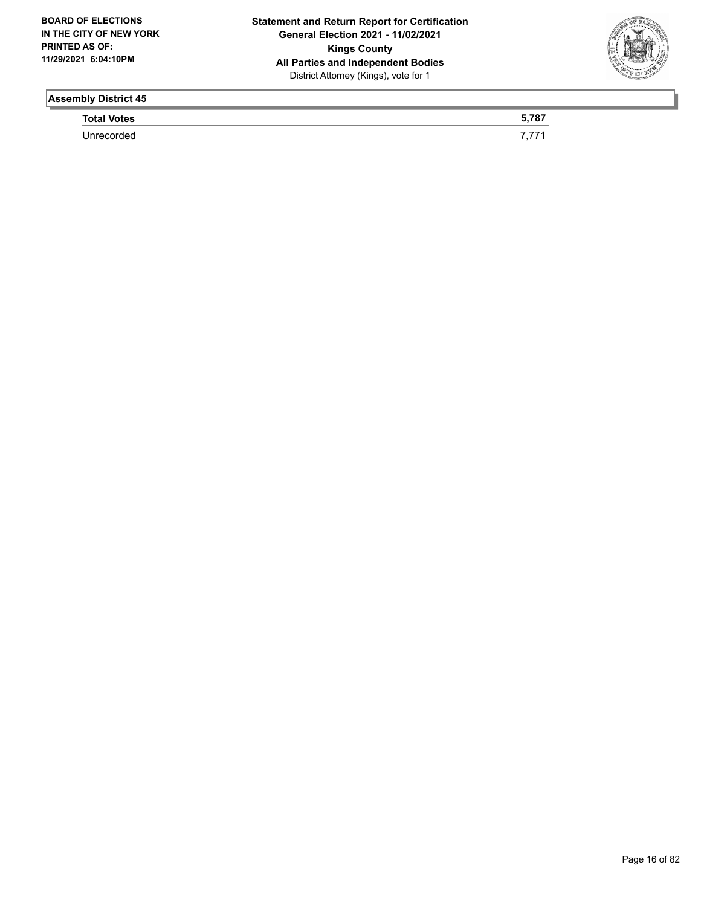## Assembly District 45

| **Total Votes** | **5,787** |
|---|---|
| Unrecorded | 7,771 |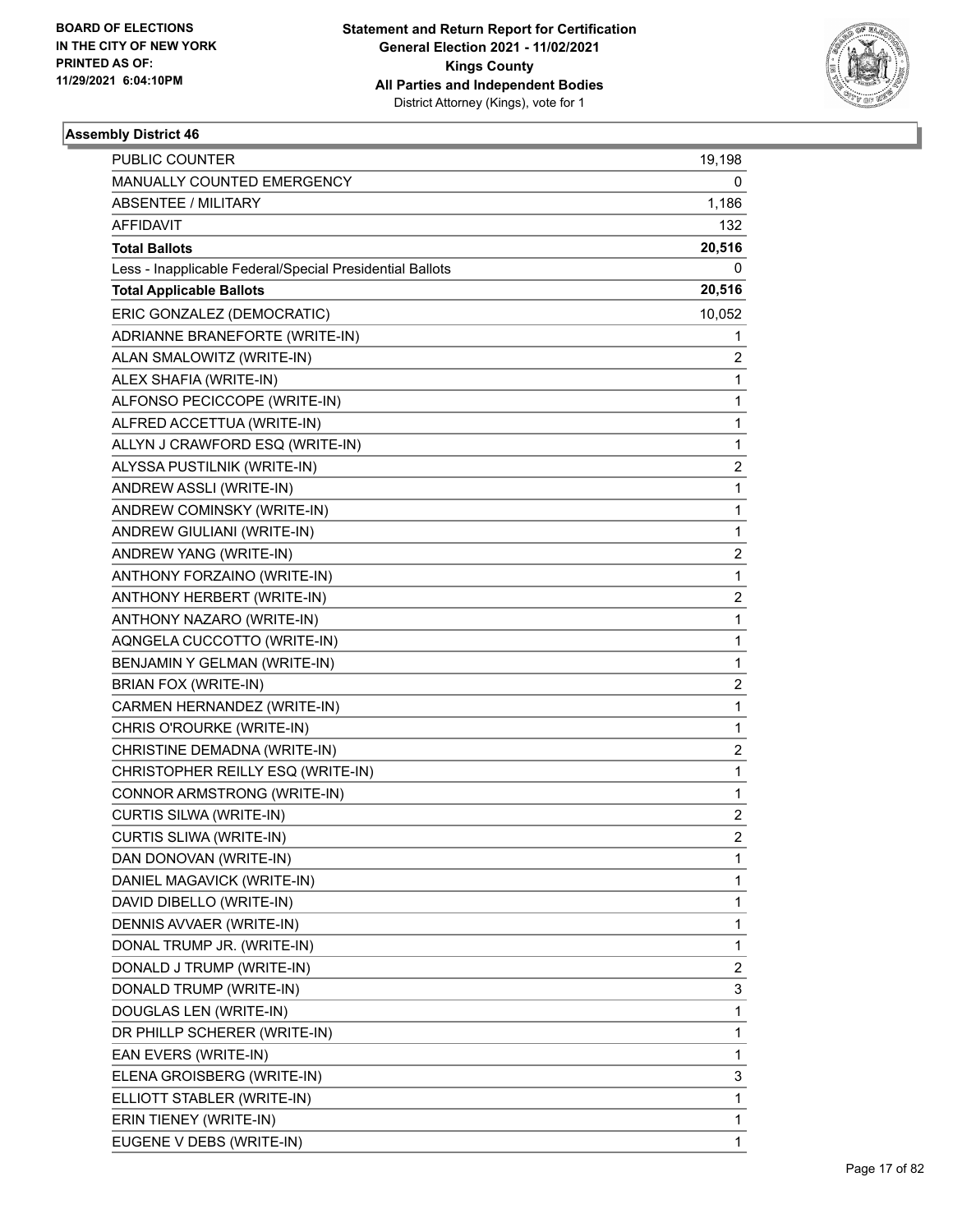**BOARD OF ELECTIONS IN THE CITY OF NEW YORK PRINTED AS OF: 11/29/2021 6:04:10PM**

**Statement and Return Report for Certification General Election 2021 - 11/02/2021 Kings County All Parties and Independent Bodies**
District Attorney (Kings), vote for 1

### Assembly District 46

| | |
|---|---|
| PUBLIC COUNTER | 19,198 |
| MANUALLY COUNTED EMERGENCY | 0 |
| ABSENTEE / MILITARY | 1,186 |
| AFFIDAVIT | 132 |
| **Total Ballots** | **20,516** |
| Less - Inapplicable Federal/Special Presidential Ballots | 0 |
| **Total Applicable Ballots** | **20,516** |
| ERIC GONZALEZ (DEMOCRATIC) | 10,052 |
| ADRIANNE BRANEFORTE (WRITE-IN) | 1 |
| ALAN SMALOWITZ (WRITE-IN) | 2 |
| ALEX SHAFIA (WRITE-IN) | 1 |
| ALFONSO PECICCOPE (WRITE-IN) | 1 |
| ALFRED ACCETTUA (WRITE-IN) | 1 |
| ALLYN J CRAWFORD ESQ (WRITE-IN) | 1 |
| ALYSSA PUSTILNIK (WRITE-IN) | 2 |
| ANDREW ASSLI (WRITE-IN) | 1 |
| ANDREW COMINSKY (WRITE-IN) | 1 |
| ANDREW GIULIANI (WRITE-IN) | 1 |
| ANDREW YANG (WRITE-IN) | 2 |
| ANTHONY FORZAINO (WRITE-IN) | 1 |
| ANTHONY HERBERT (WRITE-IN) | 2 |
| ANTHONY NAZARO (WRITE-IN) | 1 |
| AQNGELA CUCCOTTO (WRITE-IN) | 1 |
| BENJAMIN Y GELMAN (WRITE-IN) | 1 |
| BRIAN FOX (WRITE-IN) | 2 |
| CARMEN HERNANDEZ (WRITE-IN) | 1 |
| CHRIS O'ROURKE (WRITE-IN) | 1 |
| CHRISTINE DEMADNA (WRITE-IN) | 2 |
| CHRISTOPHER REILLY ESQ (WRITE-IN) | 1 |
| CONNOR ARMSTRONG (WRITE-IN) | 1 |
| CURTIS SILWA (WRITE-IN) | 2 |
| CURTIS SLIWA (WRITE-IN) | 2 |
| DAN DONOVAN (WRITE-IN) | 1 |
| DANIEL MAGAVICK (WRITE-IN) | 1 |
| DAVID DIBELLO (WRITE-IN) | 1 |
| DENNIS AVVAER (WRITE-IN) | 1 |
| DONAL TRUMP JR. (WRITE-IN) | 1 |
| DONALD J TRUMP (WRITE-IN) | 2 |
| DONALD TRUMP (WRITE-IN) | 3 |
| DOUGLAS LEN (WRITE-IN) | 1 |
| DR PHILLP SCHERER (WRITE-IN) | 1 |
| EAN EVERS (WRITE-IN) | 1 |
| ELENA GROISBERG (WRITE-IN) | 3 |
| ELLIOTT STABLER (WRITE-IN) | 1 |
| ERIN TIENEY (WRITE-IN) | 1 |
| EUGENE V DEBS (WRITE-IN) | 1 |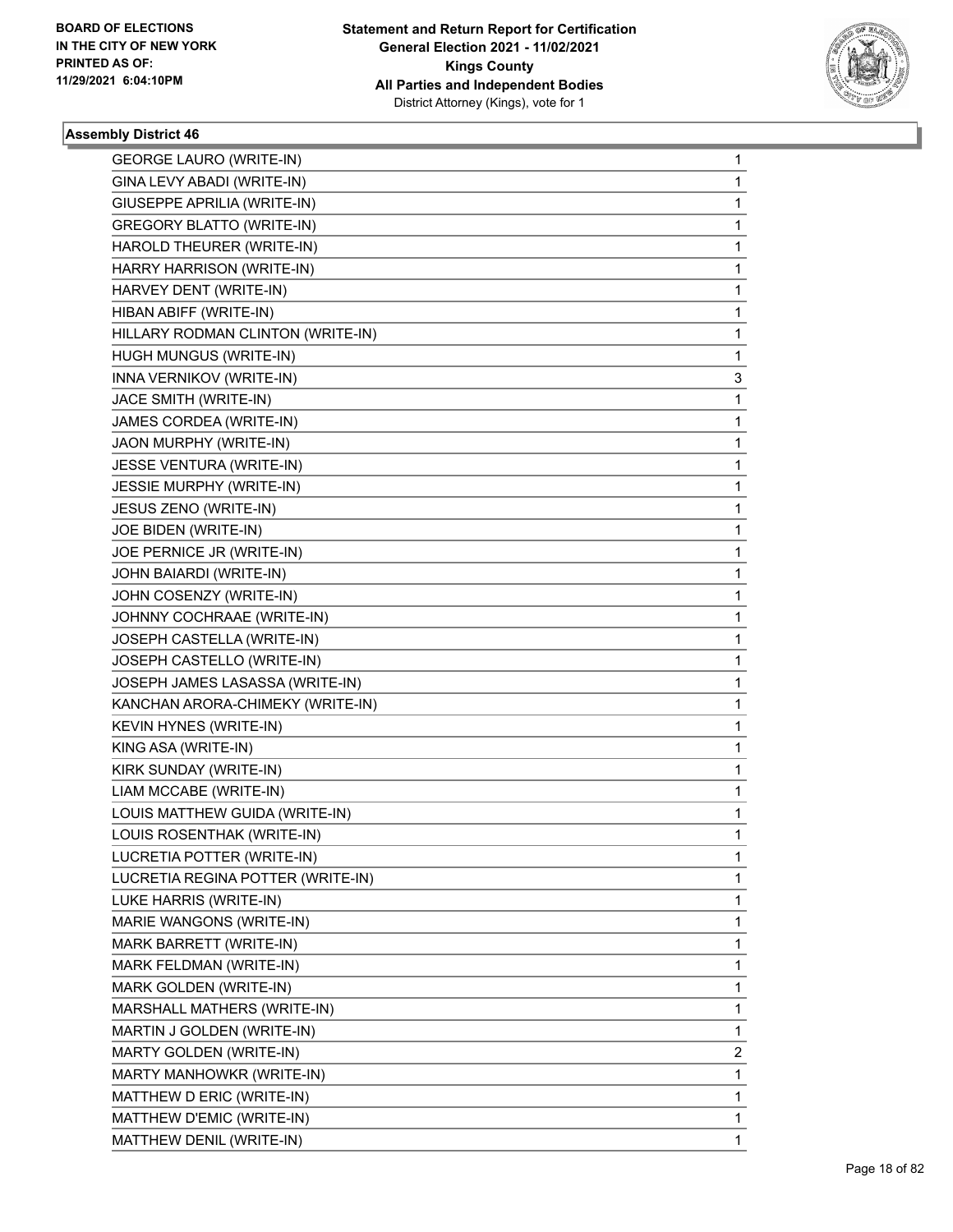**BOARD OF ELECTIONS IN THE CITY OF NEW YORK PRINTED AS OF: 11/29/2021 6:04:10PM**

**Statement and Return Report for Certification General Election 2021 - 11/02/2021 Kings County All Parties and Independent Bodies**
District Attorney (Kings), vote for 1

### Assembly District 46

| Candidate | Votes |
|---|---|
| GEORGE LAURO (WRITE-IN) | 1 |
| GINA LEVY ABADI (WRITE-IN) | 1 |
| GIUSEPPE APRILIA (WRITE-IN) | 1 |
| GREGORY BLATTO (WRITE-IN) | 1 |
| HAROLD THEURER (WRITE-IN) | 1 |
| HARRY HARRISON (WRITE-IN) | 1 |
| HARVEY DENT (WRITE-IN) | 1 |
| HIBAN ABIFF (WRITE-IN) | 1 |
| HILLARY RODMAN CLINTON (WRITE-IN) | 1 |
| HUGH MUNGUS (WRITE-IN) | 1 |
| INNA VERNIKOV (WRITE-IN) | 3 |
| JACE SMITH (WRITE-IN) | 1 |
| JAMES CORDEA (WRITE-IN) | 1 |
| JAON MURPHY (WRITE-IN) | 1 |
| JESSE VENTURA (WRITE-IN) | 1 |
| JESSIE MURPHY (WRITE-IN) | 1 |
| JESUS ZENO (WRITE-IN) | 1 |
| JOE BIDEN (WRITE-IN) | 1 |
| JOE PERNICE JR (WRITE-IN) | 1 |
| JOHN BAIARDI (WRITE-IN) | 1 |
| JOHN COSENZY (WRITE-IN) | 1 |
| JOHNNY COCHRAAE (WRITE-IN) | 1 |
| JOSEPH CASTELLA (WRITE-IN) | 1 |
| JOSEPH CASTELLO (WRITE-IN) | 1 |
| JOSEPH JAMES LASASSA (WRITE-IN) | 1 |
| KANCHAN ARORA-CHIMEKY (WRITE-IN) | 1 |
| KEVIN HYNES (WRITE-IN) | 1 |
| KING ASA (WRITE-IN) | 1 |
| KIRK SUNDAY (WRITE-IN) | 1 |
| LIAM MCCABE (WRITE-IN) | 1 |
| LOUIS MATTHEW GUIDA (WRITE-IN) | 1 |
| LOUIS ROSENTHAK (WRITE-IN) | 1 |
| LUCRETIA POTTER (WRITE-IN) | 1 |
| LUCRETIA REGINA POTTER (WRITE-IN) | 1 |
| LUKE HARRIS (WRITE-IN) | 1 |
| MARIE WANGONS (WRITE-IN) | 1 |
| MARK BARRETT (WRITE-IN) | 1 |
| MARK FELDMAN (WRITE-IN) | 1 |
| MARK GOLDEN (WRITE-IN) | 1 |
| MARSHALL MATHERS (WRITE-IN) | 1 |
| MARTIN J GOLDEN (WRITE-IN) | 1 |
| MARTY GOLDEN (WRITE-IN) | 2 |
| MARTY MANHOWKR (WRITE-IN) | 1 |
| MATTHEW D ERIC (WRITE-IN) | 1 |
| MATTHEW D'EMIC (WRITE-IN) | 1 |
| MATTHEW DENIL (WRITE-IN) | 1 |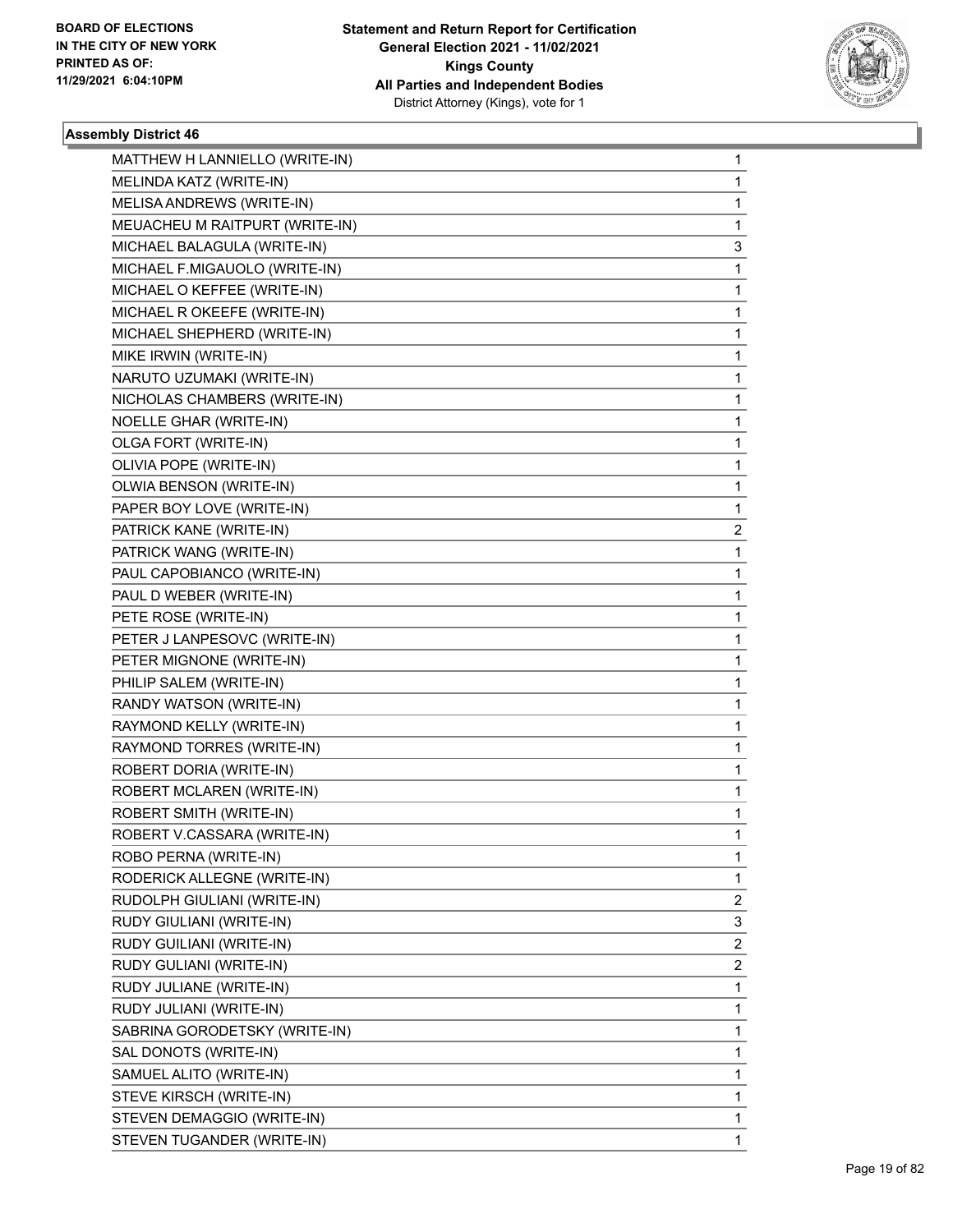**Statement and Return Report for Certification**
**General Election 2021 - 11/02/2021**
**Kings County**
**All Parties and Independent Bodies**
District Attorney (Kings), vote for 1

BOARD OF ELECTIONS
IN THE CITY OF NEW YORK
PRINTED AS OF:
11/29/2021 6:04:10PM

### Assembly District 46

| Candidate | Votes |
|---|---|
| MATTHEW H LANNIELLO (WRITE-IN) | 1 |
| MELINDA KATZ (WRITE-IN) | 1 |
| MELISA ANDREWS (WRITE-IN) | 1 |
| MEUACHEU M RAITPURT (WRITE-IN) | 1 |
| MICHAEL BALAGULA (WRITE-IN) | 3 |
| MICHAEL F.MIGAUOLO (WRITE-IN) | 1 |
| MICHAEL O KEFFEE (WRITE-IN) | 1 |
| MICHAEL R OKEEFE (WRITE-IN) | 1 |
| MICHAEL SHEPHERD (WRITE-IN) | 1 |
| MIKE IRWIN (WRITE-IN) | 1 |
| NARUTO UZUMAKI (WRITE-IN) | 1 |
| NICHOLAS CHAMBERS (WRITE-IN) | 1 |
| NOELLE GHAR (WRITE-IN) | 1 |
| OLGA FORT (WRITE-IN) | 1 |
| OLIVIA POPE (WRITE-IN) | 1 |
| OLWIA BENSON (WRITE-IN) | 1 |
| PAPER BOY LOVE (WRITE-IN) | 1 |
| PATRICK KANE (WRITE-IN) | 2 |
| PATRICK WANG (WRITE-IN) | 1 |
| PAUL CAPOBIANCO (WRITE-IN) | 1 |
| PAUL D WEBER (WRITE-IN) | 1 |
| PETE ROSE (WRITE-IN) | 1 |
| PETER J LANPESOVC (WRITE-IN) | 1 |
| PETER MIGNONE (WRITE-IN) | 1 |
| PHILIP SALEM (WRITE-IN) | 1 |
| RANDY WATSON (WRITE-IN) | 1 |
| RAYMOND KELLY (WRITE-IN) | 1 |
| RAYMOND TORRES (WRITE-IN) | 1 |
| ROBERT DORIA (WRITE-IN) | 1 |
| ROBERT MCLAREN (WRITE-IN) | 1 |
| ROBERT SMITH (WRITE-IN) | 1 |
| ROBERT V.CASSARA (WRITE-IN) | 1 |
| ROBO PERNA (WRITE-IN) | 1 |
| RODERICK ALLEGNE (WRITE-IN) | 1 |
| RUDOLPH GIULIANI (WRITE-IN) | 2 |
| RUDY GIULIANI (WRITE-IN) | 3 |
| RUDY GUILIANI (WRITE-IN) | 2 |
| RUDY GULIANI (WRITE-IN) | 2 |
| RUDY JULIANE (WRITE-IN) | 1 |
| RUDY JULIANI (WRITE-IN) | 1 |
| SABRINA GORODETSKY (WRITE-IN) | 1 |
| SAL DONOTS (WRITE-IN) | 1 |
| SAMUEL ALITO (WRITE-IN) | 1 |
| STEVE KIRSCH (WRITE-IN) | 1 |
| STEVEN DEMAGGIO (WRITE-IN) | 1 |
| STEVEN TUGANDER (WRITE-IN) | 1 |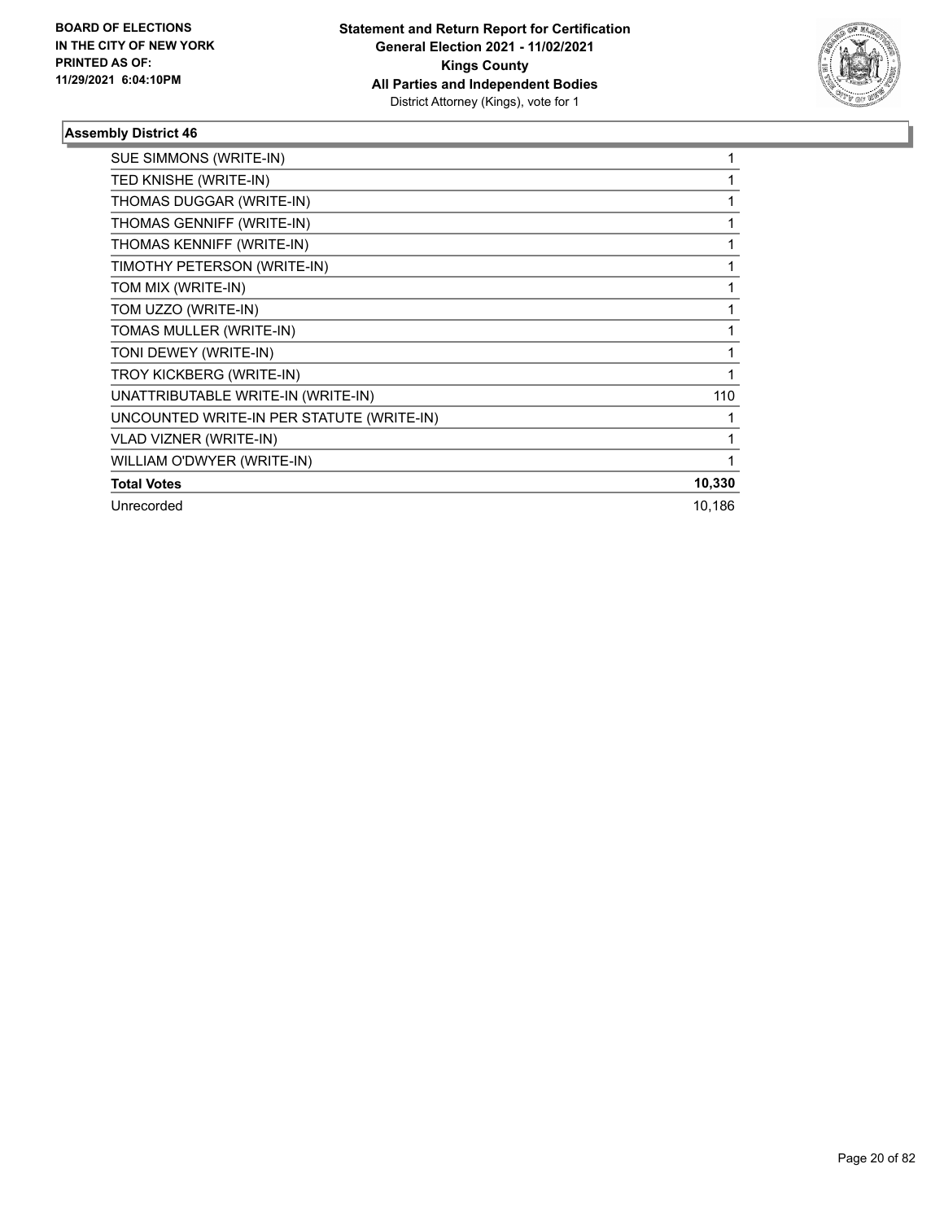**Statement and Return Report for Certification**
**General Election 2021 - 11/02/2021**
**Kings County**
**All Parties and Independent Bodies**
District Attorney (Kings), vote for 1

BOARD OF ELECTIONS IN THE CITY OF NEW YORK PRINTED AS OF: 11/29/2021 6:04:10PM

### Assembly District 46

| | |
|---|---|
| SUE SIMMONS (WRITE-IN) | 1 |
| TED KNISHE (WRITE-IN) | 1 |
| THOMAS DUGGAR (WRITE-IN) | 1 |
| THOMAS GENNIFF (WRITE-IN) | 1 |
| THOMAS KENNIFF (WRITE-IN) | 1 |
| TIMOTHY PETERSON (WRITE-IN) | 1 |
| TOM MIX (WRITE-IN) | 1 |
| TOM UZZO (WRITE-IN) | 1 |
| TOMAS MULLER (WRITE-IN) | 1 |
| TONI DEWEY (WRITE-IN) | 1 |
| TROY KICKBERG (WRITE-IN) | 1 |
| UNATTRIBUTABLE WRITE-IN (WRITE-IN) | 110 |
| UNCOUNTED WRITE-IN PER STATUTE (WRITE-IN) | 1 |
| VLAD VIZNER (WRITE-IN) | 1 |
| WILLIAM O'DWYER (WRITE-IN) | 1 |
| **Total Votes** | **10,330** |
| Unrecorded | 10,186 |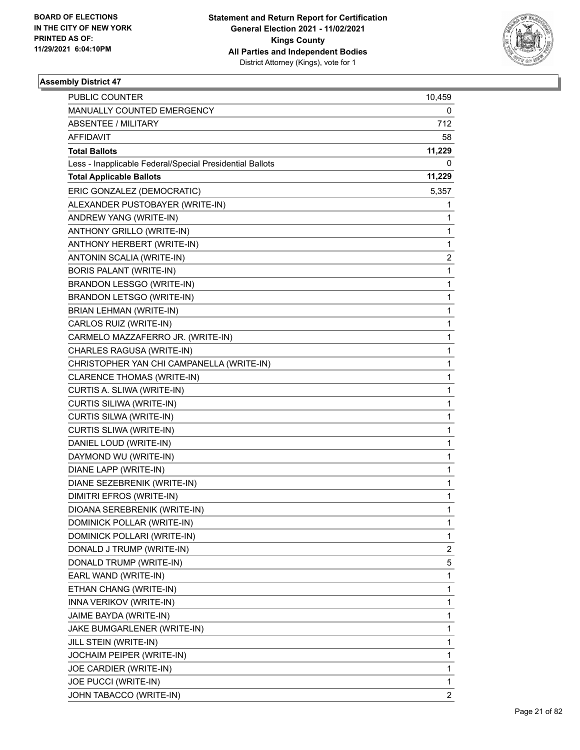**BOARD OF ELECTIONS IN THE CITY OF NEW YORK PRINTED AS OF: 11/29/2021 6:04:10PM**

**Statement and Return Report for Certification General Election 2021 - 11/02/2021 Kings County All Parties and Independent Bodies**
District Attorney (Kings), vote for 1

## Assembly District 47

| | |
|---|---|
| PUBLIC COUNTER | 10,459 |
| MANUALLY COUNTED EMERGENCY | 0 |
| ABSENTEE / MILITARY | 712 |
| AFFIDAVIT | 58 |
| **Total Ballots** | **11,229** |
| Less - Inapplicable Federal/Special Presidential Ballots | 0 |
| **Total Applicable Ballots** | **11,229** |
| ERIC GONZALEZ (DEMOCRATIC) | 5,357 |
| ALEXANDER PUSTOBAYER (WRITE-IN) | 1 |
| ANDREW YANG (WRITE-IN) | 1 |
| ANTHONY GRILLO (WRITE-IN) | 1 |
| ANTHONY HERBERT (WRITE-IN) | 1 |
| ANTONIN SCALIA (WRITE-IN) | 2 |
| BORIS PALANT (WRITE-IN) | 1 |
| BRANDON LESSGO (WRITE-IN) | 1 |
| BRANDON LETSGO (WRITE-IN) | 1 |
| BRIAN LEHMAN (WRITE-IN) | 1 |
| CARLOS RUIZ (WRITE-IN) | 1 |
| CARMELO MAZZAFERRO JR. (WRITE-IN) | 1 |
| CHARLES RAGUSA (WRITE-IN) | 1 |
| CHRISTOPHER YAN CHI CAMPANELLA (WRITE-IN) | 1 |
| CLARENCE THOMAS (WRITE-IN) | 1 |
| CURTIS A. SLIWA (WRITE-IN) | 1 |
| CURTIS SILIWA (WRITE-IN) | 1 |
| CURTIS SILWA (WRITE-IN) | 1 |
| CURTIS SLIWA (WRITE-IN) | 1 |
| DANIEL LOUD (WRITE-IN) | 1 |
| DAYMOND WU (WRITE-IN) | 1 |
| DIANE LAPP (WRITE-IN) | 1 |
| DIANE SEZEBRENIK (WRITE-IN) | 1 |
| DIMITRI EFROS (WRITE-IN) | 1 |
| DIOANA SEREBRENIK (WRITE-IN) | 1 |
| DOMINICK POLLAR (WRITE-IN) | 1 |
| DOMINICK POLLARI (WRITE-IN) | 1 |
| DONALD J TRUMP (WRITE-IN) | 2 |
| DONALD TRUMP (WRITE-IN) | 5 |
| EARL WAND (WRITE-IN) | 1 |
| ETHAN CHANG (WRITE-IN) | 1 |
| INNA VERIKOV (WRITE-IN) | 1 |
| JAIME BAYDA (WRITE-IN) | 1 |
| JAKE BUMGARLENER (WRITE-IN) | 1 |
| JILL STEIN (WRITE-IN) | 1 |
| JOCHAIM PEIPER (WRITE-IN) | 1 |
| JOE CARDIER (WRITE-IN) | 1 |
| JOE PUCCI (WRITE-IN) | 1 |
| JOHN TABACCO (WRITE-IN) | 2 |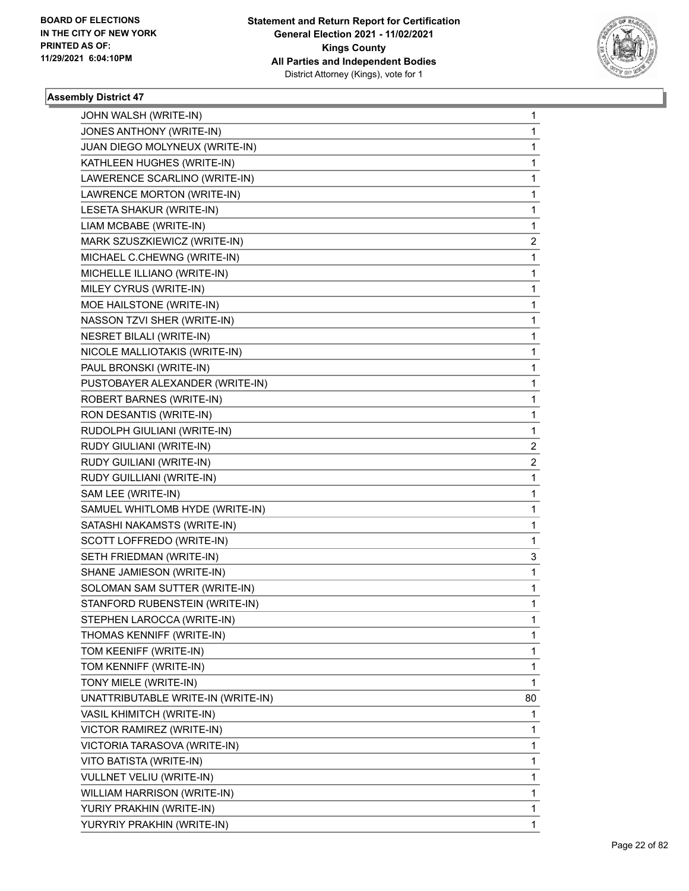**BOARD OF ELECTIONS IN THE CITY OF NEW YORK PRINTED AS OF: 11/29/2021 6:04:10PM**

**Statement and Return Report for Certification General Election 2021 - 11/02/2021 Kings County All Parties and Independent Bodies** District Attorney (Kings), vote for 1

### Assembly District 47

| | |
|---|---|
| JOHN WALSH (WRITE-IN) | 1 |
| JONES ANTHONY (WRITE-IN) | 1 |
| JUAN DIEGO MOLYNEUX (WRITE-IN) | 1 |
| KATHLEEN HUGHES (WRITE-IN) | 1 |
| LAWERENCE SCARLINO (WRITE-IN) | 1 |
| LAWRENCE MORTON (WRITE-IN) | 1 |
| LESETA SHAKUR (WRITE-IN) | 1 |
| LIAM MCBABE (WRITE-IN) | 1 |
| MARK SZUSZKIEWICZ (WRITE-IN) | 2 |
| MICHAEL C.CHEWNG (WRITE-IN) | 1 |
| MICHELLE ILLIANO (WRITE-IN) | 1 |
| MILEY CYRUS (WRITE-IN) | 1 |
| MOE HAILSTONE (WRITE-IN) | 1 |
| NASSON TZVI SHER (WRITE-IN) | 1 |
| NESRET BILALI (WRITE-IN) | 1 |
| NICOLE MALLIOTAKIS (WRITE-IN) | 1 |
| PAUL BRONSKI (WRITE-IN) | 1 |
| PUSTOBAYER ALEXANDER (WRITE-IN) | 1 |
| ROBERT BARNES (WRITE-IN) | 1 |
| RON DESANTIS (WRITE-IN) | 1 |
| RUDOLPH GIULIANI (WRITE-IN) | 1 |
| RUDY GIULIANI (WRITE-IN) | 2 |
| RUDY GUILIANI (WRITE-IN) | 2 |
| RUDY GUILLIANI (WRITE-IN) | 1 |
| SAM LEE (WRITE-IN) | 1 |
| SAMUEL WHITLOMB HYDE (WRITE-IN) | 1 |
| SATASHI NAKAMSTS (WRITE-IN) | 1 |
| SCOTT LOFFREDO (WRITE-IN) | 1 |
| SETH FRIEDMAN (WRITE-IN) | 3 |
| SHANE JAMIESON (WRITE-IN) | 1 |
| SOLOMAN SAM SUTTER (WRITE-IN) | 1 |
| STANFORD RUBENSTEIN (WRITE-IN) | 1 |
| STEPHEN LAROCCA (WRITE-IN) | 1 |
| THOMAS KENNIFF (WRITE-IN) | 1 |
| TOM KEENIFF (WRITE-IN) | 1 |
| TOM KENNIFF (WRITE-IN) | 1 |
| TONY MIELE (WRITE-IN) | 1 |
| UNATTRIBUTABLE WRITE-IN (WRITE-IN) | 80 |
| VASIL KHIMITCH (WRITE-IN) | 1 |
| VICTOR RAMIREZ (WRITE-IN) | 1 |
| VICTORIA TARASOVA (WRITE-IN) | 1 |
| VITO BATISTA (WRITE-IN) | 1 |
| VULLNET VELIU (WRITE-IN) | 1 |
| WILLIAM HARRISON (WRITE-IN) | 1 |
| YURIY PRAKHIN (WRITE-IN) | 1 |
| YURYRIY PRAKHIN (WRITE-IN) | 1 |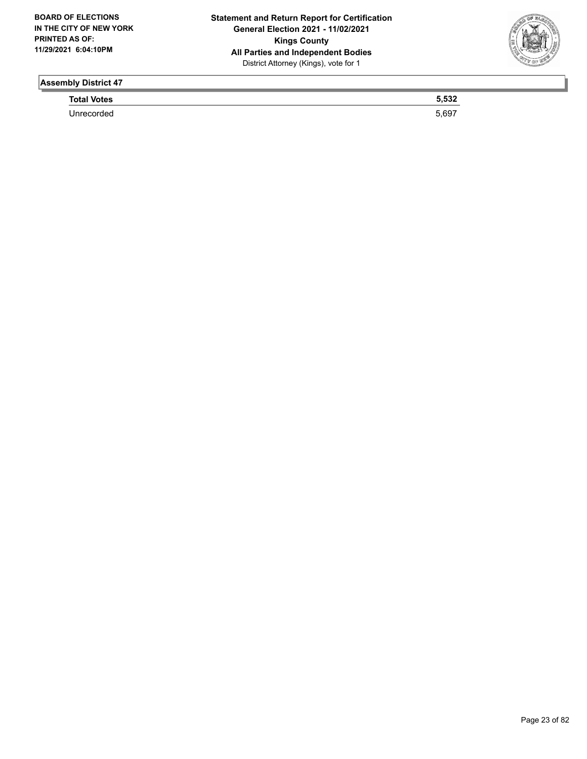## Assembly District 47

| | |
|---|---|
| **Total Votes** | **5,532** |
| Unrecorded | 5,697 |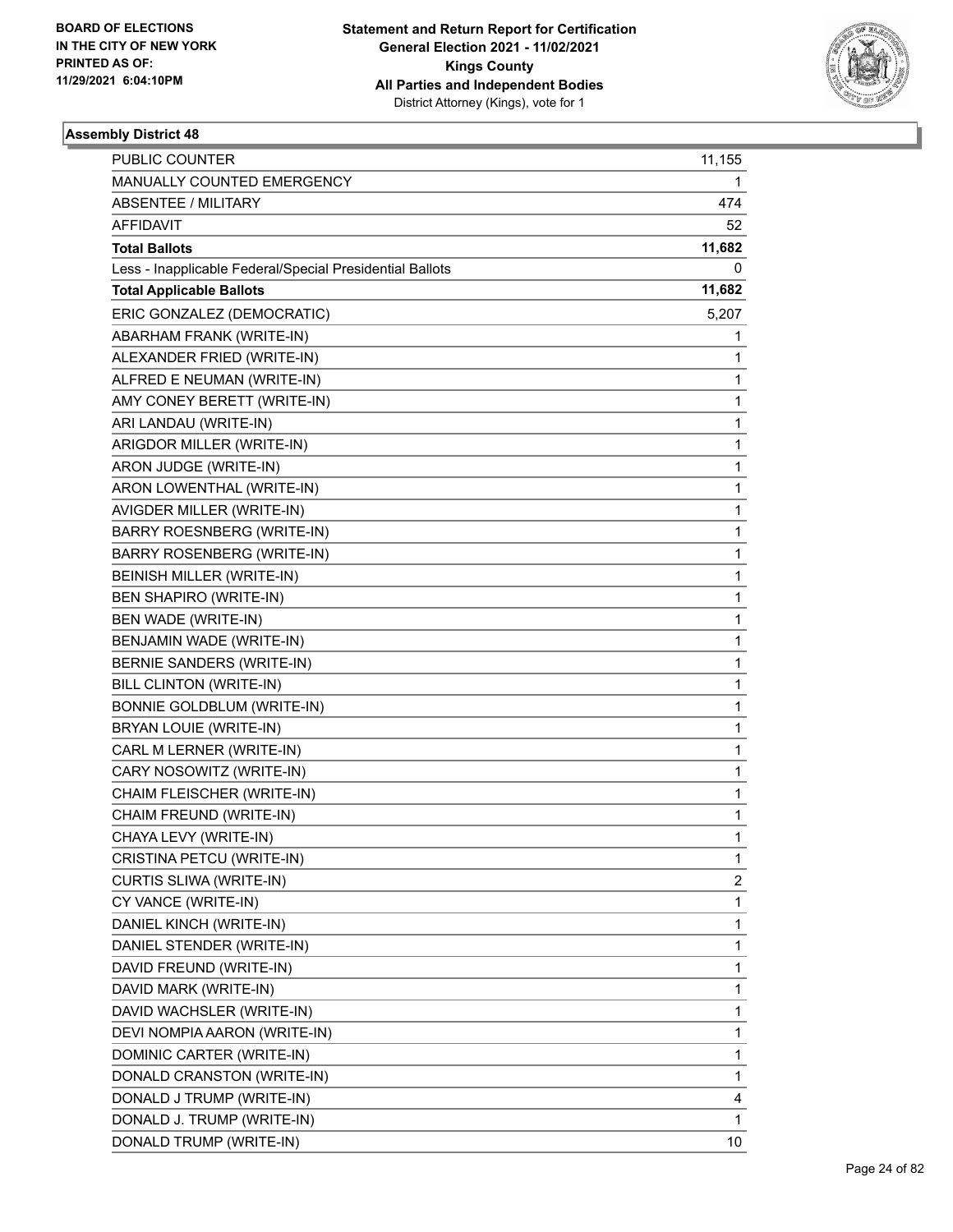**Statement and Return Report for Certification**
**General Election 2021 - 11/02/2021**
**Kings County**
**All Parties and Independent Bodies**
District Attorney (Kings), vote for 1

BOARD OF ELECTIONS
IN THE CITY OF NEW YORK
PRINTED AS OF:
11/29/2021 6:04:10PM

### Assembly District 48

| | |
|---|---|
| PUBLIC COUNTER | 11,155 |
| MANUALLY COUNTED EMERGENCY | 1 |
| ABSENTEE / MILITARY | 474 |
| AFFIDAVIT | 52 |
| **Total Ballots** | **11,682** |
| Less - Inapplicable Federal/Special Presidential Ballots | 0 |
| **Total Applicable Ballots** | **11,682** |
| ERIC GONZALEZ (DEMOCRATIC) | 5,207 |
| ABARHAM FRANK (WRITE-IN) | 1 |
| ALEXANDER FRIED (WRITE-IN) | 1 |
| ALFRED E NEUMAN (WRITE-IN) | 1 |
| AMY CONEY BERETT (WRITE-IN) | 1 |
| ARI LANDAU (WRITE-IN) | 1 |
| ARIGDOR MILLER (WRITE-IN) | 1 |
| ARON JUDGE (WRITE-IN) | 1 |
| ARON LOWENTHAL (WRITE-IN) | 1 |
| AVIGDER MILLER (WRITE-IN) | 1 |
| BARRY ROESNBERG (WRITE-IN) | 1 |
| BARRY ROSENBERG (WRITE-IN) | 1 |
| BEINISH MILLER (WRITE-IN) | 1 |
| BEN SHAPIRO (WRITE-IN) | 1 |
| BEN WADE (WRITE-IN) | 1 |
| BENJAMIN WADE (WRITE-IN) | 1 |
| BERNIE SANDERS (WRITE-IN) | 1 |
| BILL CLINTON (WRITE-IN) | 1 |
| BONNIE GOLDBLUM (WRITE-IN) | 1 |
| BRYAN LOUIE (WRITE-IN) | 1 |
| CARL M LERNER (WRITE-IN) | 1 |
| CARY NOSOWITZ (WRITE-IN) | 1 |
| CHAIM FLEISCHER (WRITE-IN) | 1 |
| CHAIM FREUND (WRITE-IN) | 1 |
| CHAYA LEVY (WRITE-IN) | 1 |
| CRISTINA PETCU (WRITE-IN) | 1 |
| CURTIS SLIWA (WRITE-IN) | 2 |
| CY VANCE (WRITE-IN) | 1 |
| DANIEL KINCH (WRITE-IN) | 1 |
| DANIEL STENDER (WRITE-IN) | 1 |
| DAVID FREUND (WRITE-IN) | 1 |
| DAVID MARK (WRITE-IN) | 1 |
| DAVID WACHSLER (WRITE-IN) | 1 |
| DEVI NOMPIA AARON (WRITE-IN) | 1 |
| DOMINIC CARTER (WRITE-IN) | 1 |
| DONALD CRANSTON (WRITE-IN) | 1 |
| DONALD J TRUMP (WRITE-IN) | 4 |
| DONALD J. TRUMP (WRITE-IN) | 1 |
| DONALD TRUMP (WRITE-IN) | 10 |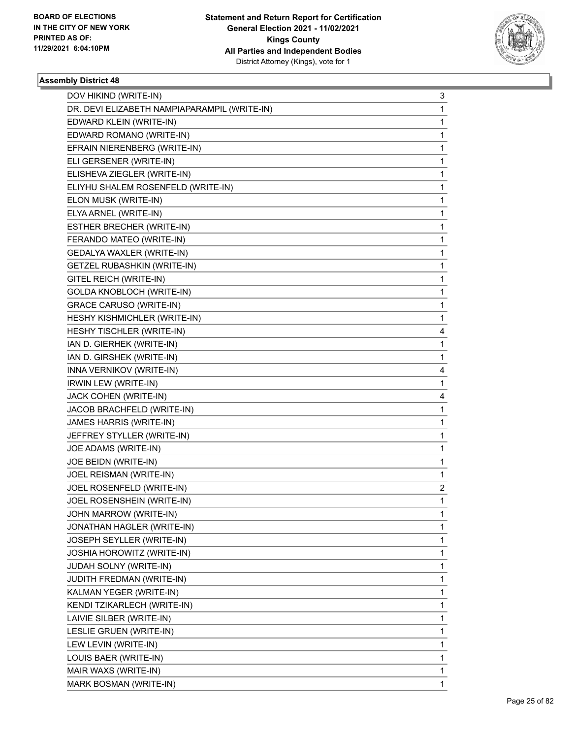BOARD OF ELECTIONS
IN THE CITY OF NEW YORK
PRINTED AS OF:
11/29/2021 6:04:10PM

**Statement and Return Report for Certification**
**General Election 2021 - 11/02/2021**
**Kings County**
**All Parties and Independent Bodies**
District Attorney (Kings), vote for 1

### Assembly District 48

| | |
|---|---|
| DOV HIKIND (WRITE-IN) | 3 |
| DR. DEVI ELIZABETH NAMPIAPARAMPIL (WRITE-IN) | 1 |
| EDWARD KLEIN (WRITE-IN) | 1 |
| EDWARD ROMANO (WRITE-IN) | 1 |
| EFRAIN NIERENBERG (WRITE-IN) | 1 |
| ELI GERSENER (WRITE-IN) | 1 |
| ELISHEVA ZIEGLER (WRITE-IN) | 1 |
| ELIYHU SHALEM ROSENFELD (WRITE-IN) | 1 |
| ELON MUSK (WRITE-IN) | 1 |
| ELYA ARNEL (WRITE-IN) | 1 |
| ESTHER BRECHER (WRITE-IN) | 1 |
| FERANDO MATEO (WRITE-IN) | 1 |
| GEDALYA WAXLER (WRITE-IN) | 1 |
| GETZEL RUBASHKIN (WRITE-IN) | 1 |
| GITEL REICH (WRITE-IN) | 1 |
| GOLDA KNOBLOCH (WRITE-IN) | 1 |
| GRACE CARUSO (WRITE-IN) | 1 |
| HESHY KISHMICHLER (WRITE-IN) | 1 |
| HESHY TISCHLER (WRITE-IN) | 4 |
| IAN D. GIERHEK (WRITE-IN) | 1 |
| IAN D. GIRSHEK (WRITE-IN) | 1 |
| INNA VERNIKOV (WRITE-IN) | 4 |
| IRWIN LEW (WRITE-IN) | 1 |
| JACK COHEN (WRITE-IN) | 4 |
| JACOB BRACHFELD (WRITE-IN) | 1 |
| JAMES HARRIS (WRITE-IN) | 1 |
| JEFFREY STYLLER (WRITE-IN) | 1 |
| JOE ADAMS (WRITE-IN) | 1 |
| JOE BEIDN (WRITE-IN) | 1 |
| JOEL REISMAN (WRITE-IN) | 1 |
| JOEL ROSENFELD (WRITE-IN) | 2 |
| JOEL ROSENSHEIN (WRITE-IN) | 1 |
| JOHN MARROW (WRITE-IN) | 1 |
| JONATHAN HAGLER (WRITE-IN) | 1 |
| JOSEPH SEYLLER (WRITE-IN) | 1 |
| JOSHIA HOROWITZ (WRITE-IN) | 1 |
| JUDAH SOLNY (WRITE-IN) | 1 |
| JUDITH FREDMAN (WRITE-IN) | 1 |
| KALMAN YEGER (WRITE-IN) | 1 |
| KENDI TZIKARLECH (WRITE-IN) | 1 |
| LAIVIE SILBER (WRITE-IN) | 1 |
| LESLIE GRUEN (WRITE-IN) | 1 |
| LEW LEVIN (WRITE-IN) | 1 |
| LOUIS BAER (WRITE-IN) | 1 |
| MAIR WAXS (WRITE-IN) | 1 |
| MARK BOSMAN (WRITE-IN) | 1 |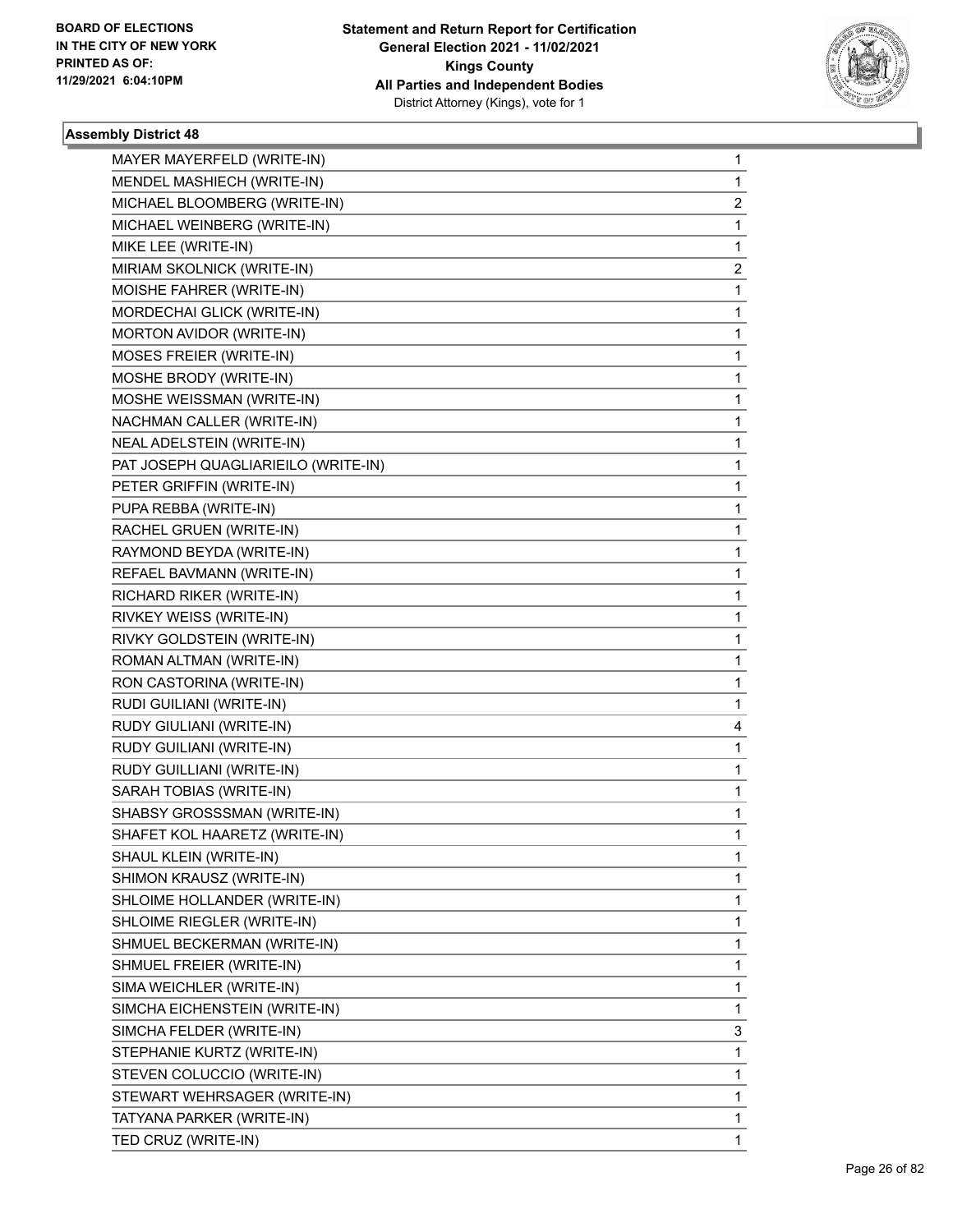**Statement and Return Report for Certification**
**General Election 2021 - 11/02/2021**
**Kings County**
**All Parties and Independent Bodies**
District Attorney (Kings), vote for 1

BOARD OF ELECTIONS
IN THE CITY OF NEW YORK
PRINTED AS OF:
11/29/2021 6:04:10PM

### Assembly District 48

| | |
|---|---|
| MAYER MAYERFELD (WRITE-IN) | 1 |
| MENDEL MASHIECH (WRITE-IN) | 1 |
| MICHAEL BLOOMBERG (WRITE-IN) | 2 |
| MICHAEL WEINBERG (WRITE-IN) | 1 |
| MIKE LEE (WRITE-IN) | 1 |
| MIRIAM SKOLNICK (WRITE-IN) | 2 |
| MOISHE FAHRER (WRITE-IN) | 1 |
| MORDECHAI GLICK (WRITE-IN) | 1 |
| MORTON AVIDOR (WRITE-IN) | 1 |
| MOSES FREIER (WRITE-IN) | 1 |
| MOSHE BRODY (WRITE-IN) | 1 |
| MOSHE WEISSMAN (WRITE-IN) | 1 |
| NACHMAN CALLER (WRITE-IN) | 1 |
| NEAL ADELSTEIN (WRITE-IN) | 1 |
| PAT JOSEPH QUAGLIARIEILO (WRITE-IN) | 1 |
| PETER GRIFFIN (WRITE-IN) | 1 |
| PUPA REBBA (WRITE-IN) | 1 |
| RACHEL GRUEN (WRITE-IN) | 1 |
| RAYMOND BEYDA (WRITE-IN) | 1 |
| REFAEL BAVMANN (WRITE-IN) | 1 |
| RICHARD RIKER (WRITE-IN) | 1 |
| RIVKEY WEISS (WRITE-IN) | 1 |
| RIVKY GOLDSTEIN (WRITE-IN) | 1 |
| ROMAN ALTMAN (WRITE-IN) | 1 |
| RON CASTORINA (WRITE-IN) | 1 |
| RUDI GUILIANI (WRITE-IN) | 1 |
| RUDY GIULIANI (WRITE-IN) | 4 |
| RUDY GUILIANI (WRITE-IN) | 1 |
| RUDY GUILLIANI (WRITE-IN) | 1 |
| SARAH TOBIAS (WRITE-IN) | 1 |
| SHABSY GROSSSMAN (WRITE-IN) | 1 |
| SHAFET KOL HAARETZ (WRITE-IN) | 1 |
| SHAUL KLEIN (WRITE-IN) | 1 |
| SHIMON KRAUSZ (WRITE-IN) | 1 |
| SHLOIME HOLLANDER (WRITE-IN) | 1 |
| SHLOIME RIEGLER (WRITE-IN) | 1 |
| SHMUEL BECKERMAN (WRITE-IN) | 1 |
| SHMUEL FREIER (WRITE-IN) | 1 |
| SIMA WEICHLER (WRITE-IN) | 1 |
| SIMCHA EICHENSTEIN (WRITE-IN) | 1 |
| SIMCHA FELDER (WRITE-IN) | 3 |
| STEPHANIE KURTZ (WRITE-IN) | 1 |
| STEVEN COLUCCIO (WRITE-IN) | 1 |
| STEWART WEHRSAGER (WRITE-IN) | 1 |
| TATYANA PARKER (WRITE-IN) | 1 |
| TED CRUZ (WRITE-IN) | 1 |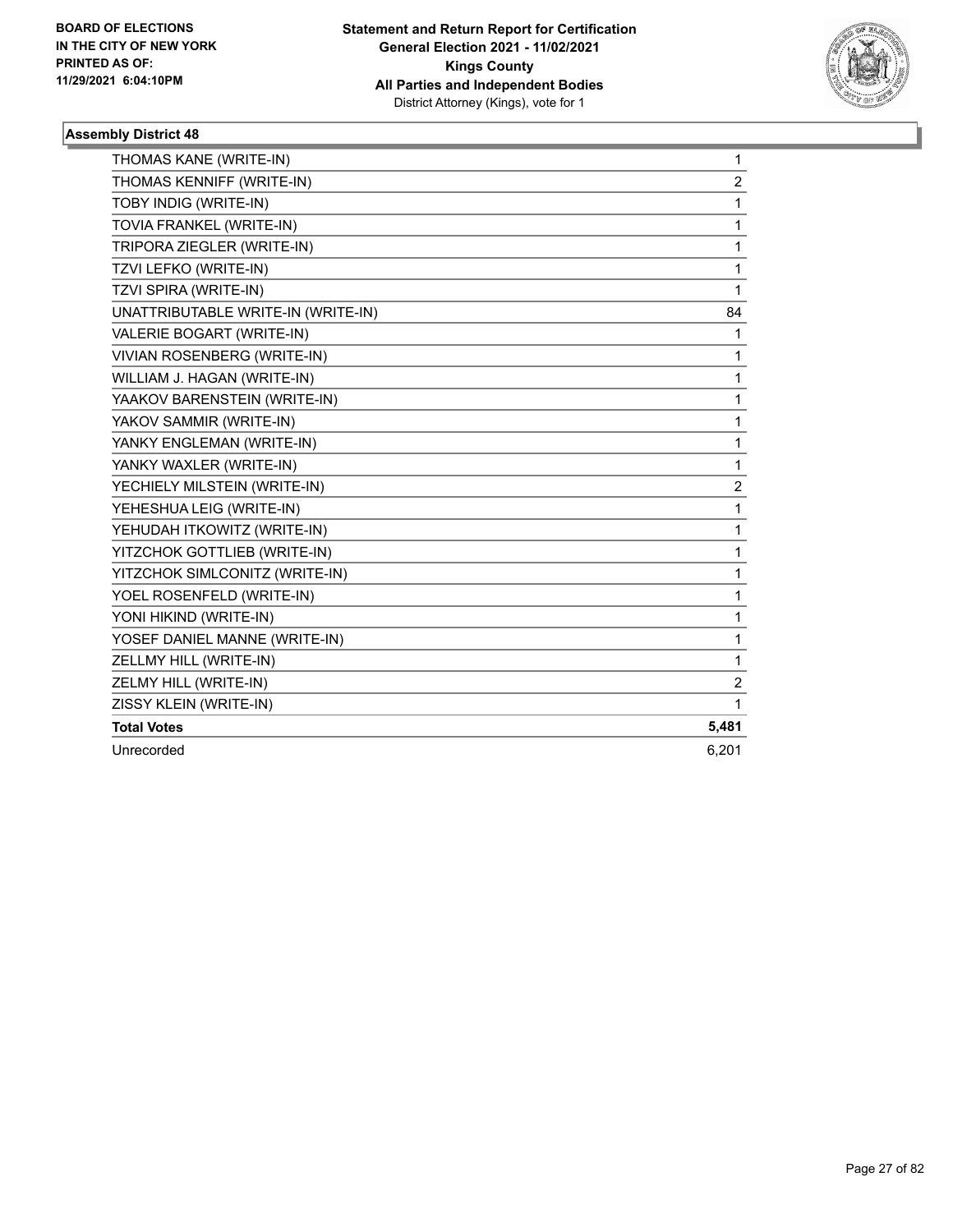BOARD OF ELECTIONS
IN THE CITY OF NEW YORK
PRINTED AS OF:
11/29/2021 6:04:10PM

**Statement and Return Report for Certification**
**General Election 2021 - 11/02/2021**
**Kings County**
**All Parties and Independent Bodies**
District Attorney (Kings), vote for 1

### Assembly District 48

| | |
|---|---|
| THOMAS KANE (WRITE-IN) | 1 |
| THOMAS KENNIFF (WRITE-IN) | 2 |
| TOBY INDIG (WRITE-IN) | 1 |
| TOVIA FRANKEL (WRITE-IN) | 1 |
| TRIPORA ZIEGLER (WRITE-IN) | 1 |
| TZVI LEFKO (WRITE-IN) | 1 |
| TZVI SPIRA (WRITE-IN) | 1 |
| UNATTRIBUTABLE WRITE-IN (WRITE-IN) | 84 |
| VALERIE BOGART (WRITE-IN) | 1 |
| VIVIAN ROSENBERG (WRITE-IN) | 1 |
| WILLIAM J. HAGAN (WRITE-IN) | 1 |
| YAAKOV BARENSTEIN (WRITE-IN) | 1 |
| YAKOV SAMMIR (WRITE-IN) | 1 |
| YANKY ENGLEMAN (WRITE-IN) | 1 |
| YANKY WAXLER (WRITE-IN) | 1 |
| YECHIELY MILSTEIN (WRITE-IN) | 2 |
| YEHESHUA LEIG (WRITE-IN) | 1 |
| YEHUDAH ITKOWITZ (WRITE-IN) | 1 |
| YITZCHOK GOTTLIEB (WRITE-IN) | 1 |
| YITZCHOK SIMLCONITZ (WRITE-IN) | 1 |
| YOEL ROSENFELD (WRITE-IN) | 1 |
| YONI HIKIND (WRITE-IN) | 1 |
| YOSEF DANIEL MANNE (WRITE-IN) | 1 |
| ZELLMY HILL (WRITE-IN) | 1 |
| ZELMY HILL (WRITE-IN) | 2 |
| ZISSY KLEIN (WRITE-IN) | 1 |
| **Total Votes** | **5,481** |
| Unrecorded | 6,201 |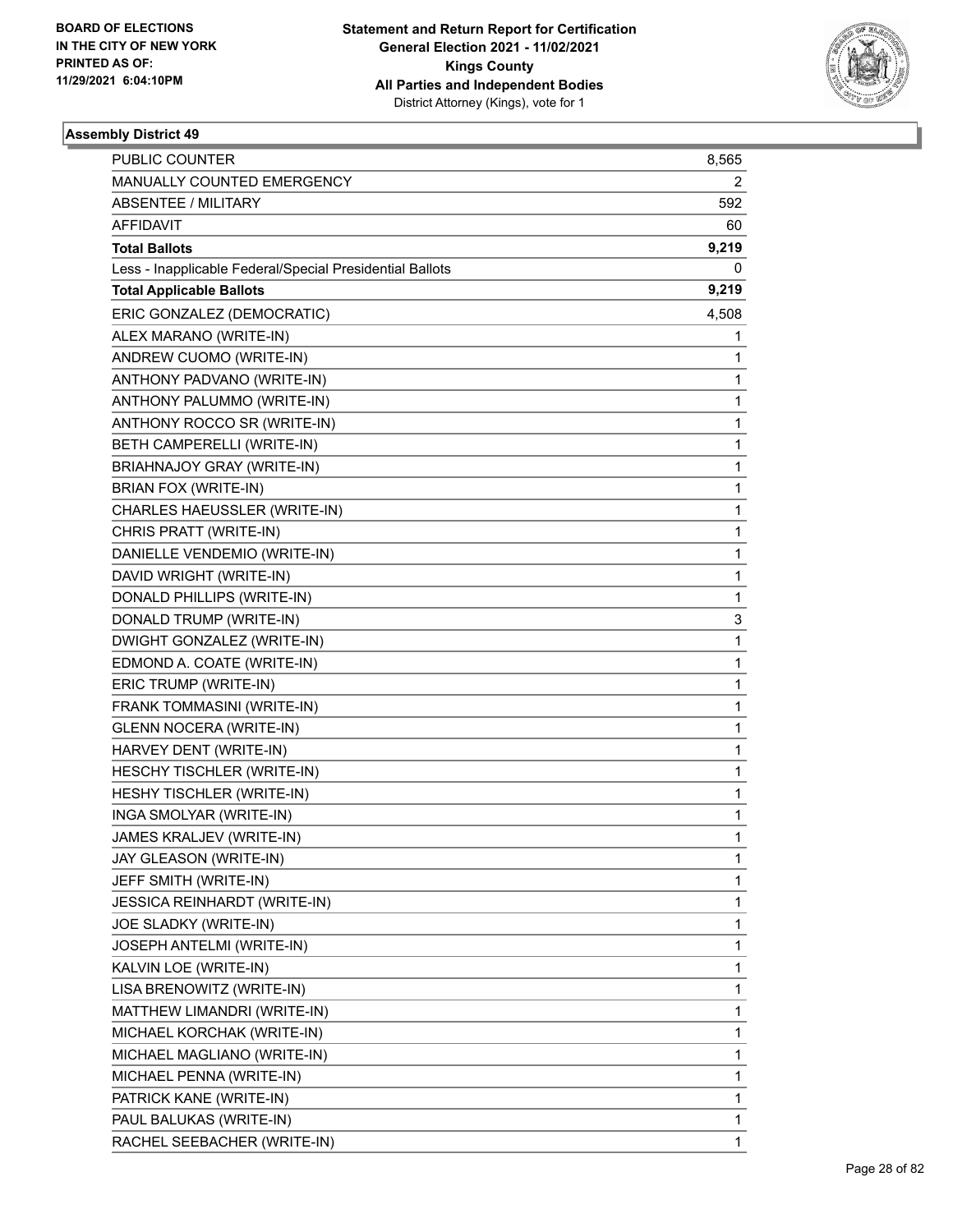**Statement and Return Report for Certification**
**General Election 2021 - 11/02/2021**
**Kings County**
**All Parties and Independent Bodies**
District Attorney (Kings), vote for 1

BOARD OF ELECTIONS
IN THE CITY OF NEW YORK
PRINTED AS OF:
11/29/2021 6:04:10PM

### Assembly District 49

| | |
|---|---|
| PUBLIC COUNTER | 8,565 |
| MANUALLY COUNTED EMERGENCY | 2 |
| ABSENTEE / MILITARY | 592 |
| AFFIDAVIT | 60 |
| **Total Ballots** | **9,219** |
| Less - Inapplicable Federal/Special Presidential Ballots | 0 |
| **Total Applicable Ballots** | **9,219** |
| ERIC GONZALEZ (DEMOCRATIC) | 4,508 |
| ALEX MARANO (WRITE-IN) | 1 |
| ANDREW CUOMO (WRITE-IN) | 1 |
| ANTHONY PADVANO (WRITE-IN) | 1 |
| ANTHONY PALUMMO (WRITE-IN) | 1 |
| ANTHONY ROCCO SR (WRITE-IN) | 1 |
| BETH CAMPERELLI (WRITE-IN) | 1 |
| BRIAHNAJOY GRAY (WRITE-IN) | 1 |
| BRIAN FOX (WRITE-IN) | 1 |
| CHARLES HAEUSSLER (WRITE-IN) | 1 |
| CHRIS PRATT (WRITE-IN) | 1 |
| DANIELLE VENDEMIO (WRITE-IN) | 1 |
| DAVID WRIGHT (WRITE-IN) | 1 |
| DONALD PHILLIPS (WRITE-IN) | 1 |
| DONALD TRUMP (WRITE-IN) | 3 |
| DWIGHT GONZALEZ (WRITE-IN) | 1 |
| EDMOND A. COATE (WRITE-IN) | 1 |
| ERIC TRUMP (WRITE-IN) | 1 |
| FRANK TOMMASINI (WRITE-IN) | 1 |
| GLENN NOCERA (WRITE-IN) | 1 |
| HARVEY DENT (WRITE-IN) | 1 |
| HESCHY TISCHLER (WRITE-IN) | 1 |
| HESHY TISCHLER (WRITE-IN) | 1 |
| INGA SMOLYAR (WRITE-IN) | 1 |
| JAMES KRALJEV (WRITE-IN) | 1 |
| JAY GLEASON (WRITE-IN) | 1 |
| JEFF SMITH (WRITE-IN) | 1 |
| JESSICA REINHARDT (WRITE-IN) | 1 |
| JOE SLADKY (WRITE-IN) | 1 |
| JOSEPH ANTELMI (WRITE-IN) | 1 |
| KALVIN LOE (WRITE-IN) | 1 |
| LISA BRENOWITZ (WRITE-IN) | 1 |
| MATTHEW LIMANDRI (WRITE-IN) | 1 |
| MICHAEL KORCHAK (WRITE-IN) | 1 |
| MICHAEL MAGLIANO (WRITE-IN) | 1 |
| MICHAEL PENNA (WRITE-IN) | 1 |
| PATRICK KANE (WRITE-IN) | 1 |
| PAUL BALUKAS (WRITE-IN) | 1 |
| RACHEL SEEBACHER (WRITE-IN) | 1 |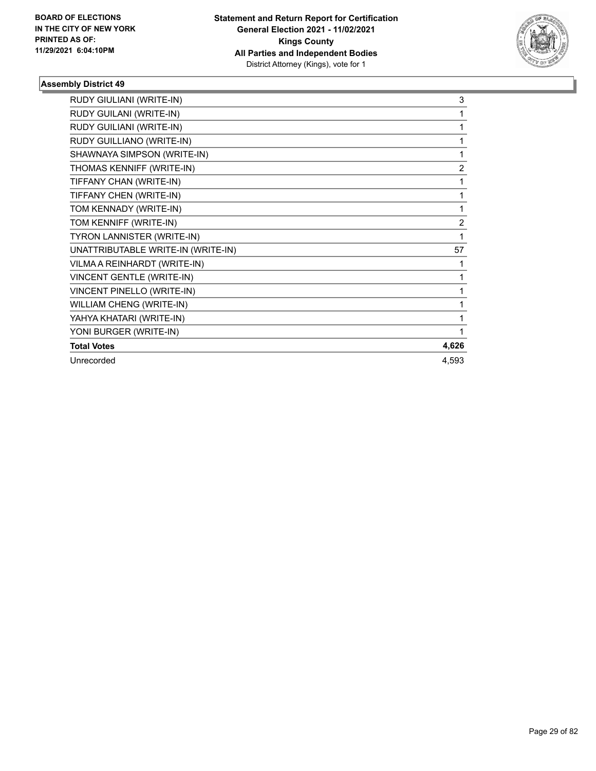**BOARD OF ELECTIONS IN THE CITY OF NEW YORK PRINTED AS OF: 11/29/2021 6:04:10PM**

**Statement and Return Report for Certification General Election 2021 - 11/02/2021 Kings County All Parties and Independent Bodies**
District Attorney (Kings), vote for 1

### Assembly District 49

| | |
|---|---|
| RUDY GIULIANI (WRITE-IN) | 3 |
| RUDY GUILANI (WRITE-IN) | 1 |
| RUDY GUILIANI (WRITE-IN) | 1 |
| RUDY GUILLIANO (WRITE-IN) | 1 |
| SHAWNAYA SIMPSON (WRITE-IN) | 1 |
| THOMAS KENNIFF (WRITE-IN) | 2 |
| TIFFANY CHAN (WRITE-IN) | 1 |
| TIFFANY CHEN (WRITE-IN) | 1 |
| TOM KENNADY (WRITE-IN) | 1 |
| TOM KENNIFF (WRITE-IN) | 2 |
| TYRON LANNISTER (WRITE-IN) | 1 |
| UNATTRIBUTABLE WRITE-IN (WRITE-IN) | 57 |
| VILMA A REINHARDT (WRITE-IN) | 1 |
| VINCENT GENTLE (WRITE-IN) | 1 |
| VINCENT PINELLO (WRITE-IN) | 1 |
| WILLIAM CHENG (WRITE-IN) | 1 |
| YAHYA KHATARI (WRITE-IN) | 1 |
| YONI BURGER (WRITE-IN) | 1 |
| **Total Votes** | **4,626** |
| Unrecorded | 4,593 |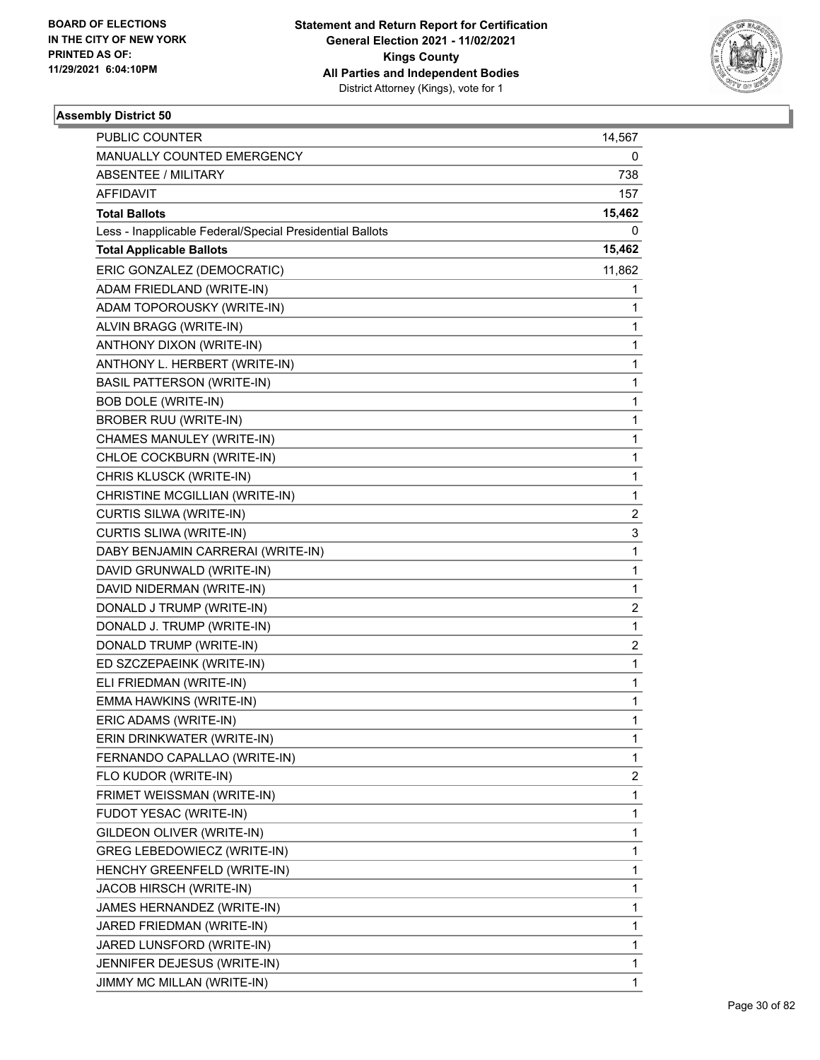BOARD OF ELECTIONS
IN THE CITY OF NEW YORK
PRINTED AS OF:
11/29/2021 6:04:10PM

**Statement and Return Report for Certification**
**General Election 2021 - 11/02/2021**
**Kings County**
**All Parties and Independent Bodies**
District Attorney (Kings), vote for 1

### Assembly District 50

| | |
|---|---|
| PUBLIC COUNTER | 14,567 |
| MANUALLY COUNTED EMERGENCY | 0 |
| ABSENTEE / MILITARY | 738 |
| AFFIDAVIT | 157 |
| **Total Ballots** | **15,462** |
| Less - Inapplicable Federal/Special Presidential Ballots | 0 |
| **Total Applicable Ballots** | **15,462** |
| ERIC GONZALEZ (DEMOCRATIC) | 11,862 |
| ADAM FRIEDLAND (WRITE-IN) | 1 |
| ADAM TOPOROUSKY (WRITE-IN) | 1 |
| ALVIN BRAGG (WRITE-IN) | 1 |
| ANTHONY DIXON (WRITE-IN) | 1 |
| ANTHONY L. HERBERT (WRITE-IN) | 1 |
| BASIL PATTERSON (WRITE-IN) | 1 |
| BOB DOLE (WRITE-IN) | 1 |
| BROBER RUU (WRITE-IN) | 1 |
| CHAMES MANULEY (WRITE-IN) | 1 |
| CHLOE COCKBURN (WRITE-IN) | 1 |
| CHRIS KLUSCK (WRITE-IN) | 1 |
| CHRISTINE MCGILLIAN (WRITE-IN) | 1 |
| CURTIS SILWA (WRITE-IN) | 2 |
| CURTIS SLIWA (WRITE-IN) | 3 |
| DABY BENJAMIN CARRERAI (WRITE-IN) | 1 |
| DAVID GRUNWALD (WRITE-IN) | 1 |
| DAVID NIDERMAN (WRITE-IN) | 1 |
| DONALD J TRUMP (WRITE-IN) | 2 |
| DONALD J. TRUMP (WRITE-IN) | 1 |
| DONALD TRUMP (WRITE-IN) | 2 |
| ED SZCZEPAEINK (WRITE-IN) | 1 |
| ELI FRIEDMAN (WRITE-IN) | 1 |
| EMMA HAWKINS (WRITE-IN) | 1 |
| ERIC ADAMS (WRITE-IN) | 1 |
| ERIN DRINKWATER (WRITE-IN) | 1 |
| FERNANDO CAPALLAO (WRITE-IN) | 1 |
| FLO KUDOR (WRITE-IN) | 2 |
| FRIMET WEISSMAN (WRITE-IN) | 1 |
| FUDOT YESAC (WRITE-IN) | 1 |
| GILDEON OLIVER (WRITE-IN) | 1 |
| GREG LEBEDOWIECZ (WRITE-IN) | 1 |
| HENCHY GREENFELD (WRITE-IN) | 1 |
| JACOB HIRSCH (WRITE-IN) | 1 |
| JAMES HERNANDEZ (WRITE-IN) | 1 |
| JARED FRIEDMAN (WRITE-IN) | 1 |
| JARED LUNSFORD (WRITE-IN) | 1 |
| JENNIFER DEJESUS (WRITE-IN) | 1 |
| JIMMY MC MILLAN (WRITE-IN) | 1 |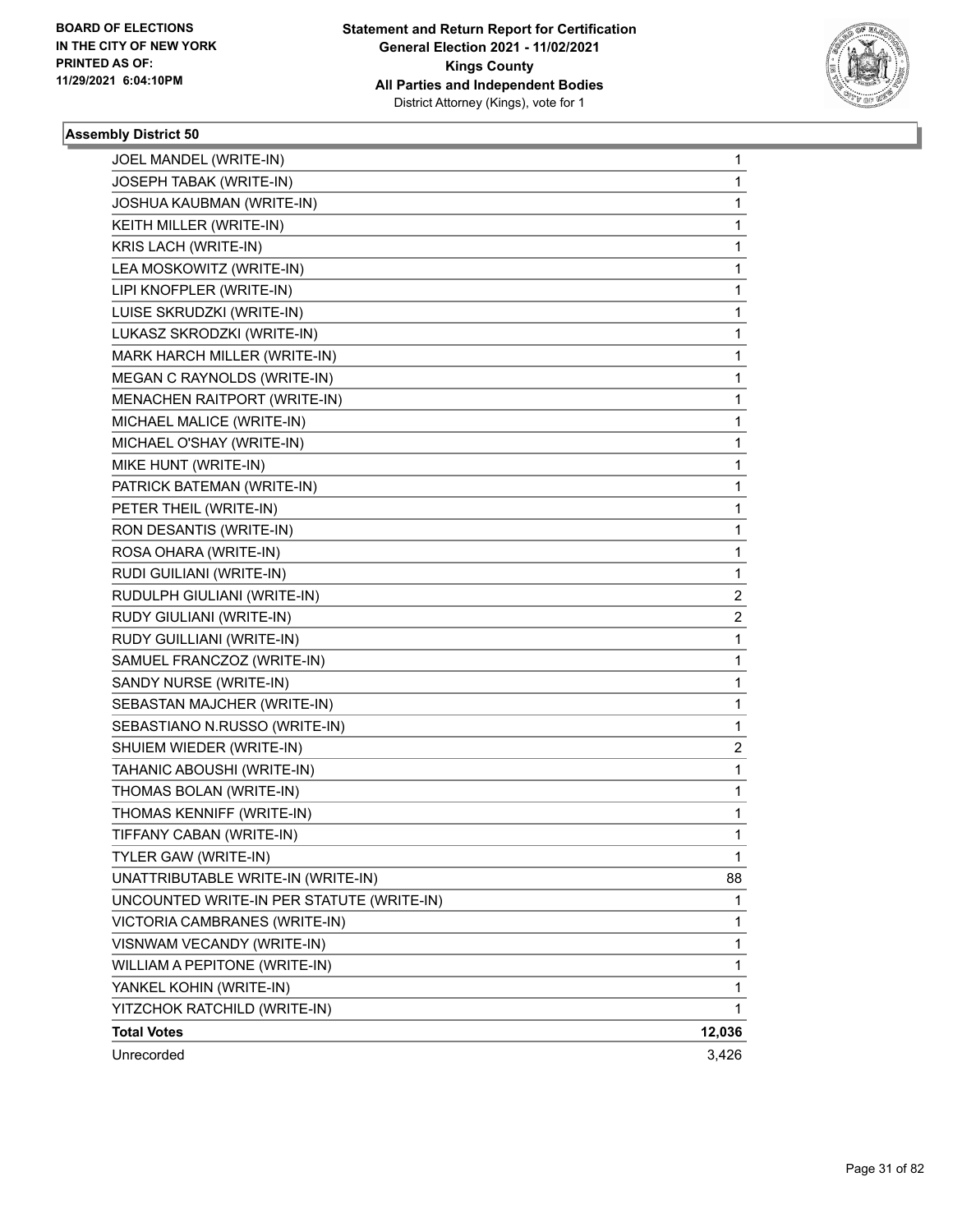**Statement and Return Report for Certification**
**General Election 2021 - 11/02/2021**
**Kings County**
**All Parties and Independent Bodies**
District Attorney (Kings), vote for 1

BOARD OF ELECTIONS IN THE CITY OF NEW YORK PRINTED AS OF: 11/29/2021 6:04:10PM

### Assembly District 50

| | |
|---|---|
| JOEL MANDEL (WRITE-IN) | 1 |
| JOSEPH TABAK (WRITE-IN) | 1 |
| JOSHUA KAUBMAN (WRITE-IN) | 1 |
| KEITH MILLER (WRITE-IN) | 1 |
| KRIS LACH (WRITE-IN) | 1 |
| LEA MOSKOWITZ (WRITE-IN) | 1 |
| LIPI KNOFPLER (WRITE-IN) | 1 |
| LUISE SKRUDZKI (WRITE-IN) | 1 |
| LUKASZ SKRODZKI (WRITE-IN) | 1 |
| MARK HARCH MILLER (WRITE-IN) | 1 |
| MEGAN C RAYNOLDS (WRITE-IN) | 1 |
| MENACHEN RAITPORT (WRITE-IN) | 1 |
| MICHAEL MALICE (WRITE-IN) | 1 |
| MICHAEL O'SHAY (WRITE-IN) | 1 |
| MIKE HUNT (WRITE-IN) | 1 |
| PATRICK BATEMAN (WRITE-IN) | 1 |
| PETER THEIL (WRITE-IN) | 1 |
| RON DESANTIS (WRITE-IN) | 1 |
| ROSA OHARA (WRITE-IN) | 1 |
| RUDI GUILIANI (WRITE-IN) | 1 |
| RUDULPH GIULIANI (WRITE-IN) | 2 |
| RUDY GIULIANI (WRITE-IN) | 2 |
| RUDY GUILLIANI (WRITE-IN) | 1 |
| SAMUEL FRANCZOZ (WRITE-IN) | 1 |
| SANDY NURSE (WRITE-IN) | 1 |
| SEBASTAN MAJCHER (WRITE-IN) | 1 |
| SEBASTIANO N.RUSSO (WRITE-IN) | 1 |
| SHUIEM WIEDER (WRITE-IN) | 2 |
| TAHANIC ABOUSHI (WRITE-IN) | 1 |
| THOMAS BOLAN (WRITE-IN) | 1 |
| THOMAS KENNIFF (WRITE-IN) | 1 |
| TIFFANY CABAN (WRITE-IN) | 1 |
| TYLER GAW (WRITE-IN) | 1 |
| UNATTRIBUTABLE WRITE-IN (WRITE-IN) | 88 |
| UNCOUNTED WRITE-IN PER STATUTE (WRITE-IN) | 1 |
| VICTORIA CAMBRANES (WRITE-IN) | 1 |
| VISNWAM VECANDY (WRITE-IN) | 1 |
| WILLIAM A PEPITONE (WRITE-IN) | 1 |
| YANKEL KOHIN (WRITE-IN) | 1 |
| YITZCHOK RATCHILD (WRITE-IN) | 1 |
| **Total Votes** | **12,036** |
| Unrecorded | 3,426 |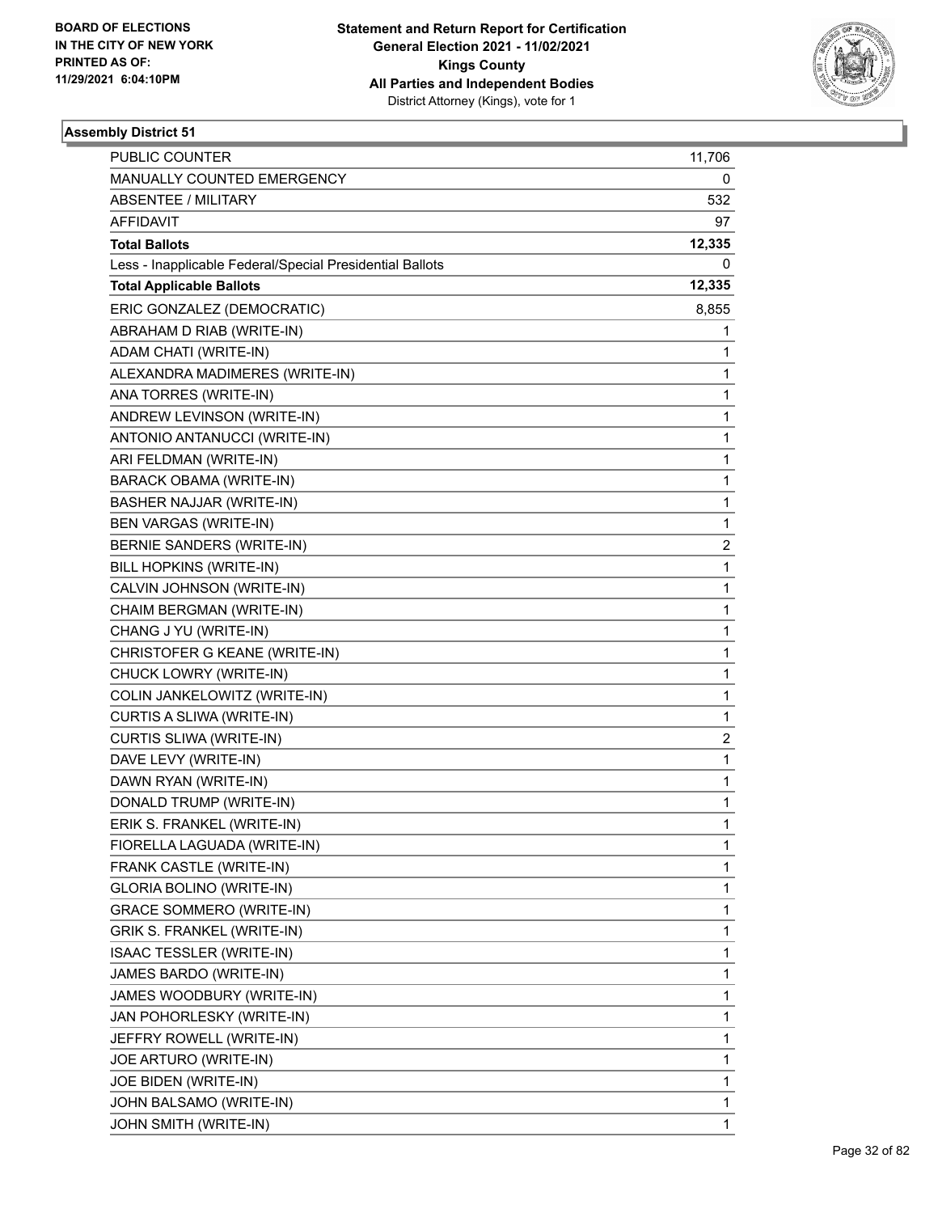**BOARD OF ELECTIONS IN THE CITY OF NEW YORK PRINTED AS OF: 11/29/2021 6:04:10PM**

**Statement and Return Report for Certification General Election 2021 - 11/02/2021 Kings County All Parties and Independent Bodies**
District Attorney (Kings), vote for 1

### Assembly District 51

| | |
|---|---|
| PUBLIC COUNTER | 11,706 |
| MANUALLY COUNTED EMERGENCY | 0 |
| ABSENTEE / MILITARY | 532 |
| AFFIDAVIT | 97 |
| **Total Ballots** | **12,335** |
| Less - Inapplicable Federal/Special Presidential Ballots | 0 |
| **Total Applicable Ballots** | **12,335** |
| ERIC GONZALEZ (DEMOCRATIC) | 8,855 |
| ABRAHAM D RIAB (WRITE-IN) | 1 |
| ADAM CHATI (WRITE-IN) | 1 |
| ALEXANDRA MADIMERES (WRITE-IN) | 1 |
| ANA TORRES (WRITE-IN) | 1 |
| ANDREW LEVINSON (WRITE-IN) | 1 |
| ANTONIO ANTANUCCI (WRITE-IN) | 1 |
| ARI FELDMAN (WRITE-IN) | 1 |
| BARACK OBAMA (WRITE-IN) | 1 |
| BASHER NAJJAR (WRITE-IN) | 1 |
| BEN VARGAS (WRITE-IN) | 1 |
| BERNIE SANDERS (WRITE-IN) | 2 |
| BILL HOPKINS (WRITE-IN) | 1 |
| CALVIN JOHNSON (WRITE-IN) | 1 |
| CHAIM BERGMAN (WRITE-IN) | 1 |
| CHANG J YU (WRITE-IN) | 1 |
| CHRISTOFER G KEANE (WRITE-IN) | 1 |
| CHUCK LOWRY (WRITE-IN) | 1 |
| COLIN JANKELOWITZ (WRITE-IN) | 1 |
| CURTIS A SLIWA (WRITE-IN) | 1 |
| CURTIS SLIWA (WRITE-IN) | 2 |
| DAVE LEVY (WRITE-IN) | 1 |
| DAWN RYAN (WRITE-IN) | 1 |
| DONALD TRUMP (WRITE-IN) | 1 |
| ERIK S. FRANKEL (WRITE-IN) | 1 |
| FIORELLA LAGUADA (WRITE-IN) | 1 |
| FRANK CASTLE (WRITE-IN) | 1 |
| GLORIA BOLINO (WRITE-IN) | 1 |
| GRACE SOMMERO (WRITE-IN) | 1 |
| GRIK S. FRANKEL (WRITE-IN) | 1 |
| ISAAC TESSLER (WRITE-IN) | 1 |
| JAMES BARDO (WRITE-IN) | 1 |
| JAMES WOODBURY (WRITE-IN) | 1 |
| JAN POHORLESKY (WRITE-IN) | 1 |
| JEFFRY ROWELL (WRITE-IN) | 1 |
| JOE ARTURO (WRITE-IN) | 1 |
| JOE BIDEN (WRITE-IN) | 1 |
| JOHN BALSAMO (WRITE-IN) | 1 |
| JOHN SMITH (WRITE-IN) | 1 |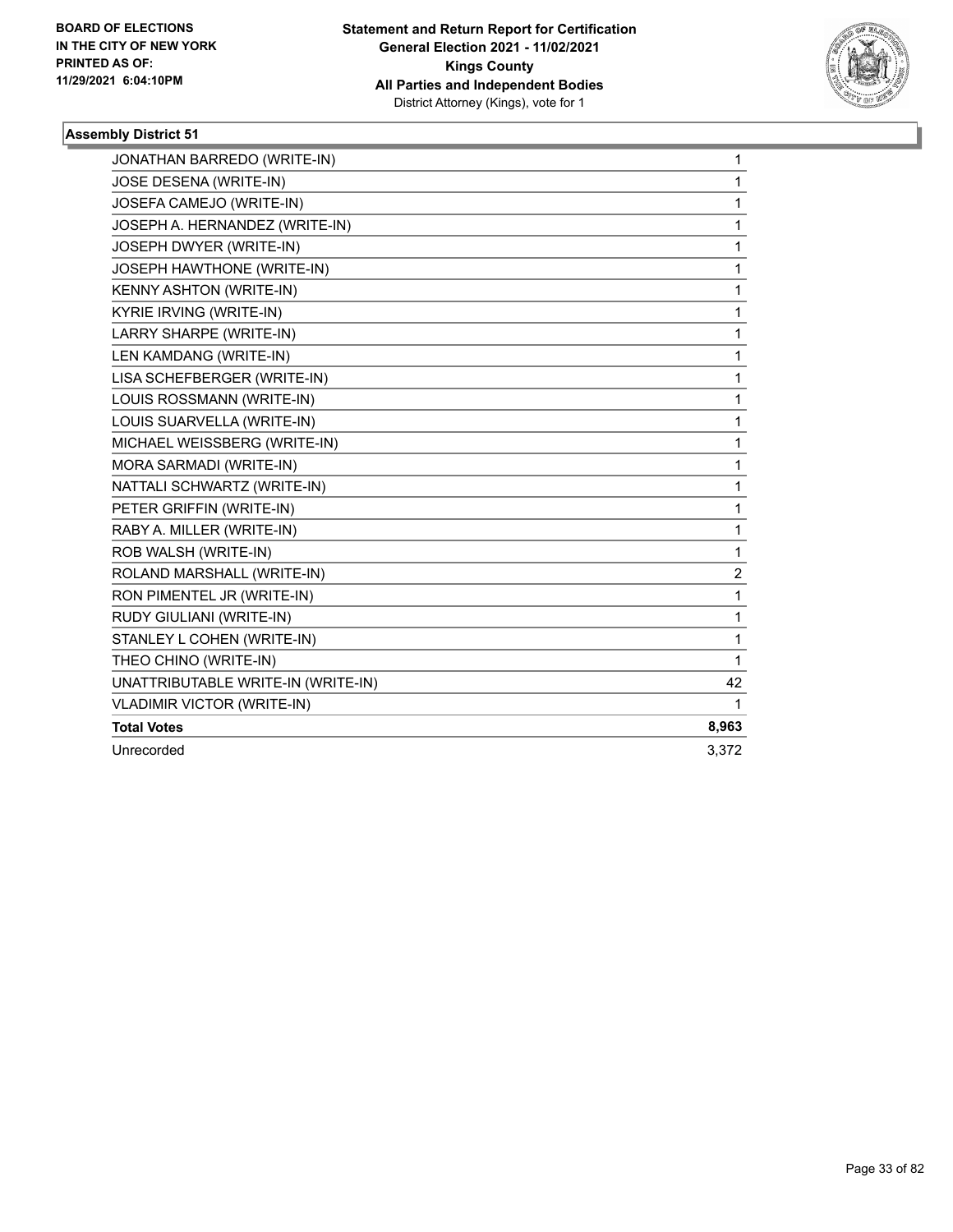BOARD OF ELECTIONS
IN THE CITY OF NEW YORK
PRINTED AS OF:
11/29/2021 6:04:10PM

**Statement and Return Report for Certification**
**General Election 2021 - 11/02/2021**
**Kings County**
**All Parties and Independent Bodies**
District Attorney (Kings), vote for 1

### Assembly District 51

| | |
|---|---|
| JONATHAN BARREDO (WRITE-IN) | 1 |
| JOSE DESENA (WRITE-IN) | 1 |
| JOSEFA CAMEJO (WRITE-IN) | 1 |
| JOSEPH A. HERNANDEZ (WRITE-IN) | 1 |
| JOSEPH DWYER (WRITE-IN) | 1 |
| JOSEPH HAWTHONE (WRITE-IN) | 1 |
| KENNY ASHTON (WRITE-IN) | 1 |
| KYRIE IRVING (WRITE-IN) | 1 |
| LARRY SHARPE (WRITE-IN) | 1 |
| LEN KAMDANG (WRITE-IN) | 1 |
| LISA SCHEFBERGER (WRITE-IN) | 1 |
| LOUIS ROSSMANN (WRITE-IN) | 1 |
| LOUIS SUARVELLA (WRITE-IN) | 1 |
| MICHAEL WEISSBERG (WRITE-IN) | 1 |
| MORA SARMADI (WRITE-IN) | 1 |
| NATTALI SCHWARTZ (WRITE-IN) | 1 |
| PETER GRIFFIN (WRITE-IN) | 1 |
| RABY A. MILLER (WRITE-IN) | 1 |
| ROB WALSH (WRITE-IN) | 1 |
| ROLAND MARSHALL (WRITE-IN) | 2 |
| RON PIMENTEL JR (WRITE-IN) | 1 |
| RUDY GIULIANI (WRITE-IN) | 1 |
| STANLEY L COHEN (WRITE-IN) | 1 |
| THEO CHINO (WRITE-IN) | 1 |
| UNATTRIBUTABLE WRITE-IN (WRITE-IN) | 42 |
| VLADIMIR VICTOR (WRITE-IN) | 1 |
| **Total Votes** | **8,963** |
| Unrecorded | 3,372 |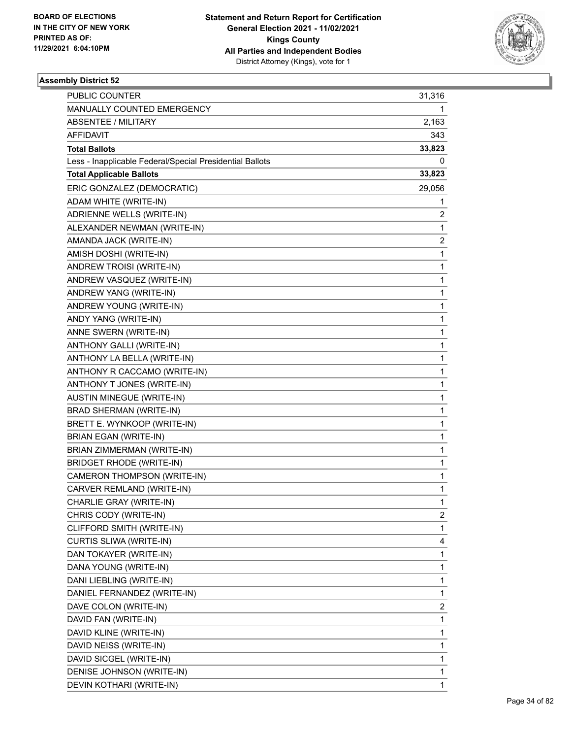BOARD OF ELECTIONS
IN THE CITY OF NEW YORK
PRINTED AS OF:
11/29/2021 6:04:10PM

**Statement and Return Report for Certification**
**General Election 2021 - 11/02/2021**
**Kings County**
**All Parties and Independent Bodies**
District Attorney (Kings), vote for 1

### Assembly District 52

| | |
|---|---|
| PUBLIC COUNTER | 31,316 |
| MANUALLY COUNTED EMERGENCY | 1 |
| ABSENTEE / MILITARY | 2,163 |
| AFFIDAVIT | 343 |
| **Total Ballots** | **33,823** |
| Less - Inapplicable Federal/Special Presidential Ballots | 0 |
| **Total Applicable Ballots** | **33,823** |
| ERIC GONZALEZ (DEMOCRATIC) | 29,056 |
| ADAM WHITE (WRITE-IN) | 1 |
| ADRIENNE WELLS (WRITE-IN) | 2 |
| ALEXANDER NEWMAN (WRITE-IN) | 1 |
| AMANDA JACK (WRITE-IN) | 2 |
| AMISH DOSHI (WRITE-IN) | 1 |
| ANDREW TROISI (WRITE-IN) | 1 |
| ANDREW VASQUEZ (WRITE-IN) | 1 |
| ANDREW YANG (WRITE-IN) | 1 |
| ANDREW YOUNG (WRITE-IN) | 1 |
| ANDY YANG (WRITE-IN) | 1 |
| ANNE SWERN (WRITE-IN) | 1 |
| ANTHONY GALLI (WRITE-IN) | 1 |
| ANTHONY LA BELLA (WRITE-IN) | 1 |
| ANTHONY R CACCAMO (WRITE-IN) | 1 |
| ANTHONY T JONES (WRITE-IN) | 1 |
| AUSTIN MINEGUE (WRITE-IN) | 1 |
| BRAD SHERMAN (WRITE-IN) | 1 |
| BRETT E. WYNKOOP (WRITE-IN) | 1 |
| BRIAN EGAN (WRITE-IN) | 1 |
| BRIAN ZIMMERMAN (WRITE-IN) | 1 |
| BRIDGET RHODE (WRITE-IN) | 1 |
| CAMERON THOMPSON (WRITE-IN) | 1 |
| CARVER REMLAND (WRITE-IN) | 1 |
| CHARLIE GRAY (WRITE-IN) | 1 |
| CHRIS CODY (WRITE-IN) | 2 |
| CLIFFORD SMITH (WRITE-IN) | 1 |
| CURTIS SLIWA (WRITE-IN) | 4 |
| DAN TOKAYER (WRITE-IN) | 1 |
| DANA YOUNG (WRITE-IN) | 1 |
| DANI LIEBLING (WRITE-IN) | 1 |
| DANIEL FERNANDEZ (WRITE-IN) | 1 |
| DAVE COLON (WRITE-IN) | 2 |
| DAVID FAN (WRITE-IN) | 1 |
| DAVID KLINE (WRITE-IN) | 1 |
| DAVID NEISS (WRITE-IN) | 1 |
| DAVID SICGEL (WRITE-IN) | 1 |
| DENISE JOHNSON (WRITE-IN) | 1 |
| DEVIN KOTHARI (WRITE-IN) | 1 |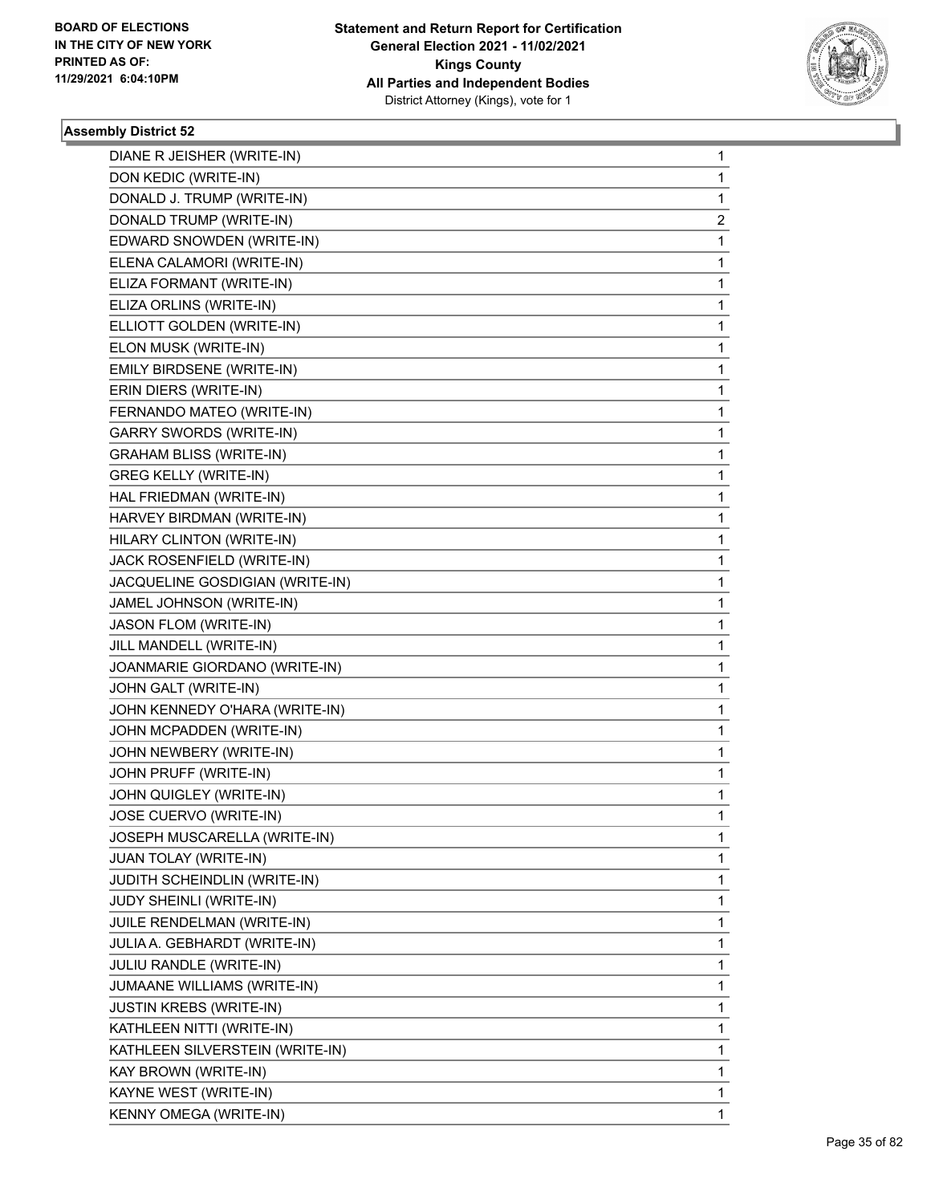**Assembly District 52**

| | |
|---|---|
| DIANE R JEISHER (WRITE-IN) | 1 |
| DON KEDIC (WRITE-IN) | 1 |
| DONALD J. TRUMP (WRITE-IN) | 1 |
| DONALD TRUMP (WRITE-IN) | 2 |
| EDWARD SNOWDEN (WRITE-IN) | 1 |
| ELENA CALAMORI (WRITE-IN) | 1 |
| ELIZA FORMANT (WRITE-IN) | 1 |
| ELIZA ORLINS (WRITE-IN) | 1 |
| ELLIOTT GOLDEN (WRITE-IN) | 1 |
| ELON MUSK (WRITE-IN) | 1 |
| EMILY BIRDSENE (WRITE-IN) | 1 |
| ERIN DIERS (WRITE-IN) | 1 |
| FERNANDO MATEO (WRITE-IN) | 1 |
| GARRY SWORDS (WRITE-IN) | 1 |
| GRAHAM BLISS (WRITE-IN) | 1 |
| GREG KELLY (WRITE-IN) | 1 |
| HAL FRIEDMAN (WRITE-IN) | 1 |
| HARVEY BIRDMAN (WRITE-IN) | 1 |
| HILARY CLINTON (WRITE-IN) | 1 |
| JACK ROSENFIELD (WRITE-IN) | 1 |
| JACQUELINE GOSDIGIAN (WRITE-IN) | 1 |
| JAMEL JOHNSON (WRITE-IN) | 1 |
| JASON FLOM (WRITE-IN) | 1 |
| JILL MANDELL (WRITE-IN) | 1 |
| JOANMARIE GIORDANO (WRITE-IN) | 1 |
| JOHN GALT (WRITE-IN) | 1 |
| JOHN KENNEDY O'HARA (WRITE-IN) | 1 |
| JOHN MCPADDEN (WRITE-IN) | 1 |
| JOHN NEWBERY (WRITE-IN) | 1 |
| JOHN PRUFF (WRITE-IN) | 1 |
| JOHN QUIGLEY (WRITE-IN) | 1 |
| JOSE CUERVO (WRITE-IN) | 1 |
| JOSEPH MUSCARELLA (WRITE-IN) | 1 |
| JUAN TOLAY (WRITE-IN) | 1 |
| JUDITH SCHEINDLIN (WRITE-IN) | 1 |
| JUDY SHEINLI (WRITE-IN) | 1 |
| JUILE RENDELMAN (WRITE-IN) | 1 |
| JULIA A. GEBHARDT (WRITE-IN) | 1 |
| JULIU RANDLE (WRITE-IN) | 1 |
| JUMAANE WILLIAMS (WRITE-IN) | 1 |
| JUSTIN KREBS (WRITE-IN) | 1 |
| KATHLEEN NITTI (WRITE-IN) | 1 |
| KATHLEEN SILVERSTEIN (WRITE-IN) | 1 |
| KAY BROWN (WRITE-IN) | 1 |
| KAYNE WEST (WRITE-IN) | 1 |
| KENNY OMEGA (WRITE-IN) | 1 |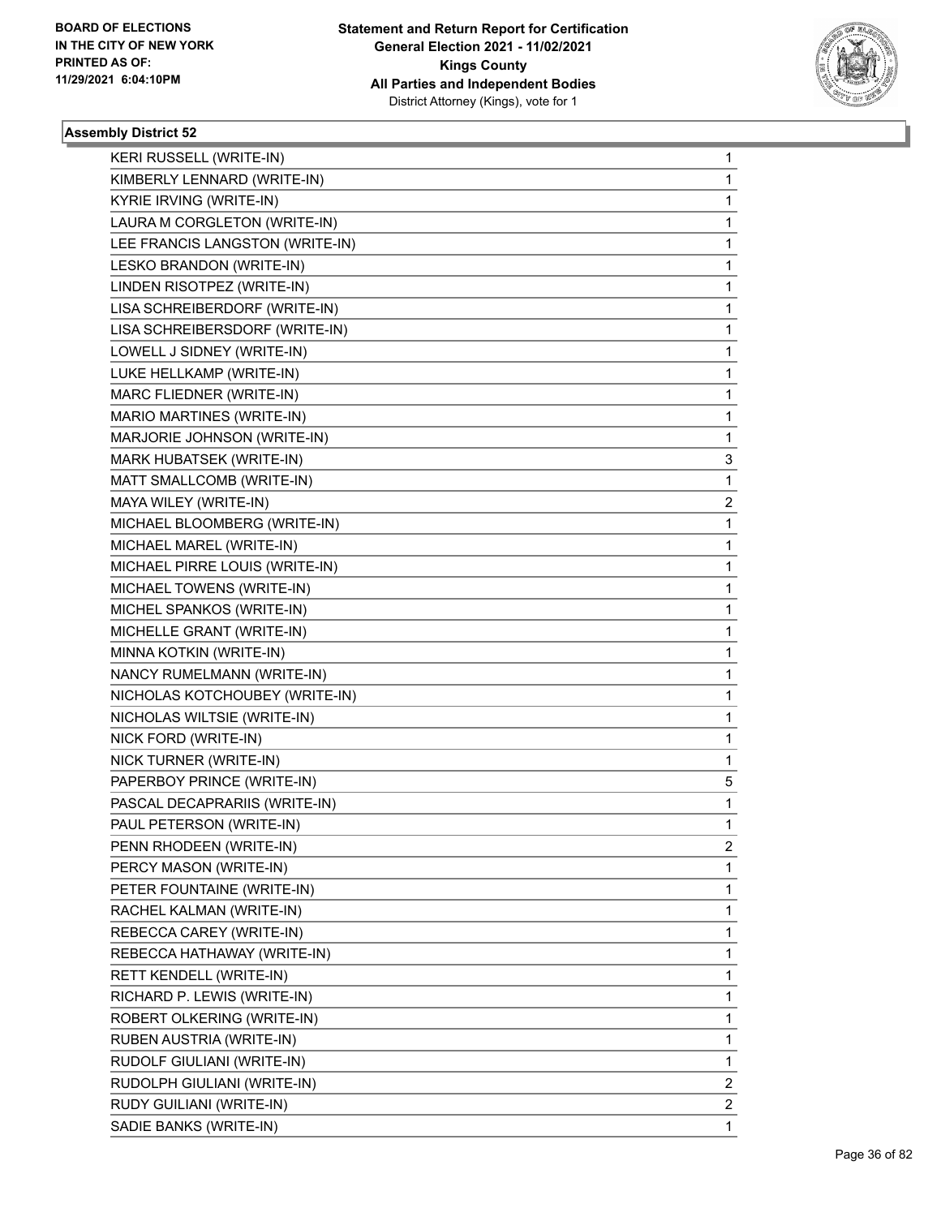**Statement and Return Report for Certification**
**General Election 2021 - 11/02/2021**
**Kings County**
**All Parties and Independent Bodies**
District Attorney (Kings), vote for 1

BOARD OF ELECTIONS
IN THE CITY OF NEW YORK
PRINTED AS OF:
11/29/2021 6:04:10PM

### Assembly District 52

| | |
|---|---|
| KERI RUSSELL (WRITE-IN) | 1 |
| KIMBERLY LENNARD (WRITE-IN) | 1 |
| KYRIE IRVING (WRITE-IN) | 1 |
| LAURA M CORGLETON (WRITE-IN) | 1 |
| LEE FRANCIS LANGSTON (WRITE-IN) | 1 |
| LESKO BRANDON (WRITE-IN) | 1 |
| LINDEN RISOTPEZ (WRITE-IN) | 1 |
| LISA SCHREIBERDORF (WRITE-IN) | 1 |
| LISA SCHREIBERSDORF (WRITE-IN) | 1 |
| LOWELL J SIDNEY (WRITE-IN) | 1 |
| LUKE HELLKAMP (WRITE-IN) | 1 |
| MARC FLIEDNER (WRITE-IN) | 1 |
| MARIO MARTINES (WRITE-IN) | 1 |
| MARJORIE JOHNSON (WRITE-IN) | 1 |
| MARK HUBATSEK (WRITE-IN) | 3 |
| MATT SMALLCOMB (WRITE-IN) | 1 |
| MAYA WILEY (WRITE-IN) | 2 |
| MICHAEL BLOOMBERG (WRITE-IN) | 1 |
| MICHAEL MAREL (WRITE-IN) | 1 |
| MICHAEL PIRRE LOUIS (WRITE-IN) | 1 |
| MICHAEL TOWENS (WRITE-IN) | 1 |
| MICHEL SPANKOS (WRITE-IN) | 1 |
| MICHELLE GRANT (WRITE-IN) | 1 |
| MINNA KOTKIN (WRITE-IN) | 1 |
| NANCY RUMELMANN (WRITE-IN) | 1 |
| NICHOLAS KOTCHOUBEY (WRITE-IN) | 1 |
| NICHOLAS WILTSIE (WRITE-IN) | 1 |
| NICK FORD (WRITE-IN) | 1 |
| NICK TURNER (WRITE-IN) | 1 |
| PAPERBOY PRINCE (WRITE-IN) | 5 |
| PASCAL DECAPRARIIS (WRITE-IN) | 1 |
| PAUL PETERSON (WRITE-IN) | 1 |
| PENN RHODEEN (WRITE-IN) | 2 |
| PERCY MASON (WRITE-IN) | 1 |
| PETER FOUNTAINE (WRITE-IN) | 1 |
| RACHEL KALMAN (WRITE-IN) | 1 |
| REBECCA CAREY (WRITE-IN) | 1 |
| REBECCA HATHAWAY (WRITE-IN) | 1 |
| RETT KENDELL (WRITE-IN) | 1 |
| RICHARD P. LEWIS (WRITE-IN) | 1 |
| ROBERT OLKERING (WRITE-IN) | 1 |
| RUBEN AUSTRIA (WRITE-IN) | 1 |
| RUDOLF GIULIANI (WRITE-IN) | 1 |
| RUDOLPH GIULIANI (WRITE-IN) | 2 |
| RUDY GUILIANI (WRITE-IN) | 2 |
| SADIE BANKS (WRITE-IN) | 1 |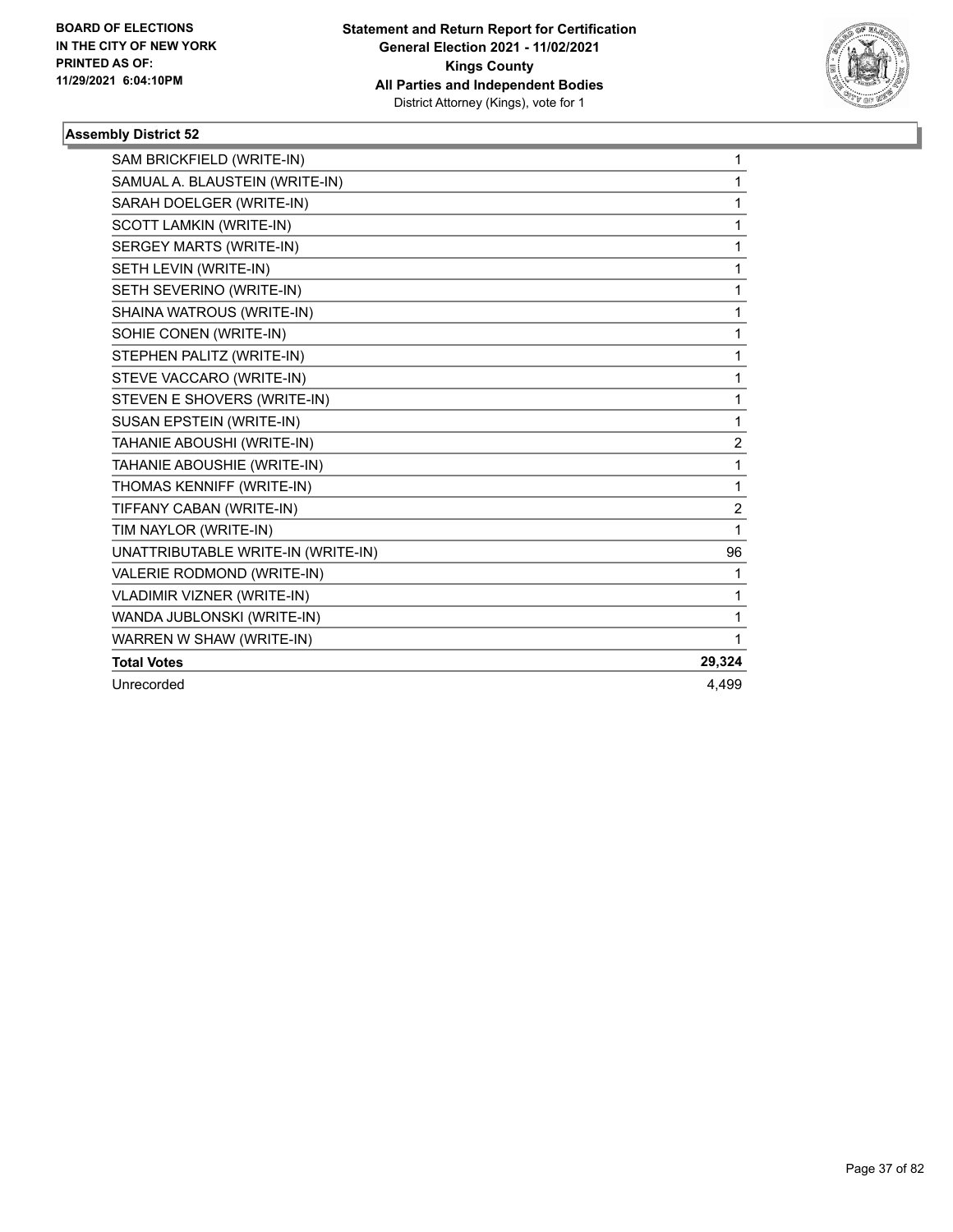**BOARD OF ELECTIONS IN THE CITY OF NEW YORK PRINTED AS OF: 11/29/2021 6:04:10PM**

**Statement and Return Report for Certification General Election 2021 - 11/02/2021 Kings County All Parties and Independent Bodies**
District Attorney (Kings), vote for 1

### Assembly District 52

| | |
|---|---|
| SAM BRICKFIELD (WRITE-IN) | 1 |
| SAMUAL A. BLAUSTEIN (WRITE-IN) | 1 |
| SARAH DOELGER (WRITE-IN) | 1 |
| SCOTT LAMKIN (WRITE-IN) | 1 |
| SERGEY MARTS (WRITE-IN) | 1 |
| SETH LEVIN (WRITE-IN) | 1 |
| SETH SEVERINO (WRITE-IN) | 1 |
| SHAINA WATROUS (WRITE-IN) | 1 |
| SOHIE CONEN (WRITE-IN) | 1 |
| STEPHEN PALITZ (WRITE-IN) | 1 |
| STEVE VACCARO (WRITE-IN) | 1 |
| STEVEN E SHOVERS (WRITE-IN) | 1 |
| SUSAN EPSTEIN (WRITE-IN) | 1 |
| TAHANIE ABOUSHI (WRITE-IN) | 2 |
| TAHANIE ABOUSHIE (WRITE-IN) | 1 |
| THOMAS KENNIFF (WRITE-IN) | 1 |
| TIFFANY CABAN (WRITE-IN) | 2 |
| TIM NAYLOR (WRITE-IN) | 1 |
| UNATTRIBUTABLE WRITE-IN (WRITE-IN) | 96 |
| VALERIE RODMOND (WRITE-IN) | 1 |
| VLADIMIR VIZNER (WRITE-IN) | 1 |
| WANDA JUBLONSKI (WRITE-IN) | 1 |
| WARREN W SHAW (WRITE-IN) | 1 |
| **Total Votes** | **29,324** |
| Unrecorded | 4,499 |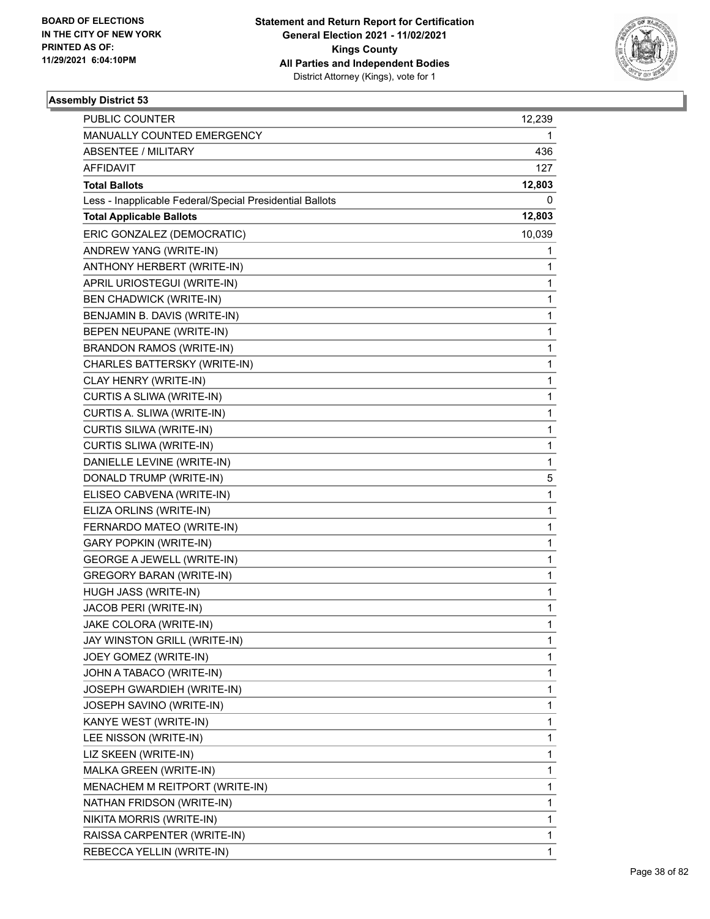**BOARD OF ELECTIONS IN THE CITY OF NEW YORK PRINTED AS OF: 11/29/2021 6:04:10PM**

**Statement and Return Report for Certification General Election 2021 - 11/02/2021 Kings County All Parties and Independent Bodies**
District Attorney (Kings), vote for 1

### Assembly District 53

| | |
|---|---|
| PUBLIC COUNTER | 12,239 |
| MANUALLY COUNTED EMERGENCY | 1 |
| ABSENTEE / MILITARY | 436 |
| AFFIDAVIT | 127 |
| **Total Ballots** | **12,803** |
| Less - Inapplicable Federal/Special Presidential Ballots | 0 |
| **Total Applicable Ballots** | **12,803** |
| ERIC GONZALEZ (DEMOCRATIC) | 10,039 |
| ANDREW YANG (WRITE-IN) | 1 |
| ANTHONY HERBERT (WRITE-IN) | 1 |
| APRIL URIOSTEGUI (WRITE-IN) | 1 |
| BEN CHADWICK (WRITE-IN) | 1 |
| BENJAMIN B. DAVIS (WRITE-IN) | 1 |
| BEPEN NEUPANE (WRITE-IN) | 1 |
| BRANDON RAMOS (WRITE-IN) | 1 |
| CHARLES BATTERSKY (WRITE-IN) | 1 |
| CLAY HENRY (WRITE-IN) | 1 |
| CURTIS A SLIWA (WRITE-IN) | 1 |
| CURTIS A. SLIWA (WRITE-IN) | 1 |
| CURTIS SILWA (WRITE-IN) | 1 |
| CURTIS SLIWA (WRITE-IN) | 1 |
| DANIELLE LEVINE (WRITE-IN) | 1 |
| DONALD TRUMP (WRITE-IN) | 5 |
| ELISEO CABVENA (WRITE-IN) | 1 |
| ELIZA ORLINS (WRITE-IN) | 1 |
| FERNARDO MATEO (WRITE-IN) | 1 |
| GARY POPKIN (WRITE-IN) | 1 |
| GEORGE A JEWELL (WRITE-IN) | 1 |
| GREGORY BARAN (WRITE-IN) | 1 |
| HUGH JASS (WRITE-IN) | 1 |
| JACOB PERI (WRITE-IN) | 1 |
| JAKE COLORA (WRITE-IN) | 1 |
| JAY WINSTON GRILL (WRITE-IN) | 1 |
| JOEY GOMEZ (WRITE-IN) | 1 |
| JOHN A TABACO (WRITE-IN) | 1 |
| JOSEPH GWARDIEH (WRITE-IN) | 1 |
| JOSEPH SAVINO (WRITE-IN) | 1 |
| KANYE WEST (WRITE-IN) | 1 |
| LEE NISSON (WRITE-IN) | 1 |
| LIZ SKEEN (WRITE-IN) | 1 |
| MALKA GREEN (WRITE-IN) | 1 |
| MENACHEM M REITPORT (WRITE-IN) | 1 |
| NATHAN FRIDSON (WRITE-IN) | 1 |
| NIKITA MORRIS (WRITE-IN) | 1 |
| RAISSA CARPENTER (WRITE-IN) | 1 |
| REBECCA YELLIN (WRITE-IN) | 1 |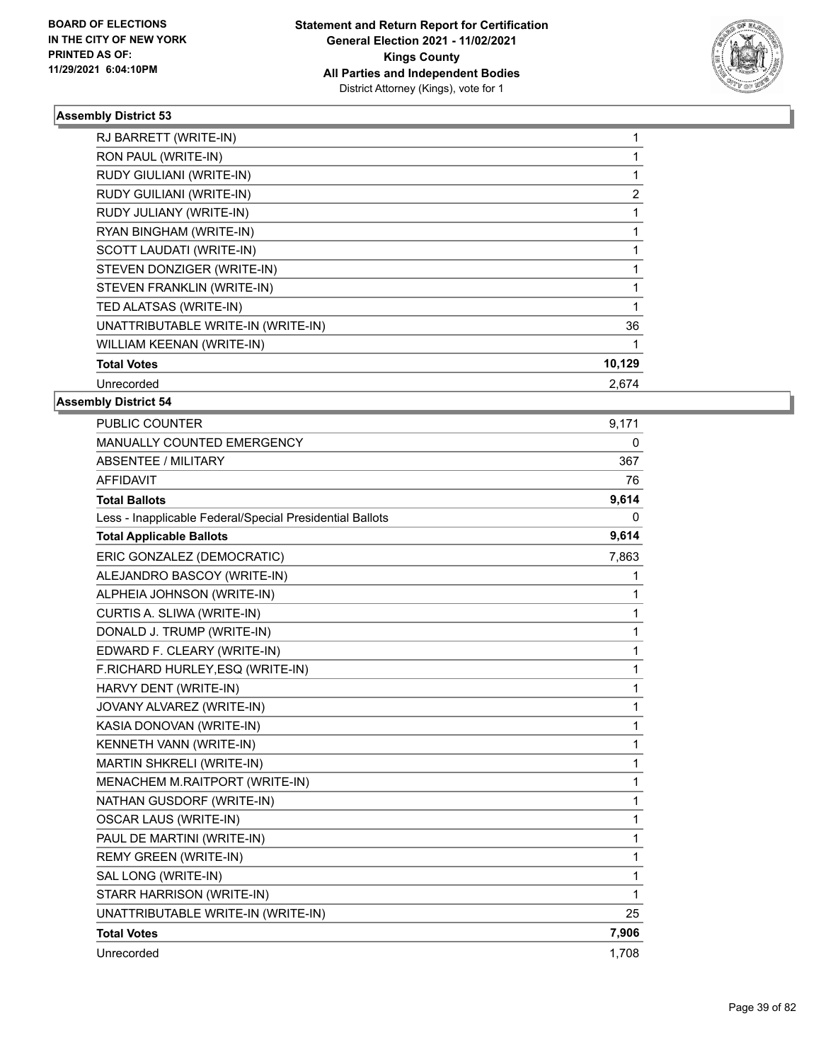**BOARD OF ELECTIONS IN THE CITY OF NEW YORK PRINTED AS OF: 11/29/2021 6:04:10PM**

**Statement and Return Report for Certification General Election 2021 - 11/02/2021 Kings County All Parties and Independent Bodies**
District Attorney (Kings), vote for 1

### Assembly District 53

| | |
|---|---|
| RJ BARRETT (WRITE-IN) | 1 |
| RON PAUL (WRITE-IN) | 1 |
| RUDY GIULIANI (WRITE-IN) | 1 |
| RUDY GUILIANI (WRITE-IN) | 2 |
| RUDY JULIANY (WRITE-IN) | 1 |
| RYAN BINGHAM (WRITE-IN) | 1 |
| SCOTT LAUDATI (WRITE-IN) | 1 |
| STEVEN DONZIGER (WRITE-IN) | 1 |
| STEVEN FRANKLIN (WRITE-IN) | 1 |
| TED ALATSAS (WRITE-IN) | 1 |
| UNATTRIBUTABLE WRITE-IN (WRITE-IN) | 36 |
| WILLIAM KEENAN (WRITE-IN) | 1 |
| **Total Votes** | **10,129** |
| Unrecorded | 2,674 |

### Assembly District 54

| | |
|---|---|
| PUBLIC COUNTER | 9,171 |
| MANUALLY COUNTED EMERGENCY | 0 |
| ABSENTEE / MILITARY | 367 |
| AFFIDAVIT | 76 |
| **Total Ballots** | **9,614** |
| Less - Inapplicable Federal/Special Presidential Ballots | 0 |
| **Total Applicable Ballots** | **9,614** |
| ERIC GONZALEZ (DEMOCRATIC) | 7,863 |
| ALEJANDRO BASCOY (WRITE-IN) | 1 |
| ALPHEIA JOHNSON (WRITE-IN) | 1 |
| CURTIS A. SLIWA (WRITE-IN) | 1 |
| DONALD J. TRUMP (WRITE-IN) | 1 |
| EDWARD F. CLEARY (WRITE-IN) | 1 |
| F.RICHARD HURLEY,ESQ (WRITE-IN) | 1 |
| HARVY DENT (WRITE-IN) | 1 |
| JOVANY ALVAREZ (WRITE-IN) | 1 |
| KASIA DONOVAN (WRITE-IN) | 1 |
| KENNETH VANN (WRITE-IN) | 1 |
| MARTIN SHKRELI (WRITE-IN) | 1 |
| MENACHEM M.RAITPORT (WRITE-IN) | 1 |
| NATHAN GUSDORF (WRITE-IN) | 1 |
| OSCAR LAUS (WRITE-IN) | 1 |
| PAUL DE MARTINI (WRITE-IN) | 1 |
| REMY GREEN (WRITE-IN) | 1 |
| SAL LONG (WRITE-IN) | 1 |
| STARR HARRISON (WRITE-IN) | 1 |
| UNATTRIBUTABLE WRITE-IN (WRITE-IN) | 25 |
| **Total Votes** | **7,906** |
| Unrecorded | 1,708 |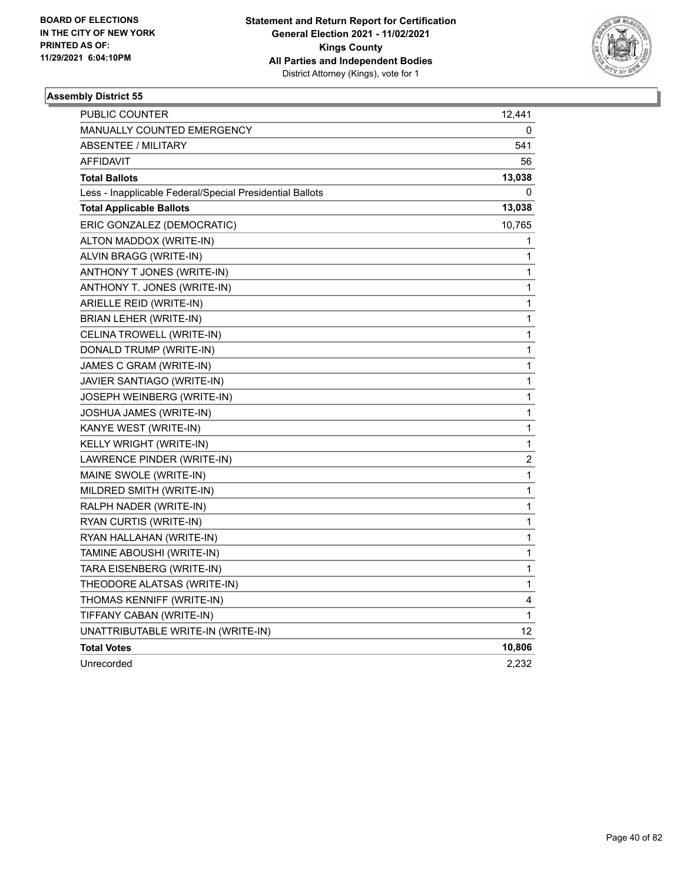BOARD OF ELECTIONS
IN THE CITY OF NEW YORK
PRINTED AS OF:
11/29/2021 6:04:10PM

**Statement and Return Report for Certification**
**General Election 2021 - 11/02/2021**
**Kings County**
**All Parties and Independent Bodies**
District Attorney (Kings), vote for 1

### Assembly District 55

| | |
|---|---|
| PUBLIC COUNTER | 12,441 |
| MANUALLY COUNTED EMERGENCY | 0 |
| ABSENTEE / MILITARY | 541 |
| AFFIDAVIT | 56 |
| **Total Ballots** | **13,038** |
| Less - Inapplicable Federal/Special Presidential Ballots | 0 |
| **Total Applicable Ballots** | **13,038** |
| ERIC GONZALEZ (DEMOCRATIC) | 10,765 |
| ALTON MADDOX (WRITE-IN) | 1 |
| ALVIN BRAGG (WRITE-IN) | 1 |
| ANTHONY T JONES (WRITE-IN) | 1 |
| ANTHONY T. JONES (WRITE-IN) | 1 |
| ARIELLE REID (WRITE-IN) | 1 |
| BRIAN LEHER (WRITE-IN) | 1 |
| CELINA TROWELL (WRITE-IN) | 1 |
| DONALD TRUMP (WRITE-IN) | 1 |
| JAMES C GRAM (WRITE-IN) | 1 |
| JAVIER SANTIAGO (WRITE-IN) | 1 |
| JOSEPH WEINBERG (WRITE-IN) | 1 |
| JOSHUA JAMES (WRITE-IN) | 1 |
| KANYE WEST (WRITE-IN) | 1 |
| KELLY WRIGHT (WRITE-IN) | 1 |
| LAWRENCE PINDER (WRITE-IN) | 2 |
| MAINE SWOLE (WRITE-IN) | 1 |
| MILDRED SMITH (WRITE-IN) | 1 |
| RALPH NADER (WRITE-IN) | 1 |
| RYAN CURTIS (WRITE-IN) | 1 |
| RYAN HALLAHAN (WRITE-IN) | 1 |
| TAMINE ABOUSHI (WRITE-IN) | 1 |
| TARA EISENBERG (WRITE-IN) | 1 |
| THEODORE ALATSAS (WRITE-IN) | 1 |
| THOMAS KENNIFF (WRITE-IN) | 4 |
| TIFFANY CABAN (WRITE-IN) | 1 |
| UNATTRIBUTABLE WRITE-IN (WRITE-IN) | 12 |
| **Total Votes** | **10,806** |
| Unrecorded | 2,232 |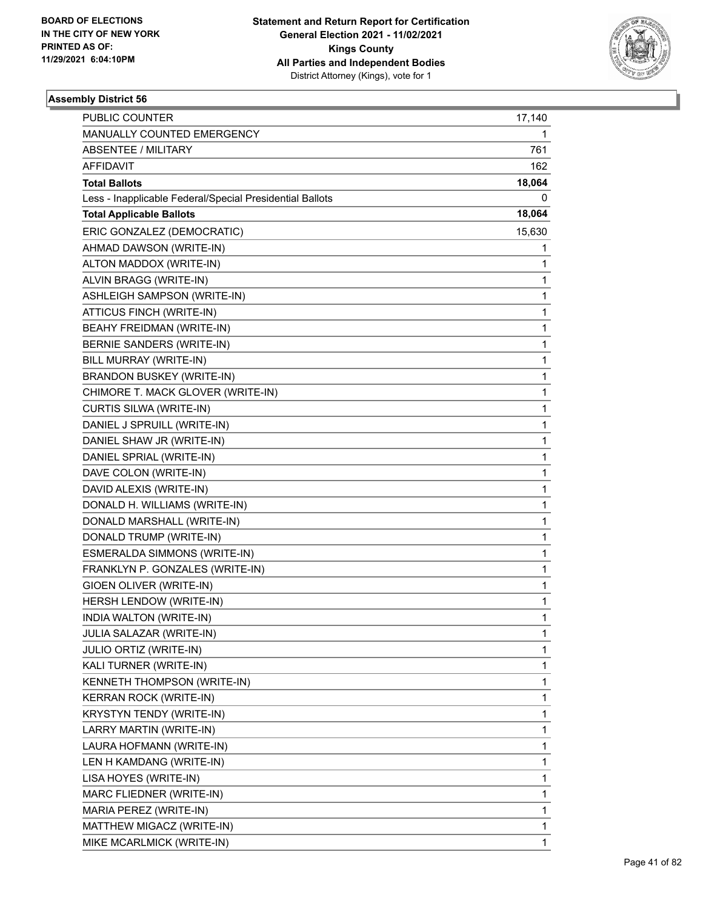BOARD OF ELECTIONS
IN THE CITY OF NEW YORK
PRINTED AS OF:
11/29/2021 6:04:10PM

**Statement and Return Report for Certification**
**General Election 2021 - 11/02/2021**
**Kings County**
**All Parties and Independent Bodies**
District Attorney (Kings), vote for 1

### Assembly District 56

| | |
|---|---|
| PUBLIC COUNTER | 17,140 |
| MANUALLY COUNTED EMERGENCY | 1 |
| ABSENTEE / MILITARY | 761 |
| AFFIDAVIT | 162 |
| **Total Ballots** | **18,064** |
| Less - Inapplicable Federal/Special Presidential Ballots | 0 |
| **Total Applicable Ballots** | **18,064** |
| ERIC GONZALEZ (DEMOCRATIC) | 15,630 |
| AHMAD DAWSON (WRITE-IN) | 1 |
| ALTON MADDOX (WRITE-IN) | 1 |
| ALVIN BRAGG (WRITE-IN) | 1 |
| ASHLEIGH SAMPSON (WRITE-IN) | 1 |
| ATTICUS FINCH (WRITE-IN) | 1 |
| BEAHY FREIDMAN (WRITE-IN) | 1 |
| BERNIE SANDERS (WRITE-IN) | 1 |
| BILL MURRAY (WRITE-IN) | 1 |
| BRANDON BUSKEY (WRITE-IN) | 1 |
| CHIMORE T. MACK GLOVER (WRITE-IN) | 1 |
| CURTIS SILWA (WRITE-IN) | 1 |
| DANIEL J SPRUILL (WRITE-IN) | 1 |
| DANIEL SHAW JR (WRITE-IN) | 1 |
| DANIEL SPRIAL (WRITE-IN) | 1 |
| DAVE COLON (WRITE-IN) | 1 |
| DAVID ALEXIS (WRITE-IN) | 1 |
| DONALD H. WILLIAMS (WRITE-IN) | 1 |
| DONALD MARSHALL (WRITE-IN) | 1 |
| DONALD TRUMP (WRITE-IN) | 1 |
| ESMERALDA SIMMONS (WRITE-IN) | 1 |
| FRANKLYN P. GONZALES (WRITE-IN) | 1 |
| GIOEN OLIVER (WRITE-IN) | 1 |
| HERSH LENDOW (WRITE-IN) | 1 |
| INDIA WALTON (WRITE-IN) | 1 |
| JULIA SALAZAR (WRITE-IN) | 1 |
| JULIO ORTIZ (WRITE-IN) | 1 |
| KALI TURNER (WRITE-IN) | 1 |
| KENNETH THOMPSON (WRITE-IN) | 1 |
| KERRAN ROCK (WRITE-IN) | 1 |
| KRYSTYN TENDY (WRITE-IN) | 1 |
| LARRY MARTIN (WRITE-IN) | 1 |
| LAURA HOFMANN (WRITE-IN) | 1 |
| LEN H KAMDANG (WRITE-IN) | 1 |
| LISA HOYES (WRITE-IN) | 1 |
| MARC FLIEDNER (WRITE-IN) | 1 |
| MARIA PEREZ (WRITE-IN) | 1 |
| MATTHEW MIGACZ (WRITE-IN) | 1 |
| MIKE MCARLMICK (WRITE-IN) | 1 |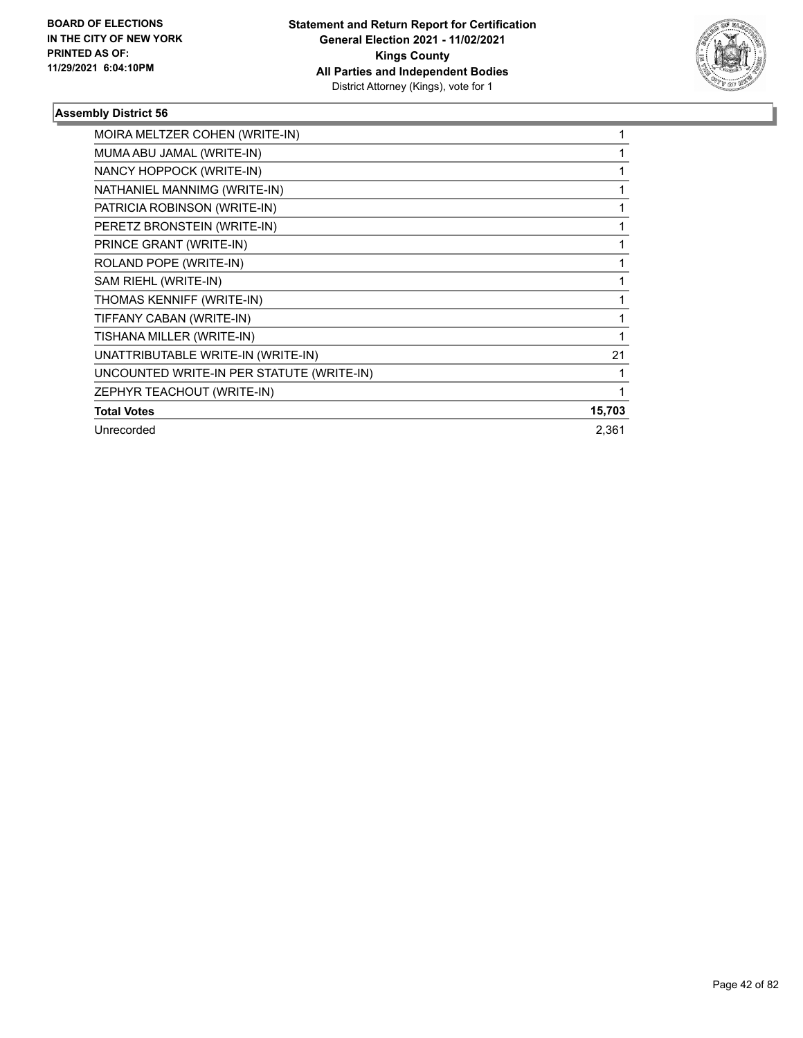**BOARD OF ELECTIONS IN THE CITY OF NEW YORK PRINTED AS OF: 11/29/2021 6:04:10PM**

**Statement and Return Report for Certification General Election 2021 - 11/02/2021 Kings County All Parties and Independent Bodies**
District Attorney (Kings), vote for 1

### Assembly District 56

| Candidate | Votes |
|---|---|
| MOIRA MELTZER COHEN (WRITE-IN) | 1 |
| MUMA ABU JAMAL (WRITE-IN) | 1 |
| NANCY HOPPOCK (WRITE-IN) | 1 |
| NATHANIEL MANNIMG (WRITE-IN) | 1 |
| PATRICIA ROBINSON (WRITE-IN) | 1 |
| PERETZ BRONSTEIN (WRITE-IN) | 1 |
| PRINCE GRANT (WRITE-IN) | 1 |
| ROLAND POPE (WRITE-IN) | 1 |
| SAM RIEHL (WRITE-IN) | 1 |
| THOMAS KENNIFF (WRITE-IN) | 1 |
| TIFFANY CABAN (WRITE-IN) | 1 |
| TISHANA MILLER (WRITE-IN) | 1 |
| UNATTRIBUTABLE WRITE-IN (WRITE-IN) | 21 |
| UNCOUNTED WRITE-IN PER STATUTE (WRITE-IN) | 1 |
| ZEPHYR TEACHOUT (WRITE-IN) | 1 |
| **Total Votes** | **15,703** |
| Unrecorded | 2,361 |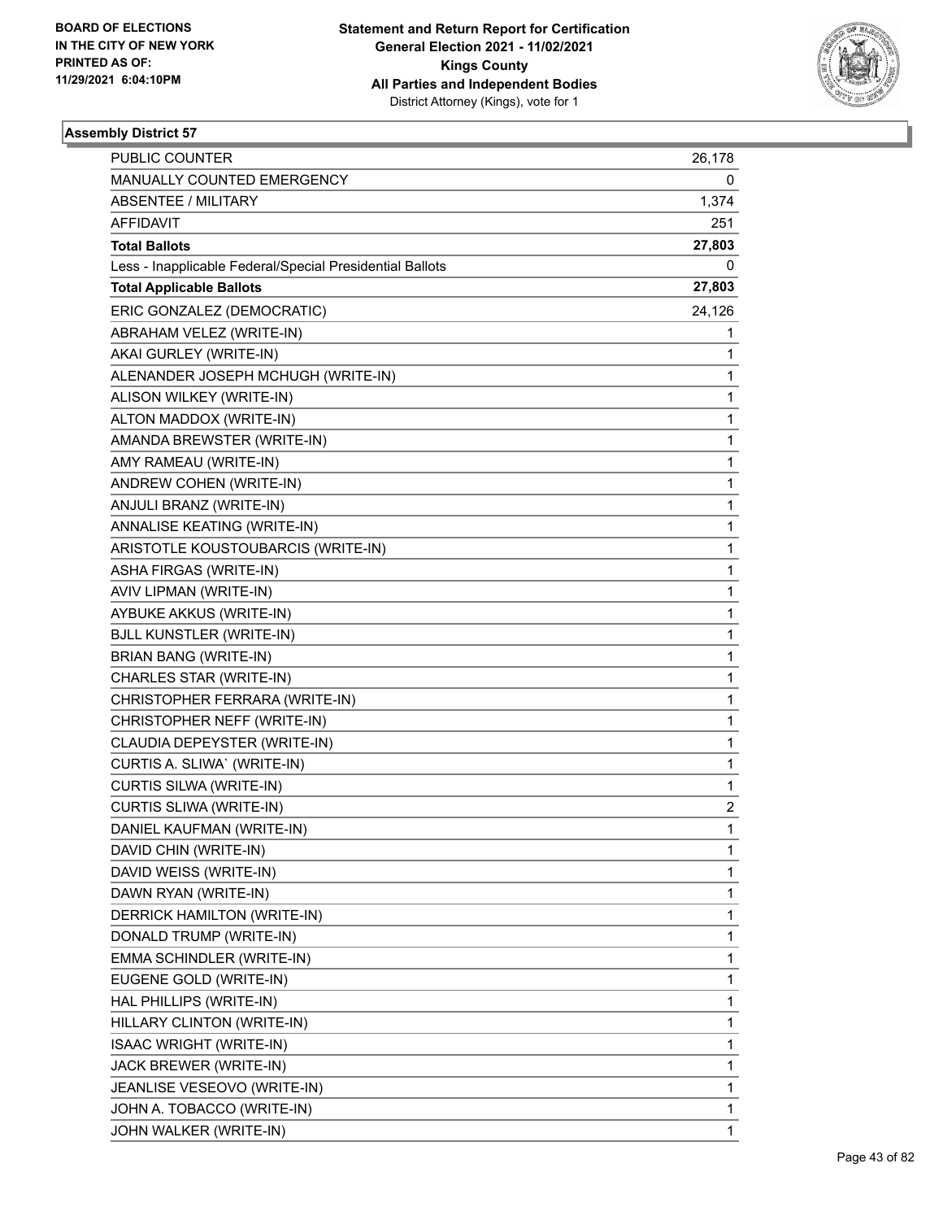**Statement and Return Report for Certification**
**General Election 2021 - 11/02/2021**
**Kings County**
**All Parties and Independent Bodies**
District Attorney (Kings), vote for 1

BOARD OF ELECTIONS
IN THE CITY OF NEW YORK
PRINTED AS OF:
11/29/2021 6:04:10PM

### Assembly District 57

| | |
|---|---|
| PUBLIC COUNTER | 26,178 |
| MANUALLY COUNTED EMERGENCY | 0 |
| ABSENTEE / MILITARY | 1,374 |
| AFFIDAVIT | 251 |
| **Total Ballots** | **27,803** |
| Less - Inapplicable Federal/Special Presidential Ballots | 0 |
| **Total Applicable Ballots** | **27,803** |
| ERIC GONZALEZ (DEMOCRATIC) | 24,126 |
| ABRAHAM VELEZ (WRITE-IN) | 1 |
| AKAI GURLEY (WRITE-IN) | 1 |
| ALENANDER JOSEPH MCHUGH (WRITE-IN) | 1 |
| ALISON WILKEY (WRITE-IN) | 1 |
| ALTON MADDOX (WRITE-IN) | 1 |
| AMANDA BREWSTER (WRITE-IN) | 1 |
| AMY RAMEAU (WRITE-IN) | 1 |
| ANDREW COHEN (WRITE-IN) | 1 |
| ANJULI BRANZ (WRITE-IN) | 1 |
| ANNALISE KEATING (WRITE-IN) | 1 |
| ARISTOTLE KOUSTOUBARCIS (WRITE-IN) | 1 |
| ASHA FIRGAS (WRITE-IN) | 1 |
| AVIV LIPMAN (WRITE-IN) | 1 |
| AYBUKE AKKUS (WRITE-IN) | 1 |
| BJLL KUNSTLER (WRITE-IN) | 1 |
| BRIAN BANG (WRITE-IN) | 1 |
| CHARLES STAR (WRITE-IN) | 1 |
| CHRISTOPHER FERRARA (WRITE-IN) | 1 |
| CHRISTOPHER NEFF (WRITE-IN) | 1 |
| CLAUDIA DEPEYSTER (WRITE-IN) | 1 |
| CURTIS A. SLIWA` (WRITE-IN) | 1 |
| CURTIS SILWA (WRITE-IN) | 1 |
| CURTIS SLIWA (WRITE-IN) | 2 |
| DANIEL KAUFMAN (WRITE-IN) | 1 |
| DAVID CHIN (WRITE-IN) | 1 |
| DAVID WEISS (WRITE-IN) | 1 |
| DAWN RYAN (WRITE-IN) | 1 |
| DERRICK HAMILTON (WRITE-IN) | 1 |
| DONALD TRUMP (WRITE-IN) | 1 |
| EMMA SCHINDLER (WRITE-IN) | 1 |
| EUGENE GOLD (WRITE-IN) | 1 |
| HAL PHILLIPS (WRITE-IN) | 1 |
| HILLARY CLINTON (WRITE-IN) | 1 |
| ISAAC WRIGHT (WRITE-IN) | 1 |
| JACK BREWER (WRITE-IN) | 1 |
| JEANLISE VESEOVO (WRITE-IN) | 1 |
| JOHN A. TOBACCO (WRITE-IN) | 1 |
| JOHN WALKER (WRITE-IN) | 1 |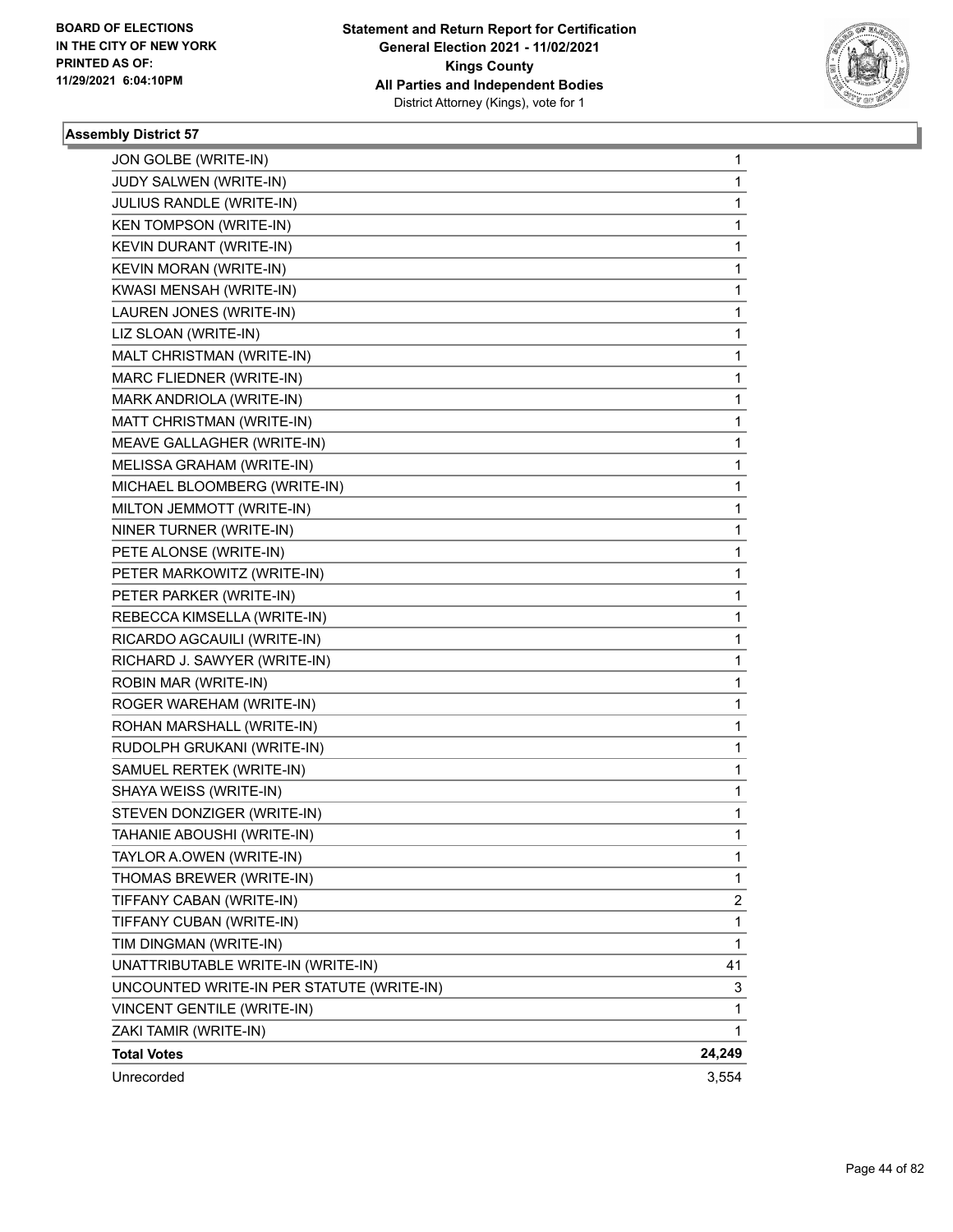**Statement and Return Report for Certification**
**General Election 2021 - 11/02/2021**
**Kings County**
**All Parties and Independent Bodies**
District Attorney (Kings), vote for 1

BOARD OF ELECTIONS
IN THE CITY OF NEW YORK
PRINTED AS OF:
11/29/2021 6:04:10PM

### Assembly District 57

| | |
|---|---|
| JON GOLBE (WRITE-IN) | 1 |
| JUDY SALWEN (WRITE-IN) | 1 |
| JULIUS RANDLE (WRITE-IN) | 1 |
| KEN TOMPSON (WRITE-IN) | 1 |
| KEVIN DURANT (WRITE-IN) | 1 |
| KEVIN MORAN (WRITE-IN) | 1 |
| KWASI MENSAH (WRITE-IN) | 1 |
| LAUREN JONES (WRITE-IN) | 1 |
| LIZ SLOAN (WRITE-IN) | 1 |
| MALT CHRISTMAN (WRITE-IN) | 1 |
| MARC FLIEDNER (WRITE-IN) | 1 |
| MARK ANDRIOLA (WRITE-IN) | 1 |
| MATT CHRISTMAN (WRITE-IN) | 1 |
| MEAVE GALLAGHER (WRITE-IN) | 1 |
| MELISSA GRAHAM (WRITE-IN) | 1 |
| MICHAEL BLOOMBERG (WRITE-IN) | 1 |
| MILTON JEMMOTT (WRITE-IN) | 1 |
| NINER TURNER (WRITE-IN) | 1 |
| PETE ALONSE (WRITE-IN) | 1 |
| PETER MARKOWITZ (WRITE-IN) | 1 |
| PETER PARKER (WRITE-IN) | 1 |
| REBECCA KIMSELLA (WRITE-IN) | 1 |
| RICARDO AGCAUILI (WRITE-IN) | 1 |
| RICHARD J. SAWYER (WRITE-IN) | 1 |
| ROBIN MAR (WRITE-IN) | 1 |
| ROGER WAREHAM (WRITE-IN) | 1 |
| ROHAN MARSHALL (WRITE-IN) | 1 |
| RUDOLPH GRUKANI (WRITE-IN) | 1 |
| SAMUEL RERTEK (WRITE-IN) | 1 |
| SHAYA WEISS (WRITE-IN) | 1 |
| STEVEN DONZIGER (WRITE-IN) | 1 |
| TAHANIE ABOUSHI (WRITE-IN) | 1 |
| TAYLOR A.OWEN (WRITE-IN) | 1 |
| THOMAS BREWER (WRITE-IN) | 1 |
| TIFFANY CABAN (WRITE-IN) | 2 |
| TIFFANY CUBAN (WRITE-IN) | 1 |
| TIM DINGMAN (WRITE-IN) | 1 |
| UNATTRIBUTABLE WRITE-IN (WRITE-IN) | 41 |
| UNCOUNTED WRITE-IN PER STATUTE (WRITE-IN) | 3 |
| VINCENT GENTILE (WRITE-IN) | 1 |
| ZAKI TAMIR (WRITE-IN) | 1 |
| **Total Votes** | **24,249** |
| Unrecorded | 3,554 |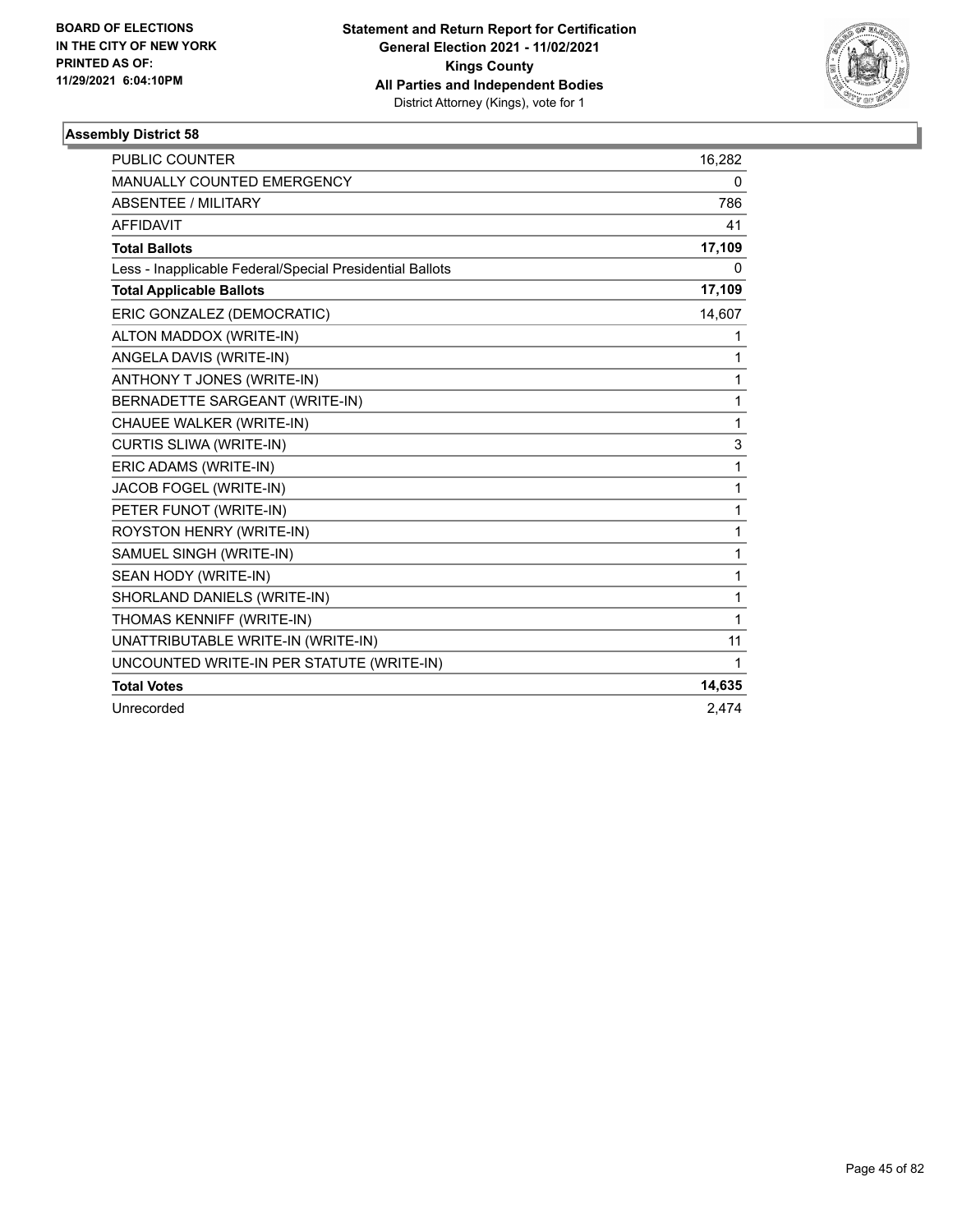BOARD OF ELECTIONS
IN THE CITY OF NEW YORK
PRINTED AS OF:
11/29/2021 6:04:10PM

**Statement and Return Report for Certification**
**General Election 2021 - 11/02/2021**
**Kings County**
**All Parties and Independent Bodies**
District Attorney (Kings), vote for 1

### Assembly District 58

| | |
|---|---|
| PUBLIC COUNTER | 16,282 |
| MANUALLY COUNTED EMERGENCY | 0 |
| ABSENTEE / MILITARY | 786 |
| AFFIDAVIT | 41 |
| **Total Ballots** | **17,109** |
| Less - Inapplicable Federal/Special Presidential Ballots | 0 |
| **Total Applicable Ballots** | **17,109** |
| ERIC GONZALEZ (DEMOCRATIC) | 14,607 |
| ALTON MADDOX (WRITE-IN) | 1 |
| ANGELA DAVIS (WRITE-IN) | 1 |
| ANTHONY T JONES (WRITE-IN) | 1 |
| BERNADETTE SARGEANT (WRITE-IN) | 1 |
| CHAUEE WALKER (WRITE-IN) | 1 |
| CURTIS SLIWA (WRITE-IN) | 3 |
| ERIC ADAMS (WRITE-IN) | 1 |
| JACOB FOGEL (WRITE-IN) | 1 |
| PETER FUNOT (WRITE-IN) | 1 |
| ROYSTON HENRY (WRITE-IN) | 1 |
| SAMUEL SINGH (WRITE-IN) | 1 |
| SEAN HODY (WRITE-IN) | 1 |
| SHORLAND DANIELS (WRITE-IN) | 1 |
| THOMAS KENNIFF (WRITE-IN) | 1 |
| UNATTRIBUTABLE WRITE-IN (WRITE-IN) | 11 |
| UNCOUNTED WRITE-IN PER STATUTE (WRITE-IN) | 1 |
| **Total Votes** | **14,635** |
| Unrecorded | 2,474 |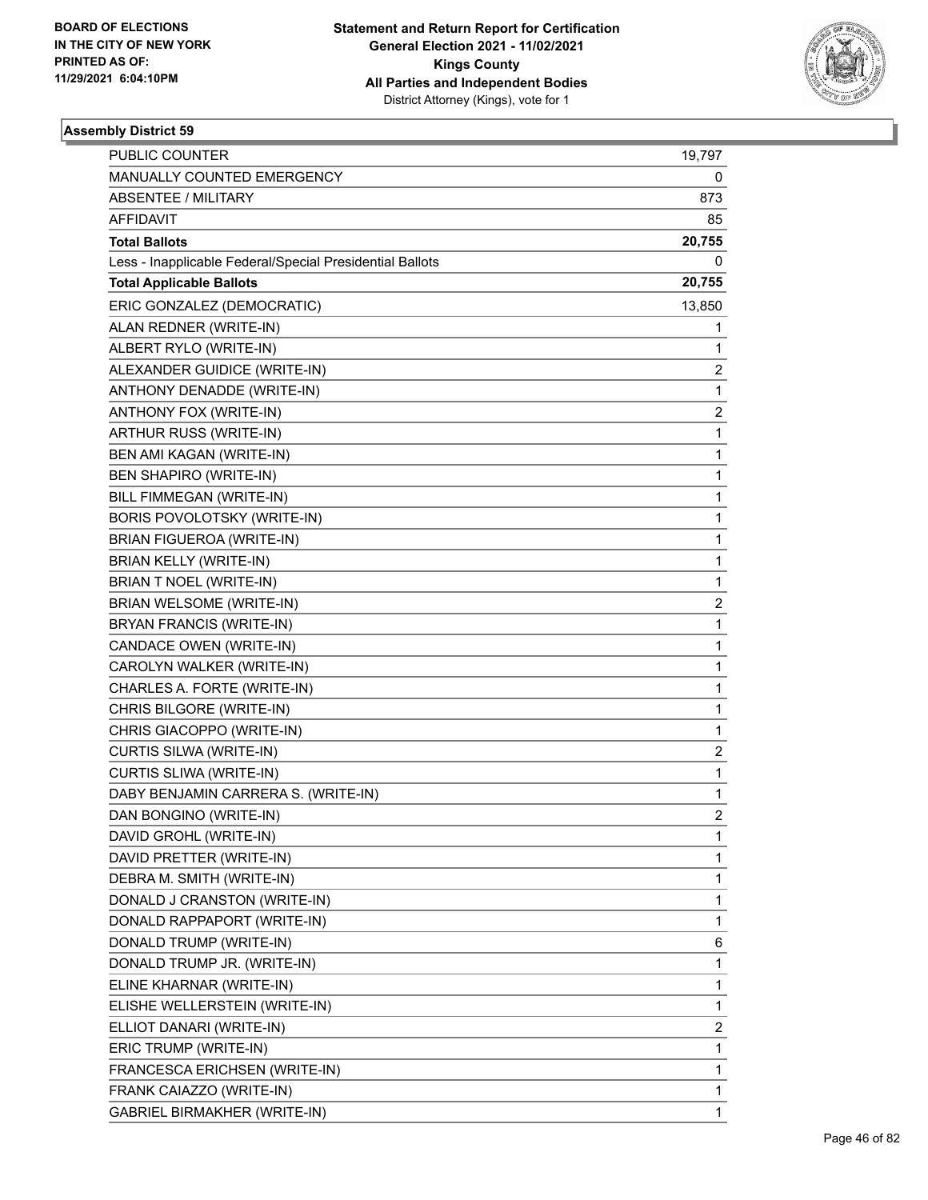**Statement and Return Report for Certification**
**General Election 2021 - 11/02/2021**
**Kings County**
**All Parties and Independent Bodies**
District Attorney (Kings), vote for 1

BOARD OF ELECTIONS
IN THE CITY OF NEW YORK
PRINTED AS OF:
11/29/2021 6:04:10PM

## Assembly District 59

| | |
|---|---|
| PUBLIC COUNTER | 19,797 |
| MANUALLY COUNTED EMERGENCY | 0 |
| ABSENTEE / MILITARY | 873 |
| AFFIDAVIT | 85 |
| **Total Ballots** | **20,755** |
| Less - Inapplicable Federal/Special Presidential Ballots | 0 |
| **Total Applicable Ballots** | **20,755** |
| ERIC GONZALEZ (DEMOCRATIC) | 13,850 |
| ALAN REDNER (WRITE-IN) | 1 |
| ALBERT RYLO (WRITE-IN) | 1 |
| ALEXANDER GUIDICE (WRITE-IN) | 2 |
| ANTHONY DENADDE (WRITE-IN) | 1 |
| ANTHONY FOX (WRITE-IN) | 2 |
| ARTHUR RUSS (WRITE-IN) | 1 |
| BEN AMI KAGAN (WRITE-IN) | 1 |
| BEN SHAPIRO (WRITE-IN) | 1 |
| BILL FIMMEGAN (WRITE-IN) | 1 |
| BORIS POVOLOTSKY (WRITE-IN) | 1 |
| BRIAN FIGUEROA (WRITE-IN) | 1 |
| BRIAN KELLY (WRITE-IN) | 1 |
| BRIAN T NOEL (WRITE-IN) | 1 |
| BRIAN WELSOME (WRITE-IN) | 2 |
| BRYAN FRANCIS (WRITE-IN) | 1 |
| CANDACE OWEN (WRITE-IN) | 1 |
| CAROLYN WALKER (WRITE-IN) | 1 |
| CHARLES A. FORTE (WRITE-IN) | 1 |
| CHRIS BILGORE (WRITE-IN) | 1 |
| CHRIS GIACOPPO (WRITE-IN) | 1 |
| CURTIS SILWA (WRITE-IN) | 2 |
| CURTIS SLIWA (WRITE-IN) | 1 |
| DABY BENJAMIN CARRERA S. (WRITE-IN) | 1 |
| DAN BONGINO (WRITE-IN) | 2 |
| DAVID GROHL (WRITE-IN) | 1 |
| DAVID PRETTER (WRITE-IN) | 1 |
| DEBRA M. SMITH (WRITE-IN) | 1 |
| DONALD J CRANSTON (WRITE-IN) | 1 |
| DONALD RAPPAPORT (WRITE-IN) | 1 |
| DONALD TRUMP (WRITE-IN) | 6 |
| DONALD TRUMP JR. (WRITE-IN) | 1 |
| ELINE KHARNAR (WRITE-IN) | 1 |
| ELISHE WELLERSTEIN (WRITE-IN) | 1 |
| ELLIOT DANARI (WRITE-IN) | 2 |
| ERIC TRUMP (WRITE-IN) | 1 |
| FRANCESCA ERICHSEN (WRITE-IN) | 1 |
| FRANK CAIAZZO (WRITE-IN) | 1 |
| GABRIEL BIRMAKHER (WRITE-IN) | 1 |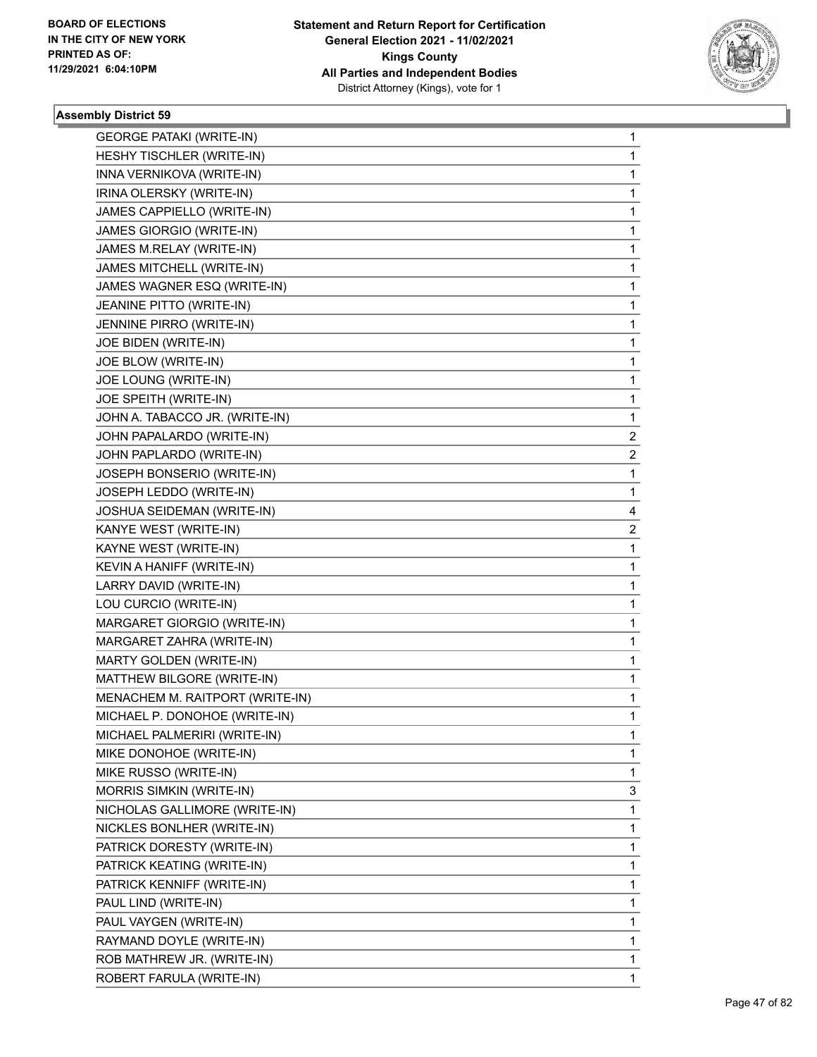**BOARD OF ELECTIONS IN THE CITY OF NEW YORK PRINTED AS OF: 11/29/2021 6:04:10PM**

**Statement and Return Report for Certification General Election 2021 - 11/02/2021 Kings County All Parties and Independent Bodies** District Attorney (Kings), vote for 1

### Assembly District 59

| | |
|---|---|
| GEORGE PATAKI (WRITE-IN) | 1 |
| HESHY TISCHLER (WRITE-IN) | 1 |
| INNA VERNIKOVA (WRITE-IN) | 1 |
| IRINA OLERSKY (WRITE-IN) | 1 |
| JAMES CAPPIELLO (WRITE-IN) | 1 |
| JAMES GIORGIO (WRITE-IN) | 1 |
| JAMES M.RELAY (WRITE-IN) | 1 |
| JAMES MITCHELL (WRITE-IN) | 1 |
| JAMES WAGNER ESQ (WRITE-IN) | 1 |
| JEANINE PITTO (WRITE-IN) | 1 |
| JENNINE PIRRO (WRITE-IN) | 1 |
| JOE BIDEN (WRITE-IN) | 1 |
| JOE BLOW (WRITE-IN) | 1 |
| JOE LOUNG (WRITE-IN) | 1 |
| JOE SPEITH (WRITE-IN) | 1 |
| JOHN A. TABACCO JR. (WRITE-IN) | 1 |
| JOHN PAPALARDO (WRITE-IN) | 2 |
| JOHN PAPLARDO (WRITE-IN) | 2 |
| JOSEPH BONSERIO (WRITE-IN) | 1 |
| JOSEPH LEDDO (WRITE-IN) | 1 |
| JOSHUA SEIDEMAN (WRITE-IN) | 4 |
| KANYE WEST (WRITE-IN) | 2 |
| KAYNE WEST (WRITE-IN) | 1 |
| KEVIN A HANIFF (WRITE-IN) | 1 |
| LARRY DAVID (WRITE-IN) | 1 |
| LOU CURCIO (WRITE-IN) | 1 |
| MARGARET GIORGIO (WRITE-IN) | 1 |
| MARGARET ZAHRA (WRITE-IN) | 1 |
| MARTY GOLDEN (WRITE-IN) | 1 |
| MATTHEW BILGORE (WRITE-IN) | 1 |
| MENACHEM M. RAITPORT (WRITE-IN) | 1 |
| MICHAEL P. DONOHOE (WRITE-IN) | 1 |
| MICHAEL PALMERIRI (WRITE-IN) | 1 |
| MIKE DONOHOE (WRITE-IN) | 1 |
| MIKE RUSSO (WRITE-IN) | 1 |
| MORRIS SIMKIN (WRITE-IN) | 3 |
| NICHOLAS GALLIMORE (WRITE-IN) | 1 |
| NICKLES BONLHER (WRITE-IN) | 1 |
| PATRICK DORESTY (WRITE-IN) | 1 |
| PATRICK KEATING (WRITE-IN) | 1 |
| PATRICK KENNIFF (WRITE-IN) | 1 |
| PAUL LIND (WRITE-IN) | 1 |
| PAUL VAYGEN (WRITE-IN) | 1 |
| RAYMAND DOYLE (WRITE-IN) | 1 |
| ROB MATHREW JR. (WRITE-IN) | 1 |
| ROBERT FARULA (WRITE-IN) | 1 |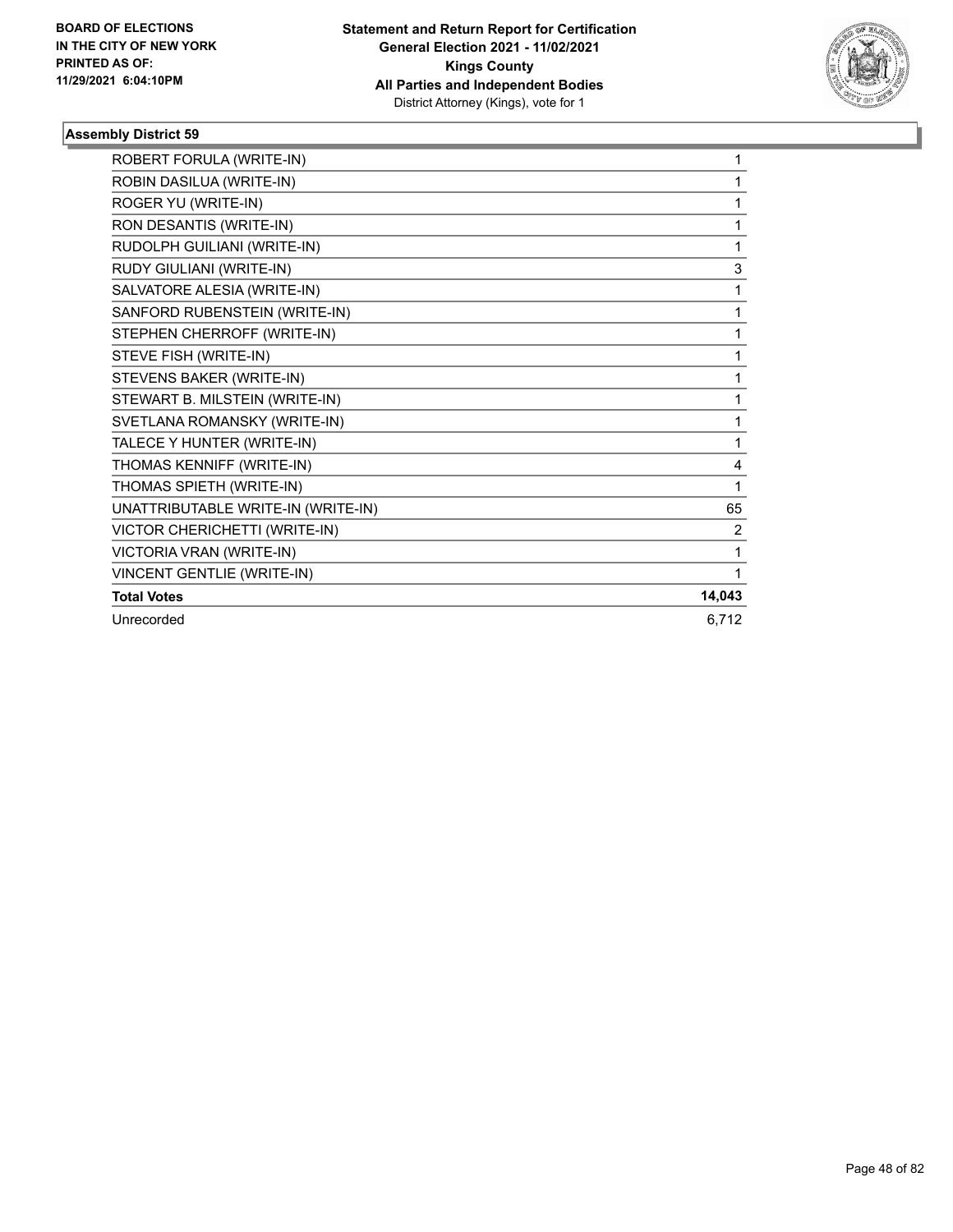**BOARD OF ELECTIONS IN THE CITY OF NEW YORK PRINTED AS OF: 11/29/2021 6:04:10PM**

**Statement and Return Report for Certification General Election 2021 - 11/02/2021 Kings County All Parties and Independent Bodies**
District Attorney (Kings), vote for 1

### Assembly District 59

| | |
|---|---|
| ROBERT FORULA (WRITE-IN) | 1 |
| ROBIN DASILUA (WRITE-IN) | 1 |
| ROGER YU (WRITE-IN) | 1 |
| RON DESANTIS (WRITE-IN) | 1 |
| RUDOLPH GUILIANI (WRITE-IN) | 1 |
| RUDY GIULIANI (WRITE-IN) | 3 |
| SALVATORE ALESIA (WRITE-IN) | 1 |
| SANFORD RUBENSTEIN (WRITE-IN) | 1 |
| STEPHEN CHERROFF (WRITE-IN) | 1 |
| STEVE FISH (WRITE-IN) | 1 |
| STEVENS BAKER (WRITE-IN) | 1 |
| STEWART B. MILSTEIN (WRITE-IN) | 1 |
| SVETLANA ROMANSKY (WRITE-IN) | 1 |
| TALECE Y HUNTER (WRITE-IN) | 1 |
| THOMAS KENNIFF (WRITE-IN) | 4 |
| THOMAS SPIETH (WRITE-IN) | 1 |
| UNATTRIBUTABLE WRITE-IN (WRITE-IN) | 65 |
| VICTOR CHERICHETTI (WRITE-IN) | 2 |
| VICTORIA VRAN (WRITE-IN) | 1 |
| VINCENT GENTLIE (WRITE-IN) | 1 |
| **Total Votes** | **14,043** |
| Unrecorded | 6,712 |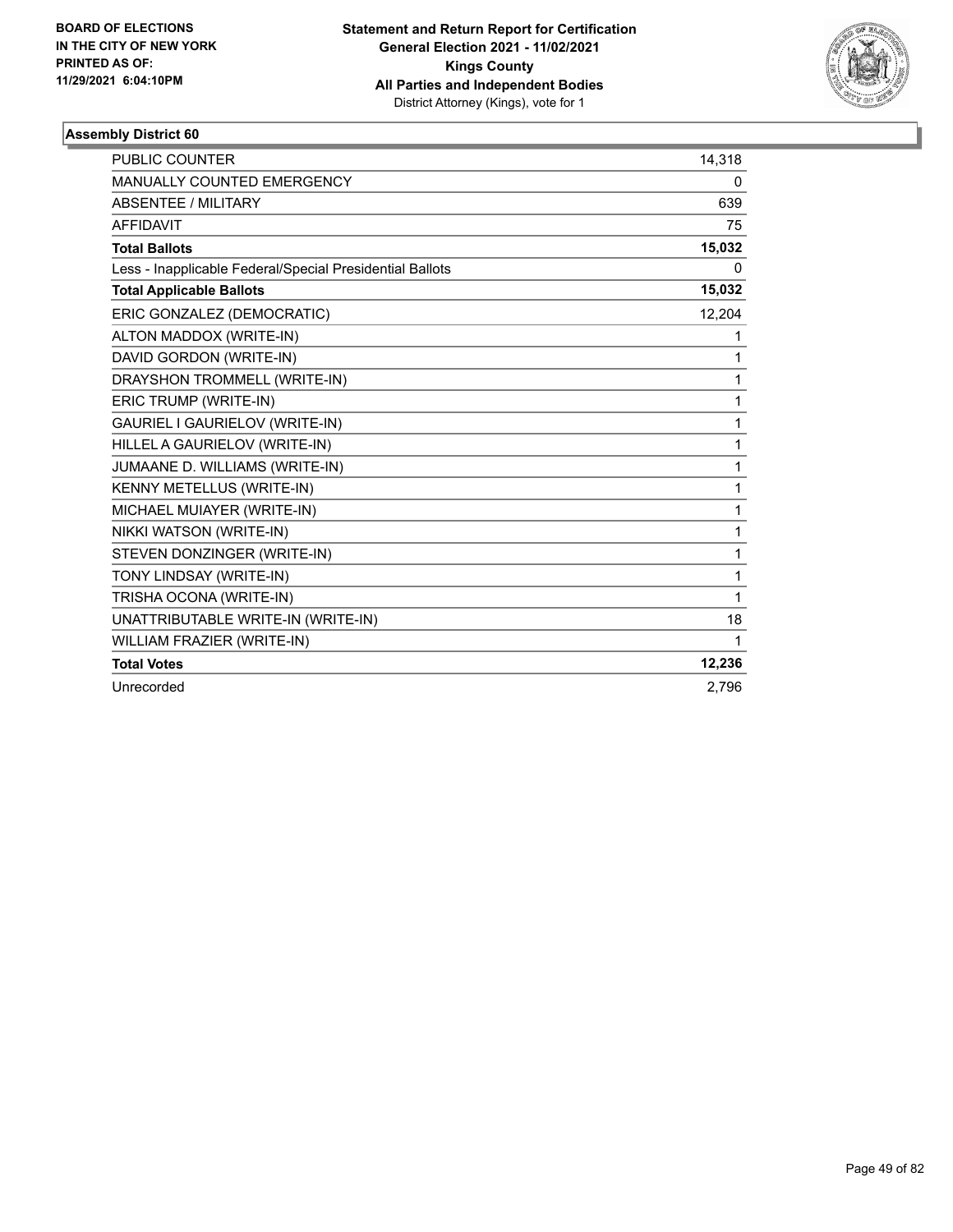**BOARD OF ELECTIONS IN THE CITY OF NEW YORK PRINTED AS OF: 11/29/2021 6:04:10PM**

**Statement and Return Report for Certification General Election 2021 - 11/02/2021 Kings County All Parties and Independent Bodies**
District Attorney (Kings), vote for 1

## Assembly District 60

| | |
|---|---|
| PUBLIC COUNTER | 14,318 |
| MANUALLY COUNTED EMERGENCY | 0 |
| ABSENTEE / MILITARY | 639 |
| AFFIDAVIT | 75 |
| **Total Ballots** | **15,032** |
| Less - Inapplicable Federal/Special Presidential Ballots | 0 |
| **Total Applicable Ballots** | **15,032** |
| ERIC GONZALEZ (DEMOCRATIC) | 12,204 |
| ALTON MADDOX (WRITE-IN) | 1 |
| DAVID GORDON (WRITE-IN) | 1 |
| DRAYSHON TROMMELL (WRITE-IN) | 1 |
| ERIC TRUMP (WRITE-IN) | 1 |
| GAURIEL I GAURIELOV (WRITE-IN) | 1 |
| HILLEL A GAURIELOV (WRITE-IN) | 1 |
| JUMAANE D. WILLIAMS (WRITE-IN) | 1 |
| KENNY METELLUS (WRITE-IN) | 1 |
| MICHAEL MUIAYER (WRITE-IN) | 1 |
| NIKKI WATSON (WRITE-IN) | 1 |
| STEVEN DONZINGER (WRITE-IN) | 1 |
| TONY LINDSAY (WRITE-IN) | 1 |
| TRISHA OCONA (WRITE-IN) | 1 |
| UNATTRIBUTABLE WRITE-IN (WRITE-IN) | 18 |
| WILLIAM FRAZIER (WRITE-IN) | 1 |
| **Total Votes** | **12,236** |
| Unrecorded | 2,796 |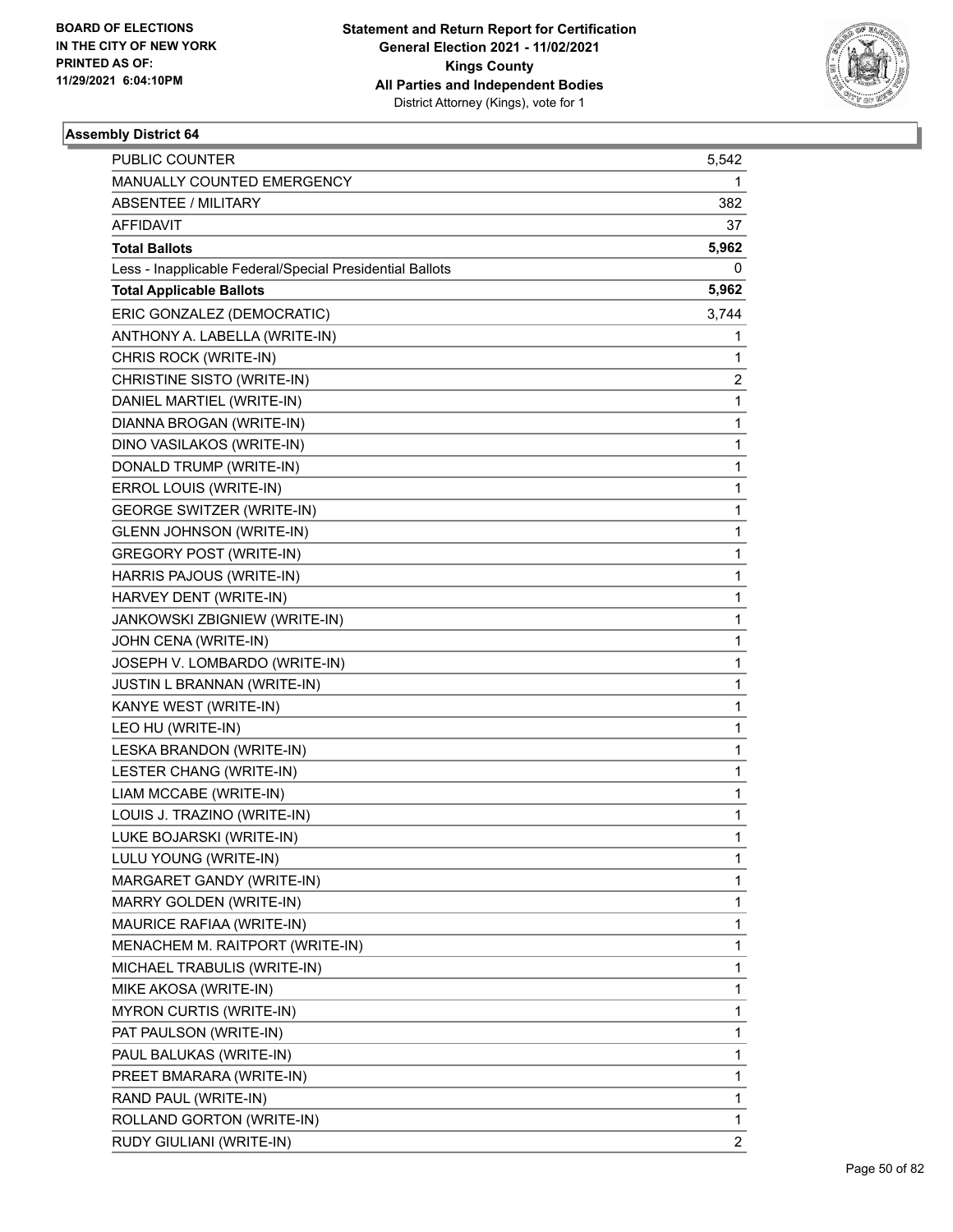BOARD OF ELECTIONS
IN THE CITY OF NEW YORK
PRINTED AS OF:
11/29/2021 6:04:10PM

**Statement and Return Report for Certification**
**General Election 2021 - 11/02/2021**
**Kings County**
**All Parties and Independent Bodies**
District Attorney (Kings), vote for 1

### Assembly District 64

| | |
|---|---|
| PUBLIC COUNTER | 5,542 |
| MANUALLY COUNTED EMERGENCY | 1 |
| ABSENTEE / MILITARY | 382 |
| AFFIDAVIT | 37 |
| **Total Ballots** | **5,962** |
| Less - Inapplicable Federal/Special Presidential Ballots | 0 |
| **Total Applicable Ballots** | **5,962** |
| ERIC GONZALEZ (DEMOCRATIC) | 3,744 |
| ANTHONY A. LABELLA (WRITE-IN) | 1 |
| CHRIS ROCK (WRITE-IN) | 1 |
| CHRISTINE SISTO (WRITE-IN) | 2 |
| DANIEL MARTIEL (WRITE-IN) | 1 |
| DIANNA BROGAN (WRITE-IN) | 1 |
| DINO VASILAKOS (WRITE-IN) | 1 |
| DONALD TRUMP (WRITE-IN) | 1 |
| ERROL LOUIS (WRITE-IN) | 1 |
| GEORGE SWITZER (WRITE-IN) | 1 |
| GLENN JOHNSON (WRITE-IN) | 1 |
| GREGORY POST (WRITE-IN) | 1 |
| HARRIS PAJOUS (WRITE-IN) | 1 |
| HARVEY DENT (WRITE-IN) | 1 |
| JANKOWSKI ZBIGNIEW (WRITE-IN) | 1 |
| JOHN CENA (WRITE-IN) | 1 |
| JOSEPH V. LOMBARDO (WRITE-IN) | 1 |
| JUSTIN L BRANNAN (WRITE-IN) | 1 |
| KANYE WEST (WRITE-IN) | 1 |
| LEO HU (WRITE-IN) | 1 |
| LESKA BRANDON (WRITE-IN) | 1 |
| LESTER CHANG (WRITE-IN) | 1 |
| LIAM MCCABE (WRITE-IN) | 1 |
| LOUIS J. TRAZINO (WRITE-IN) | 1 |
| LUKE BOJARSKI (WRITE-IN) | 1 |
| LULU YOUNG (WRITE-IN) | 1 |
| MARGARET GANDY (WRITE-IN) | 1 |
| MARRY GOLDEN (WRITE-IN) | 1 |
| MAURICE RAFIAA (WRITE-IN) | 1 |
| MENACHEM M. RAITPORT (WRITE-IN) | 1 |
| MICHAEL TRABULIS (WRITE-IN) | 1 |
| MIKE AKOSA (WRITE-IN) | 1 |
| MYRON CURTIS (WRITE-IN) | 1 |
| PAT PAULSON (WRITE-IN) | 1 |
| PAUL BALUKAS (WRITE-IN) | 1 |
| PREET BMARARA (WRITE-IN) | 1 |
| RAND PAUL (WRITE-IN) | 1 |
| ROLLAND GORTON (WRITE-IN) | 1 |
| RUDY GIULIANI (WRITE-IN) | 2 |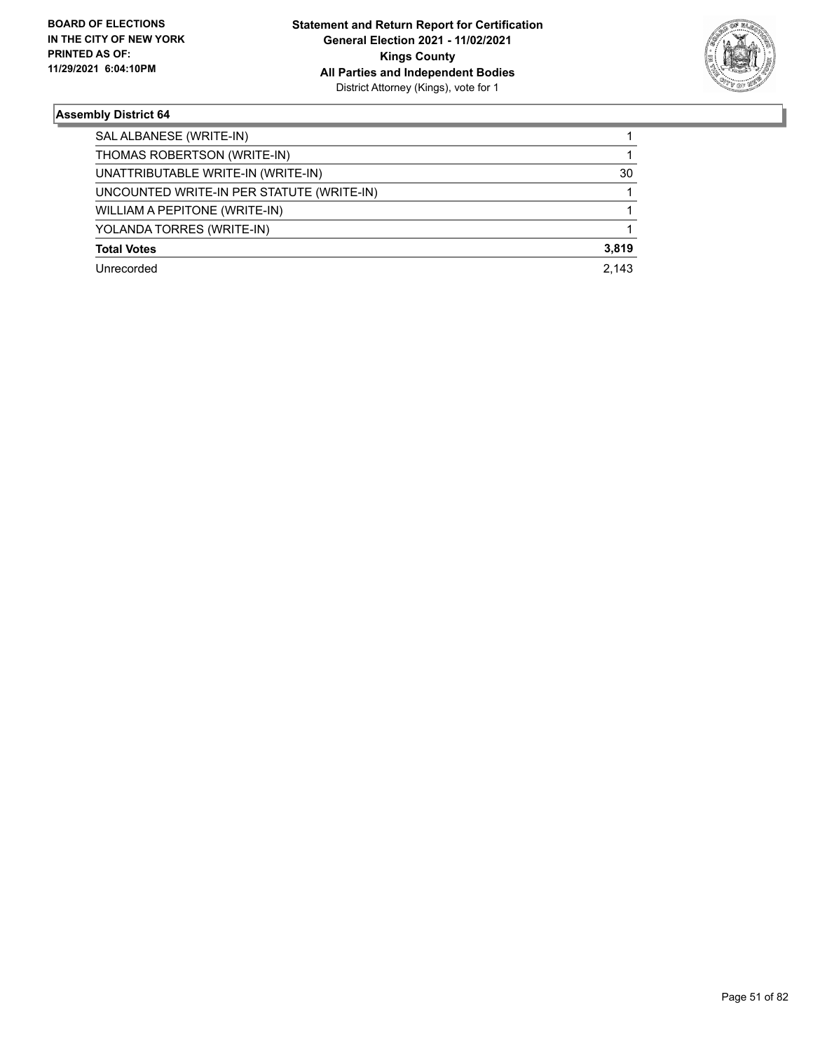**BOARD OF ELECTIONS IN THE CITY OF NEW YORK PRINTED AS OF: 11/29/2021 6:04:10PM**

**Statement and Return Report for Certification General Election 2021 - 11/02/2021 Kings County All Parties and Independent Bodies**
District Attorney (Kings), vote for 1

### Assembly District 64

| | |
|---|---|
| SAL ALBANESE (WRITE-IN) | 1 |
| THOMAS ROBERTSON (WRITE-IN) | 1 |
| UNATTRIBUTABLE WRITE-IN (WRITE-IN) | 30 |
| UNCOUNTED WRITE-IN PER STATUTE (WRITE-IN) | 1 |
| WILLIAM A PEPITONE (WRITE-IN) | 1 |
| YOLANDA TORRES (WRITE-IN) | 1 |
| **Total Votes** | **3,819** |
| Unrecorded | 2,143 |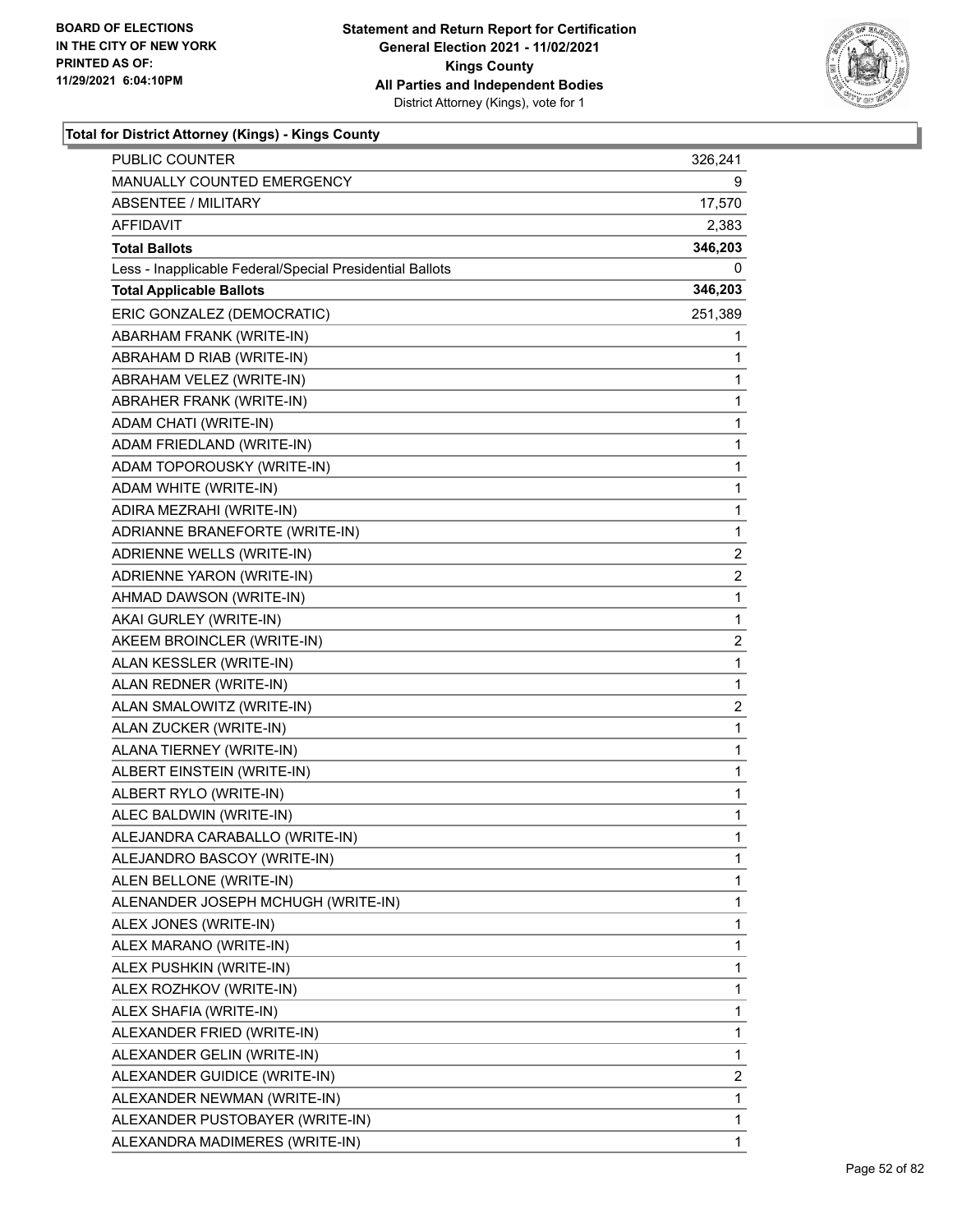BOARD OF ELECTIONS
IN THE CITY OF NEW YORK
PRINTED AS OF:
11/29/2021 6:04:10PM

**Statement and Return Report for Certification**
**General Election 2021 - 11/02/2021**
**Kings County**
**All Parties and Independent Bodies**
District Attorney (Kings), vote for 1

### Total for District Attorney (Kings) - Kings County

| | |
|---|---|
| PUBLIC COUNTER | 326,241 |
| MANUALLY COUNTED EMERGENCY | 9 |
| ABSENTEE / MILITARY | 17,570 |
| AFFIDAVIT | 2,383 |
| **Total Ballots** | **346,203** |
| Less - Inapplicable Federal/Special Presidential Ballots | 0 |
| **Total Applicable Ballots** | **346,203** |
| ERIC GONZALEZ (DEMOCRATIC) | 251,389 |
| ABARHAM FRANK (WRITE-IN) | 1 |
| ABRAHAM D RIAB (WRITE-IN) | 1 |
| ABRAHAM VELEZ (WRITE-IN) | 1 |
| ABRAHER FRANK (WRITE-IN) | 1 |
| ADAM CHATI (WRITE-IN) | 1 |
| ADAM FRIEDLAND (WRITE-IN) | 1 |
| ADAM TOPOROUSKY (WRITE-IN) | 1 |
| ADAM WHITE (WRITE-IN) | 1 |
| ADIRA MEZRAHI (WRITE-IN) | 1 |
| ADRIANNE BRANEFORTE (WRITE-IN) | 1 |
| ADRIENNE WELLS (WRITE-IN) | 2 |
| ADRIENNE YARON (WRITE-IN) | 2 |
| AHMAD DAWSON (WRITE-IN) | 1 |
| AKAI GURLEY (WRITE-IN) | 1 |
| AKEEM BROINCLER (WRITE-IN) | 2 |
| ALAN KESSLER (WRITE-IN) | 1 |
| ALAN REDNER (WRITE-IN) | 1 |
| ALAN SMALOWITZ (WRITE-IN) | 2 |
| ALAN ZUCKER (WRITE-IN) | 1 |
| ALANA TIERNEY (WRITE-IN) | 1 |
| ALBERT EINSTEIN (WRITE-IN) | 1 |
| ALBERT RYLO (WRITE-IN) | 1 |
| ALEC BALDWIN (WRITE-IN) | 1 |
| ALEJANDRA CARABALLO (WRITE-IN) | 1 |
| ALEJANDRO BASCOY (WRITE-IN) | 1 |
| ALEN BELLONE (WRITE-IN) | 1 |
| ALENANDER JOSEPH MCHUGH (WRITE-IN) | 1 |
| ALEX JONES (WRITE-IN) | 1 |
| ALEX MARANO (WRITE-IN) | 1 |
| ALEX PUSHKIN (WRITE-IN) | 1 |
| ALEX ROZHKOV (WRITE-IN) | 1 |
| ALEX SHAFIA (WRITE-IN) | 1 |
| ALEXANDER FRIED (WRITE-IN) | 1 |
| ALEXANDER GELIN (WRITE-IN) | 1 |
| ALEXANDER GUIDICE (WRITE-IN) | 2 |
| ALEXANDER NEWMAN (WRITE-IN) | 1 |
| ALEXANDER PUSTOBAYER (WRITE-IN) | 1 |
| ALEXANDRA MADIMERES (WRITE-IN) | 1 |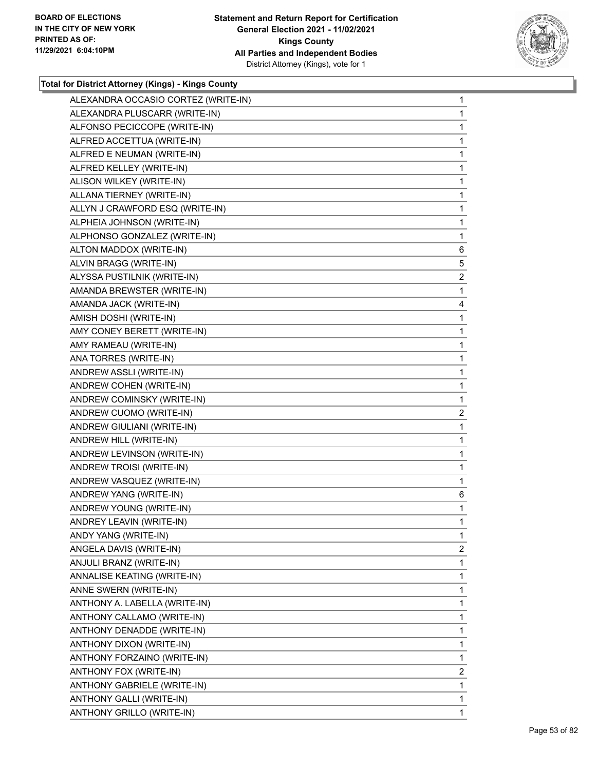**Total for District Attorney (Kings) - Kings County**

| Candidate | Votes |
|---|---|
| ALEXANDRA OCCASIO CORTEZ (WRITE-IN) | 1 |
| ALEXANDRA PLUSCARR (WRITE-IN) | 1 |
| ALFONSO PECICCOPE (WRITE-IN) | 1 |
| ALFRED ACCETTUA (WRITE-IN) | 1 |
| ALFRED E NEUMAN (WRITE-IN) | 1 |
| ALFRED KELLEY (WRITE-IN) | 1 |
| ALISON WILKEY (WRITE-IN) | 1 |
| ALLANA TIERNEY (WRITE-IN) | 1 |
| ALLYN J CRAWFORD ESQ (WRITE-IN) | 1 |
| ALPHEIA JOHNSON (WRITE-IN) | 1 |
| ALPHONSO GONZALEZ (WRITE-IN) | 1 |
| ALTON MADDOX (WRITE-IN) | 6 |
| ALVIN BRAGG (WRITE-IN) | 5 |
| ALYSSA PUSTILNIK (WRITE-IN) | 2 |
| AMANDA BREWSTER (WRITE-IN) | 1 |
| AMANDA JACK (WRITE-IN) | 4 |
| AMISH DOSHI (WRITE-IN) | 1 |
| AMY CONEY BERETT (WRITE-IN) | 1 |
| AMY RAMEAU (WRITE-IN) | 1 |
| ANA TORRES (WRITE-IN) | 1 |
| ANDREW ASSLI (WRITE-IN) | 1 |
| ANDREW COHEN (WRITE-IN) | 1 |
| ANDREW COMINSKY (WRITE-IN) | 1 |
| ANDREW CUOMO (WRITE-IN) | 2 |
| ANDREW GIULIANI (WRITE-IN) | 1 |
| ANDREW HILL (WRITE-IN) | 1 |
| ANDREW LEVINSON (WRITE-IN) | 1 |
| ANDREW TROISI (WRITE-IN) | 1 |
| ANDREW VASQUEZ (WRITE-IN) | 1 |
| ANDREW YANG (WRITE-IN) | 6 |
| ANDREW YOUNG (WRITE-IN) | 1 |
| ANDREY LEAVIN (WRITE-IN) | 1 |
| ANDY YANG (WRITE-IN) | 1 |
| ANGELA DAVIS (WRITE-IN) | 2 |
| ANJULI BRANZ (WRITE-IN) | 1 |
| ANNALISE KEATING (WRITE-IN) | 1 |
| ANNE SWERN (WRITE-IN) | 1 |
| ANTHONY A. LABELLA (WRITE-IN) | 1 |
| ANTHONY CALLAMO (WRITE-IN) | 1 |
| ANTHONY DENADDE (WRITE-IN) | 1 |
| ANTHONY DIXON (WRITE-IN) | 1 |
| ANTHONY FORZAINO (WRITE-IN) | 1 |
| ANTHONY FOX (WRITE-IN) | 2 |
| ANTHONY GABRIELE (WRITE-IN) | 1 |
| ANTHONY GALLI (WRITE-IN) | 1 |
| ANTHONY GRILLO (WRITE-IN) | 1 |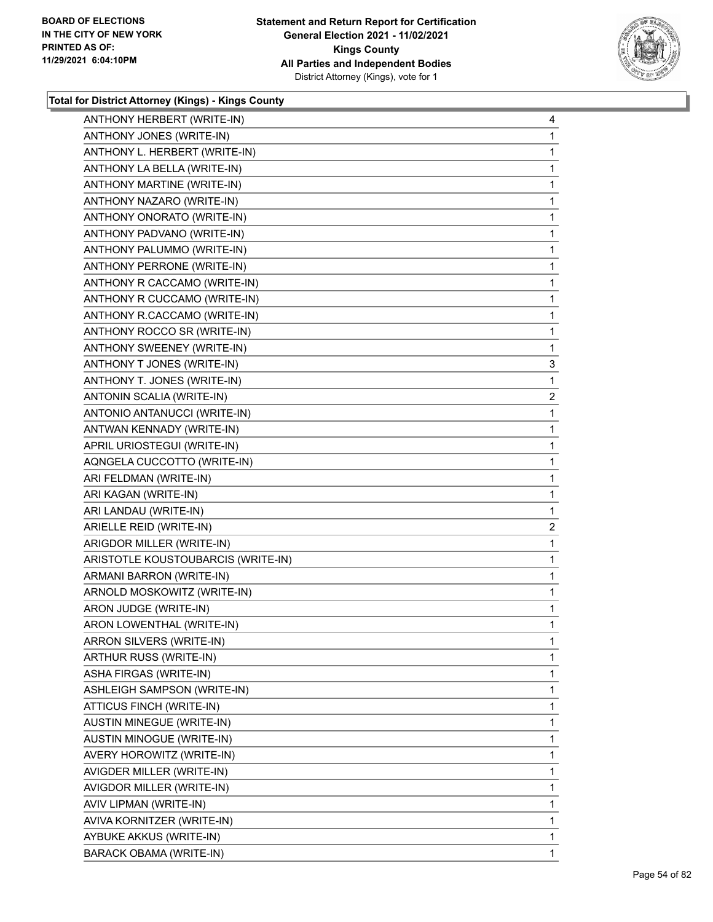**Total for District Attorney (Kings) - Kings County**

| | |
|---|---|
| ANTHONY HERBERT (WRITE-IN) | 4 |
| ANTHONY JONES (WRITE-IN) | 1 |
| ANTHONY L. HERBERT (WRITE-IN) | 1 |
| ANTHONY LA BELLA (WRITE-IN) | 1 |
| ANTHONY MARTINE (WRITE-IN) | 1 |
| ANTHONY NAZARO (WRITE-IN) | 1 |
| ANTHONY ONORATO (WRITE-IN) | 1 |
| ANTHONY PADVANO (WRITE-IN) | 1 |
| ANTHONY PALUMMO (WRITE-IN) | 1 |
| ANTHONY PERRONE (WRITE-IN) | 1 |
| ANTHONY R CACCAMO (WRITE-IN) | 1 |
| ANTHONY R CUCCAMO (WRITE-IN) | 1 |
| ANTHONY R.CACCAMO (WRITE-IN) | 1 |
| ANTHONY ROCCO SR (WRITE-IN) | 1 |
| ANTHONY SWEENEY (WRITE-IN) | 1 |
| ANTHONY T JONES (WRITE-IN) | 3 |
| ANTHONY T. JONES (WRITE-IN) | 1 |
| ANTONIN SCALIA (WRITE-IN) | 2 |
| ANTONIO ANTANUCCI (WRITE-IN) | 1 |
| ANTWAN KENNADY (WRITE-IN) | 1 |
| APRIL URIOSTEGUI (WRITE-IN) | 1 |
| AQNGELA CUCCOTTO (WRITE-IN) | 1 |
| ARI FELDMAN (WRITE-IN) | 1 |
| ARI KAGAN (WRITE-IN) | 1 |
| ARI LANDAU (WRITE-IN) | 1 |
| ARIELLE REID (WRITE-IN) | 2 |
| ARIGDOR MILLER (WRITE-IN) | 1 |
| ARISTOTLE KOUSTOUBARCIS (WRITE-IN) | 1 |
| ARMANI BARRON (WRITE-IN) | 1 |
| ARNOLD MOSKOWITZ (WRITE-IN) | 1 |
| ARON JUDGE (WRITE-IN) | 1 |
| ARON LOWENTHAL (WRITE-IN) | 1 |
| ARRON SILVERS (WRITE-IN) | 1 |
| ARTHUR RUSS (WRITE-IN) | 1 |
| ASHA FIRGAS (WRITE-IN) | 1 |
| ASHLEIGH SAMPSON (WRITE-IN) | 1 |
| ATTICUS FINCH (WRITE-IN) | 1 |
| AUSTIN MINEGUE (WRITE-IN) | 1 |
| AUSTIN MINOGUE (WRITE-IN) | 1 |
| AVERY HOROWITZ (WRITE-IN) | 1 |
| AVIGDER MILLER (WRITE-IN) | 1 |
| AVIGDOR MILLER (WRITE-IN) | 1 |
| AVIV LIPMAN (WRITE-IN) | 1 |
| AVIVA KORNITZER (WRITE-IN) | 1 |
| AYBUKE AKKUS (WRITE-IN) | 1 |
| BARACK OBAMA (WRITE-IN) | 1 |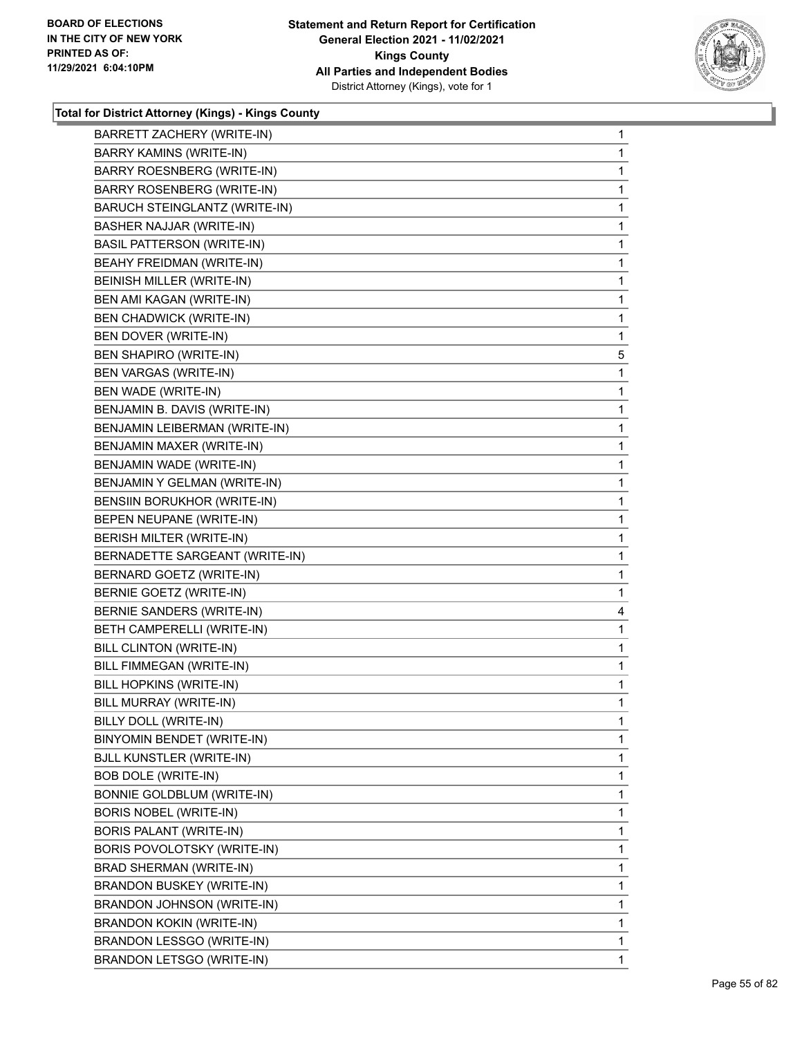**Total for District Attorney (Kings) - Kings County**

| | |
|---|---|
| BARRETT ZACHERY (WRITE-IN) | 1 |
| BARRY KAMINS (WRITE-IN) | 1 |
| BARRY ROESNBERG (WRITE-IN) | 1 |
| BARRY ROSENBERG (WRITE-IN) | 1 |
| BARUCH STEINGLANTZ (WRITE-IN) | 1 |
| BASHER NAJJAR (WRITE-IN) | 1 |
| BASIL PATTERSON (WRITE-IN) | 1 |
| BEAHY FREIDMAN (WRITE-IN) | 1 |
| BEINISH MILLER (WRITE-IN) | 1 |
| BEN AMI KAGAN (WRITE-IN) | 1 |
| BEN CHADWICK (WRITE-IN) | 1 |
| BEN DOVER (WRITE-IN) | 1 |
| BEN SHAPIRO (WRITE-IN) | 5 |
| BEN VARGAS (WRITE-IN) | 1 |
| BEN WADE (WRITE-IN) | 1 |
| BENJAMIN B. DAVIS (WRITE-IN) | 1 |
| BENJAMIN LEIBERMAN (WRITE-IN) | 1 |
| BENJAMIN MAXER (WRITE-IN) | 1 |
| BENJAMIN WADE (WRITE-IN) | 1 |
| BENJAMIN Y GELMAN (WRITE-IN) | 1 |
| BENSIIN BORUKHOR (WRITE-IN) | 1 |
| BEPEN NEUPANE (WRITE-IN) | 1 |
| BERISH MILTER (WRITE-IN) | 1 |
| BERNADETTE SARGEANT (WRITE-IN) | 1 |
| BERNARD GOETZ (WRITE-IN) | 1 |
| BERNIE GOETZ (WRITE-IN) | 1 |
| BERNIE SANDERS (WRITE-IN) | 4 |
| BETH CAMPERELLI (WRITE-IN) | 1 |
| BILL CLINTON (WRITE-IN) | 1 |
| BILL FIMMEGAN (WRITE-IN) | 1 |
| BILL HOPKINS (WRITE-IN) | 1 |
| BILL MURRAY (WRITE-IN) | 1 |
| BILLY DOLL (WRITE-IN) | 1 |
| BINYOMIN BENDET (WRITE-IN) | 1 |
| BJLL KUNSTLER (WRITE-IN) | 1 |
| BOB DOLE (WRITE-IN) | 1 |
| BONNIE GOLDBLUM (WRITE-IN) | 1 |
| BORIS NOBEL (WRITE-IN) | 1 |
| BORIS PALANT (WRITE-IN) | 1 |
| BORIS POVOLOTSKY (WRITE-IN) | 1 |
| BRAD SHERMAN (WRITE-IN) | 1 |
| BRANDON BUSKEY (WRITE-IN) | 1 |
| BRANDON JOHNSON (WRITE-IN) | 1 |
| BRANDON KOKIN (WRITE-IN) | 1 |
| BRANDON LESSGO (WRITE-IN) | 1 |
| BRANDON LETSGO (WRITE-IN) | 1 |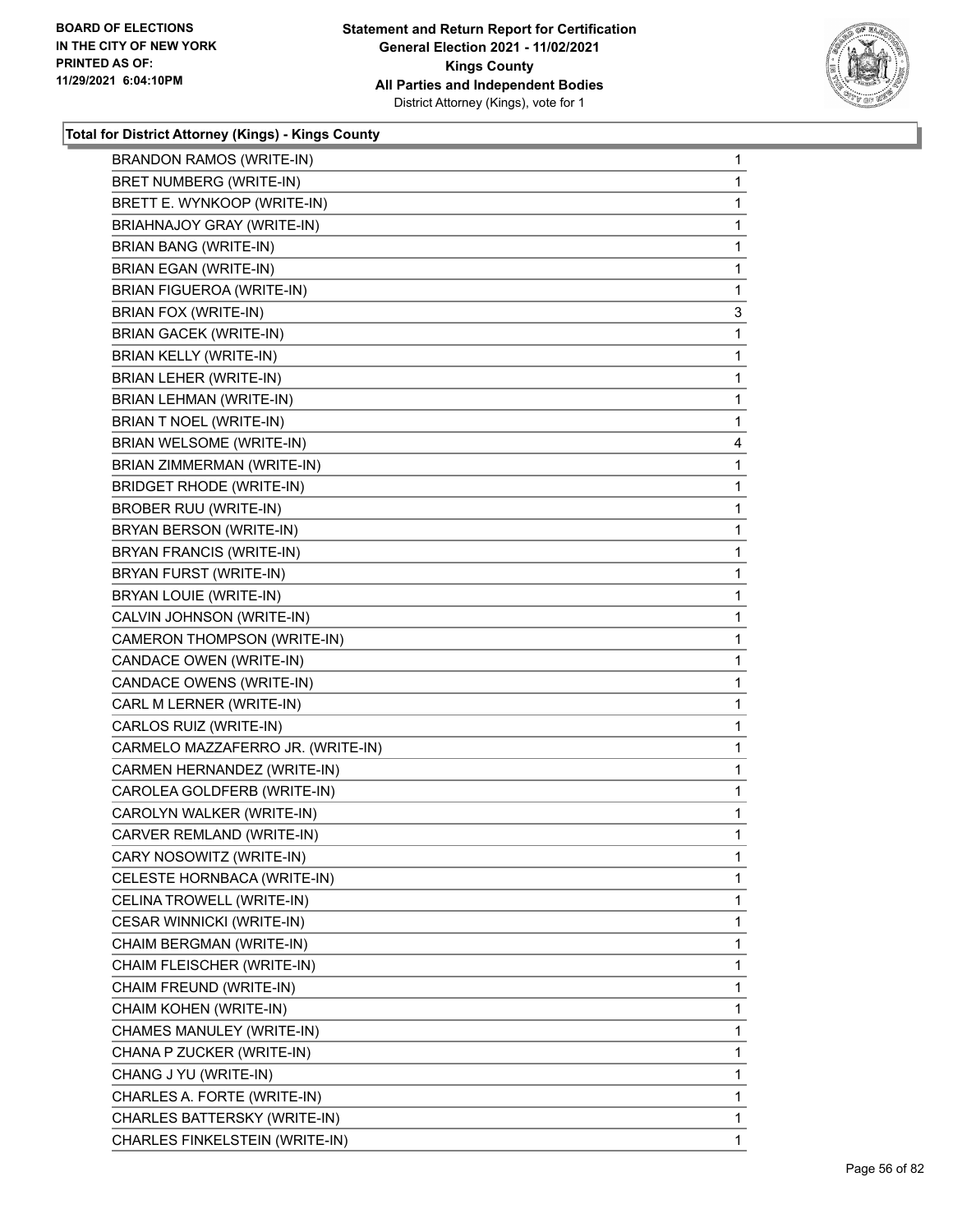**Total for District Attorney (Kings) - Kings County**

| | |
|---|---|
| BRANDON RAMOS (WRITE-IN) | 1 |
| BRET NUMBERG (WRITE-IN) | 1 |
| BRETT E. WYNKOOP (WRITE-IN) | 1 |
| BRIAHNAJOY GRAY (WRITE-IN) | 1 |
| BRIAN BANG (WRITE-IN) | 1 |
| BRIAN EGAN (WRITE-IN) | 1 |
| BRIAN FIGUEROA (WRITE-IN) | 1 |
| BRIAN FOX (WRITE-IN) | 3 |
| BRIAN GACEK (WRITE-IN) | 1 |
| BRIAN KELLY (WRITE-IN) | 1 |
| BRIAN LEHER (WRITE-IN) | 1 |
| BRIAN LEHMAN (WRITE-IN) | 1 |
| BRIAN T NOEL (WRITE-IN) | 1 |
| BRIAN WELSOME (WRITE-IN) | 4 |
| BRIAN ZIMMERMAN (WRITE-IN) | 1 |
| BRIDGET RHODE (WRITE-IN) | 1 |
| BROBER RUU (WRITE-IN) | 1 |
| BRYAN BERSON (WRITE-IN) | 1 |
| BRYAN FRANCIS (WRITE-IN) | 1 |
| BRYAN FURST (WRITE-IN) | 1 |
| BRYAN LOUIE (WRITE-IN) | 1 |
| CALVIN JOHNSON (WRITE-IN) | 1 |
| CAMERON THOMPSON (WRITE-IN) | 1 |
| CANDACE OWEN (WRITE-IN) | 1 |
| CANDACE OWENS (WRITE-IN) | 1 |
| CARL M LERNER (WRITE-IN) | 1 |
| CARLOS RUIZ (WRITE-IN) | 1 |
| CARMELO MAZZAFERRO JR. (WRITE-IN) | 1 |
| CARMEN HERNANDEZ (WRITE-IN) | 1 |
| CAROLEA GOLDFERB (WRITE-IN) | 1 |
| CAROLYN WALKER (WRITE-IN) | 1 |
| CARVER REMLAND (WRITE-IN) | 1 |
| CARY NOSOWITZ (WRITE-IN) | 1 |
| CELESTE HORNBACA (WRITE-IN) | 1 |
| CELINA TROWELL (WRITE-IN) | 1 |
| CESAR WINNICKI (WRITE-IN) | 1 |
| CHAIM BERGMAN (WRITE-IN) | 1 |
| CHAIM FLEISCHER (WRITE-IN) | 1 |
| CHAIM FREUND (WRITE-IN) | 1 |
| CHAIM KOHEN (WRITE-IN) | 1 |
| CHAMES MANULEY (WRITE-IN) | 1 |
| CHANA P ZUCKER (WRITE-IN) | 1 |
| CHANG J YU (WRITE-IN) | 1 |
| CHARLES A. FORTE (WRITE-IN) | 1 |
| CHARLES BATTERSKY (WRITE-IN) | 1 |
| CHARLES FINKELSTEIN (WRITE-IN) | 1 |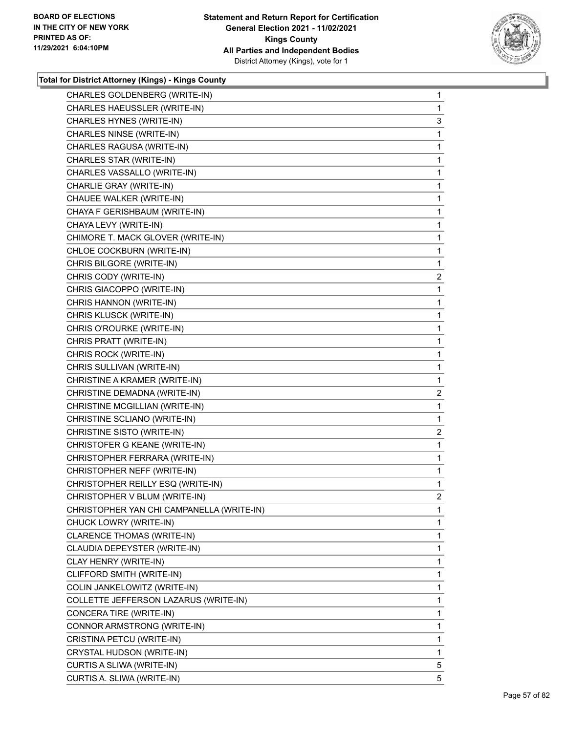**Total for District Attorney (Kings) - Kings County**

| Candidate | Votes |
|---|---|
| CHARLES GOLDENBERG (WRITE-IN) | 1 |
| CHARLES HAEUSSLER (WRITE-IN) | 1 |
| CHARLES HYNES (WRITE-IN) | 3 |
| CHARLES NINSE (WRITE-IN) | 1 |
| CHARLES RAGUSA (WRITE-IN) | 1 |
| CHARLES STAR (WRITE-IN) | 1 |
| CHARLES VASSALLO (WRITE-IN) | 1 |
| CHARLIE GRAY (WRITE-IN) | 1 |
| CHAUEE WALKER (WRITE-IN) | 1 |
| CHAYA F GERISHBAUM (WRITE-IN) | 1 |
| CHAYA LEVY (WRITE-IN) | 1 |
| CHIMORE T. MACK GLOVER (WRITE-IN) | 1 |
| CHLOE COCKBURN (WRITE-IN) | 1 |
| CHRIS BILGORE (WRITE-IN) | 1 |
| CHRIS CODY (WRITE-IN) | 2 |
| CHRIS GIACOPPO (WRITE-IN) | 1 |
| CHRIS HANNON (WRITE-IN) | 1 |
| CHRIS KLUSCK (WRITE-IN) | 1 |
| CHRIS O'ROURKE (WRITE-IN) | 1 |
| CHRIS PRATT (WRITE-IN) | 1 |
| CHRIS ROCK (WRITE-IN) | 1 |
| CHRIS SULLIVAN (WRITE-IN) | 1 |
| CHRISTINE A KRAMER (WRITE-IN) | 1 |
| CHRISTINE DEMADNA (WRITE-IN) | 2 |
| CHRISTINE MCGILLIAN (WRITE-IN) | 1 |
| CHRISTINE SCLIANO (WRITE-IN) | 1 |
| CHRISTINE SISTO (WRITE-IN) | 2 |
| CHRISTOFER G KEANE (WRITE-IN) | 1 |
| CHRISTOPHER FERRARA (WRITE-IN) | 1 |
| CHRISTOPHER NEFF (WRITE-IN) | 1 |
| CHRISTOPHER REILLY ESQ (WRITE-IN) | 1 |
| CHRISTOPHER V BLUM (WRITE-IN) | 2 |
| CHRISTOPHER YAN CHI CAMPANELLA (WRITE-IN) | 1 |
| CHUCK LOWRY (WRITE-IN) | 1 |
| CLARENCE THOMAS (WRITE-IN) | 1 |
| CLAUDIA DEPEYSTER (WRITE-IN) | 1 |
| CLAY HENRY (WRITE-IN) | 1 |
| CLIFFORD SMITH (WRITE-IN) | 1 |
| COLIN JANKELOWITZ (WRITE-IN) | 1 |
| COLLETTE JEFFERSON LAZARUS (WRITE-IN) | 1 |
| CONCERA TIRE (WRITE-IN) | 1 |
| CONNOR ARMSTRONG (WRITE-IN) | 1 |
| CRISTINA PETCU (WRITE-IN) | 1 |
| CRYSTAL HUDSON (WRITE-IN) | 1 |
| CURTIS A SLIWA (WRITE-IN) | 5 |
| CURTIS A. SLIWA (WRITE-IN) | 5 |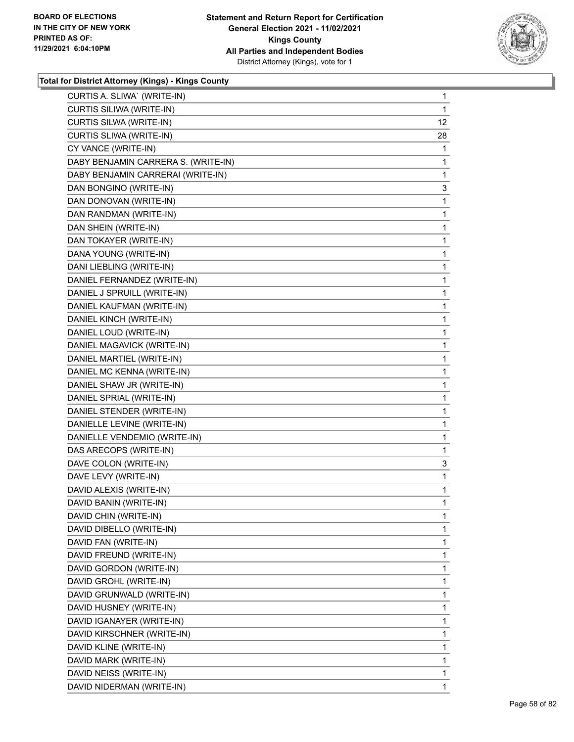**Total for District Attorney (Kings) - Kings County**

| Candidate | Votes |
|---|---|
| CURTIS A. SLIWA` (WRITE-IN) | 1 |
| CURTIS SILIWA (WRITE-IN) | 1 |
| CURTIS SILWA (WRITE-IN) | 12 |
| CURTIS SLIWA (WRITE-IN) | 28 |
| CY VANCE (WRITE-IN) | 1 |
| DABY BENJAMIN CARRERA S. (WRITE-IN) | 1 |
| DABY BENJAMIN CARRERAI (WRITE-IN) | 1 |
| DAN BONGINO (WRITE-IN) | 3 |
| DAN DONOVAN (WRITE-IN) | 1 |
| DAN RANDMAN (WRITE-IN) | 1 |
| DAN SHEIN (WRITE-IN) | 1 |
| DAN TOKAYER (WRITE-IN) | 1 |
| DANA YOUNG (WRITE-IN) | 1 |
| DANI LIEBLING (WRITE-IN) | 1 |
| DANIEL FERNANDEZ (WRITE-IN) | 1 |
| DANIEL J SPRUILL (WRITE-IN) | 1 |
| DANIEL KAUFMAN (WRITE-IN) | 1 |
| DANIEL KINCH (WRITE-IN) | 1 |
| DANIEL LOUD (WRITE-IN) | 1 |
| DANIEL MAGAVICK (WRITE-IN) | 1 |
| DANIEL MARTIEL (WRITE-IN) | 1 |
| DANIEL MC KENNA (WRITE-IN) | 1 |
| DANIEL SHAW JR (WRITE-IN) | 1 |
| DANIEL SPRIAL (WRITE-IN) | 1 |
| DANIEL STENDER (WRITE-IN) | 1 |
| DANIELLE LEVINE (WRITE-IN) | 1 |
| DANIELLE VENDEMIO (WRITE-IN) | 1 |
| DAS ARECOPS (WRITE-IN) | 1 |
| DAVE COLON (WRITE-IN) | 3 |
| DAVE LEVY (WRITE-IN) | 1 |
| DAVID ALEXIS (WRITE-IN) | 1 |
| DAVID BANIN (WRITE-IN) | 1 |
| DAVID CHIN (WRITE-IN) | 1 |
| DAVID DIBELLO (WRITE-IN) | 1 |
| DAVID FAN (WRITE-IN) | 1 |
| DAVID FREUND (WRITE-IN) | 1 |
| DAVID GORDON (WRITE-IN) | 1 |
| DAVID GROHL (WRITE-IN) | 1 |
| DAVID GRUNWALD (WRITE-IN) | 1 |
| DAVID HUSNEY (WRITE-IN) | 1 |
| DAVID IGANAYER (WRITE-IN) | 1 |
| DAVID KIRSCHNER (WRITE-IN) | 1 |
| DAVID KLINE (WRITE-IN) | 1 |
| DAVID MARK (WRITE-IN) | 1 |
| DAVID NEISS (WRITE-IN) | 1 |
| DAVID NIDERMAN (WRITE-IN) | 1 |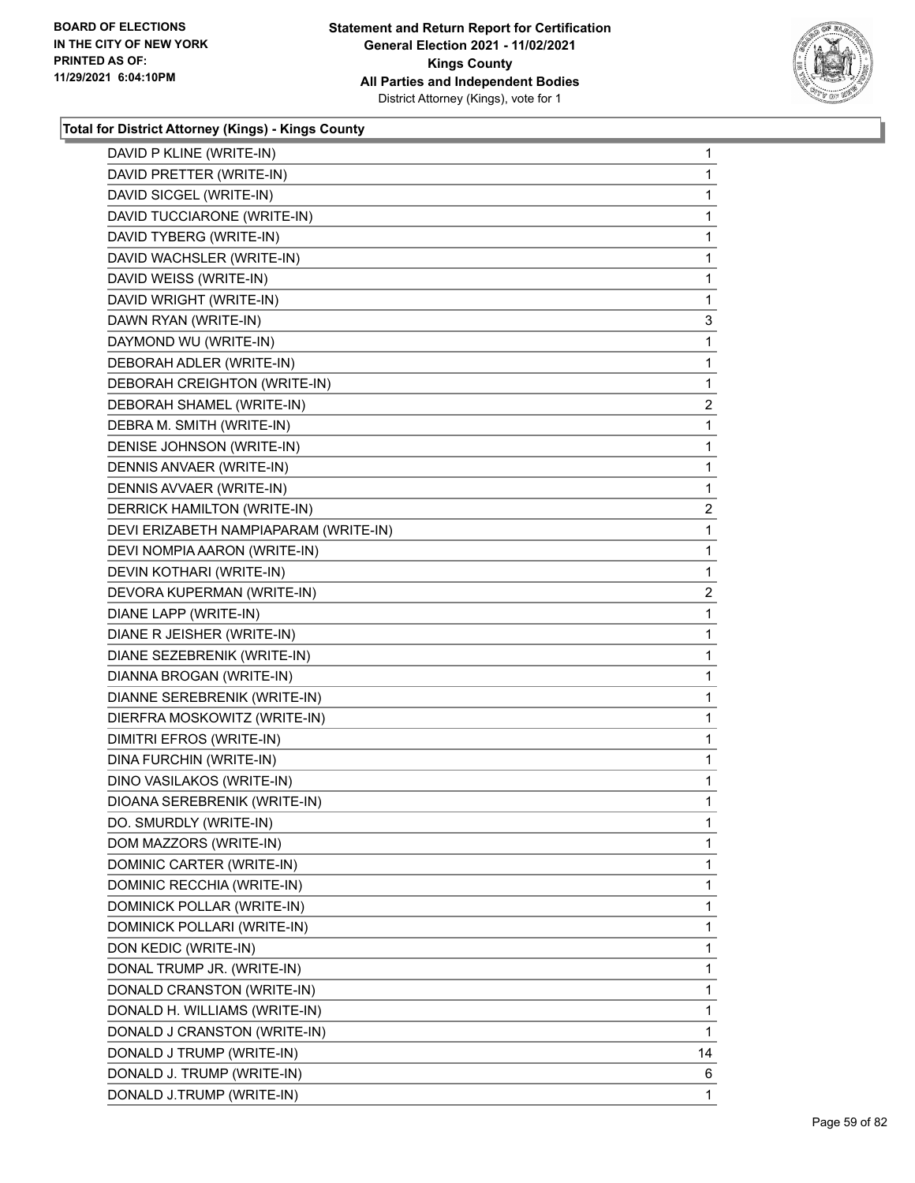**Total for District Attorney (Kings) - Kings County**

| | |
|---|---|
| DAVID P KLINE (WRITE-IN) | 1 |
| DAVID PRETTER (WRITE-IN) | 1 |
| DAVID SICGEL (WRITE-IN) | 1 |
| DAVID TUCCIARONE (WRITE-IN) | 1 |
| DAVID TYBERG (WRITE-IN) | 1 |
| DAVID WACHSLER (WRITE-IN) | 1 |
| DAVID WEISS (WRITE-IN) | 1 |
| DAVID WRIGHT (WRITE-IN) | 1 |
| DAWN RYAN (WRITE-IN) | 3 |
| DAYMOND WU (WRITE-IN) | 1 |
| DEBORAH ADLER (WRITE-IN) | 1 |
| DEBORAH CREIGHTON (WRITE-IN) | 1 |
| DEBORAH SHAMEL (WRITE-IN) | 2 |
| DEBRA M. SMITH (WRITE-IN) | 1 |
| DENISE JOHNSON (WRITE-IN) | 1 |
| DENNIS ANVAER (WRITE-IN) | 1 |
| DENNIS AVVAER (WRITE-IN) | 1 |
| DERRICK HAMILTON (WRITE-IN) | 2 |
| DEVI ERIZABETH NAMPIAPARAM (WRITE-IN) | 1 |
| DEVI NOMPIA AARON (WRITE-IN) | 1 |
| DEVIN KOTHARI (WRITE-IN) | 1 |
| DEVORA KUPERMAN (WRITE-IN) | 2 |
| DIANE LAPP (WRITE-IN) | 1 |
| DIANE R JEISHER (WRITE-IN) | 1 |
| DIANE SEZEBRENIK (WRITE-IN) | 1 |
| DIANNA BROGAN (WRITE-IN) | 1 |
| DIANNE SEREBRENIK (WRITE-IN) | 1 |
| DIERFRA MOSKOWITZ (WRITE-IN) | 1 |
| DIMITRI EFROS (WRITE-IN) | 1 |
| DINA FURCHIN (WRITE-IN) | 1 |
| DINO VASILAKOS (WRITE-IN) | 1 |
| DIOANA SEREBRENIK (WRITE-IN) | 1 |
| DO. SMURDLY (WRITE-IN) | 1 |
| DOM MAZZORS (WRITE-IN) | 1 |
| DOMINIC CARTER (WRITE-IN) | 1 |
| DOMINIC RECCHIA (WRITE-IN) | 1 |
| DOMINICK POLLAR (WRITE-IN) | 1 |
| DOMINICK POLLARI (WRITE-IN) | 1 |
| DON KEDIC (WRITE-IN) | 1 |
| DONAL TRUMP JR. (WRITE-IN) | 1 |
| DONALD CRANSTON (WRITE-IN) | 1 |
| DONALD H. WILLIAMS (WRITE-IN) | 1 |
| DONALD J CRANSTON (WRITE-IN) | 1 |
| DONALD J TRUMP (WRITE-IN) | 14 |
| DONALD J. TRUMP (WRITE-IN) | 6 |
| DONALD J.TRUMP (WRITE-IN) | 1 |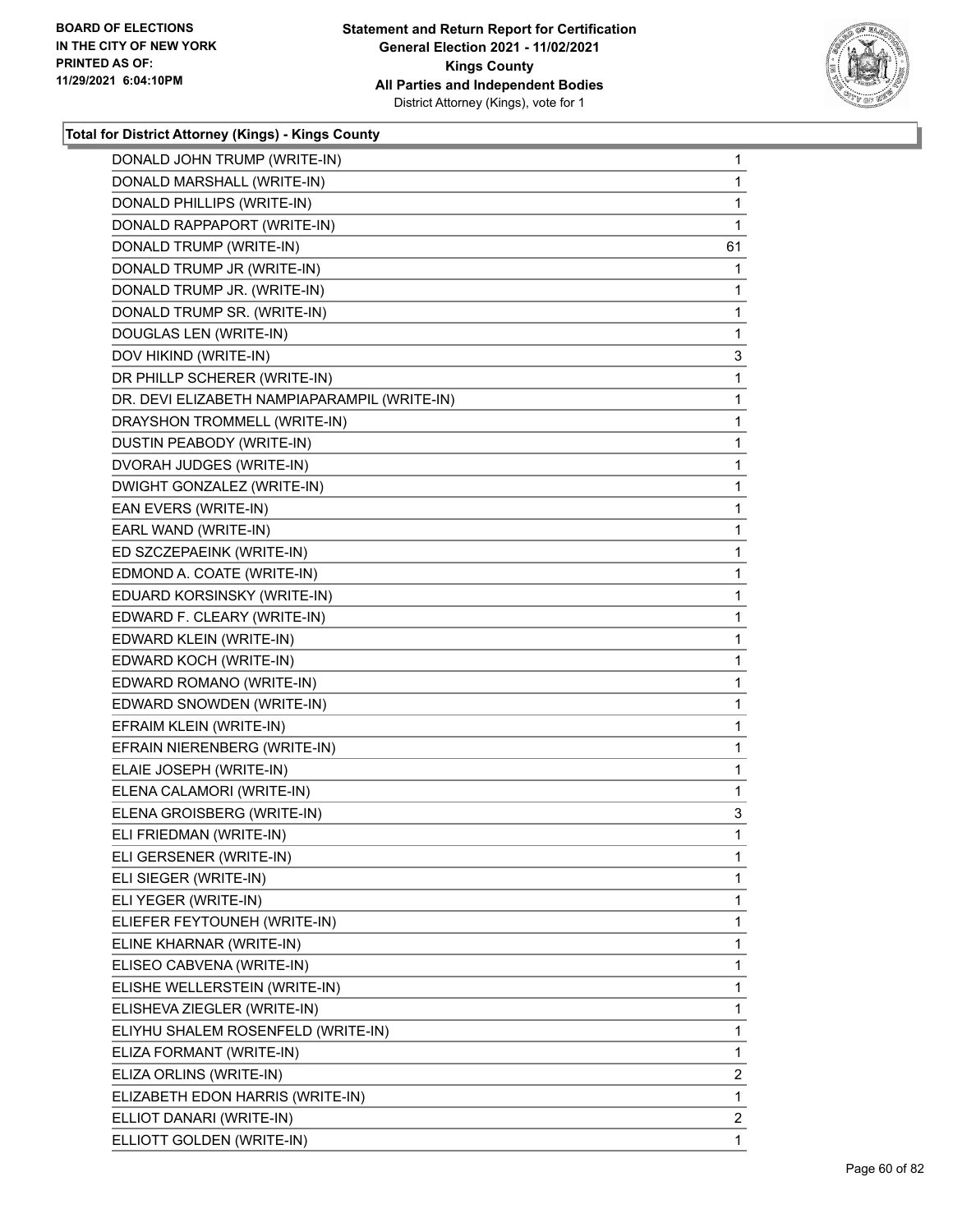**Total for District Attorney (Kings) - Kings County**

| | |
|---|---|
| DONALD JOHN TRUMP (WRITE-IN) | 1 |
| DONALD MARSHALL (WRITE-IN) | 1 |
| DONALD PHILLIPS (WRITE-IN) | 1 |
| DONALD RAPPAPORT (WRITE-IN) | 1 |
| DONALD TRUMP (WRITE-IN) | 61 |
| DONALD TRUMP JR (WRITE-IN) | 1 |
| DONALD TRUMP JR. (WRITE-IN) | 1 |
| DONALD TRUMP SR. (WRITE-IN) | 1 |
| DOUGLAS LEN (WRITE-IN) | 1 |
| DOV HIKIND (WRITE-IN) | 3 |
| DR PHILLP SCHERER (WRITE-IN) | 1 |
| DR. DEVI ELIZABETH NAMPIAPARAMPIL (WRITE-IN) | 1 |
| DRAYSHON TROMMELL (WRITE-IN) | 1 |
| DUSTIN PEABODY (WRITE-IN) | 1 |
| DVORAH JUDGES (WRITE-IN) | 1 |
| DWIGHT GONZALEZ (WRITE-IN) | 1 |
| EAN EVERS (WRITE-IN) | 1 |
| EARL WAND (WRITE-IN) | 1 |
| ED SZCZEPAEINK (WRITE-IN) | 1 |
| EDMOND A. COATE (WRITE-IN) | 1 |
| EDUARD KORSINSKY (WRITE-IN) | 1 |
| EDWARD F. CLEARY (WRITE-IN) | 1 |
| EDWARD KLEIN (WRITE-IN) | 1 |
| EDWARD KOCH (WRITE-IN) | 1 |
| EDWARD ROMANO (WRITE-IN) | 1 |
| EDWARD SNOWDEN (WRITE-IN) | 1 |
| EFRAIM KLEIN (WRITE-IN) | 1 |
| EFRAIN NIERENBERG (WRITE-IN) | 1 |
| ELAIE JOSEPH (WRITE-IN) | 1 |
| ELENA CALAMORI (WRITE-IN) | 1 |
| ELENA GROISBERG (WRITE-IN) | 3 |
| ELI FRIEDMAN (WRITE-IN) | 1 |
| ELI GERSENER (WRITE-IN) | 1 |
| ELI SIEGER (WRITE-IN) | 1 |
| ELI YEGER (WRITE-IN) | 1 |
| ELIEFER FEYTOUNEH (WRITE-IN) | 1 |
| ELINE KHARNAR (WRITE-IN) | 1 |
| ELISEO CABVENA (WRITE-IN) | 1 |
| ELISHE WELLERSTEIN (WRITE-IN) | 1 |
| ELISHEVA ZIEGLER (WRITE-IN) | 1 |
| ELIYHU SHALEM ROSENFELD (WRITE-IN) | 1 |
| ELIZA FORMANT (WRITE-IN) | 1 |
| ELIZA ORLINS (WRITE-IN) | 2 |
| ELIZABETH EDON HARRIS (WRITE-IN) | 1 |
| ELLIOT DANARI (WRITE-IN) | 2 |
| ELLIOTT GOLDEN (WRITE-IN) | 1 |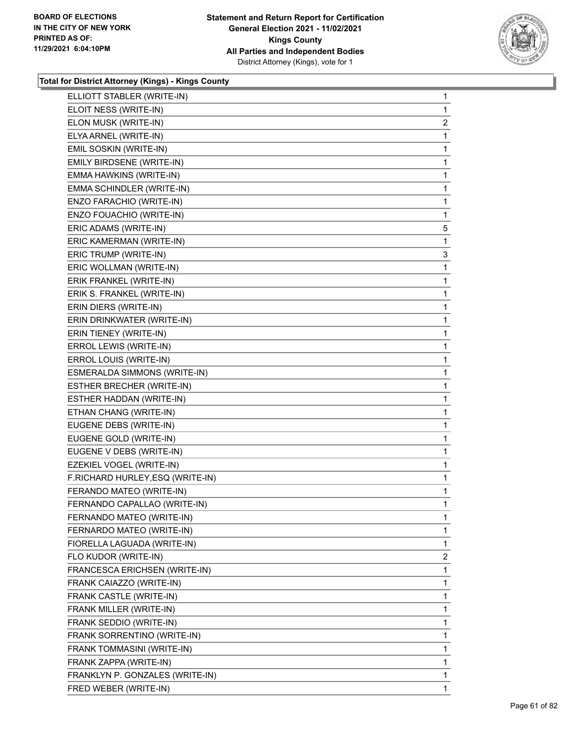**BOARD OF ELECTIONS IN THE CITY OF NEW YORK PRINTED AS OF: 11/29/2021 6:04:10PM**

**Statement and Return Report for Certification General Election 2021 - 11/02/2021 Kings County All Parties and Independent Bodies**
District Attorney (Kings), vote for 1

### Total for District Attorney (Kings) - Kings County

| | |
|---|---|
| ELLIOTT STABLER (WRITE-IN) | 1 |
| ELOIT NESS (WRITE-IN) | 1 |
| ELON MUSK (WRITE-IN) | 2 |
| ELYA ARNEL (WRITE-IN) | 1 |
| EMIL SOSKIN (WRITE-IN) | 1 |
| EMILY BIRDSENE (WRITE-IN) | 1 |
| EMMA HAWKINS (WRITE-IN) | 1 |
| EMMA SCHINDLER (WRITE-IN) | 1 |
| ENZO FARACHIO (WRITE-IN) | 1 |
| ENZO FOUACHIO (WRITE-IN) | 1 |
| ERIC ADAMS (WRITE-IN) | 5 |
| ERIC KAMERMAN (WRITE-IN) | 1 |
| ERIC TRUMP (WRITE-IN) | 3 |
| ERIC WOLLMAN (WRITE-IN) | 1 |
| ERIK FRANKEL (WRITE-IN) | 1 |
| ERIK S. FRANKEL (WRITE-IN) | 1 |
| ERIN DIERS (WRITE-IN) | 1 |
| ERIN DRINKWATER (WRITE-IN) | 1 |
| ERIN TIENEY (WRITE-IN) | 1 |
| ERROL LEWIS (WRITE-IN) | 1 |
| ERROL LOUIS (WRITE-IN) | 1 |
| ESMERALDA SIMMONS (WRITE-IN) | 1 |
| ESTHER BRECHER (WRITE-IN) | 1 |
| ESTHER HADDAN (WRITE-IN) | 1 |
| ETHAN CHANG (WRITE-IN) | 1 |
| EUGENE DEBS (WRITE-IN) | 1 |
| EUGENE GOLD (WRITE-IN) | 1 |
| EUGENE V DEBS (WRITE-IN) | 1 |
| EZEKIEL VOGEL (WRITE-IN) | 1 |
| F.RICHARD HURLEY,ESQ (WRITE-IN) | 1 |
| FERANDO MATEO (WRITE-IN) | 1 |
| FERNANDO CAPALLAO (WRITE-IN) | 1 |
| FERNANDO MATEO (WRITE-IN) | 1 |
| FERNARDO MATEO (WRITE-IN) | 1 |
| FIORELLA LAGUADA (WRITE-IN) | 1 |
| FLO KUDOR (WRITE-IN) | 2 |
| FRANCESCA ERICHSEN (WRITE-IN) | 1 |
| FRANK CAIAZZO (WRITE-IN) | 1 |
| FRANK CASTLE (WRITE-IN) | 1 |
| FRANK MILLER (WRITE-IN) | 1 |
| FRANK SEDDIO (WRITE-IN) | 1 |
| FRANK SORRENTINO (WRITE-IN) | 1 |
| FRANK TOMMASINI (WRITE-IN) | 1 |
| FRANK ZAPPA (WRITE-IN) | 1 |
| FRANKLYN P. GONZALES (WRITE-IN) | 1 |
| FRED WEBER (WRITE-IN) | 1 |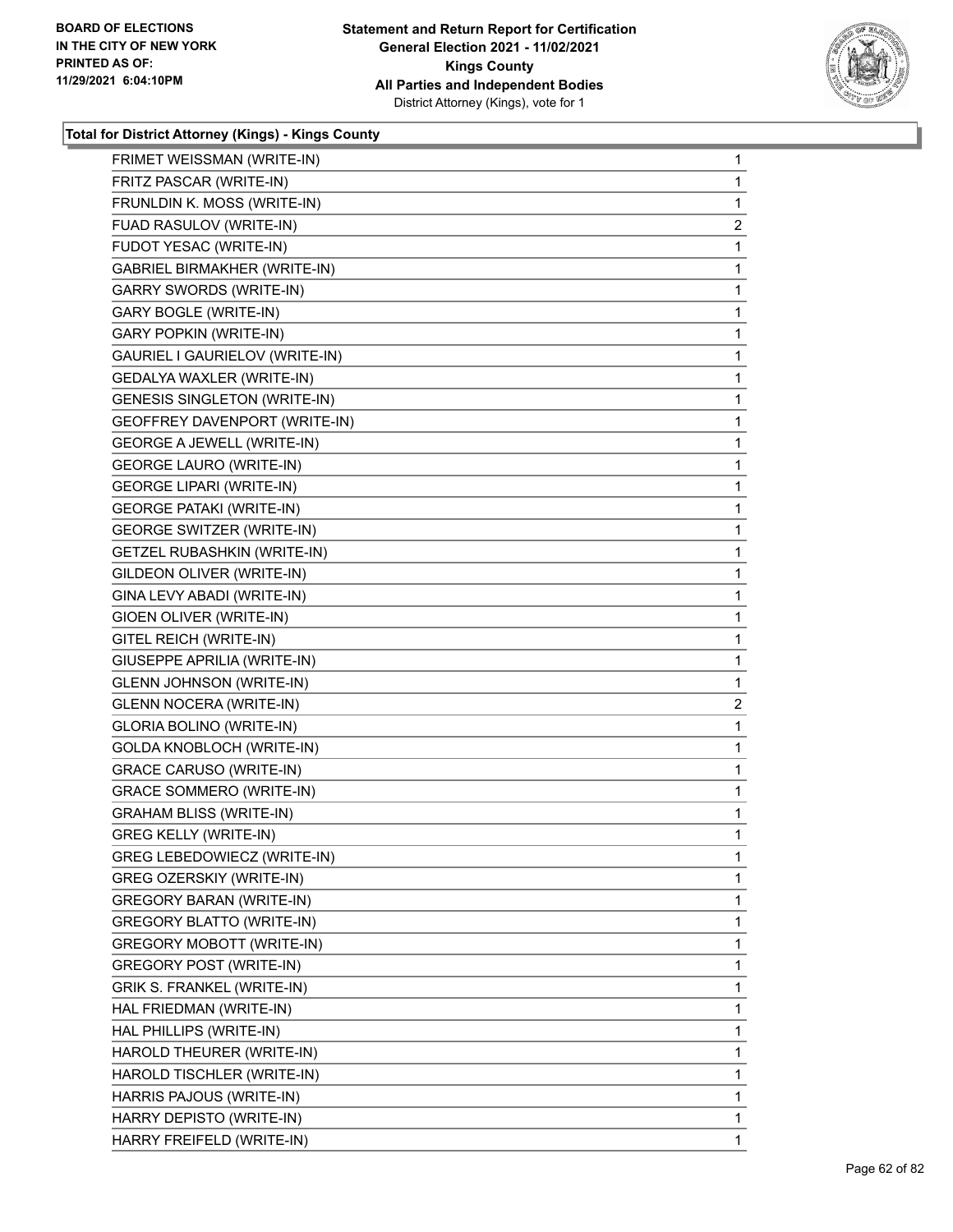BOARD OF ELECTIONS
IN THE CITY OF NEW YORK
PRINTED AS OF:
11/29/2021 6:04:10PM

**Statement and Return Report for Certification**
**General Election 2021 - 11/02/2021**
**Kings County**
**All Parties and Independent Bodies**
District Attorney (Kings), vote for 1

### Total for District Attorney (Kings) - Kings County

| Candidate | Votes |
|---|---|
| FRIMET WEISSMAN (WRITE-IN) | 1 |
| FRITZ PASCAR (WRITE-IN) | 1 |
| FRUNLDIN K. MOSS (WRITE-IN) | 1 |
| FUAD RASULOV (WRITE-IN) | 2 |
| FUDOT YESAC (WRITE-IN) | 1 |
| GABRIEL BIRMAKHER (WRITE-IN) | 1 |
| GARRY SWORDS (WRITE-IN) | 1 |
| GARY BOGLE (WRITE-IN) | 1 |
| GARY POPKIN (WRITE-IN) | 1 |
| GAURIEL I GAURIELOV (WRITE-IN) | 1 |
| GEDALYA WAXLER (WRITE-IN) | 1 |
| GENESIS SINGLETON (WRITE-IN) | 1 |
| GEOFFREY DAVENPORT (WRITE-IN) | 1 |
| GEORGE A JEWELL (WRITE-IN) | 1 |
| GEORGE LAURO (WRITE-IN) | 1 |
| GEORGE LIPARI (WRITE-IN) | 1 |
| GEORGE PATAKI (WRITE-IN) | 1 |
| GEORGE SWITZER (WRITE-IN) | 1 |
| GETZEL RUBASHKIN (WRITE-IN) | 1 |
| GILDEON OLIVER (WRITE-IN) | 1 |
| GINA LEVY ABADI (WRITE-IN) | 1 |
| GIOEN OLIVER (WRITE-IN) | 1 |
| GITEL REICH (WRITE-IN) | 1 |
| GIUSEPPE APRILIA (WRITE-IN) | 1 |
| GLENN JOHNSON (WRITE-IN) | 1 |
| GLENN NOCERA (WRITE-IN) | 2 |
| GLORIA BOLINO (WRITE-IN) | 1 |
| GOLDA KNOBLOCH (WRITE-IN) | 1 |
| GRACE CARUSO (WRITE-IN) | 1 |
| GRACE SOMMERO (WRITE-IN) | 1 |
| GRAHAM BLISS (WRITE-IN) | 1 |
| GREG KELLY (WRITE-IN) | 1 |
| GREG LEBEDOWIECZ (WRITE-IN) | 1 |
| GREG OZERSKIY (WRITE-IN) | 1 |
| GREGORY BARAN (WRITE-IN) | 1 |
| GREGORY BLATTO (WRITE-IN) | 1 |
| GREGORY MOBOTT (WRITE-IN) | 1 |
| GREGORY POST (WRITE-IN) | 1 |
| GRIK S. FRANKEL (WRITE-IN) | 1 |
| HAL FRIEDMAN (WRITE-IN) | 1 |
| HAL PHILLIPS (WRITE-IN) | 1 |
| HAROLD THEURER (WRITE-IN) | 1 |
| HAROLD TISCHLER (WRITE-IN) | 1 |
| HARRIS PAJOUS (WRITE-IN) | 1 |
| HARRY DEPISTO (WRITE-IN) | 1 |
| HARRY FREIFELD (WRITE-IN) | 1 |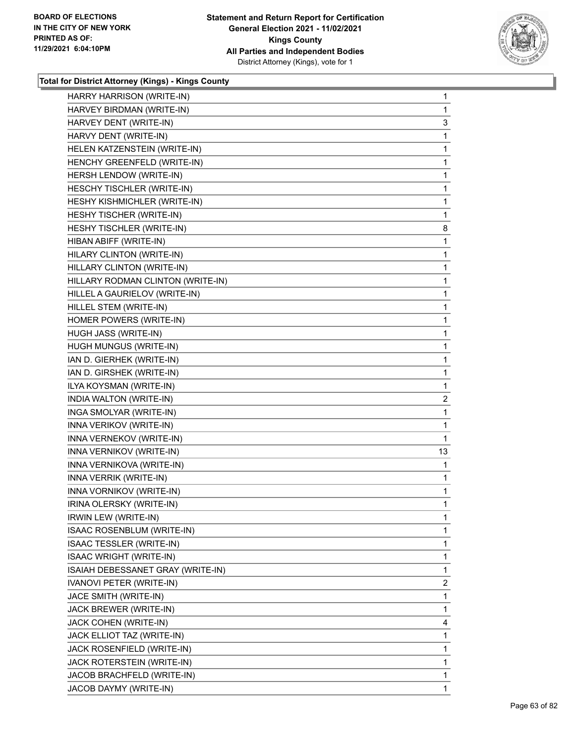**Total for District Attorney (Kings) - Kings County**

| | |
|---|---|
| HARRY HARRISON (WRITE-IN) | 1 |
| HARVEY BIRDMAN (WRITE-IN) | 1 |
| HARVEY DENT (WRITE-IN) | 3 |
| HARVY DENT (WRITE-IN) | 1 |
| HELEN KATZENSTEIN (WRITE-IN) | 1 |
| HENCHY GREENFELD (WRITE-IN) | 1 |
| HERSH LENDOW (WRITE-IN) | 1 |
| HESCHY TISCHLER (WRITE-IN) | 1 |
| HESHY KISHMICHLER (WRITE-IN) | 1 |
| HESHY TISCHER (WRITE-IN) | 1 |
| HESHY TISCHLER (WRITE-IN) | 8 |
| HIBAN ABIFF (WRITE-IN) | 1 |
| HILARY CLINTON (WRITE-IN) | 1 |
| HILLARY CLINTON (WRITE-IN) | 1 |
| HILLARY RODMAN CLINTON (WRITE-IN) | 1 |
| HILLEL A GAURIELOV (WRITE-IN) | 1 |
| HILLEL STEM (WRITE-IN) | 1 |
| HOMER POWERS (WRITE-IN) | 1 |
| HUGH JASS (WRITE-IN) | 1 |
| HUGH MUNGUS (WRITE-IN) | 1 |
| IAN D. GIERHEK (WRITE-IN) | 1 |
| IAN D. GIRSHEK (WRITE-IN) | 1 |
| ILYA KOYSMAN (WRITE-IN) | 1 |
| INDIA WALTON (WRITE-IN) | 2 |
| INGA SMOLYAR (WRITE-IN) | 1 |
| INNA VERIKOV (WRITE-IN) | 1 |
| INNA VERNEKOV (WRITE-IN) | 1 |
| INNA VERNIKOV (WRITE-IN) | 13 |
| INNA VERNIKOVA (WRITE-IN) | 1 |
| INNA VERRIK (WRITE-IN) | 1 |
| INNA VORNIKOV (WRITE-IN) | 1 |
| IRINA OLERSKY (WRITE-IN) | 1 |
| IRWIN LEW (WRITE-IN) | 1 |
| ISAAC ROSENBLUM (WRITE-IN) | 1 |
| ISAAC TESSLER (WRITE-IN) | 1 |
| ISAAC WRIGHT (WRITE-IN) | 1 |
| ISAIAH DEBESSANET GRAY (WRITE-IN) | 1 |
| IVANOVI PETER (WRITE-IN) | 2 |
| JACE SMITH (WRITE-IN) | 1 |
| JACK BREWER (WRITE-IN) | 1 |
| JACK COHEN (WRITE-IN) | 4 |
| JACK ELLIOT TAZ (WRITE-IN) | 1 |
| JACK ROSENFIELD (WRITE-IN) | 1 |
| JACK ROTERSTEIN (WRITE-IN) | 1 |
| JACOB BRACHFELD (WRITE-IN) | 1 |
| JACOB DAYMY (WRITE-IN) | 1 |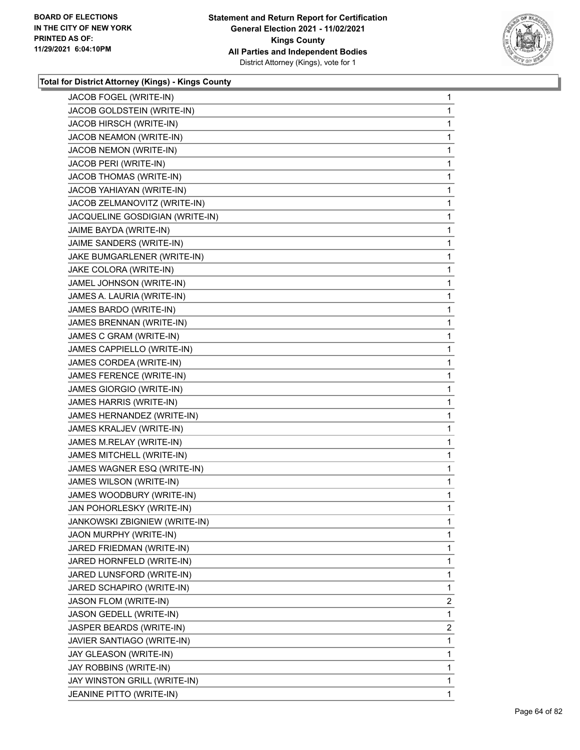**Total for District Attorney (Kings) - Kings County**

| | |
|---|---|
| JACOB FOGEL (WRITE-IN) | 1 |
| JACOB GOLDSTEIN (WRITE-IN) | 1 |
| JACOB HIRSCH (WRITE-IN) | 1 |
| JACOB NEAMON (WRITE-IN) | 1 |
| JACOB NEMON (WRITE-IN) | 1 |
| JACOB PERI (WRITE-IN) | 1 |
| JACOB THOMAS (WRITE-IN) | 1 |
| JACOB YAHIAYAN (WRITE-IN) | 1 |
| JACOB ZELMANOVITZ (WRITE-IN) | 1 |
| JACQUELINE GOSDIGIAN (WRITE-IN) | 1 |
| JAIME BAYDA (WRITE-IN) | 1 |
| JAIME SANDERS (WRITE-IN) | 1 |
| JAKE BUMGARLENER (WRITE-IN) | 1 |
| JAKE COLORA (WRITE-IN) | 1 |
| JAMEL JOHNSON (WRITE-IN) | 1 |
| JAMES A. LAURIA (WRITE-IN) | 1 |
| JAMES BARDO (WRITE-IN) | 1 |
| JAMES BRENNAN (WRITE-IN) | 1 |
| JAMES C GRAM (WRITE-IN) | 1 |
| JAMES CAPPIELLO (WRITE-IN) | 1 |
| JAMES CORDEA (WRITE-IN) | 1 |
| JAMES FERENCE (WRITE-IN) | 1 |
| JAMES GIORGIO (WRITE-IN) | 1 |
| JAMES HARRIS (WRITE-IN) | 1 |
| JAMES HERNANDEZ (WRITE-IN) | 1 |
| JAMES KRALJEV (WRITE-IN) | 1 |
| JAMES M.RELAY (WRITE-IN) | 1 |
| JAMES MITCHELL (WRITE-IN) | 1 |
| JAMES WAGNER ESQ (WRITE-IN) | 1 |
| JAMES WILSON (WRITE-IN) | 1 |
| JAMES WOODBURY (WRITE-IN) | 1 |
| JAN POHORLESKY (WRITE-IN) | 1 |
| JANKOWSKI ZBIGNIEW (WRITE-IN) | 1 |
| JAON MURPHY (WRITE-IN) | 1 |
| JARED FRIEDMAN (WRITE-IN) | 1 |
| JARED HORNFELD (WRITE-IN) | 1 |
| JARED LUNSFORD (WRITE-IN) | 1 |
| JARED SCHAPIRO (WRITE-IN) | 1 |
| JASON FLOM (WRITE-IN) | 2 |
| JASON GEDELL (WRITE-IN) | 1 |
| JASPER BEARDS (WRITE-IN) | 2 |
| JAVIER SANTIAGO (WRITE-IN) | 1 |
| JAY GLEASON (WRITE-IN) | 1 |
| JAY ROBBINS (WRITE-IN) | 1 |
| JAY WINSTON GRILL (WRITE-IN) | 1 |
| JEANINE PITTO (WRITE-IN) | 1 |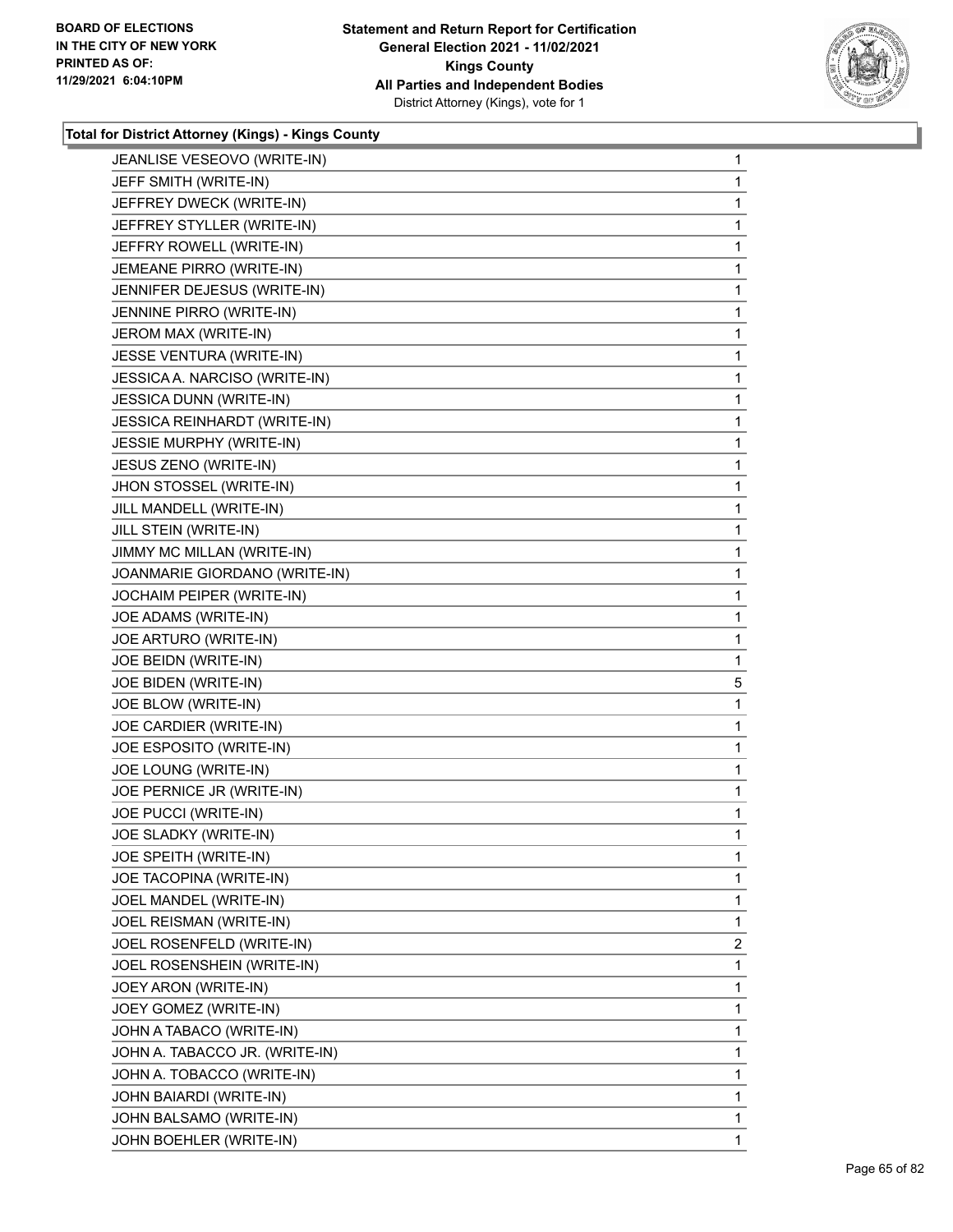**Total for District Attorney (Kings) - Kings County**

| Candidate | Votes |
|---|---|
| JEANLISE VESEOVO (WRITE-IN) | 1 |
| JEFF SMITH (WRITE-IN) | 1 |
| JEFFREY DWECK (WRITE-IN) | 1 |
| JEFFREY STYLLER (WRITE-IN) | 1 |
| JEFFRY ROWELL (WRITE-IN) | 1 |
| JEMEANE PIRRO (WRITE-IN) | 1 |
| JENNIFER DEJESUS (WRITE-IN) | 1 |
| JENNINE PIRRO (WRITE-IN) | 1 |
| JEROM MAX (WRITE-IN) | 1 |
| JESSE VENTURA (WRITE-IN) | 1 |
| JESSICA A. NARCISO (WRITE-IN) | 1 |
| JESSICA DUNN (WRITE-IN) | 1 |
| JESSICA REINHARDT (WRITE-IN) | 1 |
| JESSIE MURPHY (WRITE-IN) | 1 |
| JESUS ZENO (WRITE-IN) | 1 |
| JHON STOSSEL (WRITE-IN) | 1 |
| JILL MANDELL (WRITE-IN) | 1 |
| JILL STEIN (WRITE-IN) | 1 |
| JIMMY MC MILLAN (WRITE-IN) | 1 |
| JOANMARIE GIORDANO (WRITE-IN) | 1 |
| JOCHAIM PEIPER (WRITE-IN) | 1 |
| JOE ADAMS (WRITE-IN) | 1 |
| JOE ARTURO (WRITE-IN) | 1 |
| JOE BEIDN (WRITE-IN) | 1 |
| JOE BIDEN (WRITE-IN) | 5 |
| JOE BLOW (WRITE-IN) | 1 |
| JOE CARDIER (WRITE-IN) | 1 |
| JOE ESPOSITO (WRITE-IN) | 1 |
| JOE LOUNG (WRITE-IN) | 1 |
| JOE PERNICE JR (WRITE-IN) | 1 |
| JOE PUCCI (WRITE-IN) | 1 |
| JOE SLADKY (WRITE-IN) | 1 |
| JOE SPEITH (WRITE-IN) | 1 |
| JOE TACOPINA (WRITE-IN) | 1 |
| JOEL MANDEL (WRITE-IN) | 1 |
| JOEL REISMAN (WRITE-IN) | 1 |
| JOEL ROSENFELD (WRITE-IN) | 2 |
| JOEL ROSENSHEIN (WRITE-IN) | 1 |
| JOEY ARON (WRITE-IN) | 1 |
| JOEY GOMEZ (WRITE-IN) | 1 |
| JOHN A TABACO (WRITE-IN) | 1 |
| JOHN A. TABACCO JR. (WRITE-IN) | 1 |
| JOHN A. TOBACCO (WRITE-IN) | 1 |
| JOHN BAIARDI (WRITE-IN) | 1 |
| JOHN BALSAMO (WRITE-IN) | 1 |
| JOHN BOEHLER (WRITE-IN) | 1 |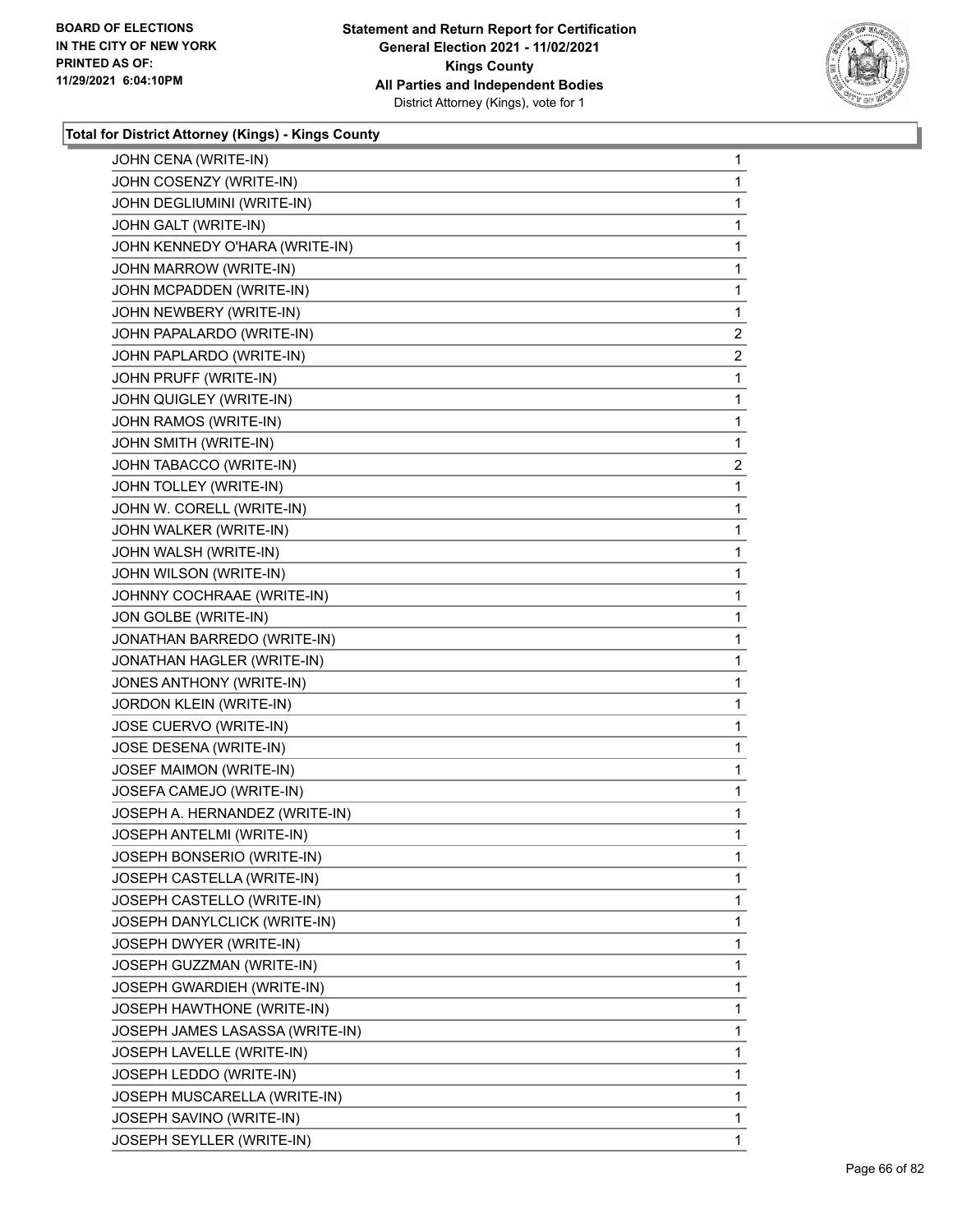**Total for District Attorney (Kings) - Kings County**

| | |
|---|---|
| JOHN CENA (WRITE-IN) | 1 |
| JOHN COSENZY (WRITE-IN) | 1 |
| JOHN DEGLIUMINI (WRITE-IN) | 1 |
| JOHN GALT (WRITE-IN) | 1 |
| JOHN KENNEDY O'HARA (WRITE-IN) | 1 |
| JOHN MARROW (WRITE-IN) | 1 |
| JOHN MCPADDEN (WRITE-IN) | 1 |
| JOHN NEWBERY (WRITE-IN) | 1 |
| JOHN PAPALARDO (WRITE-IN) | 2 |
| JOHN PAPLARDO (WRITE-IN) | 2 |
| JOHN PRUFF (WRITE-IN) | 1 |
| JOHN QUIGLEY (WRITE-IN) | 1 |
| JOHN RAMOS (WRITE-IN) | 1 |
| JOHN SMITH (WRITE-IN) | 1 |
| JOHN TABACCO (WRITE-IN) | 2 |
| JOHN TOLLEY (WRITE-IN) | 1 |
| JOHN W. CORELL (WRITE-IN) | 1 |
| JOHN WALKER (WRITE-IN) | 1 |
| JOHN WALSH (WRITE-IN) | 1 |
| JOHN WILSON (WRITE-IN) | 1 |
| JOHNNY COCHRAAE (WRITE-IN) | 1 |
| JON GOLBE (WRITE-IN) | 1 |
| JONATHAN BARREDO (WRITE-IN) | 1 |
| JONATHAN HAGLER (WRITE-IN) | 1 |
| JONES ANTHONY (WRITE-IN) | 1 |
| JORDON KLEIN (WRITE-IN) | 1 |
| JOSE CUERVO (WRITE-IN) | 1 |
| JOSE DESENA (WRITE-IN) | 1 |
| JOSEF MAIMON (WRITE-IN) | 1 |
| JOSEFA CAMEJO (WRITE-IN) | 1 |
| JOSEPH A. HERNANDEZ (WRITE-IN) | 1 |
| JOSEPH ANTELMI (WRITE-IN) | 1 |
| JOSEPH BONSERIO (WRITE-IN) | 1 |
| JOSEPH CASTELLA (WRITE-IN) | 1 |
| JOSEPH CASTELLO (WRITE-IN) | 1 |
| JOSEPH DANYLCLICK (WRITE-IN) | 1 |
| JOSEPH DWYER (WRITE-IN) | 1 |
| JOSEPH GUZZMAN (WRITE-IN) | 1 |
| JOSEPH GWARDIEH (WRITE-IN) | 1 |
| JOSEPH HAWTHONE (WRITE-IN) | 1 |
| JOSEPH JAMES LASASSA (WRITE-IN) | 1 |
| JOSEPH LAVELLE (WRITE-IN) | 1 |
| JOSEPH LEDDO (WRITE-IN) | 1 |
| JOSEPH MUSCARELLA (WRITE-IN) | 1 |
| JOSEPH SAVINO (WRITE-IN) | 1 |
| JOSEPH SEYLLER (WRITE-IN) | 1 |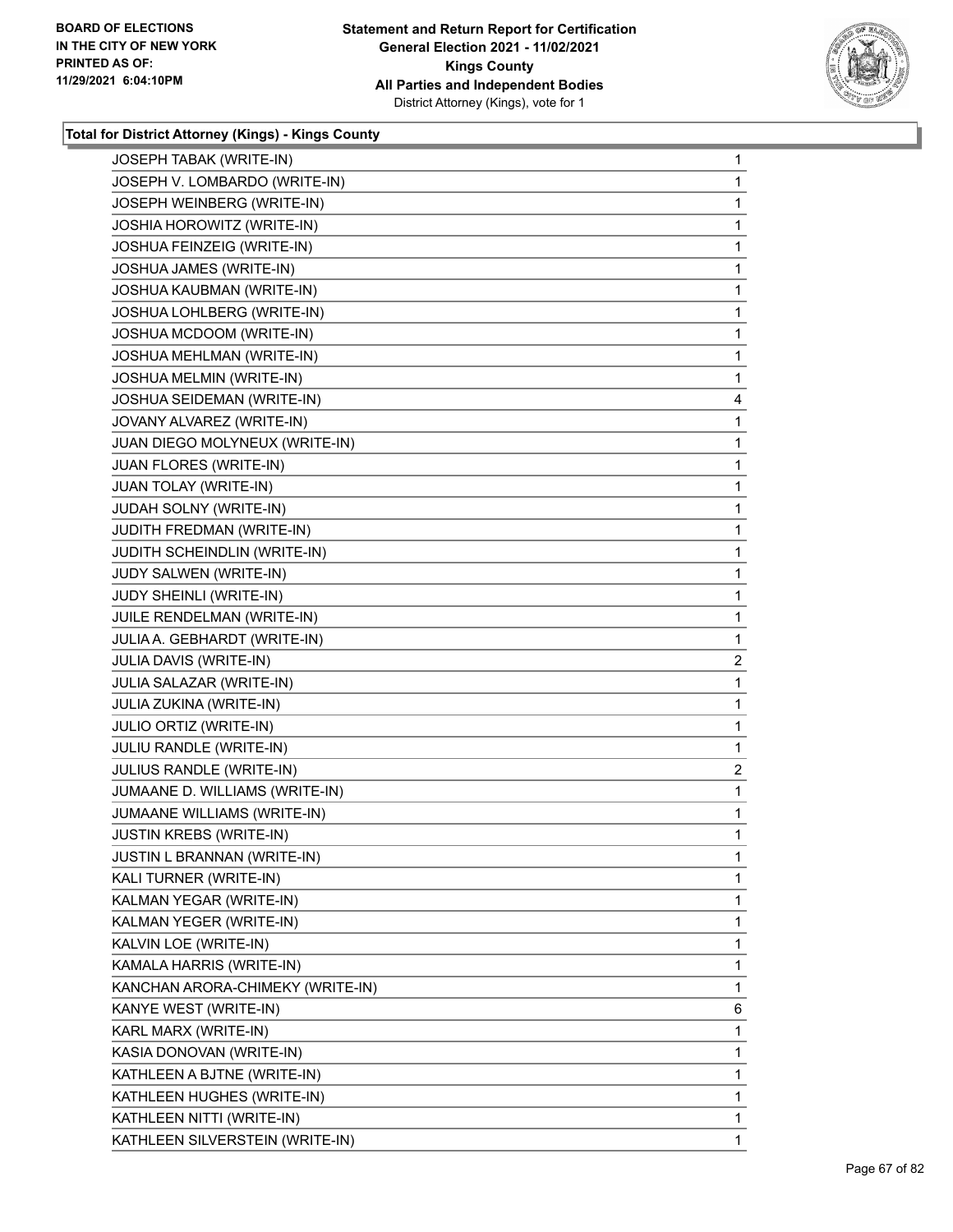**Total for District Attorney (Kings) - Kings County**

| | |
|---|---|
| JOSEPH TABAK (WRITE-IN) | 1 |
| JOSEPH V. LOMBARDO (WRITE-IN) | 1 |
| JOSEPH WEINBERG (WRITE-IN) | 1 |
| JOSHIA HOROWITZ (WRITE-IN) | 1 |
| JOSHUA FEINZEIG (WRITE-IN) | 1 |
| JOSHUA JAMES (WRITE-IN) | 1 |
| JOSHUA KAUBMAN (WRITE-IN) | 1 |
| JOSHUA LOHLBERG (WRITE-IN) | 1 |
| JOSHUA MCDOOM (WRITE-IN) | 1 |
| JOSHUA MEHLMAN (WRITE-IN) | 1 |
| JOSHUA MELMIN (WRITE-IN) | 1 |
| JOSHUA SEIDEMAN (WRITE-IN) | 4 |
| JOVANY ALVAREZ (WRITE-IN) | 1 |
| JUAN DIEGO MOLYNEUX (WRITE-IN) | 1 |
| JUAN FLORES (WRITE-IN) | 1 |
| JUAN TOLAY (WRITE-IN) | 1 |
| JUDAH SOLNY (WRITE-IN) | 1 |
| JUDITH FREDMAN (WRITE-IN) | 1 |
| JUDITH SCHEINDLIN (WRITE-IN) | 1 |
| JUDY SALWEN (WRITE-IN) | 1 |
| JUDY SHEINLI (WRITE-IN) | 1 |
| JUILE RENDELMAN (WRITE-IN) | 1 |
| JULIA A. GEBHARDT (WRITE-IN) | 1 |
| JULIA DAVIS (WRITE-IN) | 2 |
| JULIA SALAZAR (WRITE-IN) | 1 |
| JULIA ZUKINA (WRITE-IN) | 1 |
| JULIO ORTIZ (WRITE-IN) | 1 |
| JULIU RANDLE (WRITE-IN) | 1 |
| JULIUS RANDLE (WRITE-IN) | 2 |
| JUMAANE D. WILLIAMS (WRITE-IN) | 1 |
| JUMAANE WILLIAMS (WRITE-IN) | 1 |
| JUSTIN KREBS (WRITE-IN) | 1 |
| JUSTIN L BRANNAN (WRITE-IN) | 1 |
| KALI TURNER (WRITE-IN) | 1 |
| KALMAN YEGAR (WRITE-IN) | 1 |
| KALMAN YEGER (WRITE-IN) | 1 |
| KALVIN LOE (WRITE-IN) | 1 |
| KAMALA HARRIS (WRITE-IN) | 1 |
| KANCHAN ARORA-CHIMEKY (WRITE-IN) | 1 |
| KANYE WEST (WRITE-IN) | 6 |
| KARL MARX (WRITE-IN) | 1 |
| KASIA DONOVAN (WRITE-IN) | 1 |
| KATHLEEN A BJTNE (WRITE-IN) | 1 |
| KATHLEEN HUGHES (WRITE-IN) | 1 |
| KATHLEEN NITTI (WRITE-IN) | 1 |
| KATHLEEN SILVERSTEIN (WRITE-IN) | 1 |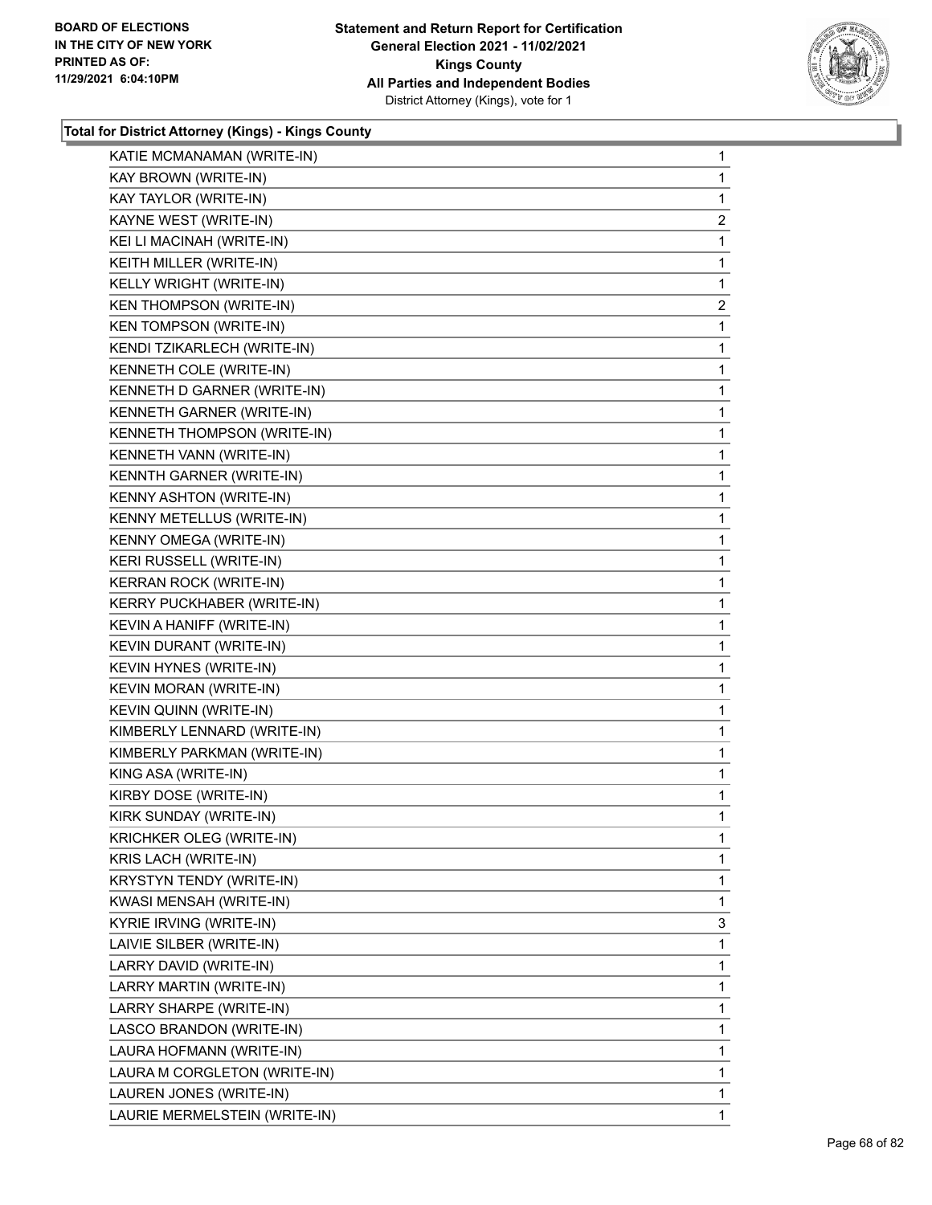**Total for District Attorney (Kings) - Kings County**

| | |
|---|---|
| KATIE MCMANAMAN (WRITE-IN) | 1 |
| KAY BROWN (WRITE-IN) | 1 |
| KAY TAYLOR (WRITE-IN) | 1 |
| KAYNE WEST (WRITE-IN) | 2 |
| KEI LI MACINAH (WRITE-IN) | 1 |
| KEITH MILLER (WRITE-IN) | 1 |
| KELLY WRIGHT (WRITE-IN) | 1 |
| KEN THOMPSON (WRITE-IN) | 2 |
| KEN TOMPSON (WRITE-IN) | 1 |
| KENDI TZIKARLECH (WRITE-IN) | 1 |
| KENNETH COLE (WRITE-IN) | 1 |
| KENNETH D GARNER (WRITE-IN) | 1 |
| KENNETH GARNER (WRITE-IN) | 1 |
| KENNETH THOMPSON (WRITE-IN) | 1 |
| KENNETH VANN (WRITE-IN) | 1 |
| KENNTH GARNER (WRITE-IN) | 1 |
| KENNY ASHTON (WRITE-IN) | 1 |
| KENNY METELLUS (WRITE-IN) | 1 |
| KENNY OMEGA (WRITE-IN) | 1 |
| KERI RUSSELL (WRITE-IN) | 1 |
| KERRAN ROCK (WRITE-IN) | 1 |
| KERRY PUCKHABER (WRITE-IN) | 1 |
| KEVIN A HANIFF (WRITE-IN) | 1 |
| KEVIN DURANT (WRITE-IN) | 1 |
| KEVIN HYNES (WRITE-IN) | 1 |
| KEVIN MORAN (WRITE-IN) | 1 |
| KEVIN QUINN (WRITE-IN) | 1 |
| KIMBERLY LENNARD (WRITE-IN) | 1 |
| KIMBERLY PARKMAN (WRITE-IN) | 1 |
| KING ASA (WRITE-IN) | 1 |
| KIRBY DOSE (WRITE-IN) | 1 |
| KIRK SUNDAY (WRITE-IN) | 1 |
| KRICHKER OLEG (WRITE-IN) | 1 |
| KRIS LACH (WRITE-IN) | 1 |
| KRYSTYN TENDY (WRITE-IN) | 1 |
| KWASI MENSAH (WRITE-IN) | 1 |
| KYRIE IRVING (WRITE-IN) | 3 |
| LAIVIE SILBER (WRITE-IN) | 1 |
| LARRY DAVID (WRITE-IN) | 1 |
| LARRY MARTIN (WRITE-IN) | 1 |
| LARRY SHARPE (WRITE-IN) | 1 |
| LASCO BRANDON (WRITE-IN) | 1 |
| LAURA HOFMANN (WRITE-IN) | 1 |
| LAURA M CORGLETON (WRITE-IN) | 1 |
| LAUREN JONES (WRITE-IN) | 1 |
| LAURIE MERMELSTEIN (WRITE-IN) | 1 |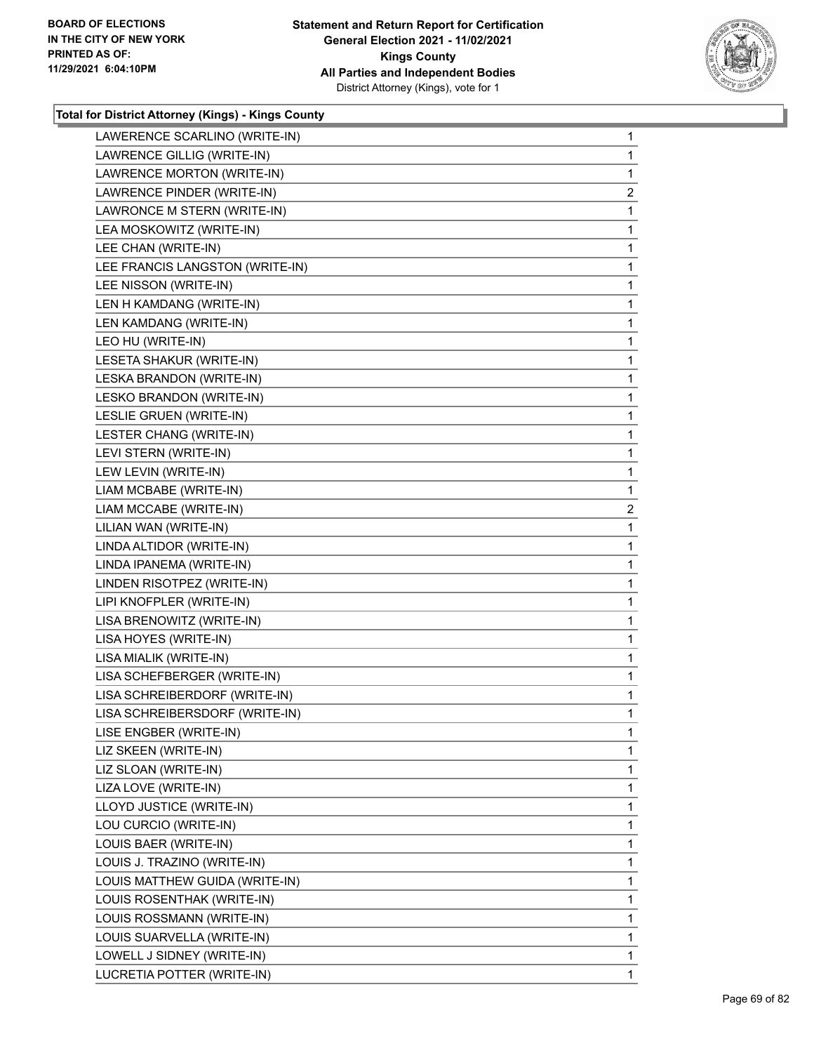### Total for District Attorney (Kings) - Kings County

| Candidate | Votes |
|---|---|
| LAWERENCE SCARLINO (WRITE-IN) | 1 |
| LAWRENCE GILLIG (WRITE-IN) | 1 |
| LAWRENCE MORTON (WRITE-IN) | 1 |
| LAWRENCE PINDER (WRITE-IN) | 2 |
| LAWRONCE M STERN (WRITE-IN) | 1 |
| LEA MOSKOWITZ (WRITE-IN) | 1 |
| LEE CHAN (WRITE-IN) | 1 |
| LEE FRANCIS LANGSTON (WRITE-IN) | 1 |
| LEE NISSON (WRITE-IN) | 1 |
| LEN H KAMDANG (WRITE-IN) | 1 |
| LEN KAMDANG (WRITE-IN) | 1 |
| LEO HU (WRITE-IN) | 1 |
| LESETA SHAKUR (WRITE-IN) | 1 |
| LESKA BRANDON (WRITE-IN) | 1 |
| LESKO BRANDON (WRITE-IN) | 1 |
| LESLIE GRUEN (WRITE-IN) | 1 |
| LESTER CHANG (WRITE-IN) | 1 |
| LEVI STERN (WRITE-IN) | 1 |
| LEW LEVIN (WRITE-IN) | 1 |
| LIAM MCBABE (WRITE-IN) | 1 |
| LIAM MCCABE (WRITE-IN) | 2 |
| LILIAN WAN (WRITE-IN) | 1 |
| LINDA ALTIDOR (WRITE-IN) | 1 |
| LINDA IPANEMA (WRITE-IN) | 1 |
| LINDEN RISOTPEZ (WRITE-IN) | 1 |
| LIPI KNOFPLER (WRITE-IN) | 1 |
| LISA BRENOWITZ (WRITE-IN) | 1 |
| LISA HOYES (WRITE-IN) | 1 |
| LISA MIALIK (WRITE-IN) | 1 |
| LISA SCHEFBERGER (WRITE-IN) | 1 |
| LISA SCHREIBERDORF (WRITE-IN) | 1 |
| LISA SCHREIBERSDORF (WRITE-IN) | 1 |
| LISE ENGBER (WRITE-IN) | 1 |
| LIZ SKEEN (WRITE-IN) | 1 |
| LIZ SLOAN (WRITE-IN) | 1 |
| LIZA LOVE (WRITE-IN) | 1 |
| LLOYD JUSTICE (WRITE-IN) | 1 |
| LOU CURCIO (WRITE-IN) | 1 |
| LOUIS BAER (WRITE-IN) | 1 |
| LOUIS J. TRAZINO (WRITE-IN) | 1 |
| LOUIS MATTHEW GUIDA (WRITE-IN) | 1 |
| LOUIS ROSENTHAK (WRITE-IN) | 1 |
| LOUIS ROSSMANN (WRITE-IN) | 1 |
| LOUIS SUARVELLA (WRITE-IN) | 1 |
| LOWELL J SIDNEY (WRITE-IN) | 1 |
| LUCRETIA POTTER (WRITE-IN) | 1 |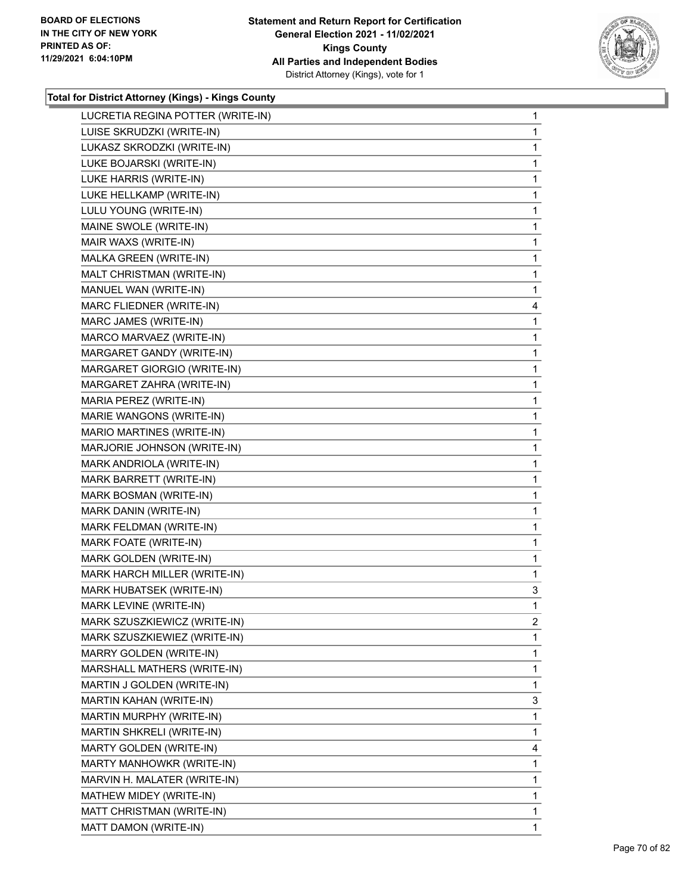**Total for District Attorney (Kings) - Kings County**

| | |
|---|---|
| LUCRETIA REGINA POTTER (WRITE-IN) | 1 |
| LUISE SKRUDZKI (WRITE-IN) | 1 |
| LUKASZ SKRODZKI (WRITE-IN) | 1 |
| LUKE BOJARSKI (WRITE-IN) | 1 |
| LUKE HARRIS (WRITE-IN) | 1 |
| LUKE HELLKAMP (WRITE-IN) | 1 |
| LULU YOUNG (WRITE-IN) | 1 |
| MAINE SWOLE (WRITE-IN) | 1 |
| MAIR WAXS (WRITE-IN) | 1 |
| MALKA GREEN (WRITE-IN) | 1 |
| MALT CHRISTMAN (WRITE-IN) | 1 |
| MANUEL WAN (WRITE-IN) | 1 |
| MARC FLIEDNER (WRITE-IN) | 4 |
| MARC JAMES (WRITE-IN) | 1 |
| MARCO MARVAEZ (WRITE-IN) | 1 |
| MARGARET GANDY (WRITE-IN) | 1 |
| MARGARET GIORGIO (WRITE-IN) | 1 |
| MARGARET ZAHRA (WRITE-IN) | 1 |
| MARIA PEREZ (WRITE-IN) | 1 |
| MARIE WANGONS (WRITE-IN) | 1 |
| MARIO MARTINES (WRITE-IN) | 1 |
| MARJORIE JOHNSON (WRITE-IN) | 1 |
| MARK ANDRIOLA (WRITE-IN) | 1 |
| MARK BARRETT (WRITE-IN) | 1 |
| MARK BOSMAN (WRITE-IN) | 1 |
| MARK DANIN (WRITE-IN) | 1 |
| MARK FELDMAN (WRITE-IN) | 1 |
| MARK FOATE (WRITE-IN) | 1 |
| MARK GOLDEN (WRITE-IN) | 1 |
| MARK HARCH MILLER (WRITE-IN) | 1 |
| MARK HUBATSEK (WRITE-IN) | 3 |
| MARK LEVINE (WRITE-IN) | 1 |
| MARK SZUSZKIEWICZ (WRITE-IN) | 2 |
| MARK SZUSZKIEWIEZ (WRITE-IN) | 1 |
| MARRY GOLDEN (WRITE-IN) | 1 |
| MARSHALL MATHERS (WRITE-IN) | 1 |
| MARTIN J GOLDEN (WRITE-IN) | 1 |
| MARTIN KAHAN (WRITE-IN) | 3 |
| MARTIN MURPHY (WRITE-IN) | 1 |
| MARTIN SHKRELI (WRITE-IN) | 1 |
| MARTY GOLDEN (WRITE-IN) | 4 |
| MARTY MANHOWKR (WRITE-IN) | 1 |
| MARVIN H. MALATER (WRITE-IN) | 1 |
| MATHEW MIDEY (WRITE-IN) | 1 |
| MATT CHRISTMAN (WRITE-IN) | 1 |
| MATT DAMON (WRITE-IN) | 1 |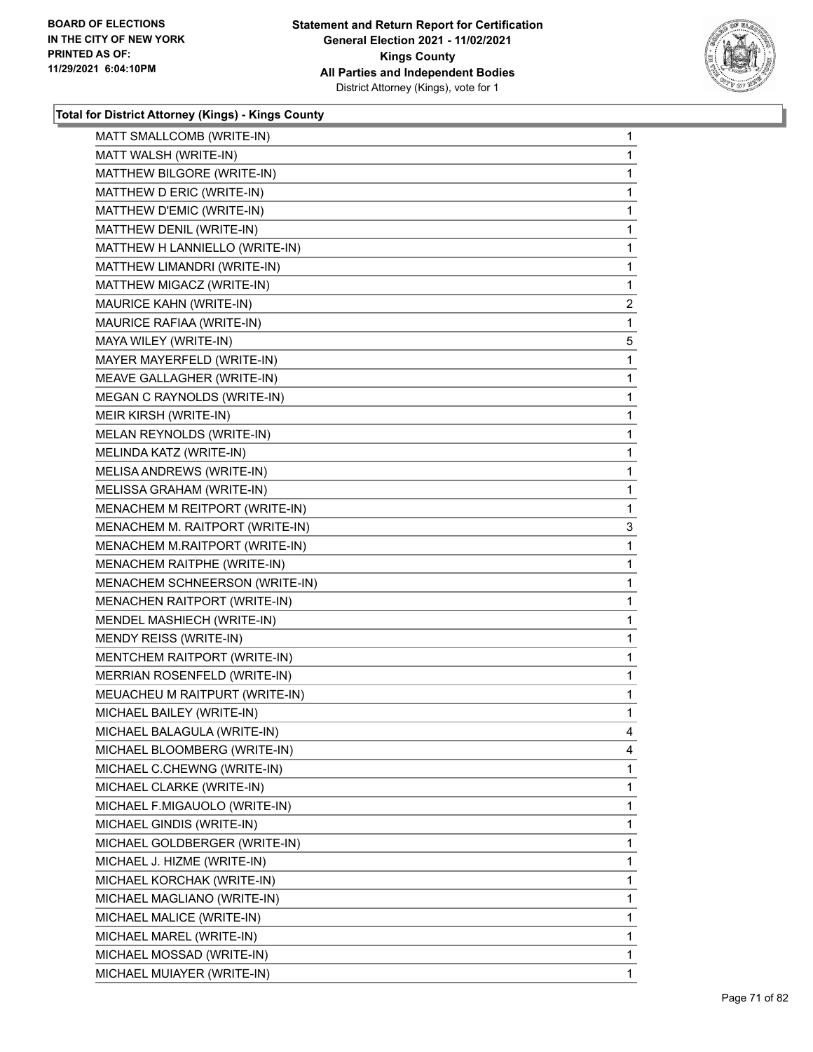**Total for District Attorney (Kings) - Kings County**

| | |
|---|---|
| MATT SMALLCOMB (WRITE-IN) | 1 |
| MATT WALSH (WRITE-IN) | 1 |
| MATTHEW BILGORE (WRITE-IN) | 1 |
| MATTHEW D ERIC (WRITE-IN) | 1 |
| MATTHEW D'EMIC (WRITE-IN) | 1 |
| MATTHEW DENIL (WRITE-IN) | 1 |
| MATTHEW H LANNIELLO (WRITE-IN) | 1 |
| MATTHEW LIMANDRI (WRITE-IN) | 1 |
| MATTHEW MIGACZ (WRITE-IN) | 1 |
| MAURICE KAHN (WRITE-IN) | 2 |
| MAURICE RAFIAA (WRITE-IN) | 1 |
| MAYA WILEY (WRITE-IN) | 5 |
| MAYER MAYERFELD (WRITE-IN) | 1 |
| MEAVE GALLAGHER (WRITE-IN) | 1 |
| MEGAN C RAYNOLDS (WRITE-IN) | 1 |
| MEIR KIRSH (WRITE-IN) | 1 |
| MELAN REYNOLDS (WRITE-IN) | 1 |
| MELINDA KATZ (WRITE-IN) | 1 |
| MELISA ANDREWS (WRITE-IN) | 1 |
| MELISSA GRAHAM (WRITE-IN) | 1 |
| MENACHEM M REITPORT (WRITE-IN) | 1 |
| MENACHEM M. RAITPORT (WRITE-IN) | 3 |
| MENACHEM M.RAITPORT (WRITE-IN) | 1 |
| MENACHEM RAITPHE (WRITE-IN) | 1 |
| MENACHEM SCHNEERSON (WRITE-IN) | 1 |
| MENACHEN RAITPORT (WRITE-IN) | 1 |
| MENDEL MASHIECH (WRITE-IN) | 1 |
| MENDY REISS (WRITE-IN) | 1 |
| MENTCHEM RAITPORT (WRITE-IN) | 1 |
| MERRIAN ROSENFELD (WRITE-IN) | 1 |
| MEUACHEU M RAITPURT (WRITE-IN) | 1 |
| MICHAEL BAILEY (WRITE-IN) | 1 |
| MICHAEL BALAGULA (WRITE-IN) | 4 |
| MICHAEL BLOOMBERG (WRITE-IN) | 4 |
| MICHAEL C.CHEWNG (WRITE-IN) | 1 |
| MICHAEL CLARKE (WRITE-IN) | 1 |
| MICHAEL F.MIGAUOLO (WRITE-IN) | 1 |
| MICHAEL GINDIS (WRITE-IN) | 1 |
| MICHAEL GOLDBERGER (WRITE-IN) | 1 |
| MICHAEL J. HIZME (WRITE-IN) | 1 |
| MICHAEL KORCHAK (WRITE-IN) | 1 |
| MICHAEL MAGLIANO (WRITE-IN) | 1 |
| MICHAEL MALICE (WRITE-IN) | 1 |
| MICHAEL MAREL (WRITE-IN) | 1 |
| MICHAEL MOSSAD (WRITE-IN) | 1 |
| MICHAEL MUIAYER (WRITE-IN) | 1 |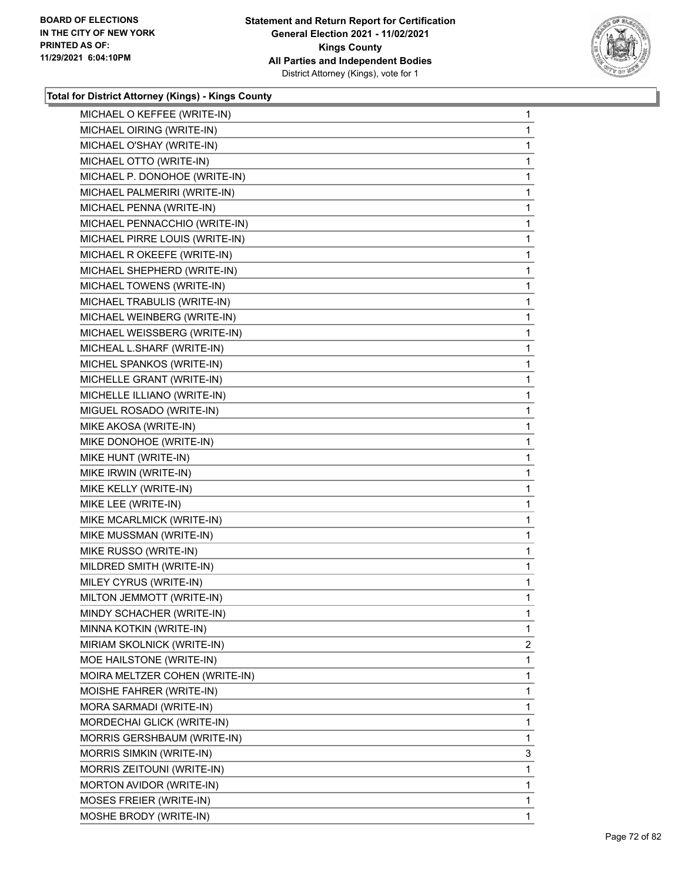**Total for District Attorney (Kings) - Kings County**

| | |
|---|---|
| MICHAEL O KEFFEE (WRITE-IN) | 1 |
| MICHAEL OIRING (WRITE-IN) | 1 |
| MICHAEL O'SHAY (WRITE-IN) | 1 |
| MICHAEL OTTO (WRITE-IN) | 1 |
| MICHAEL P. DONOHOE (WRITE-IN) | 1 |
| MICHAEL PALMERIRI (WRITE-IN) | 1 |
| MICHAEL PENNA (WRITE-IN) | 1 |
| MICHAEL PENNACCHIO (WRITE-IN) | 1 |
| MICHAEL PIRRE LOUIS (WRITE-IN) | 1 |
| MICHAEL R OKEEFE (WRITE-IN) | 1 |
| MICHAEL SHEPHERD (WRITE-IN) | 1 |
| MICHAEL TOWENS (WRITE-IN) | 1 |
| MICHAEL TRABULIS (WRITE-IN) | 1 |
| MICHAEL WEINBERG (WRITE-IN) | 1 |
| MICHAEL WEISSBERG (WRITE-IN) | 1 |
| MICHEAL L.SHARF (WRITE-IN) | 1 |
| MICHEL SPANKOS (WRITE-IN) | 1 |
| MICHELLE GRANT (WRITE-IN) | 1 |
| MICHELLE ILLIANO (WRITE-IN) | 1 |
| MIGUEL ROSADO (WRITE-IN) | 1 |
| MIKE AKOSA (WRITE-IN) | 1 |
| MIKE DONOHOE (WRITE-IN) | 1 |
| MIKE HUNT (WRITE-IN) | 1 |
| MIKE IRWIN (WRITE-IN) | 1 |
| MIKE KELLY (WRITE-IN) | 1 |
| MIKE LEE (WRITE-IN) | 1 |
| MIKE MCARLMICK (WRITE-IN) | 1 |
| MIKE MUSSMAN (WRITE-IN) | 1 |
| MIKE RUSSO (WRITE-IN) | 1 |
| MILDRED SMITH (WRITE-IN) | 1 |
| MILEY CYRUS (WRITE-IN) | 1 |
| MILTON JEMMOTT (WRITE-IN) | 1 |
| MINDY SCHACHER (WRITE-IN) | 1 |
| MINNA KOTKIN (WRITE-IN) | 1 |
| MIRIAM SKOLNICK (WRITE-IN) | 2 |
| MOE HAILSTONE (WRITE-IN) | 1 |
| MOIRA MELTZER COHEN (WRITE-IN) | 1 |
| MOISHE FAHRER (WRITE-IN) | 1 |
| MORA SARMADI (WRITE-IN) | 1 |
| MORDECHAI GLICK (WRITE-IN) | 1 |
| MORRIS GERSHBAUM (WRITE-IN) | 1 |
| MORRIS SIMKIN (WRITE-IN) | 3 |
| MORRIS ZEITOUNI (WRITE-IN) | 1 |
| MORTON AVIDOR (WRITE-IN) | 1 |
| MOSES FREIER (WRITE-IN) | 1 |
| MOSHE BRODY (WRITE-IN) | 1 |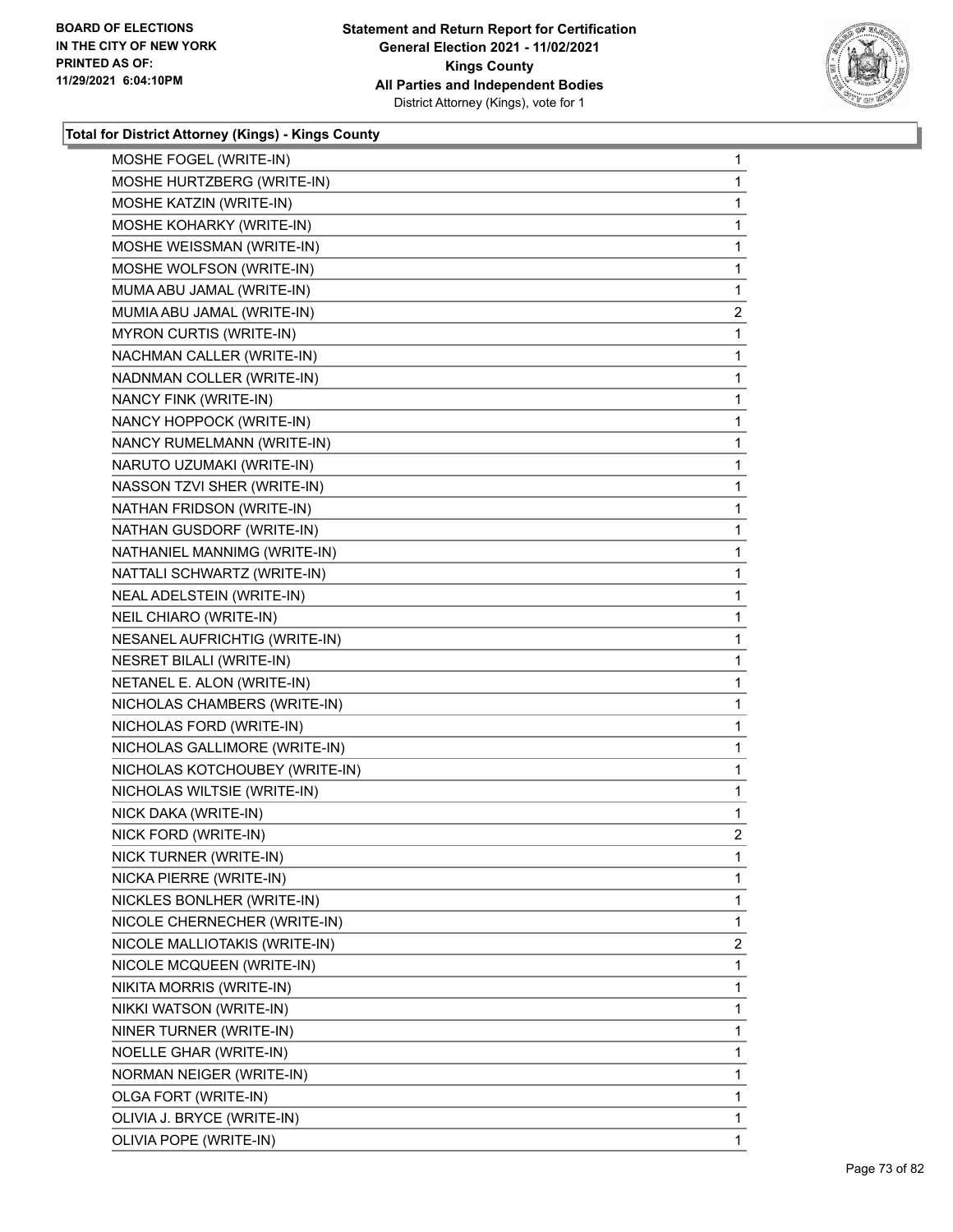### Total for District Attorney (Kings) - Kings County

| | |
|---|---|
| MOSHE FOGEL (WRITE-IN) | 1 |
| MOSHE HURTZBERG (WRITE-IN) | 1 |
| MOSHE KATZIN (WRITE-IN) | 1 |
| MOSHE KOHARKY (WRITE-IN) | 1 |
| MOSHE WEISSMAN (WRITE-IN) | 1 |
| MOSHE WOLFSON (WRITE-IN) | 1 |
| MUMA ABU JAMAL (WRITE-IN) | 1 |
| MUMIA ABU JAMAL (WRITE-IN) | 2 |
| MYRON CURTIS (WRITE-IN) | 1 |
| NACHMAN CALLER (WRITE-IN) | 1 |
| NADNMAN COLLER (WRITE-IN) | 1 |
| NANCY FINK (WRITE-IN) | 1 |
| NANCY HOPPOCK (WRITE-IN) | 1 |
| NANCY RUMELMANN (WRITE-IN) | 1 |
| NARUTO UZUMAKI (WRITE-IN) | 1 |
| NASSON TZVI SHER (WRITE-IN) | 1 |
| NATHAN FRIDSON (WRITE-IN) | 1 |
| NATHAN GUSDORF (WRITE-IN) | 1 |
| NATHANIEL MANNIMG (WRITE-IN) | 1 |
| NATTALI SCHWARTZ (WRITE-IN) | 1 |
| NEAL ADELSTEIN (WRITE-IN) | 1 |
| NEIL CHIARO (WRITE-IN) | 1 |
| NESANEL AUFRICHTIG (WRITE-IN) | 1 |
| NESRET BILALI (WRITE-IN) | 1 |
| NETANEL E. ALON (WRITE-IN) | 1 |
| NICHOLAS CHAMBERS (WRITE-IN) | 1 |
| NICHOLAS FORD (WRITE-IN) | 1 |
| NICHOLAS GALLIMORE (WRITE-IN) | 1 |
| NICHOLAS KOTCHOUBEY (WRITE-IN) | 1 |
| NICHOLAS WILTSIE (WRITE-IN) | 1 |
| NICK DAKA (WRITE-IN) | 1 |
| NICK FORD (WRITE-IN) | 2 |
| NICK TURNER (WRITE-IN) | 1 |
| NICKA PIERRE (WRITE-IN) | 1 |
| NICKLES BONLHER (WRITE-IN) | 1 |
| NICOLE CHERNECHER (WRITE-IN) | 1 |
| NICOLE MALLIOTAKIS (WRITE-IN) | 2 |
| NICOLE MCQUEEN (WRITE-IN) | 1 |
| NIKITA MORRIS (WRITE-IN) | 1 |
| NIKKI WATSON (WRITE-IN) | 1 |
| NINER TURNER (WRITE-IN) | 1 |
| NOELLE GHAR (WRITE-IN) | 1 |
| NORMAN NEIGER (WRITE-IN) | 1 |
| OLGA FORT (WRITE-IN) | 1 |
| OLIVIA J. BRYCE (WRITE-IN) | 1 |
| OLIVIA POPE (WRITE-IN) | 1 |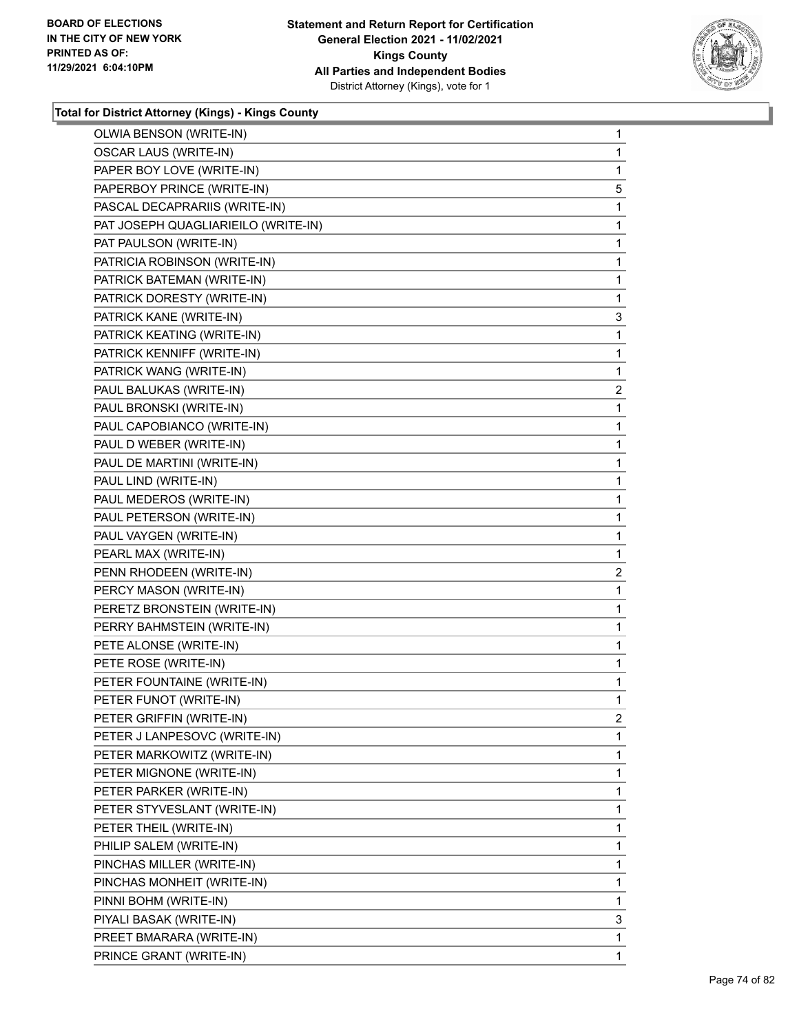### Total for District Attorney (Kings) - Kings County

| Candidate | Votes |
|---|---|
| OLWIA BENSON (WRITE-IN) | 1 |
| OSCAR LAUS (WRITE-IN) | 1 |
| PAPER BOY LOVE (WRITE-IN) | 1 |
| PAPERBOY PRINCE (WRITE-IN) | 5 |
| PASCAL DECAPRARIIS (WRITE-IN) | 1 |
| PAT JOSEPH QUAGLIARIEILO (WRITE-IN) | 1 |
| PAT PAULSON (WRITE-IN) | 1 |
| PATRICIA ROBINSON (WRITE-IN) | 1 |
| PATRICK BATEMAN (WRITE-IN) | 1 |
| PATRICK DORESTY (WRITE-IN) | 1 |
| PATRICK KANE (WRITE-IN) | 3 |
| PATRICK KEATING (WRITE-IN) | 1 |
| PATRICK KENNIFF (WRITE-IN) | 1 |
| PATRICK WANG (WRITE-IN) | 1 |
| PAUL BALUKAS (WRITE-IN) | 2 |
| PAUL BRONSKI (WRITE-IN) | 1 |
| PAUL CAPOBIANCO (WRITE-IN) | 1 |
| PAUL D WEBER (WRITE-IN) | 1 |
| PAUL DE MARTINI (WRITE-IN) | 1 |
| PAUL LIND (WRITE-IN) | 1 |
| PAUL MEDEROS (WRITE-IN) | 1 |
| PAUL PETERSON (WRITE-IN) | 1 |
| PAUL VAYGEN (WRITE-IN) | 1 |
| PEARL MAX (WRITE-IN) | 1 |
| PENN RHODEEN (WRITE-IN) | 2 |
| PERCY MASON (WRITE-IN) | 1 |
| PERETZ BRONSTEIN (WRITE-IN) | 1 |
| PERRY BAHMSTEIN (WRITE-IN) | 1 |
| PETE ALONSE (WRITE-IN) | 1 |
| PETE ROSE (WRITE-IN) | 1 |
| PETER FOUNTAINE (WRITE-IN) | 1 |
| PETER FUNOT (WRITE-IN) | 1 |
| PETER GRIFFIN (WRITE-IN) | 2 |
| PETER J LANPESOVC (WRITE-IN) | 1 |
| PETER MARKOWITZ (WRITE-IN) | 1 |
| PETER MIGNONE (WRITE-IN) | 1 |
| PETER PARKER (WRITE-IN) | 1 |
| PETER STYVESLANT (WRITE-IN) | 1 |
| PETER THEIL (WRITE-IN) | 1 |
| PHILIP SALEM (WRITE-IN) | 1 |
| PINCHAS MILLER (WRITE-IN) | 1 |
| PINCHAS MONHEIT (WRITE-IN) | 1 |
| PINNI BOHM (WRITE-IN) | 1 |
| PIYALI BASAK (WRITE-IN) | 3 |
| PREET BMARARA (WRITE-IN) | 1 |
| PRINCE GRANT (WRITE-IN) | 1 |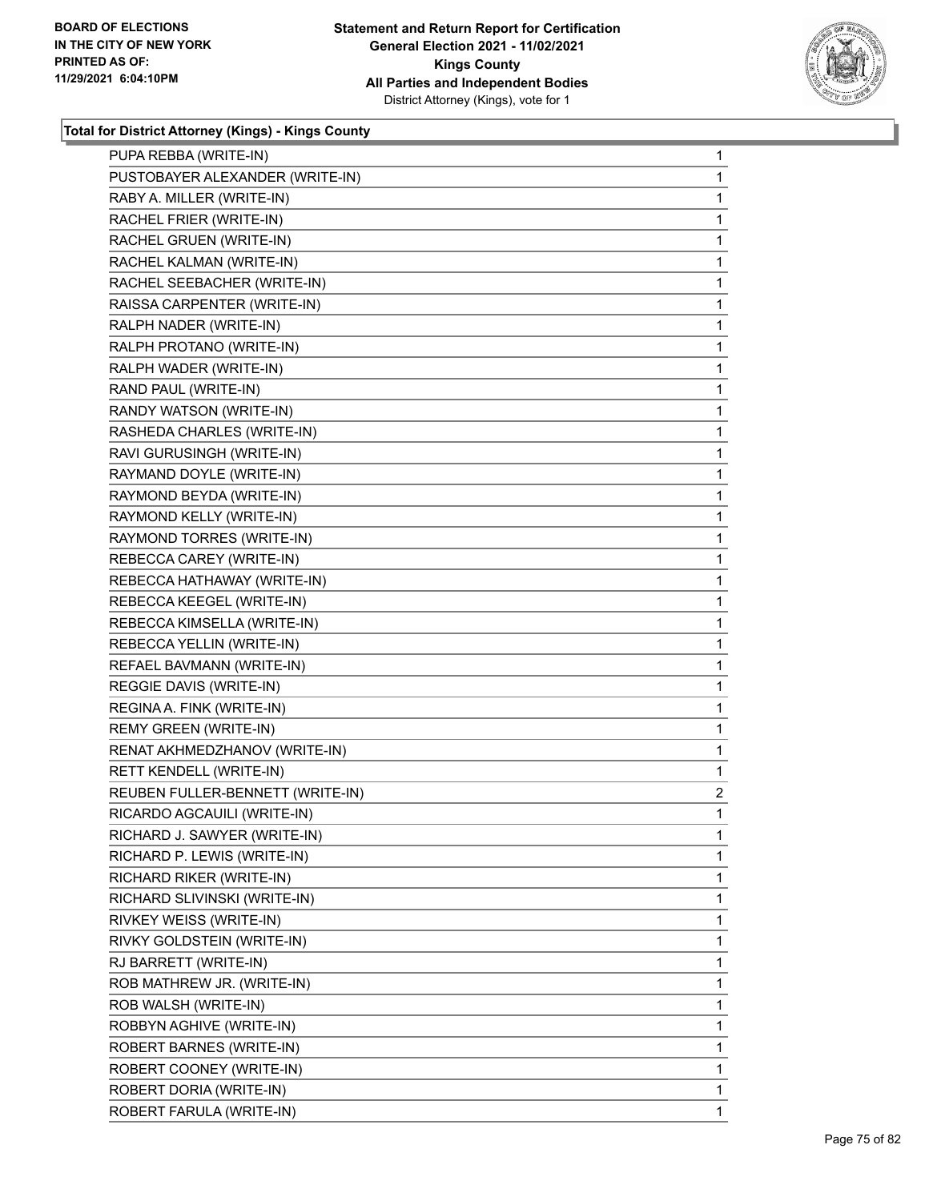**Total for District Attorney (Kings) - Kings County**

| | |
|---|---|
| PUPA REBBA (WRITE-IN) | 1 |
| PUSTOBAYER ALEXANDER (WRITE-IN) | 1 |
| RABY A. MILLER (WRITE-IN) | 1 |
| RACHEL FRIER (WRITE-IN) | 1 |
| RACHEL GRUEN (WRITE-IN) | 1 |
| RACHEL KALMAN (WRITE-IN) | 1 |
| RACHEL SEEBACHER (WRITE-IN) | 1 |
| RAISSA CARPENTER (WRITE-IN) | 1 |
| RALPH NADER (WRITE-IN) | 1 |
| RALPH PROTANO (WRITE-IN) | 1 |
| RALPH WADER (WRITE-IN) | 1 |
| RAND PAUL (WRITE-IN) | 1 |
| RANDY WATSON (WRITE-IN) | 1 |
| RASHEDA CHARLES (WRITE-IN) | 1 |
| RAVI GURUSINGH (WRITE-IN) | 1 |
| RAYMAND DOYLE (WRITE-IN) | 1 |
| RAYMOND BEYDA (WRITE-IN) | 1 |
| RAYMOND KELLY (WRITE-IN) | 1 |
| RAYMOND TORRES (WRITE-IN) | 1 |
| REBECCA CAREY (WRITE-IN) | 1 |
| REBECCA HATHAWAY (WRITE-IN) | 1 |
| REBECCA KEEGEL (WRITE-IN) | 1 |
| REBECCA KIMSELLA (WRITE-IN) | 1 |
| REBECCA YELLIN (WRITE-IN) | 1 |
| REFAEL BAVMANN (WRITE-IN) | 1 |
| REGGIE DAVIS (WRITE-IN) | 1 |
| REGINA A. FINK (WRITE-IN) | 1 |
| REMY GREEN (WRITE-IN) | 1 |
| RENAT AKHMEDZHANOV (WRITE-IN) | 1 |
| RETT KENDELL (WRITE-IN) | 1 |
| REUBEN FULLER-BENNETT (WRITE-IN) | 2 |
| RICARDO AGCAUILI (WRITE-IN) | 1 |
| RICHARD J. SAWYER (WRITE-IN) | 1 |
| RICHARD P. LEWIS (WRITE-IN) | 1 |
| RICHARD RIKER (WRITE-IN) | 1 |
| RICHARD SLIVINSKI (WRITE-IN) | 1 |
| RIVKEY WEISS (WRITE-IN) | 1 |
| RIVKY GOLDSTEIN (WRITE-IN) | 1 |
| RJ BARRETT (WRITE-IN) | 1 |
| ROB MATHREW JR. (WRITE-IN) | 1 |
| ROB WALSH (WRITE-IN) | 1 |
| ROBBYN AGHIVE (WRITE-IN) | 1 |
| ROBERT BARNES (WRITE-IN) | 1 |
| ROBERT COONEY (WRITE-IN) | 1 |
| ROBERT DORIA (WRITE-IN) | 1 |
| ROBERT FARULA (WRITE-IN) | 1 |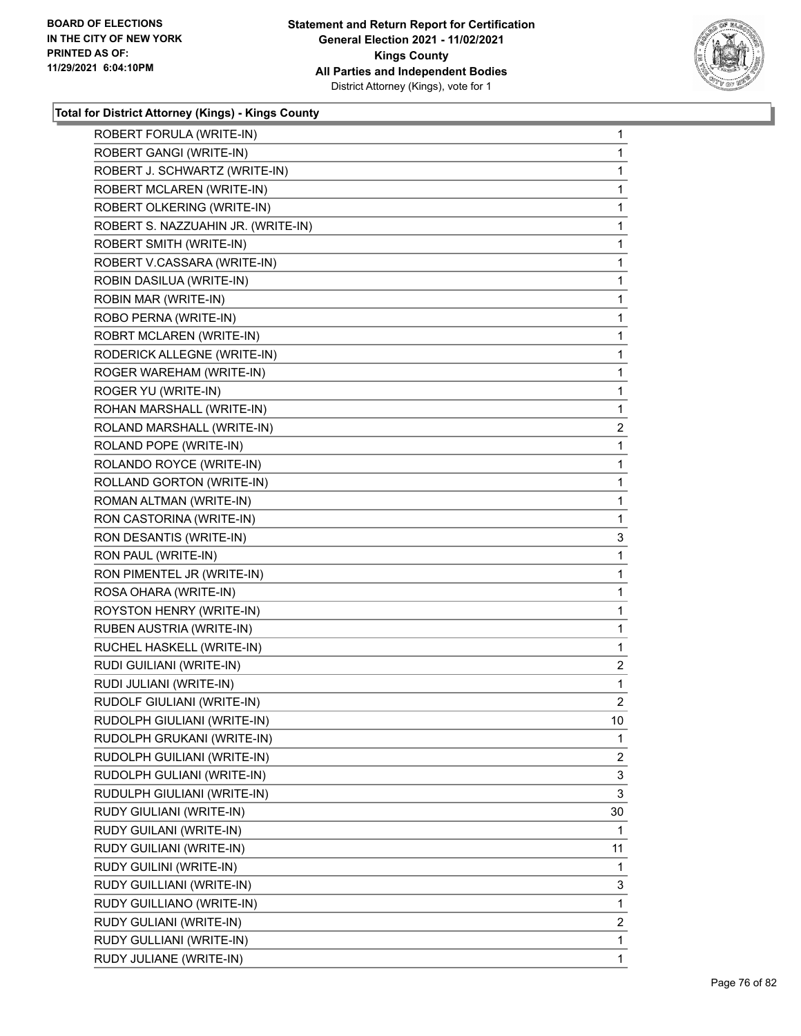**Total for District Attorney (Kings) - Kings County**

| | |
|---|---|
| ROBERT FORULA (WRITE-IN) | 1 |
| ROBERT GANGI (WRITE-IN) | 1 |
| ROBERT J. SCHWARTZ (WRITE-IN) | 1 |
| ROBERT MCLAREN (WRITE-IN) | 1 |
| ROBERT OLKERING (WRITE-IN) | 1 |
| ROBERT S. NAZZUAHIN JR. (WRITE-IN) | 1 |
| ROBERT SMITH (WRITE-IN) | 1 |
| ROBERT V.CASSARA (WRITE-IN) | 1 |
| ROBIN DASILUA (WRITE-IN) | 1 |
| ROBIN MAR (WRITE-IN) | 1 |
| ROBO PERNA (WRITE-IN) | 1 |
| ROBRT MCLAREN (WRITE-IN) | 1 |
| RODERICK ALLEGNE (WRITE-IN) | 1 |
| ROGER WAREHAM (WRITE-IN) | 1 |
| ROGER YU (WRITE-IN) | 1 |
| ROHAN MARSHALL (WRITE-IN) | 1 |
| ROLAND MARSHALL (WRITE-IN) | 2 |
| ROLAND POPE (WRITE-IN) | 1 |
| ROLANDO ROYCE (WRITE-IN) | 1 |
| ROLLAND GORTON (WRITE-IN) | 1 |
| ROMAN ALTMAN (WRITE-IN) | 1 |
| RON CASTORINA (WRITE-IN) | 1 |
| RON DESANTIS (WRITE-IN) | 3 |
| RON PAUL (WRITE-IN) | 1 |
| RON PIMENTEL JR (WRITE-IN) | 1 |
| ROSA OHARA (WRITE-IN) | 1 |
| ROYSTON HENRY (WRITE-IN) | 1 |
| RUBEN AUSTRIA (WRITE-IN) | 1 |
| RUCHEL HASKELL (WRITE-IN) | 1 |
| RUDI GUILIANI (WRITE-IN) | 2 |
| RUDI JULIANI (WRITE-IN) | 1 |
| RUDOLF GIULIANI (WRITE-IN) | 2 |
| RUDOLPH GIULIANI (WRITE-IN) | 10 |
| RUDOLPH GRUKANI (WRITE-IN) | 1 |
| RUDOLPH GUILIANI (WRITE-IN) | 2 |
| RUDOLPH GULIANI (WRITE-IN) | 3 |
| RUDULPH GIULIANI (WRITE-IN) | 3 |
| RUDY GIULIANI (WRITE-IN) | 30 |
| RUDY GUILANI (WRITE-IN) | 1 |
| RUDY GUILIANI (WRITE-IN) | 11 |
| RUDY GUILINI (WRITE-IN) | 1 |
| RUDY GUILLIANI (WRITE-IN) | 3 |
| RUDY GUILLIANO (WRITE-IN) | 1 |
| RUDY GULIANI (WRITE-IN) | 2 |
| RUDY GULLIANI (WRITE-IN) | 1 |
| RUDY JULIANE (WRITE-IN) | 1 |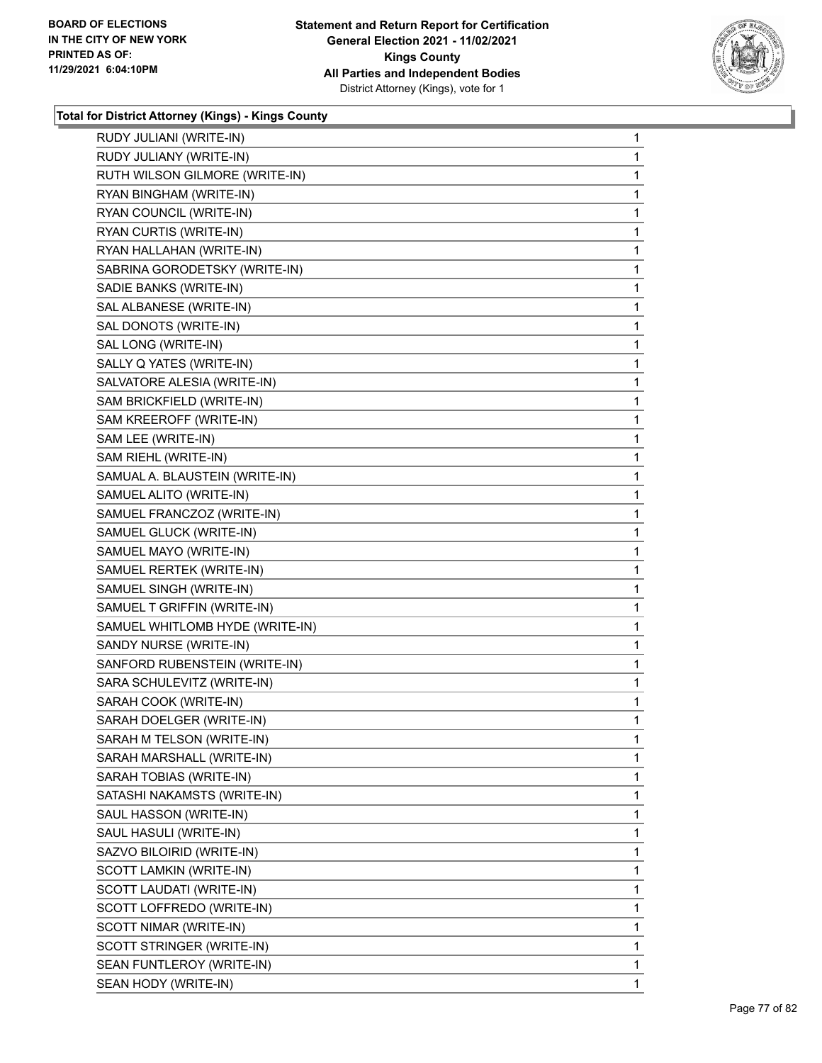**Total for District Attorney (Kings) - Kings County**

| | |
|---|---|
| RUDY JULIANI (WRITE-IN) | 1 |
| RUDY JULIANY (WRITE-IN) | 1 |
| RUTH WILSON GILMORE (WRITE-IN) | 1 |
| RYAN BINGHAM (WRITE-IN) | 1 |
| RYAN COUNCIL (WRITE-IN) | 1 |
| RYAN CURTIS (WRITE-IN) | 1 |
| RYAN HALLAHAN (WRITE-IN) | 1 |
| SABRINA GORODETSKY (WRITE-IN) | 1 |
| SADIE BANKS (WRITE-IN) | 1 |
| SAL ALBANESE (WRITE-IN) | 1 |
| SAL DONOTS (WRITE-IN) | 1 |
| SAL LONG (WRITE-IN) | 1 |
| SALLY Q YATES (WRITE-IN) | 1 |
| SALVATORE ALESIA (WRITE-IN) | 1 |
| SAM BRICKFIELD (WRITE-IN) | 1 |
| SAM KREEROFF (WRITE-IN) | 1 |
| SAM LEE (WRITE-IN) | 1 |
| SAM RIEHL (WRITE-IN) | 1 |
| SAMUAL A. BLAUSTEIN (WRITE-IN) | 1 |
| SAMUEL ALITO (WRITE-IN) | 1 |
| SAMUEL FRANCZOZ (WRITE-IN) | 1 |
| SAMUEL GLUCK (WRITE-IN) | 1 |
| SAMUEL MAYO (WRITE-IN) | 1 |
| SAMUEL RERTEK (WRITE-IN) | 1 |
| SAMUEL SINGH (WRITE-IN) | 1 |
| SAMUEL T GRIFFIN (WRITE-IN) | 1 |
| SAMUEL WHITLOMB HYDE (WRITE-IN) | 1 |
| SANDY NURSE (WRITE-IN) | 1 |
| SANFORD RUBENSTEIN (WRITE-IN) | 1 |
| SARA SCHULEVITZ (WRITE-IN) | 1 |
| SARAH COOK (WRITE-IN) | 1 |
| SARAH DOELGER (WRITE-IN) | 1 |
| SARAH M TELSON (WRITE-IN) | 1 |
| SARAH MARSHALL (WRITE-IN) | 1 |
| SARAH TOBIAS (WRITE-IN) | 1 |
| SATASHI NAKAMSTS (WRITE-IN) | 1 |
| SAUL HASSON (WRITE-IN) | 1 |
| SAUL HASULI (WRITE-IN) | 1 |
| SAZVO BILOIRID (WRITE-IN) | 1 |
| SCOTT LAMKIN (WRITE-IN) | 1 |
| SCOTT LAUDATI (WRITE-IN) | 1 |
| SCOTT LOFFREDO (WRITE-IN) | 1 |
| SCOTT NIMAR (WRITE-IN) | 1 |
| SCOTT STRINGER (WRITE-IN) | 1 |
| SEAN FUNTLEROY (WRITE-IN) | 1 |
| SEAN HODY (WRITE-IN) | 1 |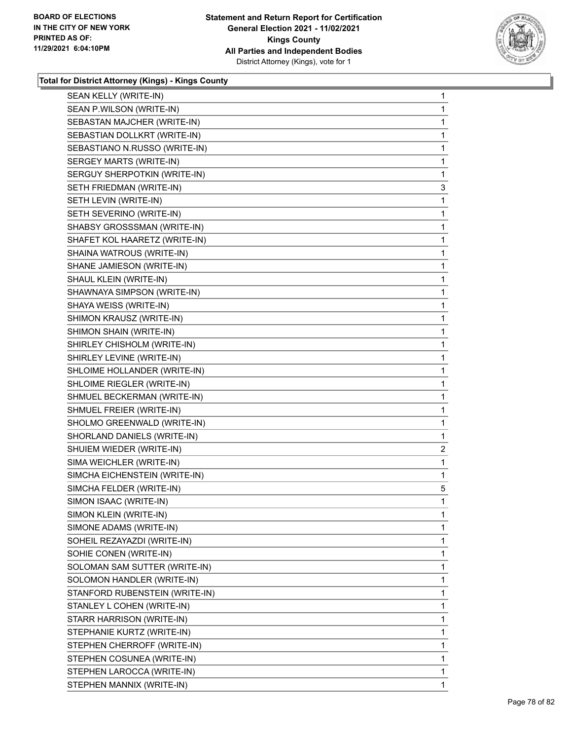**Total for District Attorney (Kings) - Kings County**

| | |
|---|---|
| SEAN KELLY (WRITE-IN) | 1 |
| SEAN P.WILSON (WRITE-IN) | 1 |
| SEBASTAN MAJCHER (WRITE-IN) | 1 |
| SEBASTIAN DOLLKRT (WRITE-IN) | 1 |
| SEBASTIANO N.RUSSO (WRITE-IN) | 1 |
| SERGEY MARTS (WRITE-IN) | 1 |
| SERGUY SHERPOTKIN (WRITE-IN) | 1 |
| SETH FRIEDMAN (WRITE-IN) | 3 |
| SETH LEVIN (WRITE-IN) | 1 |
| SETH SEVERINO (WRITE-IN) | 1 |
| SHABSY GROSSSMAN (WRITE-IN) | 1 |
| SHAFET KOL HAARETZ (WRITE-IN) | 1 |
| SHAINA WATROUS (WRITE-IN) | 1 |
| SHANE JAMIESON (WRITE-IN) | 1 |
| SHAUL KLEIN (WRITE-IN) | 1 |
| SHAWNAYA SIMPSON (WRITE-IN) | 1 |
| SHAYA WEISS (WRITE-IN) | 1 |
| SHIMON KRAUSZ (WRITE-IN) | 1 |
| SHIMON SHAIN (WRITE-IN) | 1 |
| SHIRLEY CHISHOLM (WRITE-IN) | 1 |
| SHIRLEY LEVINE (WRITE-IN) | 1 |
| SHLOIME HOLLANDER (WRITE-IN) | 1 |
| SHLOIME RIEGLER (WRITE-IN) | 1 |
| SHMUEL BECKERMAN (WRITE-IN) | 1 |
| SHMUEL FREIER (WRITE-IN) | 1 |
| SHOLMO GREENWALD (WRITE-IN) | 1 |
| SHORLAND DANIELS (WRITE-IN) | 1 |
| SHUIEM WIEDER (WRITE-IN) | 2 |
| SIMA WEICHLER (WRITE-IN) | 1 |
| SIMCHA EICHENSTEIN (WRITE-IN) | 1 |
| SIMCHA FELDER (WRITE-IN) | 5 |
| SIMON ISAAC (WRITE-IN) | 1 |
| SIMON KLEIN (WRITE-IN) | 1 |
| SIMONE ADAMS (WRITE-IN) | 1 |
| SOHEIL REZAYAZDI (WRITE-IN) | 1 |
| SOHIE CONEN (WRITE-IN) | 1 |
| SOLOMAN SAM SUTTER (WRITE-IN) | 1 |
| SOLOMON HANDLER (WRITE-IN) | 1 |
| STANFORD RUBENSTEIN (WRITE-IN) | 1 |
| STANLEY L COHEN (WRITE-IN) | 1 |
| STARR HARRISON (WRITE-IN) | 1 |
| STEPHANIE KURTZ (WRITE-IN) | 1 |
| STEPHEN CHERROFF (WRITE-IN) | 1 |
| STEPHEN COSUNEA (WRITE-IN) | 1 |
| STEPHEN LAROCCA (WRITE-IN) | 1 |
| STEPHEN MANNIX (WRITE-IN) | 1 |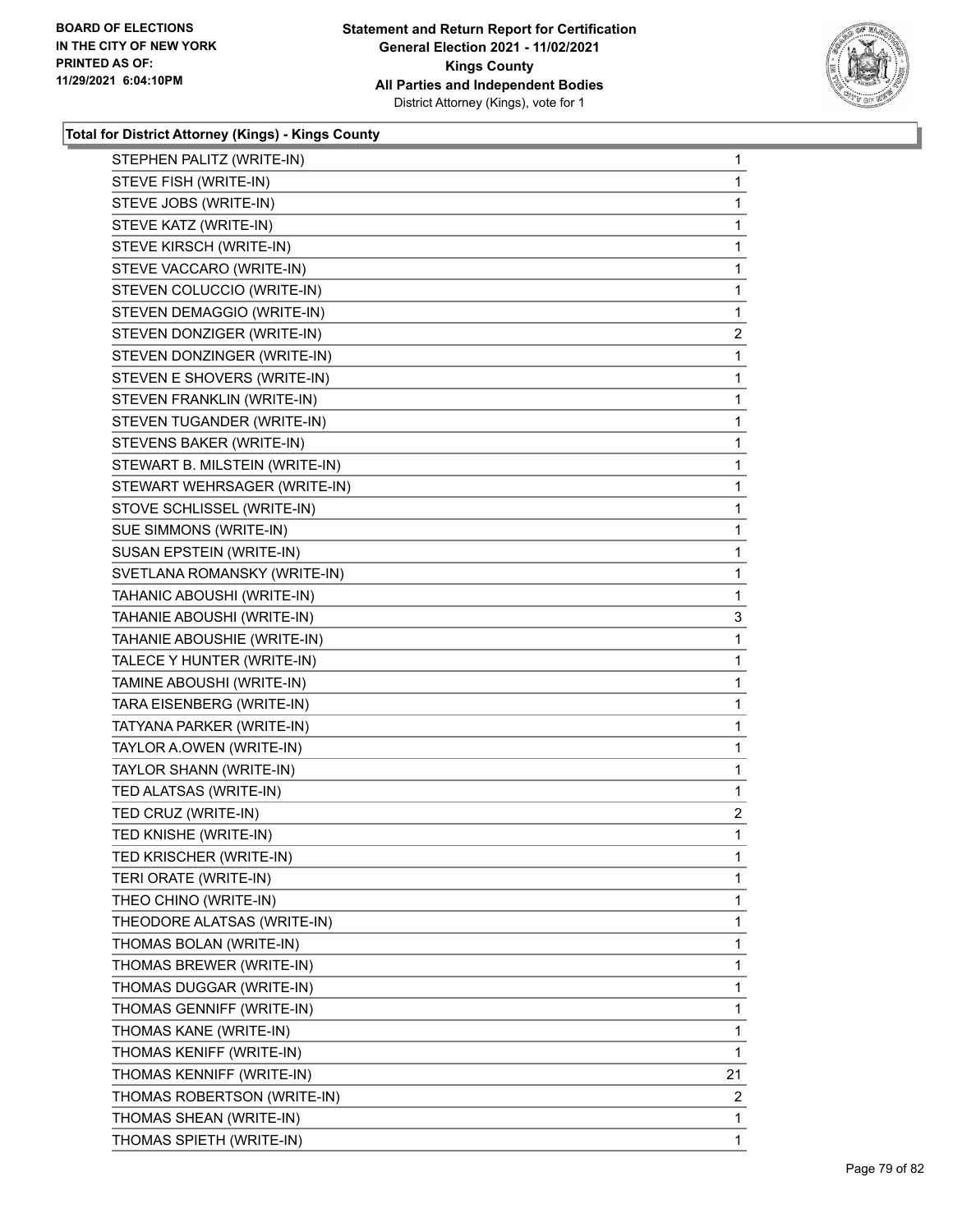**Total for District Attorney (Kings) - Kings County**

| | |
|---|---|
| STEPHEN PALITZ (WRITE-IN) | 1 |
| STEVE FISH (WRITE-IN) | 1 |
| STEVE JOBS (WRITE-IN) | 1 |
| STEVE KATZ (WRITE-IN) | 1 |
| STEVE KIRSCH (WRITE-IN) | 1 |
| STEVE VACCARO (WRITE-IN) | 1 |
| STEVEN COLUCCIO (WRITE-IN) | 1 |
| STEVEN DEMAGGIO (WRITE-IN) | 1 |
| STEVEN DONZIGER (WRITE-IN) | 2 |
| STEVEN DONZINGER (WRITE-IN) | 1 |
| STEVEN E SHOVERS (WRITE-IN) | 1 |
| STEVEN FRANKLIN (WRITE-IN) | 1 |
| STEVEN TUGANDER (WRITE-IN) | 1 |
| STEVENS BAKER (WRITE-IN) | 1 |
| STEWART B. MILSTEIN (WRITE-IN) | 1 |
| STEWART WEHRSAGER (WRITE-IN) | 1 |
| STOVE SCHLISSEL (WRITE-IN) | 1 |
| SUE SIMMONS (WRITE-IN) | 1 |
| SUSAN EPSTEIN (WRITE-IN) | 1 |
| SVETLANA ROMANSKY (WRITE-IN) | 1 |
| TAHANIC ABOUSHI (WRITE-IN) | 1 |
| TAHANIE ABOUSHI (WRITE-IN) | 3 |
| TAHANIE ABOUSHIE (WRITE-IN) | 1 |
| TALECE Y HUNTER (WRITE-IN) | 1 |
| TAMINE ABOUSHI (WRITE-IN) | 1 |
| TARA EISENBERG (WRITE-IN) | 1 |
| TATYANA PARKER (WRITE-IN) | 1 |
| TAYLOR A.OWEN (WRITE-IN) | 1 |
| TAYLOR SHANN (WRITE-IN) | 1 |
| TED ALATSAS (WRITE-IN) | 1 |
| TED CRUZ (WRITE-IN) | 2 |
| TED KNISHE (WRITE-IN) | 1 |
| TED KRISCHER (WRITE-IN) | 1 |
| TERI ORATE (WRITE-IN) | 1 |
| THEO CHINO (WRITE-IN) | 1 |
| THEODORE ALATSAS (WRITE-IN) | 1 |
| THOMAS BOLAN (WRITE-IN) | 1 |
| THOMAS BREWER (WRITE-IN) | 1 |
| THOMAS DUGGAR (WRITE-IN) | 1 |
| THOMAS GENNIFF (WRITE-IN) | 1 |
| THOMAS KANE (WRITE-IN) | 1 |
| THOMAS KENIFF (WRITE-IN) | 1 |
| THOMAS KENNIFF (WRITE-IN) | 21 |
| THOMAS ROBERTSON (WRITE-IN) | 2 |
| THOMAS SHEAN (WRITE-IN) | 1 |
| THOMAS SPIETH (WRITE-IN) | 1 |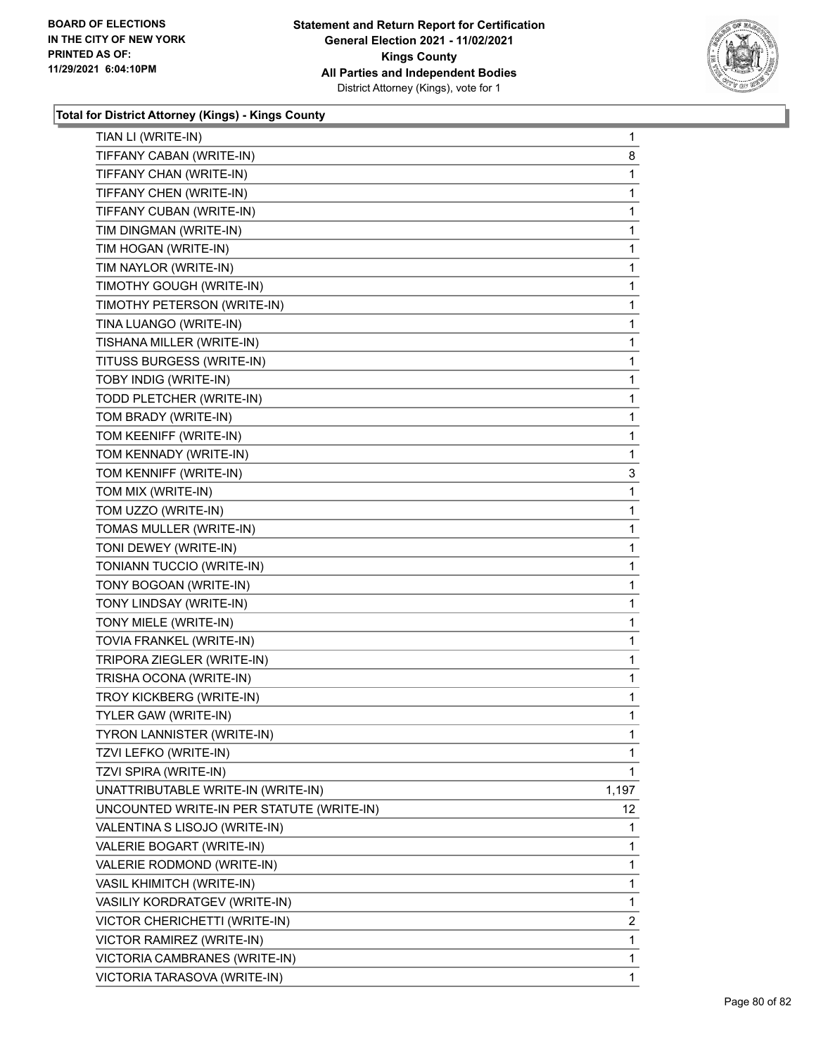### Total for District Attorney (Kings) - Kings County

| Candidate | Votes |
|---|---|
| TIAN LI (WRITE-IN) | 1 |
| TIFFANY CABAN (WRITE-IN) | 8 |
| TIFFANY CHAN (WRITE-IN) | 1 |
| TIFFANY CHEN (WRITE-IN) | 1 |
| TIFFANY CUBAN (WRITE-IN) | 1 |
| TIM DINGMAN (WRITE-IN) | 1 |
| TIM HOGAN (WRITE-IN) | 1 |
| TIM NAYLOR (WRITE-IN) | 1 |
| TIMOTHY GOUGH (WRITE-IN) | 1 |
| TIMOTHY PETERSON (WRITE-IN) | 1 |
| TINA LUANGO (WRITE-IN) | 1 |
| TISHANA MILLER (WRITE-IN) | 1 |
| TITUSS BURGESS (WRITE-IN) | 1 |
| TOBY INDIG (WRITE-IN) | 1 |
| TODD PLETCHER (WRITE-IN) | 1 |
| TOM BRADY (WRITE-IN) | 1 |
| TOM KEENIFF (WRITE-IN) | 1 |
| TOM KENNADY (WRITE-IN) | 1 |
| TOM KENNIFF (WRITE-IN) | 3 |
| TOM MIX (WRITE-IN) | 1 |
| TOM UZZO (WRITE-IN) | 1 |
| TOMAS MULLER (WRITE-IN) | 1 |
| TONI DEWEY (WRITE-IN) | 1 |
| TONIANN TUCCIO (WRITE-IN) | 1 |
| TONY BOGOAN (WRITE-IN) | 1 |
| TONY LINDSAY (WRITE-IN) | 1 |
| TONY MIELE (WRITE-IN) | 1 |
| TOVIA FRANKEL (WRITE-IN) | 1 |
| TRIPORA ZIEGLER (WRITE-IN) | 1 |
| TRISHA OCONA (WRITE-IN) | 1 |
| TROY KICKBERG (WRITE-IN) | 1 |
| TYLER GAW (WRITE-IN) | 1 |
| TYRON LANNISTER (WRITE-IN) | 1 |
| TZVI LEFKO (WRITE-IN) | 1 |
| TZVI SPIRA (WRITE-IN) | 1 |
| UNATTRIBUTABLE WRITE-IN (WRITE-IN) | 1,197 |
| UNCOUNTED WRITE-IN PER STATUTE (WRITE-IN) | 12 |
| VALENTINA S LISOJO (WRITE-IN) | 1 |
| VALERIE BOGART (WRITE-IN) | 1 |
| VALERIE RODMOND (WRITE-IN) | 1 |
| VASIL KHIMITCH (WRITE-IN) | 1 |
| VASILIY KORDRATGEV (WRITE-IN) | 1 |
| VICTOR CHERICHETTI (WRITE-IN) | 2 |
| VICTOR RAMIREZ (WRITE-IN) | 1 |
| VICTORIA CAMBRANES (WRITE-IN) | 1 |
| VICTORIA TARASOVA (WRITE-IN) | 1 |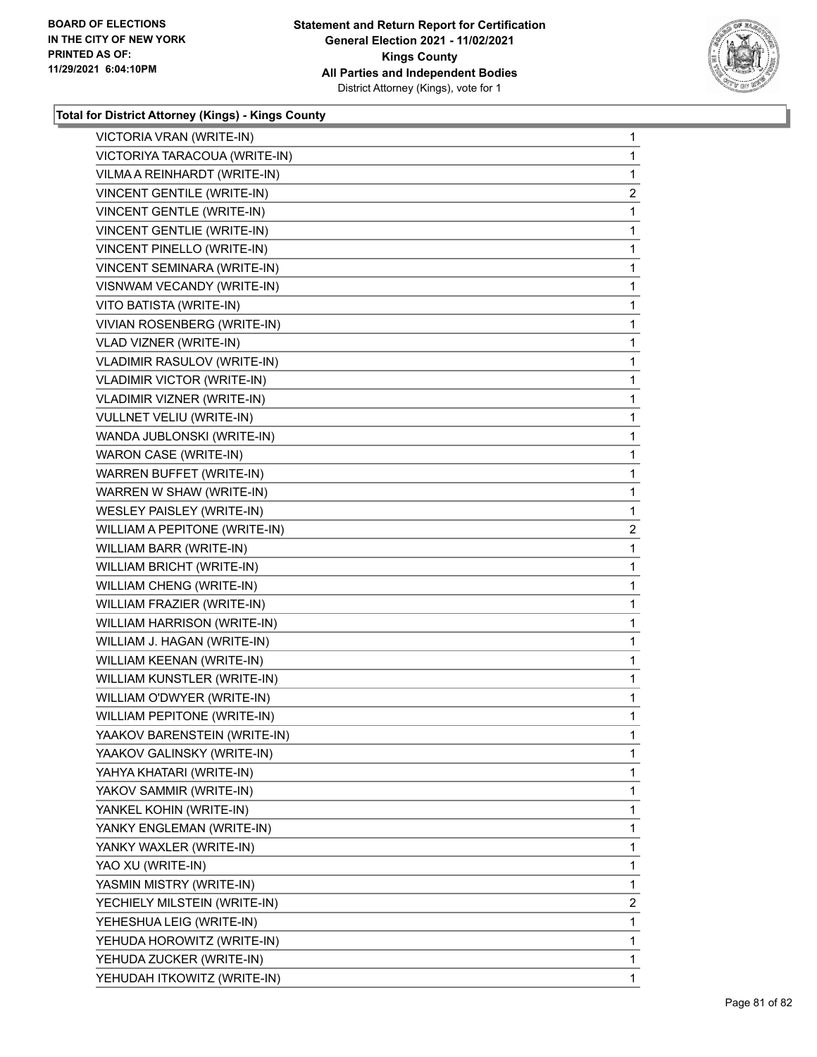**Total for District Attorney (Kings) - Kings County**

| | |
|---|---|
| VICTORIA VRAN (WRITE-IN) | 1 |
| VICTORIYA TARACOUA (WRITE-IN) | 1 |
| VILMA A REINHARDT (WRITE-IN) | 1 |
| VINCENT GENTILE (WRITE-IN) | 2 |
| VINCENT GENTLE (WRITE-IN) | 1 |
| VINCENT GENTLIE (WRITE-IN) | 1 |
| VINCENT PINELLO (WRITE-IN) | 1 |
| VINCENT SEMINARA (WRITE-IN) | 1 |
| VISNWAM VECANDY (WRITE-IN) | 1 |
| VITO BATISTA (WRITE-IN) | 1 |
| VIVIAN ROSENBERG (WRITE-IN) | 1 |
| VLAD VIZNER (WRITE-IN) | 1 |
| VLADIMIR RASULOV (WRITE-IN) | 1 |
| VLADIMIR VICTOR (WRITE-IN) | 1 |
| VLADIMIR VIZNER (WRITE-IN) | 1 |
| VULLNET VELIU (WRITE-IN) | 1 |
| WANDA JUBLONSKI (WRITE-IN) | 1 |
| WARON CASE (WRITE-IN) | 1 |
| WARREN BUFFET (WRITE-IN) | 1 |
| WARREN W SHAW (WRITE-IN) | 1 |
| WESLEY PAISLEY (WRITE-IN) | 1 |
| WILLIAM A PEPITONE (WRITE-IN) | 2 |
| WILLIAM BARR (WRITE-IN) | 1 |
| WILLIAM BRICHT (WRITE-IN) | 1 |
| WILLIAM CHENG (WRITE-IN) | 1 |
| WILLIAM FRAZIER (WRITE-IN) | 1 |
| WILLIAM HARRISON (WRITE-IN) | 1 |
| WILLIAM J. HAGAN (WRITE-IN) | 1 |
| WILLIAM KEENAN (WRITE-IN) | 1 |
| WILLIAM KUNSTLER (WRITE-IN) | 1 |
| WILLIAM O'DWYER (WRITE-IN) | 1 |
| WILLIAM PEPITONE (WRITE-IN) | 1 |
| YAAKOV BARENSTEIN (WRITE-IN) | 1 |
| YAAKOV GALINSKY (WRITE-IN) | 1 |
| YAHYA KHATARI (WRITE-IN) | 1 |
| YAKOV SAMMIR (WRITE-IN) | 1 |
| YANKEL KOHIN (WRITE-IN) | 1 |
| YANKY ENGLEMAN (WRITE-IN) | 1 |
| YANKY WAXLER (WRITE-IN) | 1 |
| YAO XU (WRITE-IN) | 1 |
| YASMIN MISTRY (WRITE-IN) | 1 |
| YECHIELY MILSTEIN (WRITE-IN) | 2 |
| YEHESHUA LEIG (WRITE-IN) | 1 |
| YEHUDA HOROWITZ (WRITE-IN) | 1 |
| YEHUDA ZUCKER (WRITE-IN) | 1 |
| YEHUDAH ITKOWITZ (WRITE-IN) | 1 |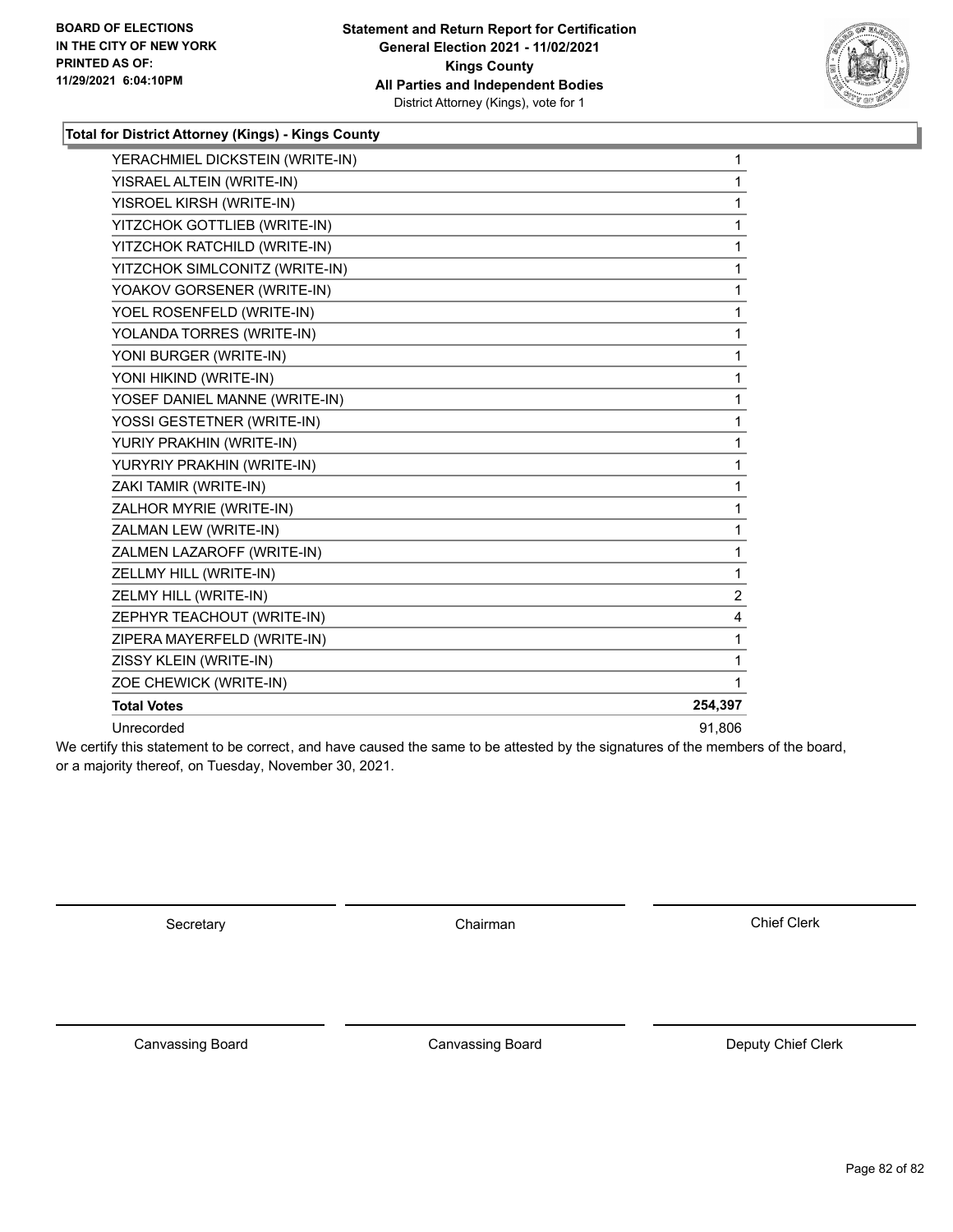**BOARD OF ELECTIONS IN THE CITY OF NEW YORK PRINTED AS OF: 11/29/2021 6:04:10PM**

**Statement and Return Report for Certification General Election 2021 - 11/02/2021 Kings County All Parties and Independent Bodies**
District Attorney (Kings), vote for 1

**Total for District Attorney (Kings) - Kings County**

| | |
|---|---|
| YERACHMIEL DICKSTEIN (WRITE-IN) | 1 |
| YISRAEL ALTEIN (WRITE-IN) | 1 |
| YISROEL KIRSH (WRITE-IN) | 1 |
| YITZCHOK GOTTLIEB (WRITE-IN) | 1 |
| YITZCHOK RATCHILD (WRITE-IN) | 1 |
| YITZCHOK SIMLCONITZ (WRITE-IN) | 1 |
| YOAKOV GORSENER (WRITE-IN) | 1 |
| YOEL ROSENFELD (WRITE-IN) | 1 |
| YOLANDA TORRES (WRITE-IN) | 1 |
| YONI BURGER (WRITE-IN) | 1 |
| YONI HIKIND (WRITE-IN) | 1 |
| YOSEF DANIEL MANNE (WRITE-IN) | 1 |
| YOSSI GESTETNER (WRITE-IN) | 1 |
| YURIY PRAKHIN (WRITE-IN) | 1 |
| YURYRIY PRAKHIN (WRITE-IN) | 1 |
| ZAKI TAMIR (WRITE-IN) | 1 |
| ZALHOR MYRIE (WRITE-IN) | 1 |
| ZALMAN LEW (WRITE-IN) | 1 |
| ZALMEN LAZAROFF (WRITE-IN) | 1 |
| ZELLMY HILL (WRITE-IN) | 1 |
| ZELMY HILL (WRITE-IN) | 2 |
| ZEPHYR TEACHOUT (WRITE-IN) | 4 |
| ZIPERA MAYERFELD (WRITE-IN) | 1 |
| ZISSY KLEIN (WRITE-IN) | 1 |
| ZOE CHEWICK (WRITE-IN) | 1 |
| **Total Votes** | **254,397** |
| Unrecorded | 91,806 |

We certify this statement to be correct, and have caused the same to be attested by the signatures of the members of the board, or a majority thereof, on Tuesday, November 30, 2021.

Secretary — Chairman — Chief Clerk

Canvassing Board — Canvassing Board — Deputy Chief Clerk